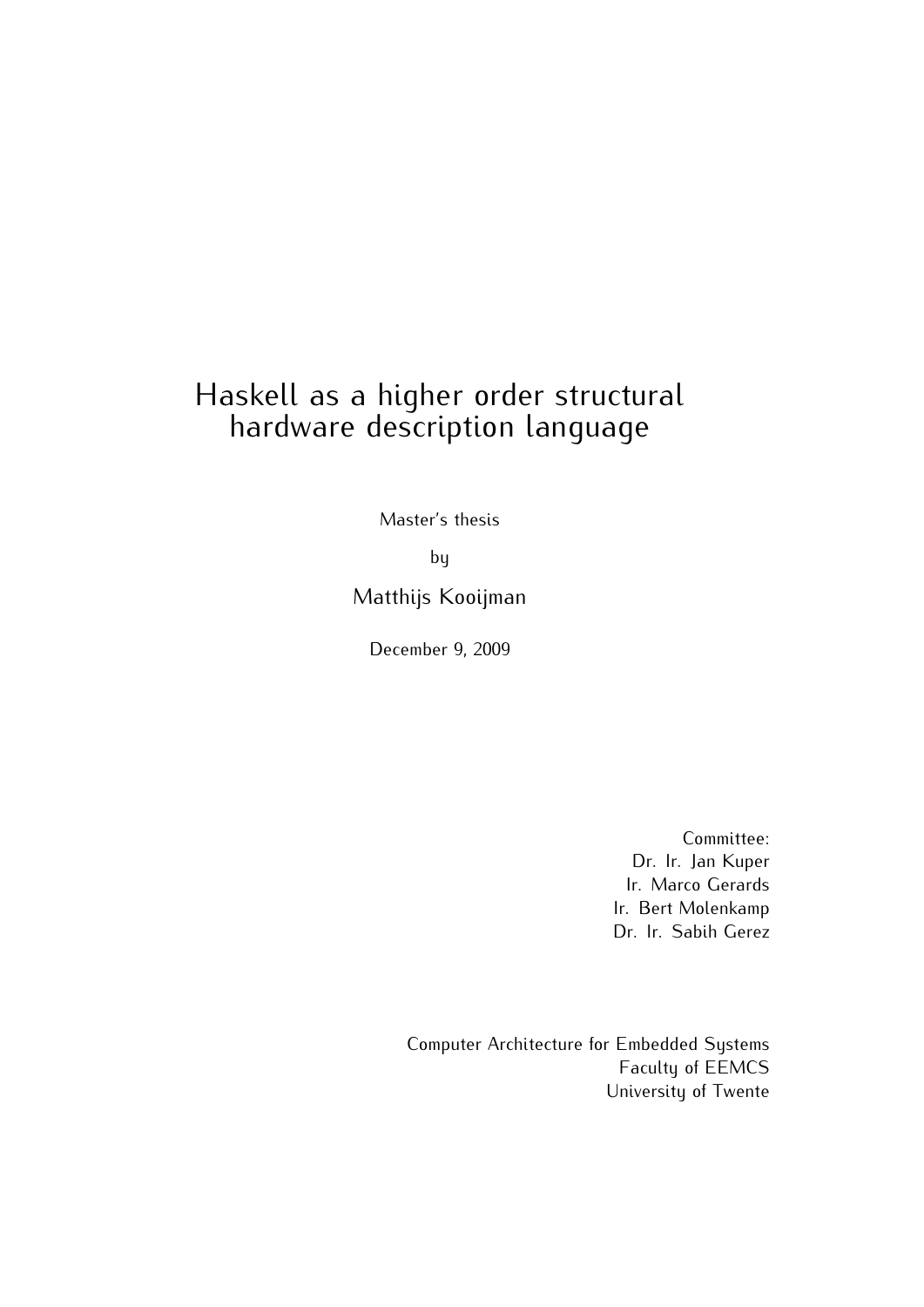# Haskell as a higher order structural hardware description language

Master's thesis

by

Matthijs Kooijman

December 9, 2009

Committee:
Dr. Ir. Jan Kuper
Ir. Marco Gerards
Ir. Bert Molenkamp
Dr. Ir. Sabih Gerez

Computer Architecture for Embedded Systems
Faculty of EEMCS
University of Twente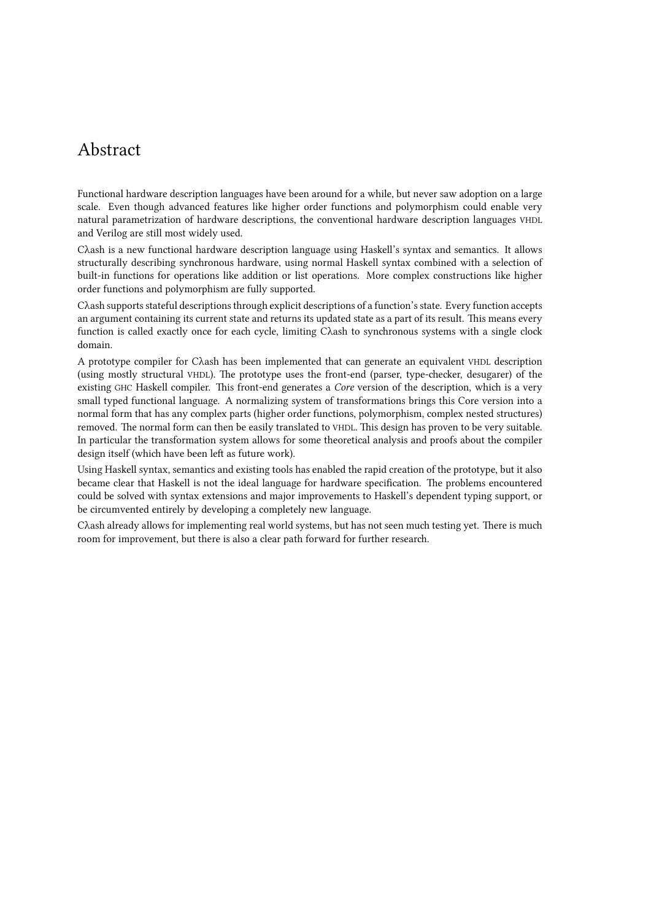# Abstract

Functional hardware description languages have been around for a while, but never saw adoption on a large scale. Even though advanced features like higher order functions and polymorphism could enable very natural parametrization of hardware descriptions, the conventional hardware description languages VHDL and Verilog are still most widely used.

Cλash is a new functional hardware description language using Haskell's syntax and semantics. It allows structurally describing synchronous hardware, using normal Haskell syntax combined with a selection of built-in functions for operations like addition or list operations. More complex constructions like higher order functions and polymorphism are fully supported.

Cλash supports stateful descriptions through explicit descriptions of a function's state. Every function accepts an argument containing its current state and returns its updated state as a part of its result. This means every function is called exactly once for each cycle, limiting Cλash to synchronous systems with a single clock domain.

A prototype compiler for Cλash has been implemented that can generate an equivalent VHDL description (using mostly structural VHDL). The prototype uses the front-end (parser, type-checker, desugarer) of the existing GHC Haskell compiler. This front-end generates a *Core* version of the description, which is a very small typed functional language. A normalizing system of transformations brings this Core version into a normal form that has any complex parts (higher order functions, polymorphism, complex nested structures) removed. The normal form can then be easily translated to VHDL. This design has proven to be very suitable. In particular the transformation system allows for some theoretical analysis and proofs about the compiler design itself (which have been left as future work).

Using Haskell syntax, semantics and existing tools has enabled the rapid creation of the prototype, but it also became clear that Haskell is not the ideal language for hardware specification. The problems encountered could be solved with syntax extensions and major improvements to Haskell's dependent typing support, or be circumvented entirely by developing a completely new language.

Cλash already allows for implementing real world systems, but has not seen much testing yet. There is much room for improvement, but there is also a clear path forward for further research.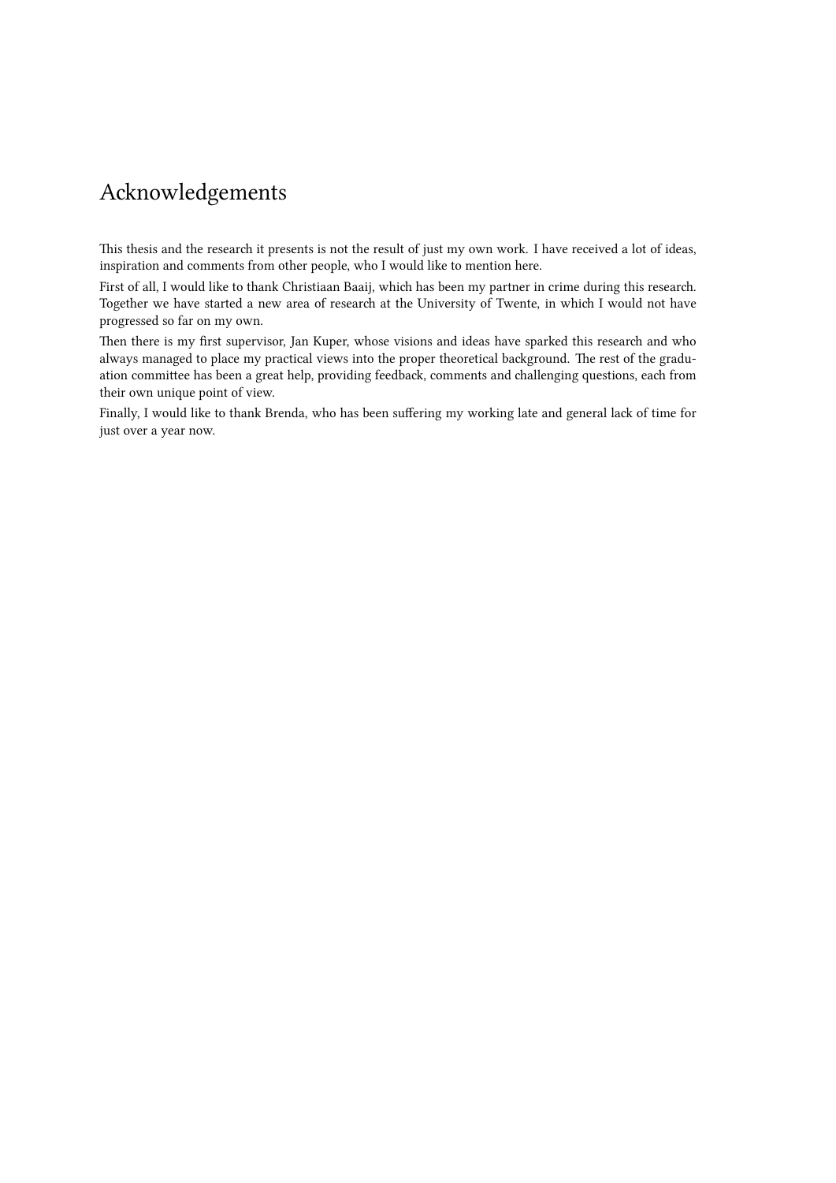# Acknowledgements

This thesis and the research it presents is not the result of just my own work. I have received a lot of ideas, inspiration and comments from other people, who I would like to mention here.

First of all, I would like to thank Christiaan Baaij, which has been my partner in crime during this research. Together we have started a new area of research at the University of Twente, in which I would not have progressed so far on my own.

Then there is my first supervisor, Jan Kuper, whose visions and ideas have sparked this research and who always managed to place my practical views into the proper theoretical background. The rest of the graduation committee has been a great help, providing feedback, comments and challenging questions, each from their own unique point of view.

Finally, I would like to thank Brenda, who has been suffering my working late and general lack of time for just over a year now.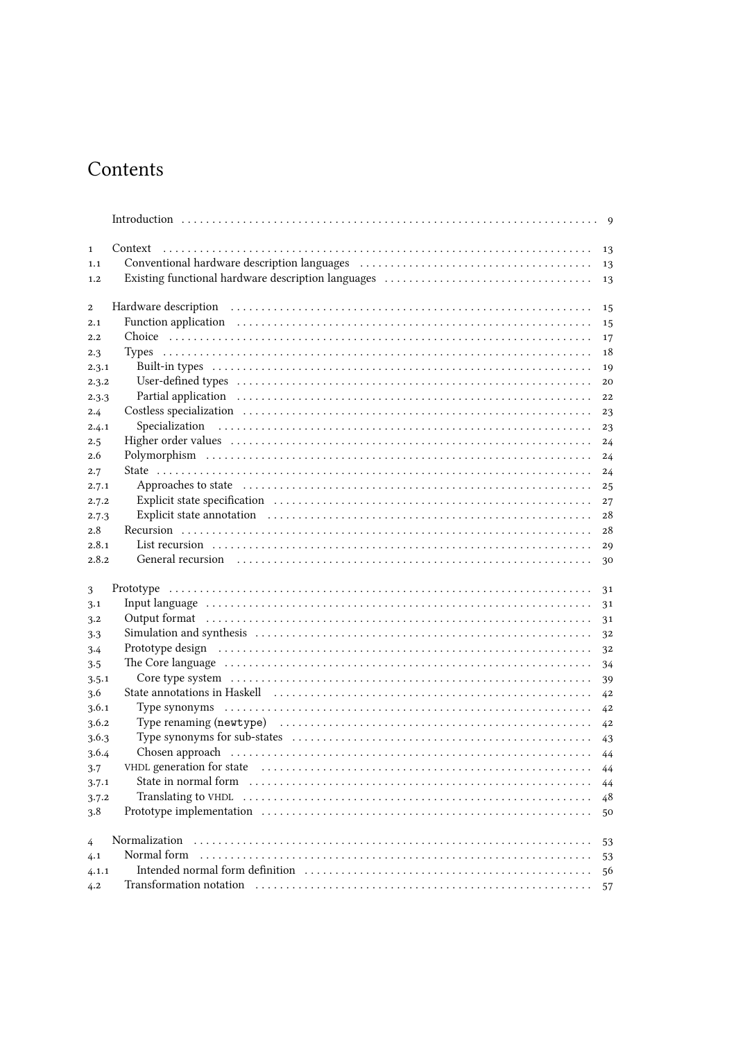# Contents

| | | |
|---|---|---|
| | Introduction | 9 |
| 1 | Context | 13 |
| 1.1 | Conventional hardware description languages | 13 |
| 1.2 | Existing functional hardware description languages | 13 |
| 2 | Hardware description | 15 |
| 2.1 | Function application | 15 |
| 2.2 | Choice | 17 |
| 2.3 | Types | 18 |
| 2.3.1 | Built-in types | 19 |
| 2.3.2 | User-defined types | 20 |
| 2.3.3 | Partial application | 22 |
| 2.4 | Costless specialization | 23 |
| 2.4.1 | Specialization | 23 |
| 2.5 | Higher order values | 24 |
| 2.6 | Polymorphism | 24 |
| 2.7 | State | 24 |
| 2.7.1 | Approaches to state | 25 |
| 2.7.2 | Explicit state specification | 27 |
| 2.7.3 | Explicit state annotation | 28 |
| 2.8 | Recursion | 28 |
| 2.8.1 | List recursion | 29 |
| 2.8.2 | General recursion | 30 |
| 3 | Prototype | 31 |
| 3.1 | Input language | 31 |
| 3.2 | Output format | 31 |
| 3.3 | Simulation and synthesis | 32 |
| 3.4 | Prototype design | 32 |
| 3.5 | The Core language | 34 |
| 3.5.1 | Core type system | 39 |
| 3.6 | State annotations in Haskell | 42 |
| 3.6.1 | Type synonyms | 42 |
| 3.6.2 | Type renaming (`newtype`) | 42 |
| 3.6.3 | Type synonyms for sub-states | 43 |
| 3.6.4 | Chosen approach | 44 |
| 3.7 | VHDL generation for state | 44 |
| 3.7.1 | State in normal form | 44 |
| 3.7.2 | Translating to VHDL | 48 |
| 3.8 | Prototype implementation | 50 |
| 4 | Normalization | 53 |
| 4.1 | Normal form | 53 |
| 4.1.1 | Intended normal form definition | 56 |
| 4.2 | Transformation notation | 57 |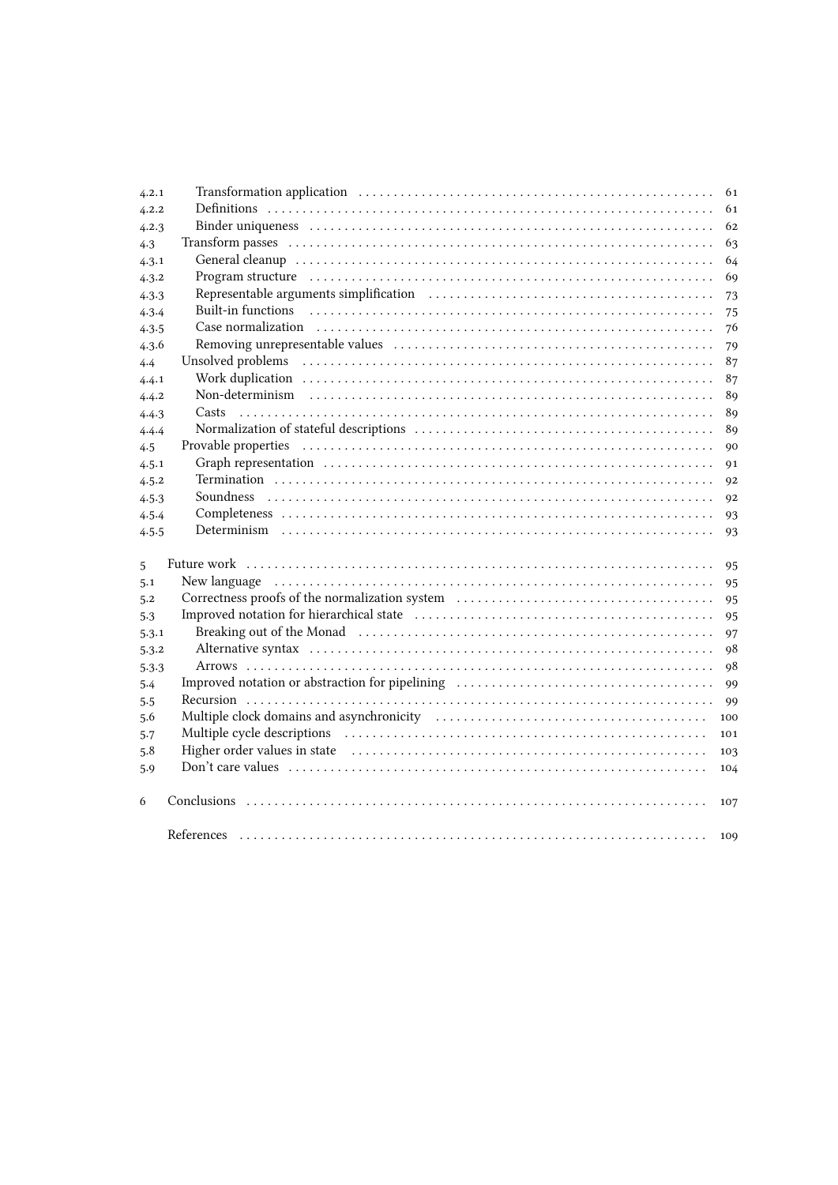| | | |
|---|---|---|
| 4.2.1 | Transformation application | 61 |
| 4.2.2 | Definitions | 61 |
| 4.2.3 | Binder uniqueness | 62 |
| 4.3 | Transform passes | 63 |
| 4.3.1 | General cleanup | 64 |
| 4.3.2 | Program structure | 69 |
| 4.3.3 | Representable arguments simplification | 73 |
| 4.3.4 | Built-in functions | 75 |
| 4.3.5 | Case normalization | 76 |
| 4.3.6 | Removing unrepresentable values | 79 |
| 4.4 | Unsolved problems | 87 |
| 4.4.1 | Work duplication | 87 |
| 4.4.2 | Non-determinism | 89 |
| 4.4.3 | Casts | 89 |
| 4.4.4 | Normalization of stateful descriptions | 89 |
| 4.5 | Provable properties | 90 |
| 4.5.1 | Graph representation | 91 |
| 4.5.2 | Termination | 92 |
| 4.5.3 | Soundness | 92 |
| 4.5.4 | Completeness | 93 |
| 4.5.5 | Determinism | 93 |
| 5 | Future work | 95 |
| 5.1 | New language | 95 |
| 5.2 | Correctness proofs of the normalization system | 95 |
| 5.3 | Improved notation for hierarchical state | 95 |
| 5.3.1 | Breaking out of the Monad | 97 |
| 5.3.2 | Alternative syntax | 98 |
| 5.3.3 | Arrows | 98 |
| 5.4 | Improved notation or abstraction for pipelining | 99 |
| 5.5 | Recursion | 99 |
| 5.6 | Multiple clock domains and asynchronicity | 100 |
| 5.7 | Multiple cycle descriptions | 101 |
| 5.8 | Higher order values in state | 103 |
| 5.9 | Don't care values | 104 |
| 6 | Conclusions | 107 |
| | References | 109 |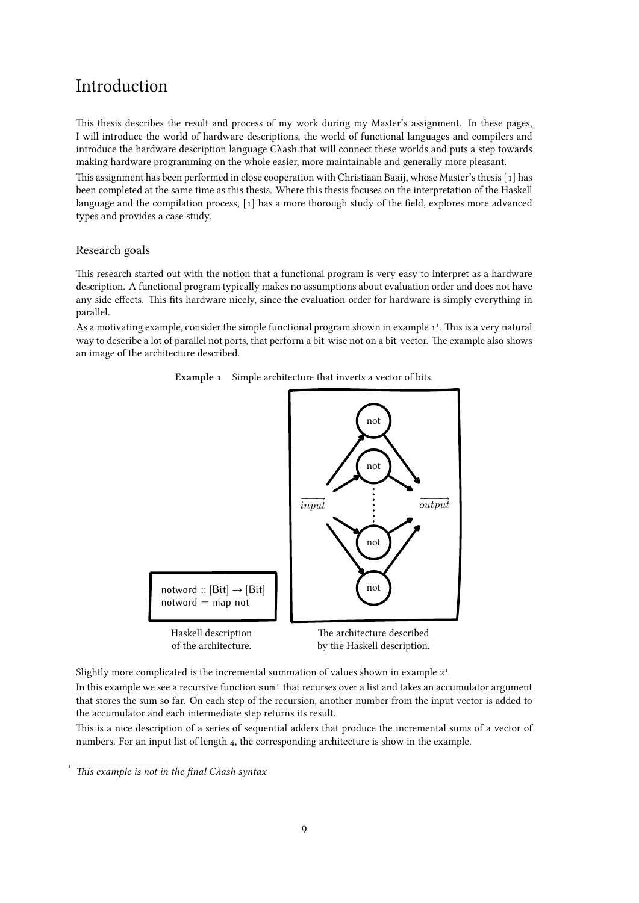# Introduction

This thesis describes the result and process of my work during my Master's assignment. In these pages, I will introduce the world of hardware descriptions, the world of functional languages and compilers and introduce the hardware description language Cλash that will connect these worlds and puts a step towards making hardware programming on the whole easier, more maintainable and generally more pleasant.

This assignment has been performed in close cooperation with Christiaan Baaij, whose Master's thesis [1] has been completed at the same time as this thesis. Where this thesis focuses on the interpretation of the Haskell language and the compilation process, [1] has a more thorough study of the field, explores more advanced types and provides a case study.

## Research goals

This research started out with the notion that a functional program is very easy to interpret as a hardware description. A functional program typically makes no assumptions about evaluation order and does not have any side effects. This fits hardware nicely, since the evaluation order for hardware is simply everything in parallel.

As a motivating example, consider the simple functional program shown in example 1[1]. This is a very natural way to describe a lot of parallel not ports, that perform a bit-wise not on a bit-vector. The example also shows an image of the architecture described.

**Example 1** Simple architecture that inverts a vector of bits.

```
notword :: [Bit] → [Bit]
notword = map not
```

Haskell description of the architecture.

The architecture described by the Haskell description.

Slightly more complicated is the incremental summation of values shown in example 2[1].

In this example we see a recursive function `sum'` that recurses over a list and takes an accumulator argument that stores the sum so far. On each step of the recursion, another number from the input vector is added to the accumulator and each intermediate step returns its result.

This is a nice description of a series of sequential adders that produce the incremental sums of a vector of numbers. For an input list of length 4, the corresponding architecture is show in the example.

---

[1] *This example is not in the final Cλash syntax*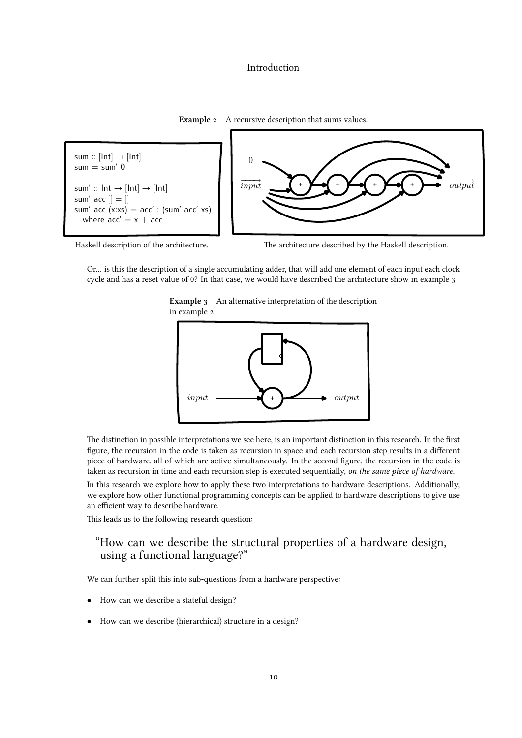**Example 2** A recursive description that sums values.

```
sum :: [Int] → [Int]
sum = sum' 0

sum' :: Int → [Int] → [Int]
sum' acc [] = []
sum' acc (x:xs) = acc' : (sum' acc' xs)
  where acc' = x + acc
```

Haskell description of the architecture.

The architecture described by the Haskell description.

Or... is this the description of a single accumulating adder, that will add one element of each input each clock cycle and has a reset value of 0? In that case, we would have described the architecture show in example 3

**Example 3** An alternative interpretation of the description in example 2

The distinction in possible interpretations we see here, is an important distinction in this research. In the first figure, the recursion in the code is taken as recursion in space and each recursion step results in a different piece of hardware, all of which are active simultaneously. In the second figure, the recursion in the code is taken as recursion in time and each recursion step is executed sequentially, *on the same piece of hardware*.

In this research we explore how to apply these two interpretations to hardware descriptions. Additionally, we explore how other functional programming concepts can be applied to hardware descriptions to give use an efficient way to describe hardware.

This leads us to the following research question:

> "How can we describe the structural properties of a hardware design, using a functional language?"

We can further split this into sub-questions from a hardware perspective:

- How can we describe a stateful design?
- How can we describe (hierarchical) structure in a design?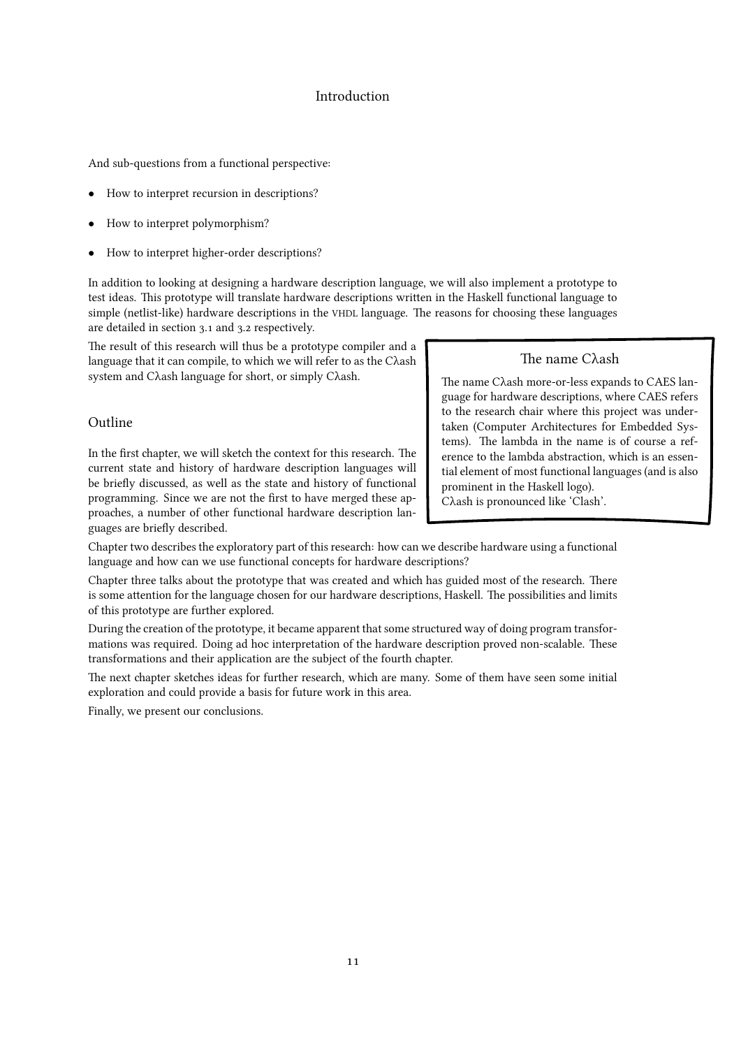And sub-questions from a functional perspective:

- How to interpret recursion in descriptions?
- How to interpret polymorphism?
- How to interpret higher-order descriptions?

In addition to looking at designing a hardware description language, we will also implement a prototype to test ideas. This prototype will translate hardware descriptions written in the Haskell functional language to simple (netlist-like) hardware descriptions in the VHDL language. The reasons for choosing these languages are detailed in section 3.1 and 3.2 respectively.

The result of this research will thus be a prototype compiler and a language that it can compile, to which we will refer to as the Cλash system and Cλash language for short, or simply Cλash.

> **The name Cλash**
>
> The name Cλash more-or-less expands to CAES language for hardware descriptions, where CAES refers to the research chair where this project was undertaken (Computer Architectures for Embedded Systems). The lambda in the name is of course a reference to the lambda abstraction, which is an essential element of most functional languages (and is also prominent in the Haskell logo).
> Cλash is pronounced like 'Clash'.

## Outline

In the first chapter, we will sketch the context for this research. The current state and history of hardware description languages will be briefly discussed, as well as the state and history of functional programming. Since we are not the first to have merged these approaches, a number of other functional hardware description languages are briefly described.

Chapter two describes the exploratory part of this research: how can we describe hardware using a functional language and how can we use functional concepts for hardware descriptions?

Chapter three talks about the prototype that was created and which has guided most of the research. There is some attention for the language chosen for our hardware descriptions, Haskell. The possibilities and limits of this prototype are further explored.

During the creation of the prototype, it became apparent that some structured way of doing program transformations was required. Doing ad hoc interpretation of the hardware description proved non-scalable. These transformations and their application are the subject of the fourth chapter.

The next chapter sketches ideas for further research, which are many. Some of them have seen some initial exploration and could provide a basis for future work in this area.

Finally, we present our conclusions.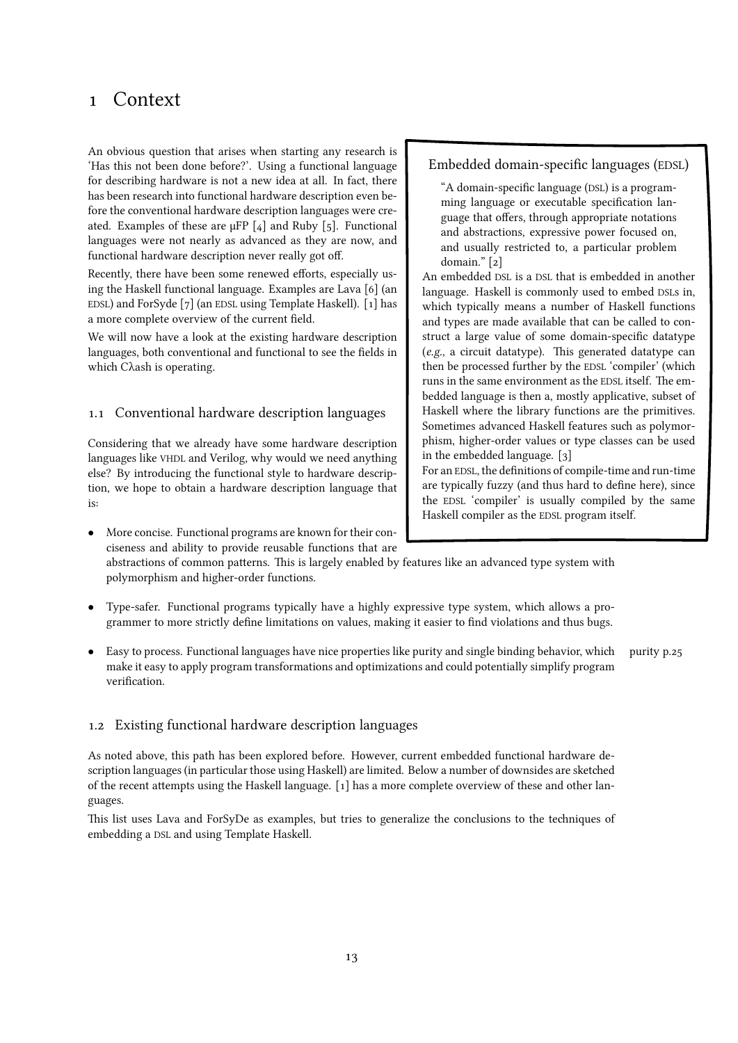# 1 Context

An obvious question that arises when starting any research is 'Has this not been done before?'. Using a functional language for describing hardware is not a new idea at all. In fact, there has been research into functional hardware description even before the conventional hardware description languages were created. Examples of these are μFP [4] and Ruby [5]. Functional languages were not nearly as advanced as they are now, and functional hardware description never really got off.

Recently, there have been some renewed efforts, especially using the Haskell functional language. Examples are Lava [6] (an EDSL) and ForSyde [7] (an EDSL using Template Haskell). [1] has a more complete overview of the current field.

We will now have a look at the existing hardware description languages, both conventional and functional to see the fields in which CλaSH is operating.

> **Embedded domain-specific languages (EDSL)**
>
> "A domain-specific language (DSL) is a programming language or executable specification language that offers, through appropriate notations and abstractions, expressive power focused on, and usually restricted to, a particular problem domain." [2]
>
> An embedded DSL is a DSL that is embedded in another language. Haskell is commonly used to embed DSLs in, which typically means a number of Haskell functions and types are made available that can be called to construct a large value of some domain-specific datatype (*e.g.*, a circuit datatype). This generated datatype can then be processed further by the EDSL 'compiler' (which runs in the same environment as the EDSL itself. The embedded language is then a, mostly applicative, subset of Haskell where the library functions are the primitives. Sometimes advanced Haskell features such as polymorphism, higher-order values or type classes can be used in the embedded language. [3]
>
> For an EDSL, the definitions of compile-time and run-time are typically fuzzy (and thus hard to define here), since the EDSL 'compiler' is usually compiled by the same Haskell compiler as the EDSL program itself.

## 1.1 Conventional hardware description languages

Considering that we already have some hardware description languages like VHDL and Verilog, why would we need anything else? By introducing the functional style to hardware description, we hope to obtain a hardware description language that is:

- More concise. Functional programs are known for their conciseness and ability to provide reusable functions that are abstractions of common patterns. This is largely enabled by features like an advanced type system with polymorphism and higher-order functions.
- Type-safer. Functional programs typically have a highly expressive type system, which allows a programmer to more strictly define limitations on values, making it easier to find violations and thus bugs.
- Easy to process. Functional languages have nice properties like purity and single binding behavior, which make it easy to apply program transformations and optimizations and could potentially simplify program verification. (purity p.25)

## 1.2 Existing functional hardware description languages

As noted above, this path has been explored before. However, current embedded functional hardware description languages (in particular those using Haskell) are limited. Below a number of downsides are sketched of the recent attempts using the Haskell language. [1] has a more complete overview of these and other languages.

This list uses Lava and ForSyDe as examples, but tries to generalize the conclusions to the techniques of embedding a DSL and using Template Haskell.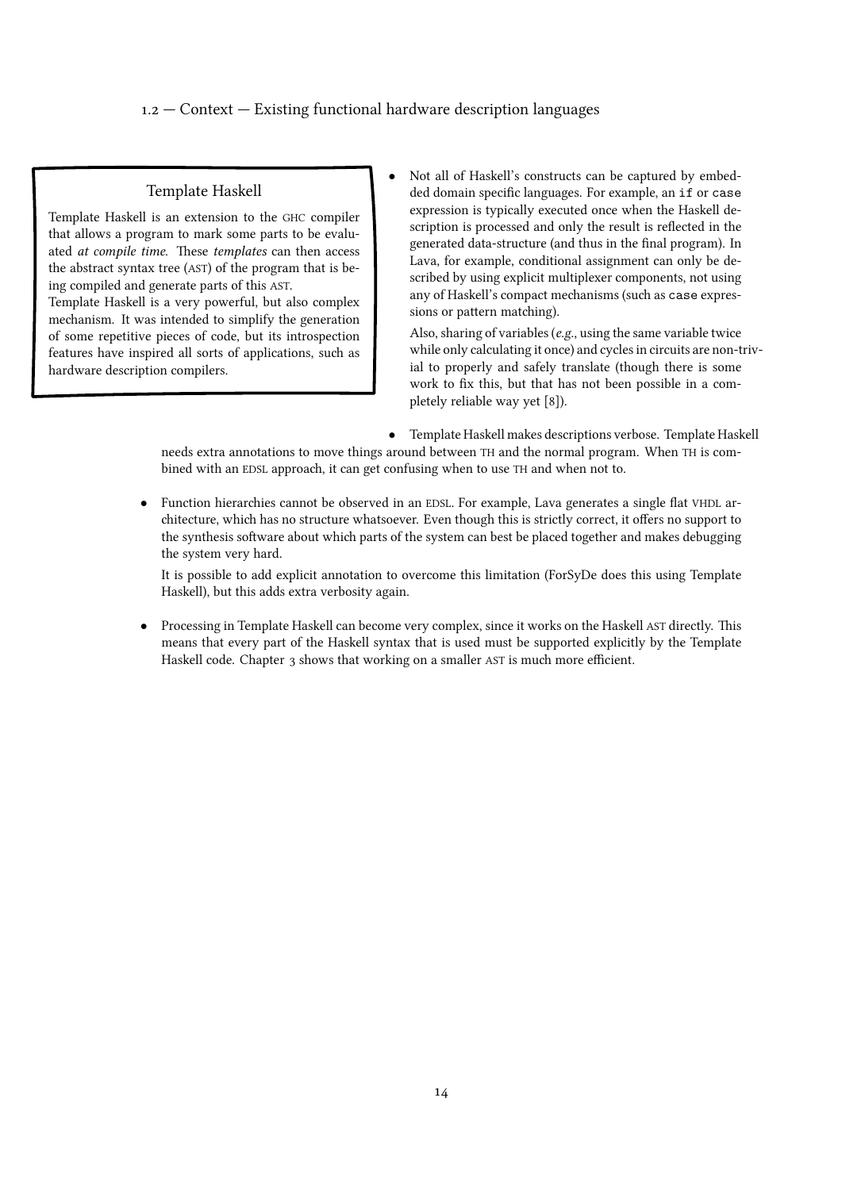> **Template Haskell**
>
> Template Haskell is an extension to the GHC compiler that allows a program to mark some parts to be evaluated *at compile time*. These *templates* can then access the abstract syntax tree (AST) of the program that is being compiled and generate parts of this AST.
>
> Template Haskell is a very powerful, but also complex mechanism. It was intended to simplify the generation of some repetitive pieces of code, but its introspection features have inspired all sorts of applications, such as hardware description compilers.

- Not all of Haskell's constructs can be captured by embedded domain specific languages. For example, an `if` or `case` expression is typically executed once when the Haskell description is processed and only the result is reflected in the generated data-structure (and thus in the final program). In Lava, for example, conditional assignment can only be described by using explicit multiplexer components, not using any of Haskell's compact mechanisms (such as `case` expressions or pattern matching).

  Also, sharing of variables (*e.g.*, using the same variable twice while only calculating it once) and cycles in circuits are non-trivial to properly and safely translate (though there is some work to fix this, but that has not been possible in a completely reliable way yet [8]).

- Template Haskell makes descriptions verbose. Template Haskell needs extra annotations to move things around between TH and the normal program. When TH is combined with an EDSL approach, it can get confusing when to use TH and when not to.

- Function hierarchies cannot be observed in an EDSL. For example, Lava generates a single flat VHDL architecture, which has no structure whatsoever. Even though this is strictly correct, it offers no support to the synthesis software about which parts of the system can best be placed together and makes debugging the system very hard.

  It is possible to add explicit annotation to overcome this limitation (ForSyDe does this using Template Haskell), but this adds extra verbosity again.

- Processing in Template Haskell can become very complex, since it works on the Haskell AST directly. This means that every part of the Haskell syntax that is used must be supported explicitly by the Template Haskell code. Chapter 3 shows that working on a smaller AST is much more efficient.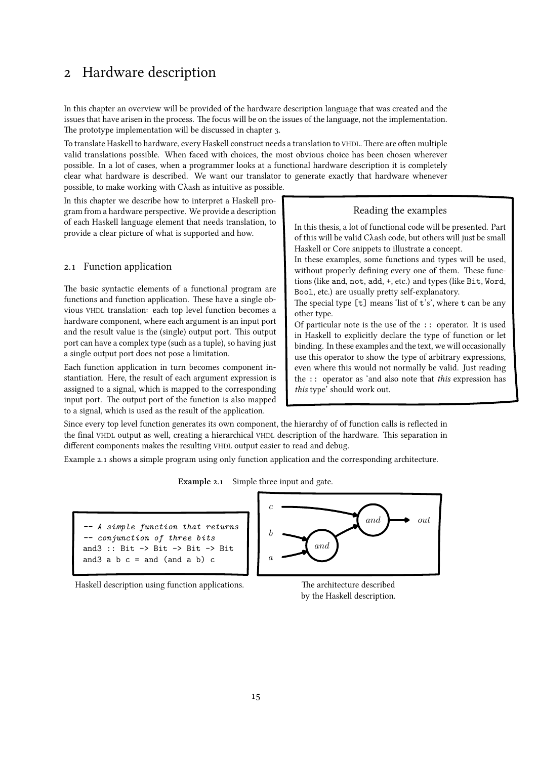# 2 Hardware description

In this chapter an overview will be provided of the hardware description language that was created and the issues that have arisen in the process. The focus will be on the issues of the language, not the implementation. The prototype implementation will be discussed in chapter 3.

To translate Haskell to hardware, every Haskell construct needs a translation to VHDL. There are often multiple valid translations possible. When faced with choices, the most obvious choice has been chosen wherever possible. In a lot of cases, when a programmer looks at a functional hardware description it is completely clear what hardware is described. We want our translator to generate exactly that hardware whenever possible, to make working with Cλash as intuitive as possible.

In this chapter we describe how to interpret a Haskell program from a hardware perspective. We provide a description of each Haskell language element that needs translation, to provide a clear picture of what is supported and how.

> **Reading the examples**
>
> In this thesis, a lot of functional code will be presented. Part of this will be valid Cλash code, but others will just be small Haskell or Core snippets to illustrate a concept.
>
> In these examples, some functions and types will be used, without properly defining every one of them. These functions (like `and`, `not`, `add`, `+`, etc.) and types (like `Bit`, `Word`, `Bool`, etc.) are usually pretty self-explanatory.
>
> The special type `[t]` means 'list of `t`'s', where `t` can be any other type.
>
> Of particular note is the use of the `::` operator. It is used in Haskell to explicitly declare the type of function or let binding. In these examples and the text, we will occasionally use this operator to show the type of arbitrary expressions, even where this would not normally be valid. Just reading the `::` operator as 'and also note that *this* expression has *this* type' should work out.

## 2.1 Function application

The basic syntactic elements of a functional program are functions and function application. These have a single obvious VHDL translation: each top level function becomes a hardware component, where each argument is an input port and the result value is the (single) output port. This output port can have a complex type (such as a tuple), so having just a single output port does not pose a limitation.

Each function application in turn becomes component instantiation. Here, the result of each argument expression is assigned to a signal, which is mapped to the corresponding input port. The output port of the function is also mapped to a signal, which is used as the result of the application.

Since every top level function generates its own component, the hierarchy of of function calls is reflected in the final VHDL output as well, creating a hierarchical VHDL description of the hardware. This separation in different components makes the resulting VHDL output easier to read and debug.

Example 2.1 shows a simple program using only function application and the corresponding architecture.

**Example 2.1** Simple three input and gate.

```
-- A simple function that returns
-- conjunction of three bits
and3 :: Bit -> Bit -> Bit -> Bit
and3 a b c = and (and a b) c
```

Haskell description using function applications.

The architecture described by the Haskell description.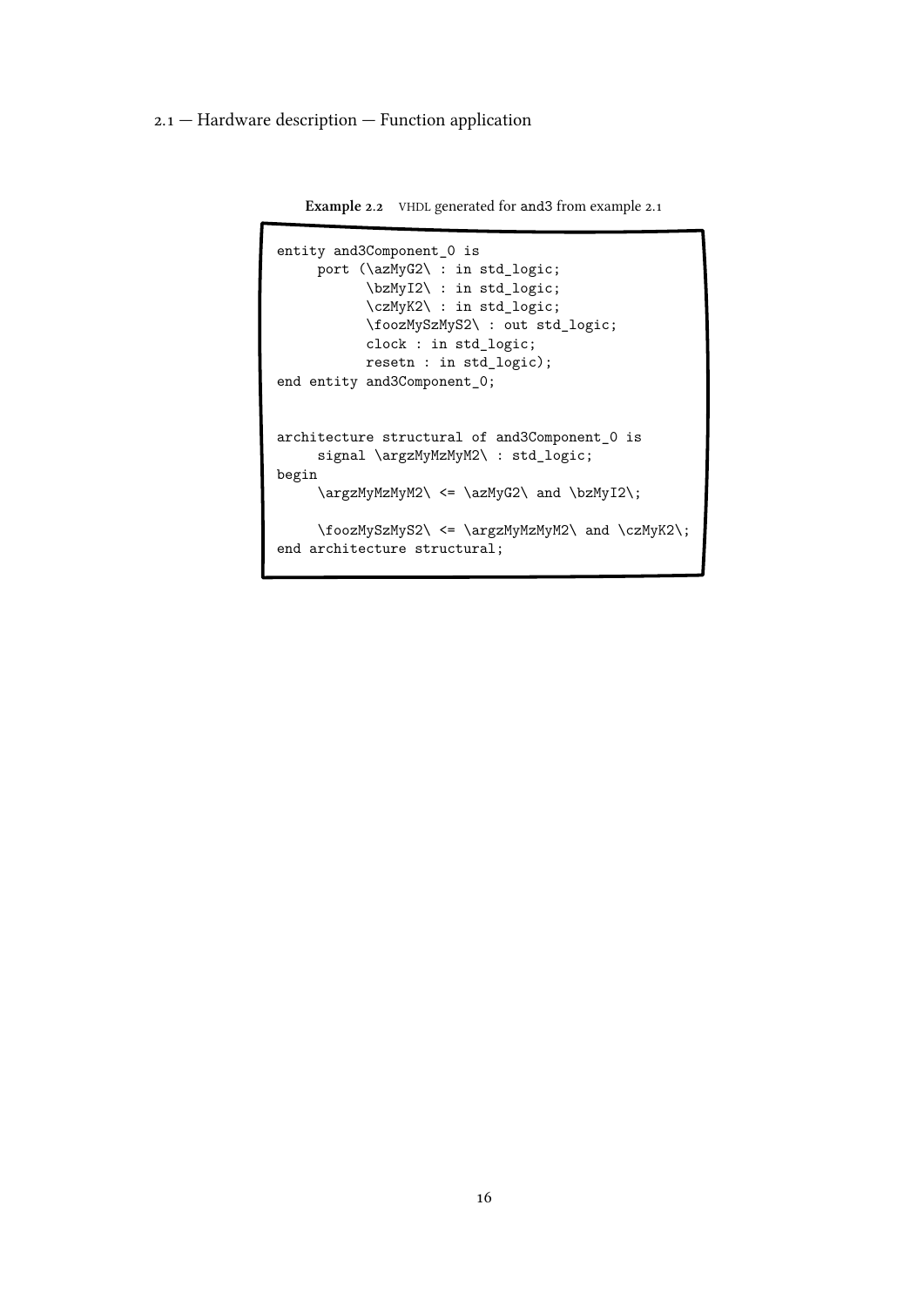**Example 2.2** VHDL generated for and3 from example 2.1

```
entity and3Component_0 is
     port (\azMyG2\ : in std_logic;
           \bzMyI2\ : in std_logic;
           \czMyK2\ : in std_logic;
           \foozMySzMyS2\ : out std_logic;
           clock : in std_logic;
           resetn : in std_logic);
end entity and3Component_0;


architecture structural of and3Component_0 is
     signal \argzMyMzMyM2\ : std_logic;
begin
     \argzMyMzMyM2\ <= \azMyG2\ and \bzMyI2\;

     \foozMySzMyS2\ <= \argzMyMzMyM2\ and \czMyK2\;
end architecture structural;
```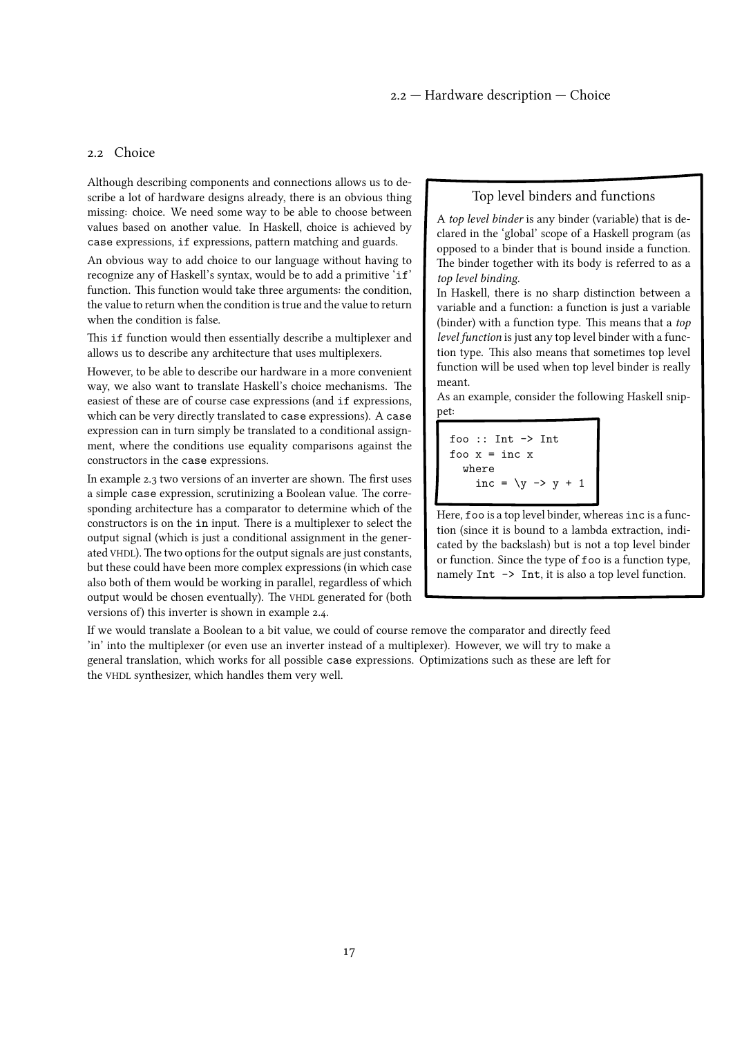## 2.2 Choice

Although describing components and connections allows us to describe a lot of hardware designs already, there is an obvious thing missing: choice. We need some way to be able to choose between values based on another value. In Haskell, choice is achieved by `case` expressions, `if` expressions, pattern matching and guards.

An obvious way to add choice to our language without having to recognize any of Haskell's syntax, would be to add a primitive '`if`' function. This function would take three arguments: the condition, the value to return when the condition is true and the value to return when the condition is false.

This `if` function would then essentially describe a multiplexer and allows us to describe any architecture that uses multiplexers.

However, to be able to describe our hardware in a more convenient way, we also want to translate Haskell's choice mechanisms. The easiest of these are of course case expressions (and `if` expressions, which can be very directly translated to `case` expressions). A `case` expression can in turn simply be translated to a conditional assignment, where the conditions use equality comparisons against the constructors in the `case` expressions.

In example 2.3 two versions of an inverter are shown. The first uses a simple `case` expression, scrutinizing a Boolean value. The corresponding architecture has a comparator to determine which of the constructors is on the `in` input. There is a multiplexer to select the output signal (which is just a conditional assignment in the generated VHDL). The two options for the output signals are just constants, but these could have been more complex expressions (in which case also both of them would be working in parallel, regardless of which output would be chosen eventually). The VHDL generated for (both versions of) this inverter is shown in example 2.4.

> **Top level binders and functions**
>
> A *top level binder* is any binder (variable) that is declared in the 'global' scope of a Haskell program (as opposed to a binder that is bound inside a function. The binder together with its body is referred to as a *top level binding*.
>
> In Haskell, there is no sharp distinction between a variable and a function: a function is just a variable (binder) with a function type. This means that a *top level function* is just any top level binder with a function type. This also means that sometimes top level function will be used when top level binder is really meant.
>
> As an example, consider the following Haskell snippet:
>
> ```
> foo :: Int -> Int
> foo x = inc x
>   where
>     inc = \y -> y + 1
> ```
>
> Here, `foo` is a top level binder, whereas `inc` is a function (since it is bound to a lambda extraction, indicated by the backslash) but is not a top level binder or function. Since the type of `foo` is a function type, namely `Int -> Int`, it is also a top level function.

If we would translate a Boolean to a bit value, we could of course remove the comparator and directly feed 'in' into the multiplexer (or even use an inverter instead of a multiplexer). However, we will try to make a general translation, which works for all possible `case` expressions. Optimizations such as these are left for the VHDL synthesizer, which handles them very well.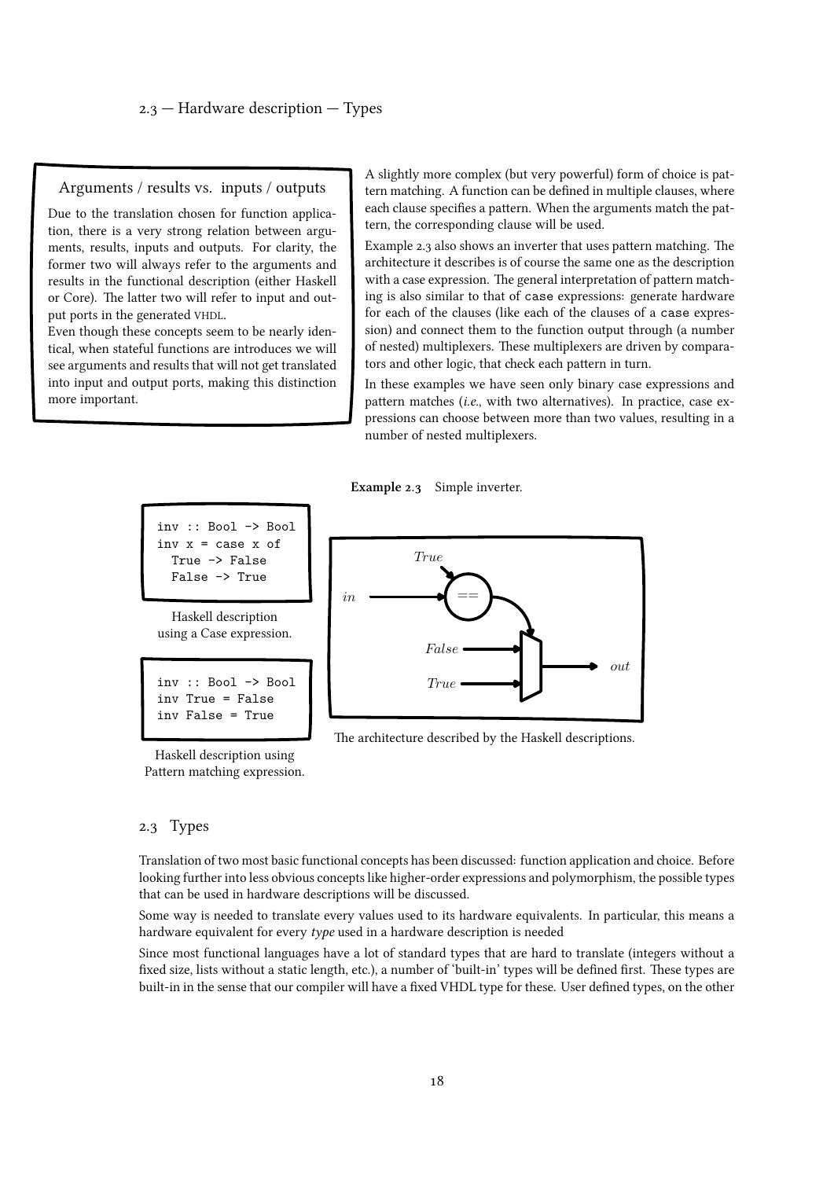### Arguments / results vs. inputs / outputs

Due to the translation chosen for function application, there is a very strong relation between arguments, results, inputs and outputs. For clarity, the former two will always refer to the arguments and results in the functional description (either Haskell or Core). The latter two will refer to input and output ports in the generated VHDL.

Even though these concepts seem to be nearly identical, when stateful functions are introduces we will see arguments and results that will not get translated into input and output ports, making this distinction more important.

A slightly more complex (but very powerful) form of choice is pattern matching. A function can be defined in multiple clauses, where each clause specifies a pattern. When the arguments match the pattern, the corresponding clause will be used.

Example 2.3 also shows an inverter that uses pattern matching. The architecture it describes is of course the same one as the description with a case expression. The general interpretation of pattern matching is also similar to that of `case` expressions: generate hardware for each of the clauses (like each of the clauses of a `case` expression) and connect them to the function output through (a number of nested) multiplexers. These multiplexers are driven by comparators and other logic, that check each pattern in turn.

In these examples we have seen only binary case expressions and pattern matches (*i.e.*, with two alternatives). In practice, case expressions can choose between more than two values, resulting in a number of nested multiplexers.

**Example 2.3** Simple inverter.

```
inv :: Bool -> Bool
inv x = case x of
  True -> False
  False -> True
```

Haskell description using a Case expression.

```
inv :: Bool -> Bool
inv True = False
inv False = True
```

Haskell description using Pattern matching expression.

The architecture described by the Haskell descriptions.

## 2.3 Types

Translation of two most basic functional concepts has been discussed: function application and choice. Before looking further into less obvious concepts like higher-order expressions and polymorphism, the possible types that can be used in hardware descriptions will be discussed.

Some way is needed to translate every values used to its hardware equivalents. In particular, this means a hardware equivalent for every *type* used in a hardware description is needed

Since most functional languages have a lot of standard types that are hard to translate (integers without a fixed size, lists without a static length, etc.), a number of 'built-in' types will be defined first. These types are built-in in the sense that our compiler will have a fixed VHDL type for these. User defined types, on the other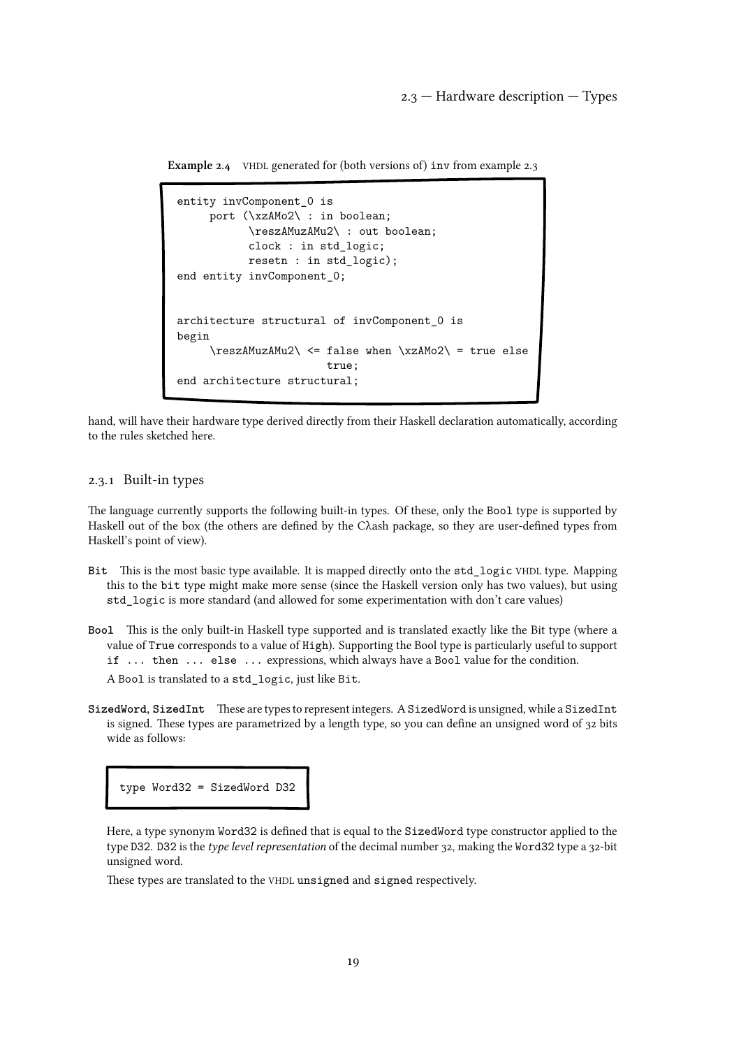**Example 2.4** VHDL generated for (both versions of) inv from example 2.3

```
entity invComponent_0 is
     port (\xzAMo2\ : in boolean;
           \reszAMuzAMu2\ : out boolean;
           clock : in std_logic;
           resetn : in std_logic);
end entity invComponent_0;


architecture structural of invComponent_0 is
begin
     \reszAMuzAMu2\ <= false when \xzAMo2\ = true else
                       true;
end architecture structural;
```

hand, will have their hardware type derived directly from their Haskell declaration automatically, according to the rules sketched here.

### 2.3.1 Built-in types

The language currently supports the following built-in types. Of these, only the `Bool` type is supported by Haskell out of the box (the others are defined by the Cλash package, so they are user-defined types from Haskell's point of view).

**`Bit`** This is the most basic type available. It is mapped directly onto the `std_logic` VHDL type. Mapping this to the `bit` type might make more sense (since the Haskell version only has two values), but using `std_logic` is more standard (and allowed for some experimentation with don't care values)

**`Bool`** This is the only built-in Haskell type supported and is translated exactly like the Bit type (where a value of `True` corresponds to a value of `High`). Supporting the Bool type is particularly useful to support `if ... then ... else ...` expressions, which always have a `Bool` value for the condition.

A `Bool` is translated to a `std_logic`, just like `Bit`.

**`SizedWord`, `SizedInt`** These are types to represent integers. A `SizedWord` is unsigned, while a `SizedInt` is signed. These types are parametrized by a length type, so you can define an unsigned word of 32 bits wide as follows:

```
type Word32 = SizedWord D32
```

Here, a type synonym `Word32` is defined that is equal to the `SizedWord` type constructor applied to the type `D32`. `D32` is the *type level representation* of the decimal number 32, making the `Word32` type a 32-bit unsigned word.

These types are translated to the VHDL `unsigned` and `signed` respectively.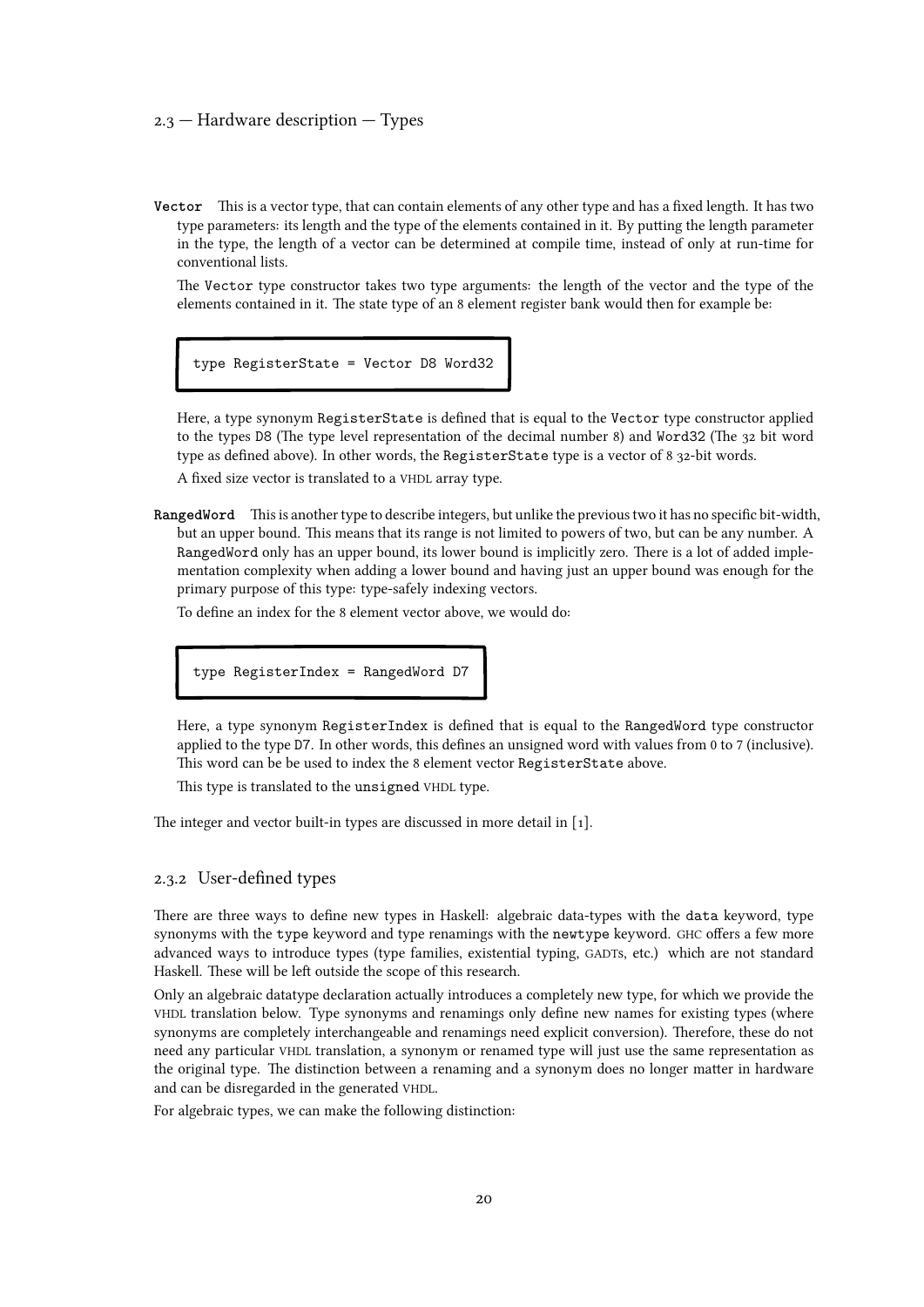**Vector** This is a vector type, that can contain elements of any other type and has a fixed length. It has two type parameters: its length and the type of the elements contained in it. By putting the length parameter in the type, the length of a vector can be determined at compile time, instead of only at run-time for conventional lists.

The Vector type constructor takes two type arguments: the length of the vector and the type of the elements contained in it. The state type of an 8 element register bank would then for example be:

```
type RegisterState = Vector D8 Word32
```

Here, a type synonym RegisterState is defined that is equal to the Vector type constructor applied to the types D8 (The type level representation of the decimal number 8) and Word32 (The 32 bit word type as defined above). In other words, the RegisterState type is a vector of 8 32-bit words.

A fixed size vector is translated to a VHDL array type.

**RangedWord** This is another type to describe integers, but unlike the previous two it has no specific bit-width, but an upper bound. This means that its range is not limited to powers of two, but can be any number. A RangedWord only has an upper bound, its lower bound is implicitly zero. There is a lot of added implementation complexity when adding a lower bound and having just an upper bound was enough for the primary purpose of this type: type-safely indexing vectors.

To define an index for the 8 element vector above, we would do:

```
type RegisterIndex = RangedWord D7
```

Here, a type synonym RegisterIndex is defined that is equal to the RangedWord type constructor applied to the type D7. In other words, this defines an unsigned word with values from 0 to 7 (inclusive). This word can be be used to index the 8 element vector RegisterState above.

This type is translated to the unsigned VHDL type.

The integer and vector built-in types are discussed in more detail in [1].

### 2.3.2 User-defined types

There are three ways to define new types in Haskell: algebraic data-types with the data keyword, type synonyms with the type keyword and type renamings with the newtype keyword. GHC offers a few more advanced ways to introduce types (type families, existential typing, GADTs, etc.) which are not standard Haskell. These will be left outside the scope of this research.

Only an algebraic datatype declaration actually introduces a completely new type, for which we provide the VHDL translation below. Type synonyms and renamings only define new names for existing types (where synonyms are completely interchangeable and renamings need explicit conversion). Therefore, these do not need any particular VHDL translation, a synonym or renamed type will just use the same representation as the original type. The distinction between a renaming and a synonym does no longer matter in hardware and can be disregarded in the generated VHDL.

For algebraic types, we can make the following distinction: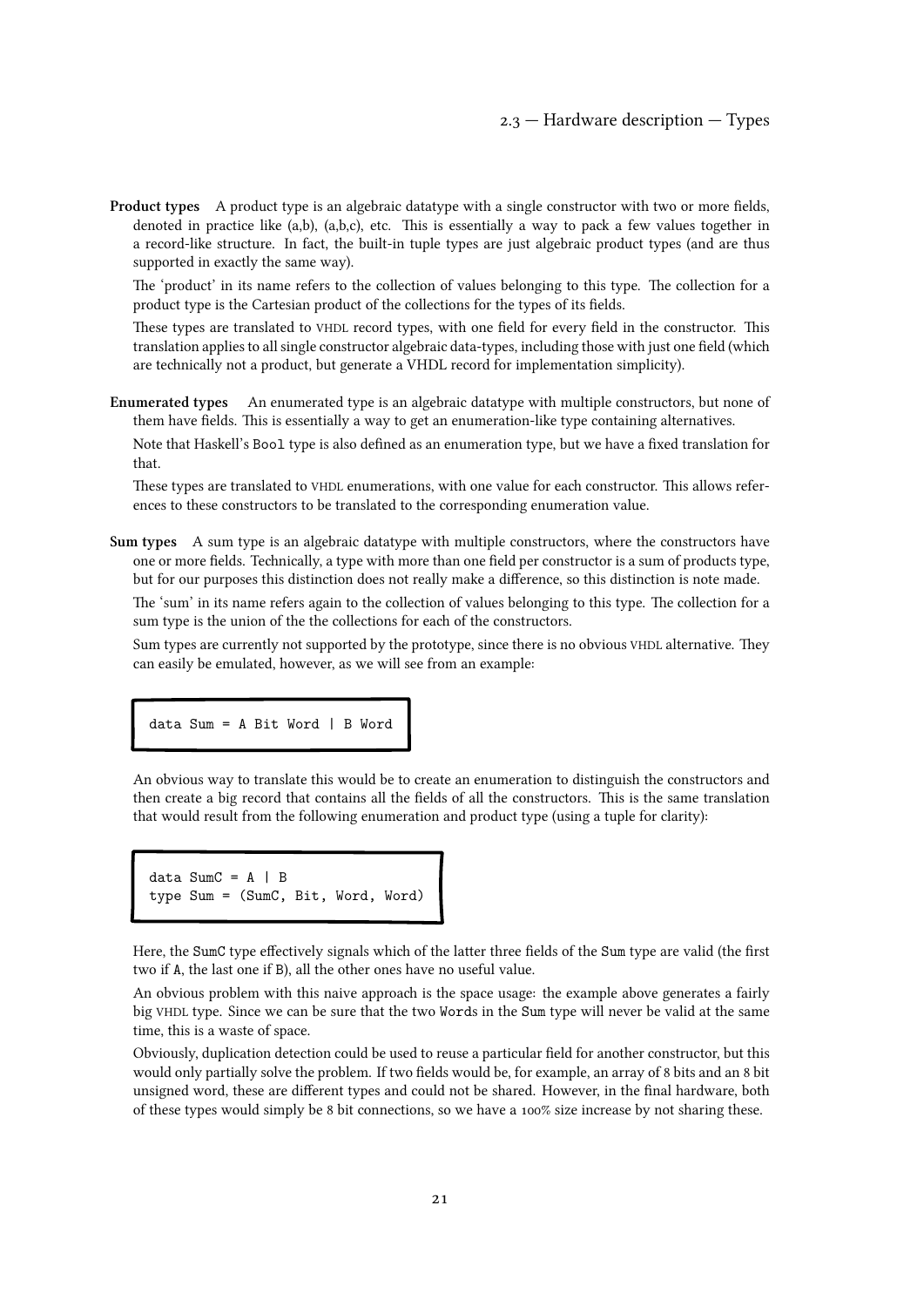**Product types** A product type is an algebraic datatype with a single constructor with two or more fields, denoted in practice like (a,b), (a,b,c), etc. This is essentially a way to pack a few values together in a record-like structure. In fact, the built-in tuple types are just algebraic product types (and are thus supported in exactly the same way).

The 'product' in its name refers to the collection of values belonging to this type. The collection for a product type is the Cartesian product of the collections for the types of its fields.

These types are translated to VHDL record types, with one field for every field in the constructor. This translation applies to all single constructor algebraic data-types, including those with just one field (which are technically not a product, but generate a VHDL record for implementation simplicity).

**Enumerated types** An enumerated type is an algebraic datatype with multiple constructors, but none of them have fields. This is essentially a way to get an enumeration-like type containing alternatives.

Note that Haskell's `Bool` type is also defined as an enumeration type, but we have a fixed translation for that.

These types are translated to VHDL enumerations, with one value for each constructor. This allows references to these constructors to be translated to the corresponding enumeration value.

**Sum types** A sum type is an algebraic datatype with multiple constructors, where the constructors have one or more fields. Technically, a type with more than one field per constructor is a sum of products type, but for our purposes this distinction does not really make a difference, so this distinction is note made.

The 'sum' in its name refers again to the collection of values belonging to this type. The collection for a sum type is the union of the the collections for each of the constructors.

Sum types are currently not supported by the prototype, since there is no obvious VHDL alternative. They can easily be emulated, however, as we will see from an example:

```
data Sum = A Bit Word | B Word
```

An obvious way to translate this would be to create an enumeration to distinguish the constructors and then create a big record that contains all the fields of all the constructors. This is the same translation that would result from the following enumeration and product type (using a tuple for clarity):

```
data SumC = A | B
type Sum = (SumC, Bit, Word, Word)
```

Here, the `SumC` type effectively signals which of the latter three fields of the `Sum` type are valid (the first two if `A`, the last one if `B`), all the other ones have no useful value.

An obvious problem with this naive approach is the space usage: the example above generates a fairly big VHDL type. Since we can be sure that the two `Word`s in the `Sum` type will never be valid at the same time, this is a waste of space.

Obviously, duplication detection could be used to reuse a particular field for another constructor, but this would only partially solve the problem. If two fields would be, for example, an array of 8 bits and an 8 bit unsigned word, these are different types and could not be shared. However, in the final hardware, both of these types would simply be 8 bit connections, so we have a 100% size increase by not sharing these.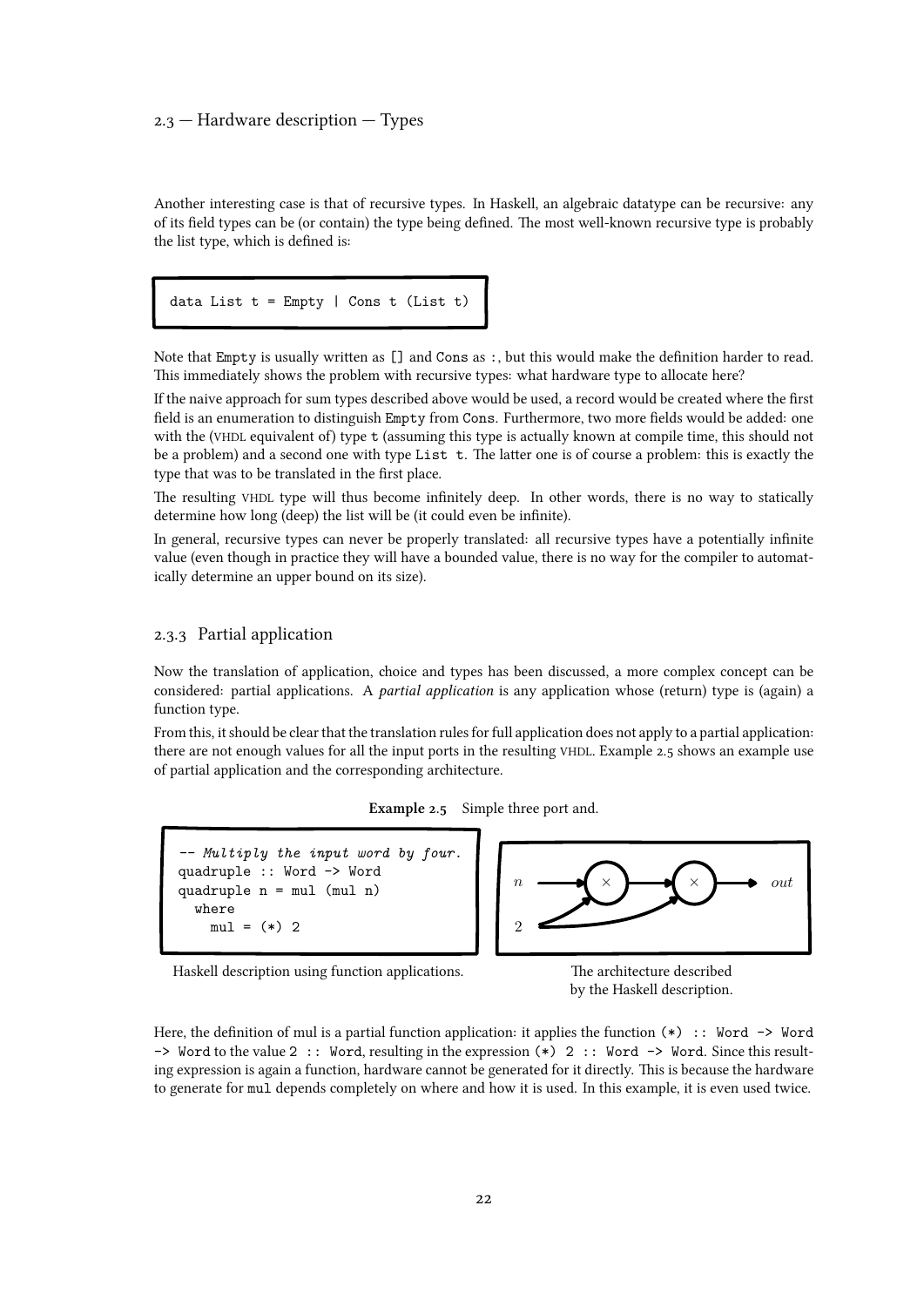Another interesting case is that of recursive types. In Haskell, an algebraic datatype can be recursive: any of its field types can be (or contain) the type being defined. The most well-known recursive type is probably the list type, which is defined is:

```
data List t = Empty | Cons t (List t)
```

Note that `Empty` is usually written as `[]` and `Cons` as `:`, but this would make the definition harder to read. This immediately shows the problem with recursive types: what hardware type to allocate here?

If the naive approach for sum types described above would be used, a record would be created where the first field is an enumeration to distinguish `Empty` from `Cons`. Furthermore, two more fields would be added: one with the (VHDL equivalent of) type `t` (assuming this type is actually known at compile time, this should not be a problem) and a second one with type `List t`. The latter one is of course a problem: this is exactly the type that was to be translated in the first place.

The resulting VHDL type will thus become infinitely deep. In other words, there is no way to statically determine how long (deep) the list will be (it could even be infinite).

In general, recursive types can never be properly translated: all recursive types have a potentially infinite value (even though in practice they will have a bounded value, there is no way for the compiler to automatically determine an upper bound on its size).

### 2.3.3 Partial application

Now the translation of application, choice and types has been discussed, a more complex concept can be considered: partial applications. A *partial application* is any application whose (return) type is (again) a function type.

From this, it should be clear that the translation rules for full application does not apply to a partial application: there are not enough values for all the input ports in the resulting VHDL. Example 2.5 shows an example use of partial application and the corresponding architecture.

**Example 2.5** Simple three port and.

```
-- Multiply the input word by four.
quadruple :: Word -> Word
quadruple n = mul (mul n)
  where
    mul = (*) 2
```

Haskell description using function applications.

The architecture described by the Haskell description.

Here, the definition of mul is a partial function application: it applies the function `(*) :: Word -> Word -> Word` to the value `2 :: Word`, resulting in the expression `(*) 2 :: Word -> Word`. Since this resulting expression is again a function, hardware cannot be generated for it directly. This is because the hardware to generate for `mul` depends completely on where and how it is used. In this example, it is even used twice.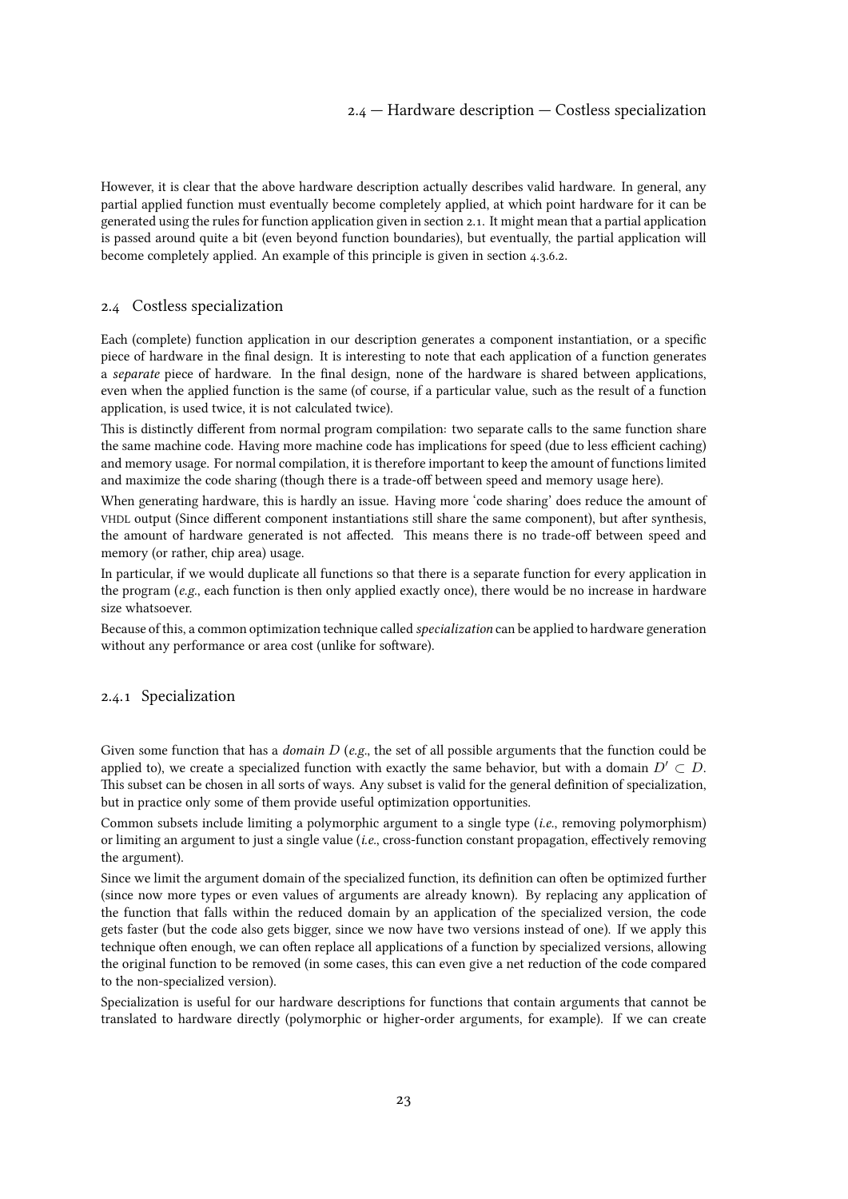However, it is clear that the above hardware description actually describes valid hardware. In general, any partial applied function must eventually become completely applied, at which point hardware for it can be generated using the rules for function application given in section 2.1. It might mean that a partial application is passed around quite a bit (even beyond function boundaries), but eventually, the partial application will become completely applied. An example of this principle is given in section 4.3.6.2.

## 2.4 Costless specialization

Each (complete) function application in our description generates a component instantiation, or a specific piece of hardware in the final design. It is interesting to note that each application of a function generates a *separate* piece of hardware. In the final design, none of the hardware is shared between applications, even when the applied function is the same (of course, if a particular value, such as the result of a function application, is used twice, it is not calculated twice).

This is distinctly different from normal program compilation: two separate calls to the same function share the same machine code. Having more machine code has implications for speed (due to less efficient caching) and memory usage. For normal compilation, it is therefore important to keep the amount of functions limited and maximize the code sharing (though there is a trade-off between speed and memory usage here).

When generating hardware, this is hardly an issue. Having more 'code sharing' does reduce the amount of VHDL output (Since different component instantiations still share the same component), but after synthesis, the amount of hardware generated is not affected. This means there is no trade-off between speed and memory (or rather, chip area) usage.

In particular, if we would duplicate all functions so that there is a separate function for every application in the program (*e.g.*, each function is then only applied exactly once), there would be no increase in hardware size whatsoever.

Because of this, a common optimization technique called *specialization* can be applied to hardware generation without any performance or area cost (unlike for software).

### 2.4.1 Specialization

Given some function that has a *domain* $D$ (*e.g.*, the set of all possible arguments that the function could be applied to), we create a specialized function with exactly the same behavior, but with a domain $D' \subset D$. This subset can be chosen in all sorts of ways. Any subset is valid for the general definition of specialization, but in practice only some of them provide useful optimization opportunities.

Common subsets include limiting a polymorphic argument to a single type (*i.e.*, removing polymorphism) or limiting an argument to just a single value (*i.e.*, cross-function constant propagation, effectively removing the argument).

Since we limit the argument domain of the specialized function, its definition can often be optimized further (since now more types or even values of arguments are already known). By replacing any application of the function that falls within the reduced domain by an application of the specialized version, the code gets faster (but the code also gets bigger, since we now have two versions instead of one). If we apply this technique often enough, we can often replace all applications of a function by specialized versions, allowing the original function to be removed (in some cases, this can even give a net reduction of the code compared to the non-specialized version).

Specialization is useful for our hardware descriptions for functions that contain arguments that cannot be translated to hardware directly (polymorphic or higher-order arguments, for example). If we can create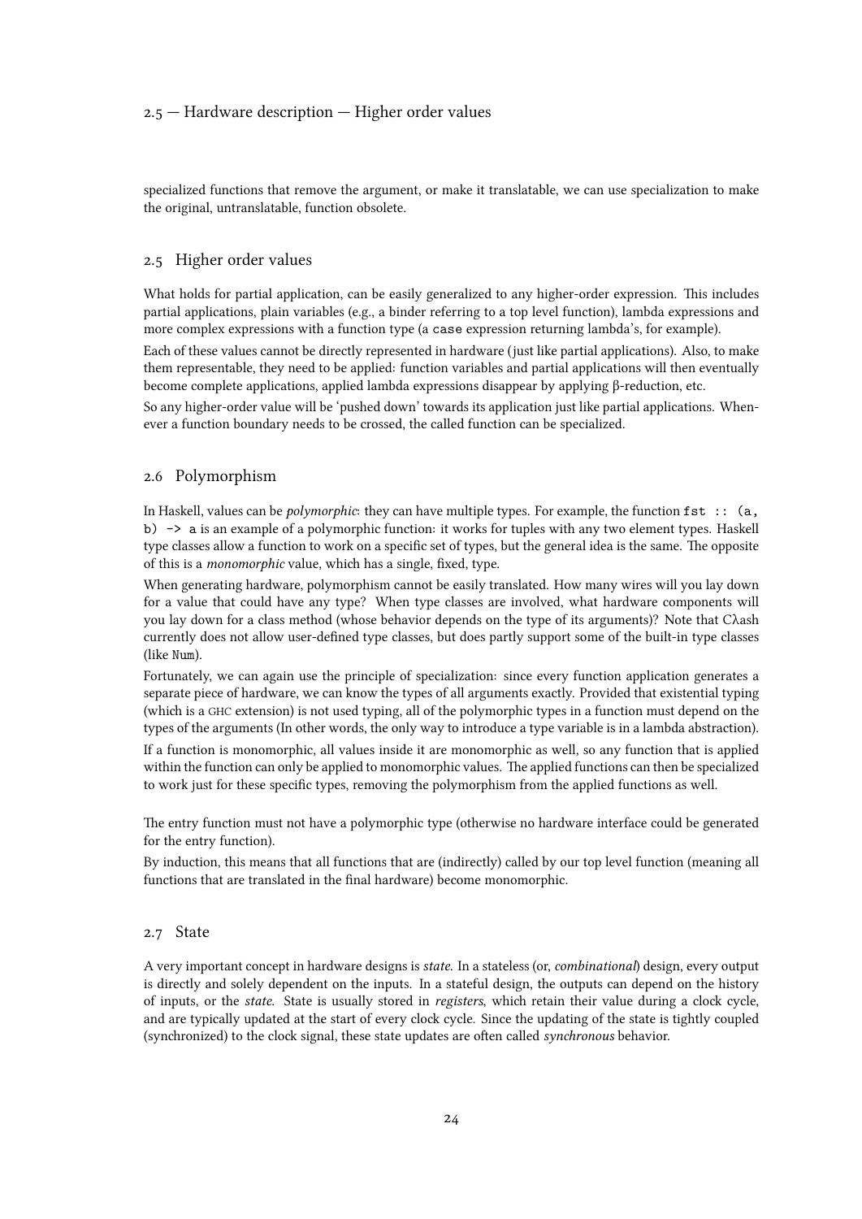specialized functions that remove the argument, or make it translatable, we can use specialization to make the original, untranslatable, function obsolete.

## 2.5 Higher order values

What holds for partial application, can be easily generalized to any higher-order expression. This includes partial applications, plain variables (e.g., a binder referring to a top level function), lambda expressions and more complex expressions with a function type (a `case` expression returning lambda's, for example).

Each of these values cannot be directly represented in hardware (just like partial applications). Also, to make them representable, they need to be applied: function variables and partial applications will then eventually become complete applications, applied lambda expressions disappear by applying β-reduction, etc.

So any higher-order value will be 'pushed down' towards its application just like partial applications. Whenever a function boundary needs to be crossed, the called function can be specialized.

## 2.6 Polymorphism

In Haskell, values can be *polymorphic*: they can have multiple types. For example, the function `fst :: (a, b) -> a` is an example of a polymorphic function: it works for tuples with any two element types. Haskell type classes allow a function to work on a specific set of types, but the general idea is the same. The opposite of this is a *monomorphic* value, which has a single, fixed, type.

When generating hardware, polymorphism cannot be easily translated. How many wires will you lay down for a value that could have any type? When type classes are involved, what hardware components will you lay down for a class method (whose behavior depends on the type of its arguments)? Note that Cλash currently does not allow user-defined type classes, but does partly support some of the built-in type classes (like `Num`).

Fortunately, we can again use the principle of specialization: since every function application generates a separate piece of hardware, we can know the types of all arguments exactly. Provided that existential typing (which is a GHC extension) is not used typing, all of the polymorphic types in a function must depend on the types of the arguments (In other words, the only way to introduce a type variable is in a lambda abstraction).

If a function is monomorphic, all values inside it are monomorphic as well, so any function that is applied within the function can only be applied to monomorphic values. The applied functions can then be specialized to work just for these specific types, removing the polymorphism from the applied functions as well.

The entry function must not have a polymorphic type (otherwise no hardware interface could be generated for the entry function).

By induction, this means that all functions that are (indirectly) called by our top level function (meaning all functions that are translated in the final hardware) become monomorphic.

## 2.7 State

A very important concept in hardware designs is *state*. In a stateless (or, *combinational*) design, every output is directly and solely dependent on the inputs. In a stateful design, the outputs can depend on the history of inputs, or the *state*. State is usually stored in *registers*, which retain their value during a clock cycle, and are typically updated at the start of every clock cycle. Since the updating of the state is tightly coupled (synchronized) to the clock signal, these state updates are often called *synchronous* behavior.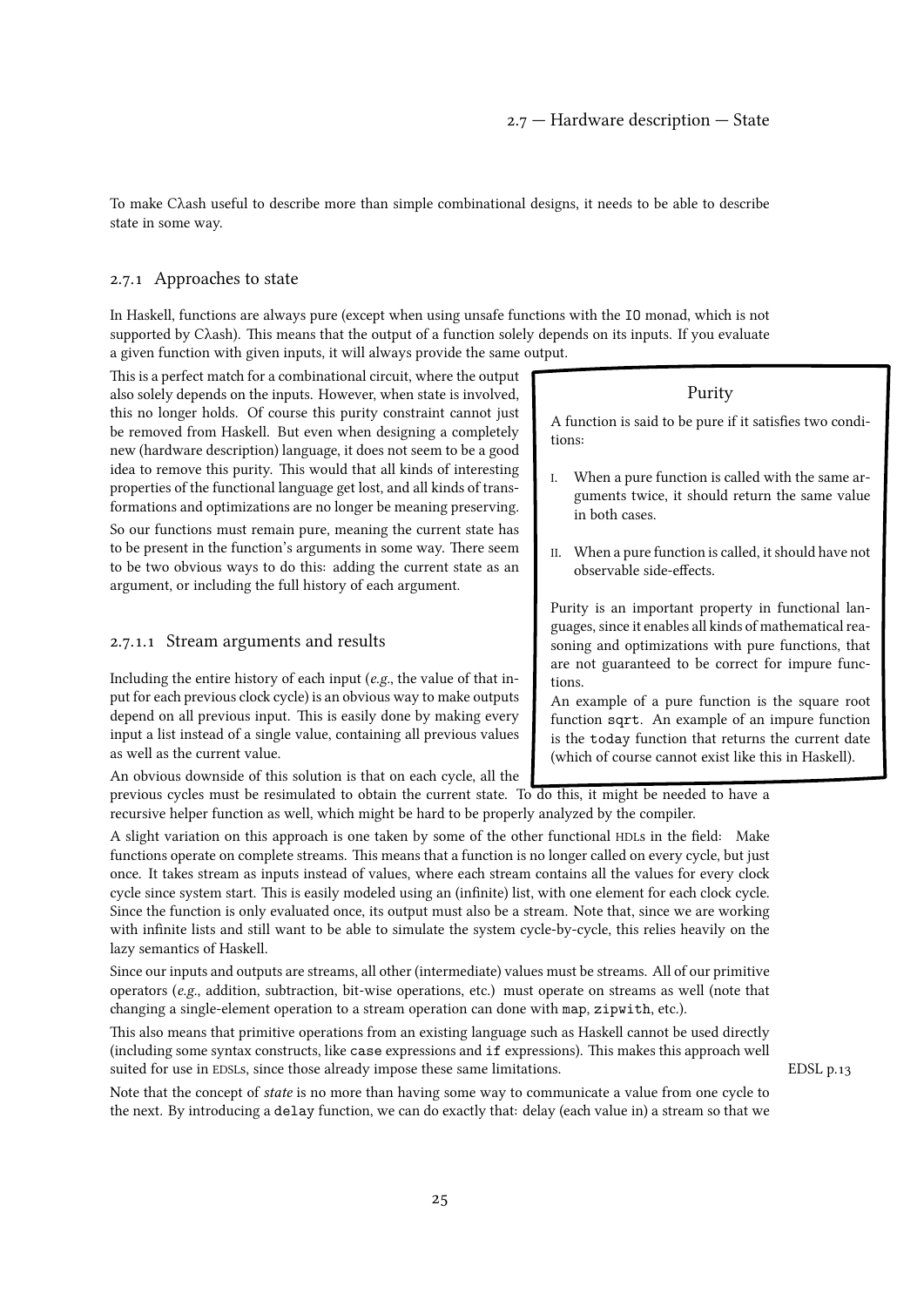To make Cλash useful to describe more than simple combinational designs, it needs to be able to describe state in some way.

### 2.7.1 Approaches to state

In Haskell, functions are always pure (except when using unsafe functions with the `IO` monad, which is not supported by Cλash). This means that the output of a function solely depends on its inputs. If you evaluate a given function with given inputs, it will always provide the same output.

This is a perfect match for a combinational circuit, where the output also solely depends on the inputs. However, when state is involved, this no longer holds. Of course this purity constraint cannot just be removed from Haskell. But even when designing a completely new (hardware description) language, it does not seem to be a good idea to remove this purity. This would that all kinds of interesting properties of the functional language get lost, and all kinds of transformations and optimizations are no longer be meaning preserving.

So our functions must remain pure, meaning the current state has to be present in the function's arguments in some way. There seem to be two obvious ways to do this: adding the current state as an argument, or including the full history of each argument.

> **Purity**
>
> A function is said to be pure if it satisfies two conditions:
>
> I. When a pure function is called with the same arguments twice, it should return the same value in both cases.
>
> II. When a pure function is called, it should have not observable side-effects.
>
> Purity is an important property in functional languages, since it enables all kinds of mathematical reasoning and optimizations with pure functions, that are not guaranteed to be correct for impure functions.
> An example of a pure function is the square root function `sqrt`. An example of an impure function is the `today` function that returns the current date (which of course cannot exist like this in Haskell).

#### 2.7.1.1 Stream arguments and results

Including the entire history of each input (*e.g.*, the value of that input for each previous clock cycle) is an obvious way to make outputs depend on all previous input. This is easily done by making every input a list instead of a single value, containing all previous values as well as the current value.

An obvious downside of this solution is that on each cycle, all the previous cycles must be resimulated to obtain the current state. To do this, it might be needed to have a recursive helper function as well, which might be hard to be properly analyzed by the compiler.

A slight variation on this approach is one taken by some of the other functional HDLs in the field: Make functions operate on complete streams. This means that a function is no longer called on every cycle, but just once. It takes stream as inputs instead of values, where each stream contains all the values for every clock cycle since system start. This is easily modeled using an (infinite) list, with one element for each clock cycle. Since the function is only evaluated once, its output must also be a stream. Note that, since we are working with infinite lists and still want to be able to simulate the system cycle-by-cycle, this relies heavily on the lazy semantics of Haskell.

Since our inputs and outputs are streams, all other (intermediate) values must be streams. All of our primitive operators (*e.g.*, addition, subtraction, bit-wise operations, etc.) must operate on streams as well (note that changing a single-element operation to a stream operation can done with `map`, `zipwith`, etc.).

This also means that primitive operations from an existing language such as Haskell cannot be used directly (including some syntax constructs, like `case` expressions and `if` expressions). This makes this approach well suited for use in EDSLs, since those already impose these same limitations. (EDSL p.13)

Note that the concept of *state* is no more than having some way to communicate a value from one cycle to the next. By introducing a `delay` function, we can do exactly that: delay (each value in) a stream so that we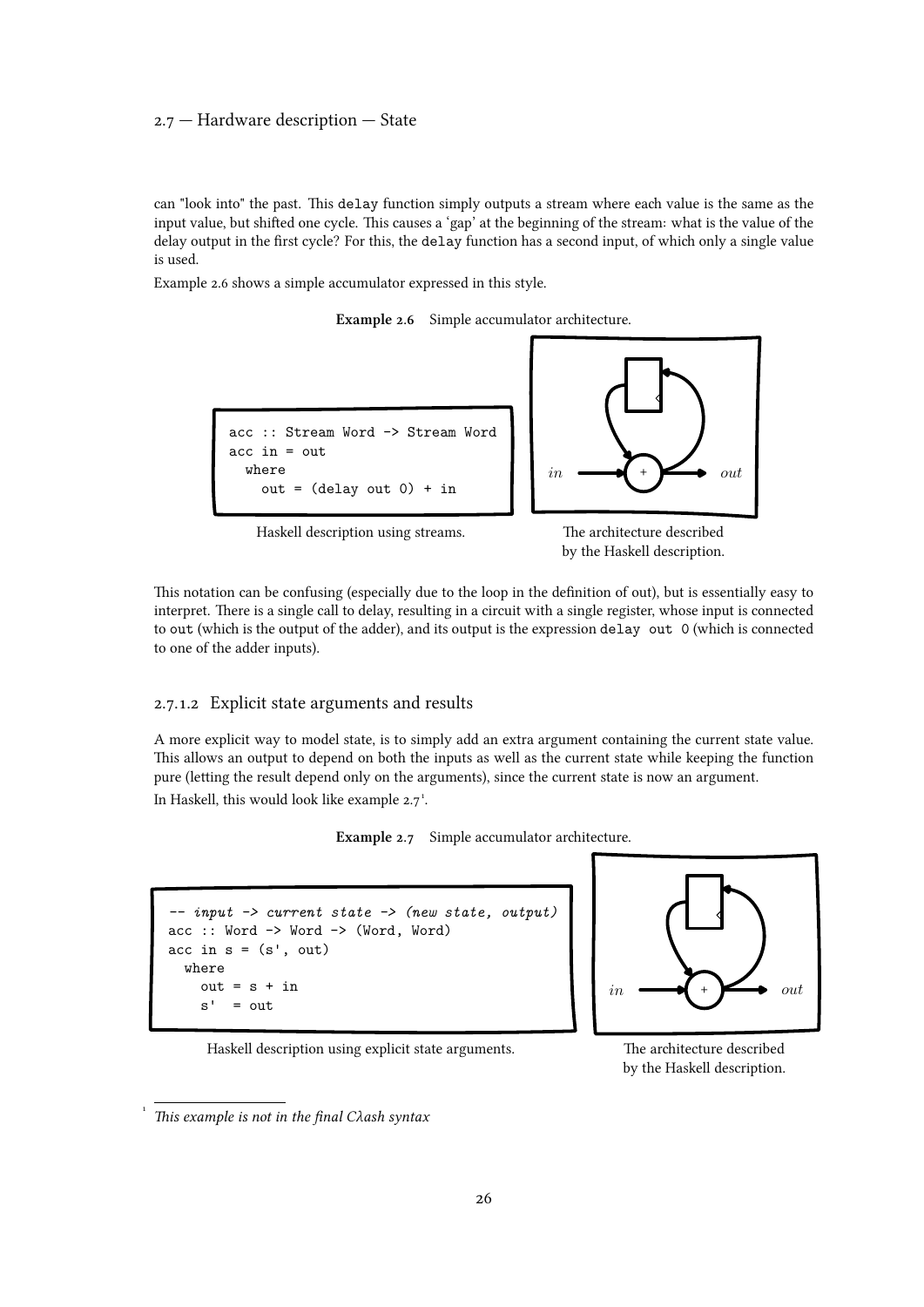can "look into" the past. This `delay` function simply outputs a stream where each value is the same as the input value, but shifted one cycle. This causes a 'gap' at the beginning of the stream: what is the value of the delay output in the first cycle? For this, the `delay` function has a second input, of which only a single value is used.

Example 2.6 shows a simple accumulator expressed in this style.

**Example 2.6** Simple accumulator architecture.

```haskell
acc :: Stream Word -> Stream Word
acc in = out
  where
    out = (delay out 0) + in
```

Haskell description using streams.

The architecture described by the Haskell description.

This notation can be confusing (especially due to the loop in the definition of out), but is essentially easy to interpret. There is a single call to delay, resulting in a circuit with a single register, whose input is connected to `out` (which is the output of the adder), and its output is the expression `delay out 0` (which is connected to one of the adder inputs).

### 2.7.1.2 Explicit state arguments and results

A more explicit way to model state, is to simply add an extra argument containing the current state value. This allows an output to depend on both the inputs as well as the current state while keeping the function pure (letting the result depend only on the arguments), since the current state is now an argument.

In Haskell, this would look like example 2.7[1].

**Example 2.7** Simple accumulator architecture.

```haskell
-- input -> current state -> (new state, output)
acc :: Word -> Word -> (Word, Word)
acc in s = (s', out)
  where
    out = s + in
    s'  = out
```

Haskell description using explicit state arguments.

The architecture described by the Haskell description.

[1] *This example is not in the final Cλash syntax*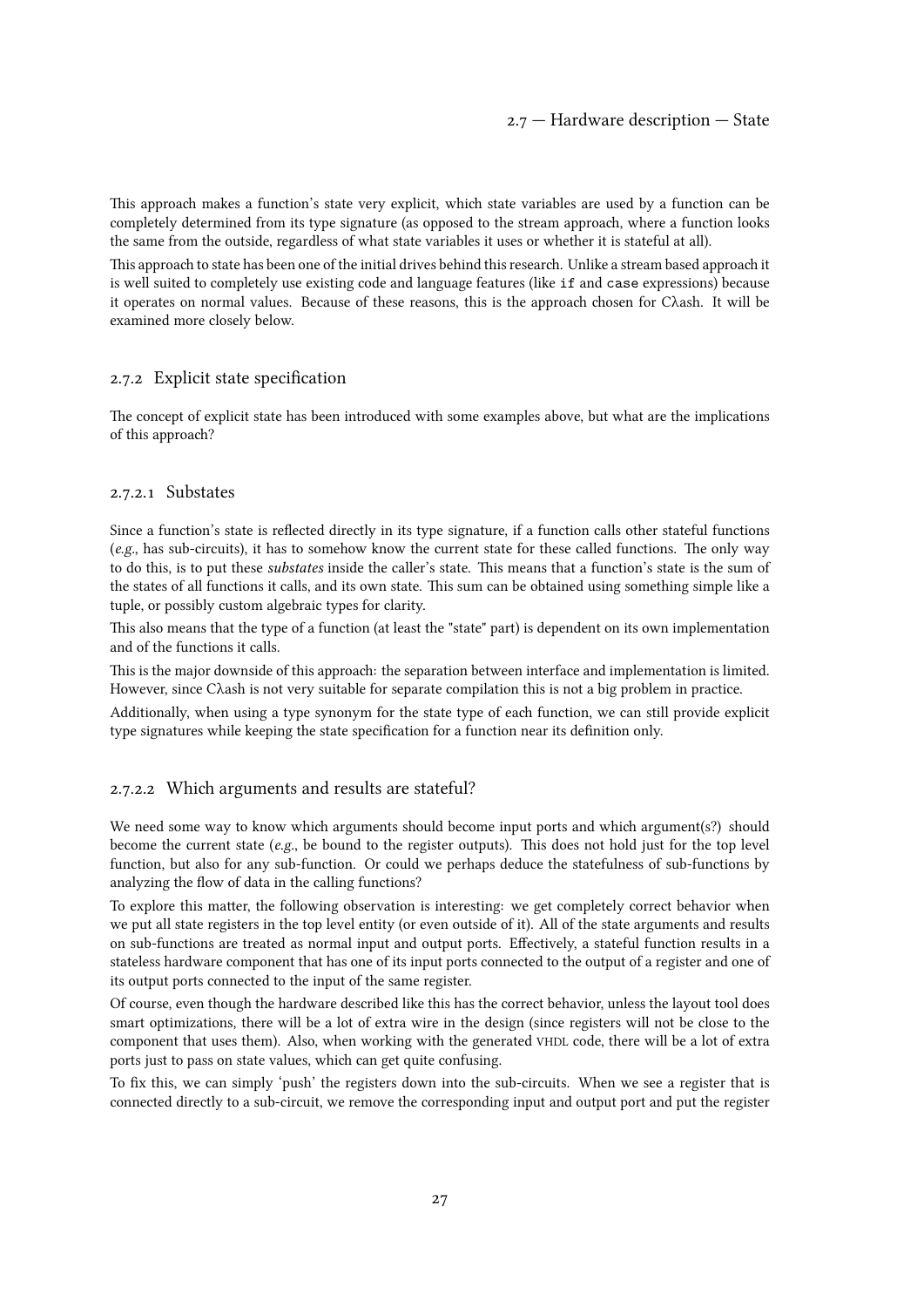This approach makes a function's state very explicit, which state variables are used by a function can be completely determined from its type signature (as opposed to the stream approach, where a function looks the same from the outside, regardless of what state variables it uses or whether it is stateful at all).

This approach to state has been one of the initial drives behind this research. Unlike a stream based approach it is well suited to completely use existing code and language features (like `if` and `case` expressions) because it operates on normal values. Because of these reasons, this is the approach chosen for Cλash. It will be examined more closely below.

### 2.7.2 Explicit state specification

The concept of explicit state has been introduced with some examples above, but what are the implications of this approach?

#### 2.7.2.1 Substates

Since a function's state is reflected directly in its type signature, if a function calls other stateful functions (*e.g.*, has sub-circuits), it has to somehow know the current state for these called functions. The only way to do this, is to put these *substates* inside the caller's state. This means that a function's state is the sum of the states of all functions it calls, and its own state. This sum can be obtained using something simple like a tuple, or possibly custom algebraic types for clarity.

This also means that the type of a function (at least the "state" part) is dependent on its own implementation and of the functions it calls.

This is the major downside of this approach: the separation between interface and implementation is limited. However, since Cλash is not very suitable for separate compilation this is not a big problem in practice.

Additionally, when using a type synonym for the state type of each function, we can still provide explicit type signatures while keeping the state specification for a function near its definition only.

#### 2.7.2.2 Which arguments and results are stateful?

We need some way to know which arguments should become input ports and which argument(s?) should become the current state (*e.g.*, be bound to the register outputs). This does not hold just for the top level function, but also for any sub-function. Or could we perhaps deduce the statefulness of sub-functions by analyzing the flow of data in the calling functions?

To explore this matter, the following observation is interesting: we get completely correct behavior when we put all state registers in the top level entity (or even outside of it). All of the state arguments and results on sub-functions are treated as normal input and output ports. Effectively, a stateful function results in a stateless hardware component that has one of its input ports connected to the output of a register and one of its output ports connected to the input of the same register.

Of course, even though the hardware described like this has the correct behavior, unless the layout tool does smart optimizations, there will be a lot of extra wire in the design (since registers will not be close to the component that uses them). Also, when working with the generated VHDL code, there will be a lot of extra ports just to pass on state values, which can get quite confusing.

To fix this, we can simply 'push' the registers down into the sub-circuits. When we see a register that is connected directly to a sub-circuit, we remove the corresponding input and output port and put the register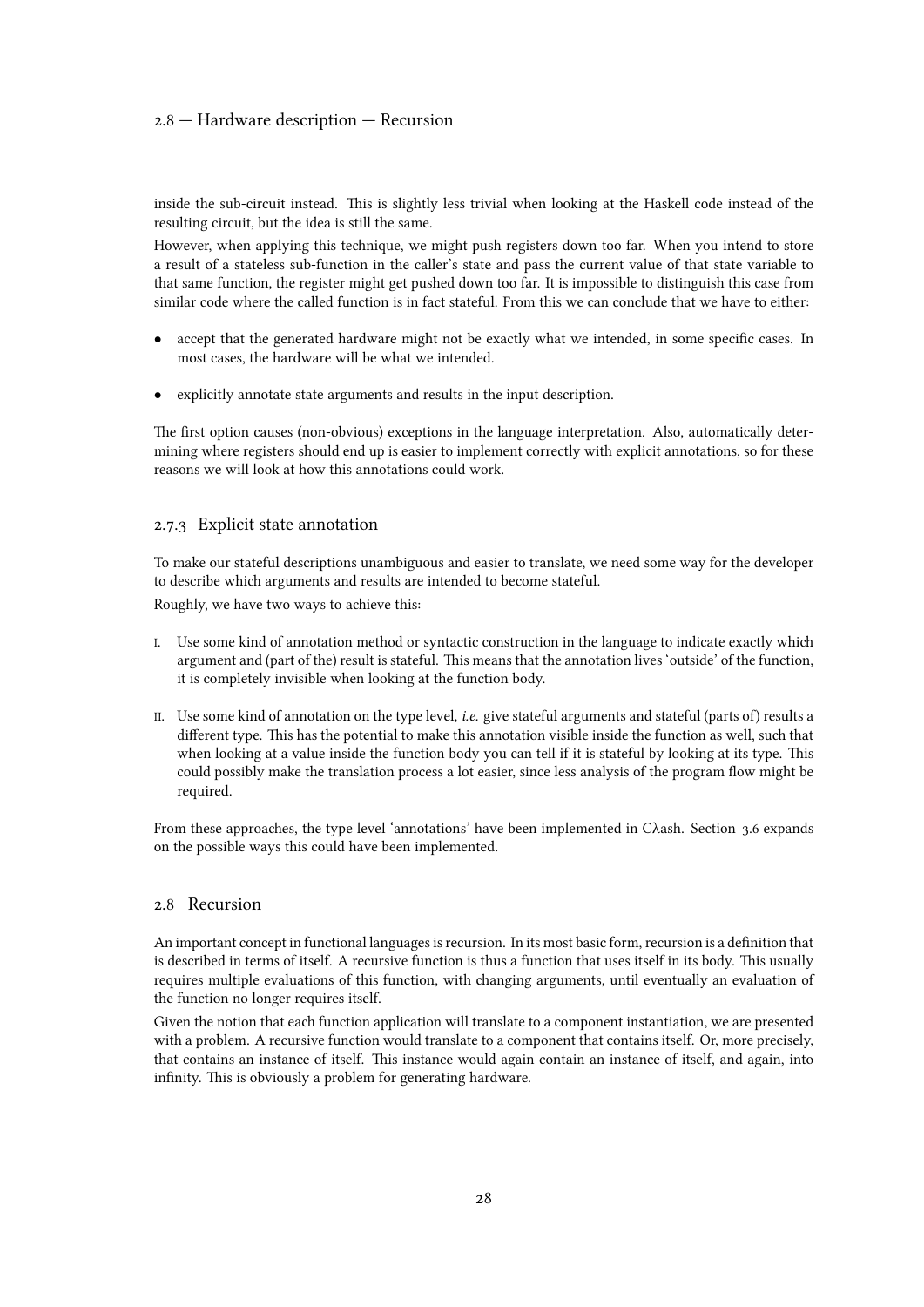inside the sub-circuit instead. This is slightly less trivial when looking at the Haskell code instead of the resulting circuit, but the idea is still the same.

However, when applying this technique, we might push registers down too far. When you intend to store a result of a stateless sub-function in the caller's state and pass the current value of that state variable to that same function, the register might get pushed down too far. It is impossible to distinguish this case from similar code where the called function is in fact stateful. From this we can conclude that we have to either:

- accept that the generated hardware might not be exactly what we intended, in some specific cases. In most cases, the hardware will be what we intended.
- explicitly annotate state arguments and results in the input description.

The first option causes (non-obvious) exceptions in the language interpretation. Also, automatically determining where registers should end up is easier to implement correctly with explicit annotations, so for these reasons we will look at how this annotations could work.

### 2.7.3 Explicit state annotation

To make our stateful descriptions unambiguous and easier to translate, we need some way for the developer to describe which arguments and results are intended to become stateful.

Roughly, we have two ways to achieve this:

I. Use some kind of annotation method or syntactic construction in the language to indicate exactly which argument and (part of the) result is stateful. This means that the annotation lives 'outside' of the function, it is completely invisible when looking at the function body.

II. Use some kind of annotation on the type level, *i.e.* give stateful arguments and stateful (parts of) results a different type. This has the potential to make this annotation visible inside the function as well, such that when looking at a value inside the function body you can tell if it is stateful by looking at its type. This could possibly make the translation process a lot easier, since less analysis of the program flow might be required.

From these approaches, the type level 'annotations' have been implemented in Cλash. Section 3.6 expands on the possible ways this could have been implemented.

## 2.8 Recursion

An important concept in functional languages is recursion. In its most basic form, recursion is a definition that is described in terms of itself. A recursive function is thus a function that uses itself in its body. This usually requires multiple evaluations of this function, with changing arguments, until eventually an evaluation of the function no longer requires itself.

Given the notion that each function application will translate to a component instantiation, we are presented with a problem. A recursive function would translate to a component that contains itself. Or, more precisely, that contains an instance of itself. This instance would again contain an instance of itself, and again, into infinity. This is obviously a problem for generating hardware.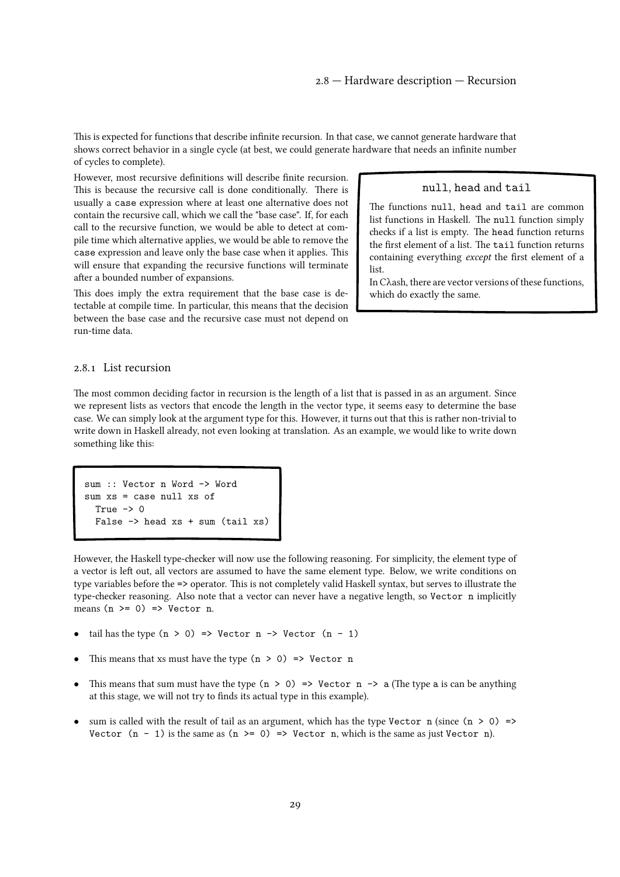This is expected for functions that describe infinite recursion. In that case, we cannot generate hardware that shows correct behavior in a single cycle (at best, we could generate hardware that needs an infinite number of cycles to complete).

However, most recursive definitions will describe finite recursion. This is because the recursive call is done conditionally. There is usually a `case` expression where at least one alternative does not contain the recursive call, which we call the "base case". If, for each call to the recursive function, we would be able to detect at compile time which alternative applies, we would be able to remove the `case` expression and leave only the base case when it applies. This will ensure that expanding the recursive functions will terminate after a bounded number of expansions.

This does imply the extra requirement that the base case is detectable at compile time. In particular, this means that the decision between the base case and the recursive case must not depend on run-time data.

> **`null`, `head` and `tail`**
>
> The functions `null`, `head` and `tail` are common list functions in Haskell. The `null` function simply checks if a list is empty. The `head` function returns the first element of a list. The `tail` function returns containing everything *except* the first element of a list.
>
> In Cλash, there are vector versions of these functions, which do exactly the same.

### 2.8.1 List recursion

The most common deciding factor in recursion is the length of a list that is passed in as an argument. Since we represent lists as vectors that encode the length in the vector type, it seems easy to determine the base case. We can simply look at the argument type for this. However, it turns out that this is rather non-trivial to write down in Haskell already, not even looking at translation. As an example, we would like to write down something like this:

```
sum :: Vector n Word -> Word
sum xs = case null xs of
  True -> 0
  False -> head xs + sum (tail xs)
```

However, the Haskell type-checker will now use the following reasoning. For simplicity, the element type of a vector is left out, all vectors are assumed to have the same element type. Below, we write conditions on type variables before the `=>` operator. This is not completely valid Haskell syntax, but serves to illustrate the type-checker reasoning. Also note that a vector can never have a negative length, so `Vector n` implicitly means `(n >= 0) => Vector n`.

- tail has the type `(n > 0) => Vector n -> Vector (n - 1)`
- This means that xs must have the type `(n > 0) => Vector n`
- This means that sum must have the type `(n > 0) => Vector n -> a` (The type `a` is can be anything at this stage, we will not try to finds its actual type in this example).
- sum is called with the result of tail as an argument, which has the type `Vector n` (since `(n > 0) => Vector (n - 1)` is the same as `(n >= 0) => Vector n`, which is the same as just `Vector n`).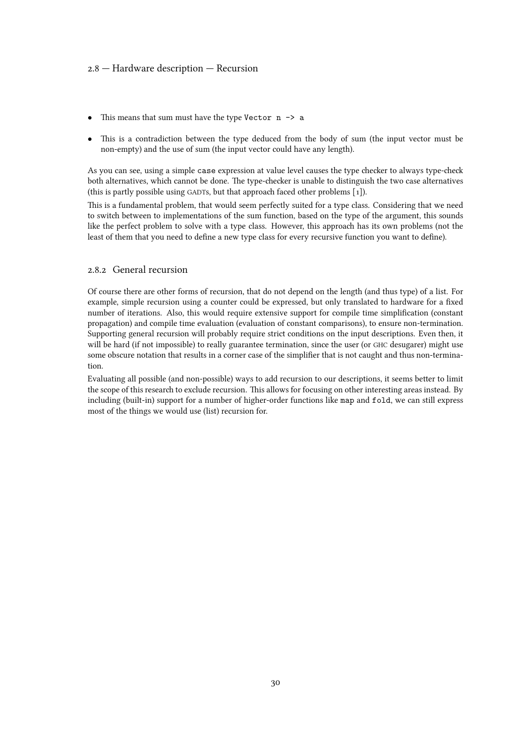- This means that sum must have the type `Vector n -> a`
- This is a contradiction between the type deduced from the body of sum (the input vector must be non-empty) and the use of sum (the input vector could have any length).

As you can see, using a simple `case` expression at value level causes the type checker to always type-check both alternatives, which cannot be done. The type-checker is unable to distinguish the two case alternatives (this is partly possible using GADTs, but that approach faced other problems [1]).

This is a fundamental problem, that would seem perfectly suited for a type class. Considering that we need to switch between to implementations of the sum function, based on the type of the argument, this sounds like the perfect problem to solve with a type class. However, this approach has its own problems (not the least of them that you need to define a new type class for every recursive function you want to define).

### 2.8.2 General recursion

Of course there are other forms of recursion, that do not depend on the length (and thus type) of a list. For example, simple recursion using a counter could be expressed, but only translated to hardware for a fixed number of iterations. Also, this would require extensive support for compile time simplification (constant propagation) and compile time evaluation (evaluation of constant comparisons), to ensure non-termination. Supporting general recursion will probably require strict conditions on the input descriptions. Even then, it will be hard (if not impossible) to really guarantee termination, since the user (or GHC desugarer) might use some obscure notation that results in a corner case of the simplifier that is not caught and thus non-termination.

Evaluating all possible (and non-possible) ways to add recursion to our descriptions, it seems better to limit the scope of this research to exclude recursion. This allows for focusing on other interesting areas instead. By including (built-in) support for a number of higher-order functions like `map` and `fold`, we can still express most of the things we would use (list) recursion for.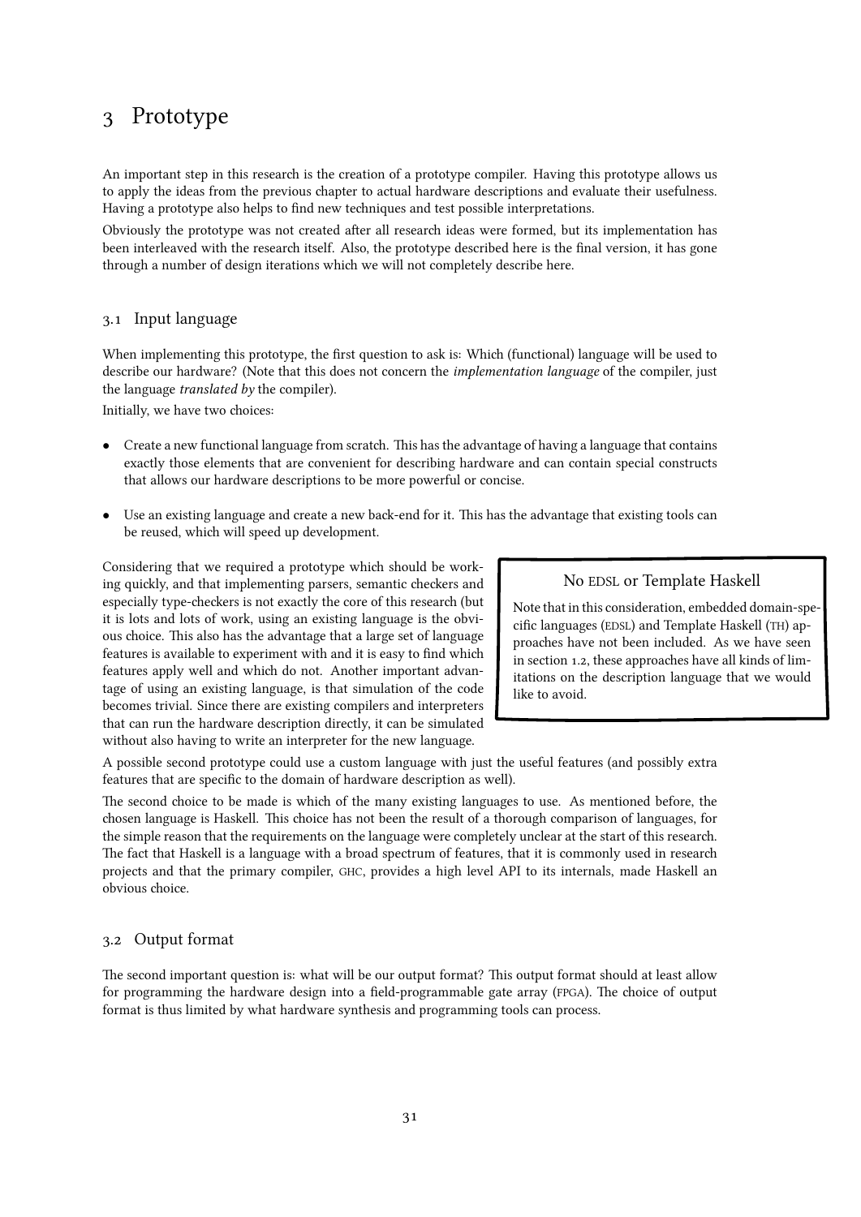# 3 Prototype

An important step in this research is the creation of a prototype compiler. Having this prototype allows us to apply the ideas from the previous chapter to actual hardware descriptions and evaluate their usefulness. Having a prototype also helps to find new techniques and test possible interpretations.

Obviously the prototype was not created after all research ideas were formed, but its implementation has been interleaved with the research itself. Also, the prototype described here is the final version, it has gone through a number of design iterations which we will not completely describe here.

## 3.1 Input language

When implementing this prototype, the first question to ask is: Which (functional) language will be used to describe our hardware? (Note that this does not concern the *implementation language* of the compiler, just the language *translated by* the compiler).

Initially, we have two choices:

- Create a new functional language from scratch. This has the advantage of having a language that contains exactly those elements that are convenient for describing hardware and can contain special constructs that allows our hardware descriptions to be more powerful or concise.
- Use an existing language and create a new back-end for it. This has the advantage that existing tools can be reused, which will speed up development.

Considering that we required a prototype which should be working quickly, and that implementing parsers, semantic checkers and especially type-checkers is not exactly the core of this research (but it is lots and lots of work, using an existing language is the obvious choice. This also has the advantage that a large set of language features is available to experiment with and it is easy to find which features apply well and which do not. Another important advantage of using an existing language, is that simulation of the code becomes trivial. Since there are existing compilers and interpreters that can run the hardware description directly, it can be simulated without also having to write an interpreter for the new language.

> **No EDSL or Template Haskell**
>
> Note that in this consideration, embedded domain-specific languages (EDSL) and Template Haskell (TH) approaches have not been included. As we have seen in section 1.2, these approaches have all kinds of limitations on the description language that we would like to avoid.

A possible second prototype could use a custom language with just the useful features (and possibly extra features that are specific to the domain of hardware description as well).

The second choice to be made is which of the many existing languages to use. As mentioned before, the chosen language is Haskell. This choice has not been the result of a thorough comparison of languages, for the simple reason that the requirements on the language were completely unclear at the start of this research. The fact that Haskell is a language with a broad spectrum of features, that it is commonly used in research projects and that the primary compiler, GHC, provides a high level API to its internals, made Haskell an obvious choice.

## 3.2 Output format

The second important question is: what will be our output format? This output format should at least allow for programming the hardware design into a field-programmable gate array (FPGA). The choice of output format is thus limited by what hardware synthesis and programming tools can process.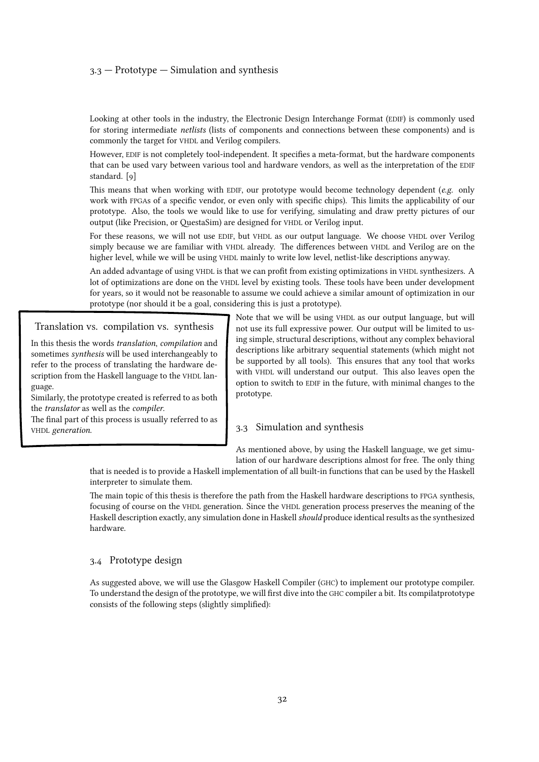Looking at other tools in the industry, the Electronic Design Interchange Format (EDIF) is commonly used for storing intermediate *netlists* (lists of components and connections between these components) and is commonly the target for VHDL and Verilog compilers.

However, EDIF is not completely tool-independent. It specifies a meta-format, but the hardware components that can be used vary between various tool and hardware vendors, as well as the interpretation of the EDIF standard. [9]

This means that when working with EDIF, our prototype would become technology dependent (*e.g.* only work with FPGAs of a specific vendor, or even only with specific chips). This limits the applicability of our prototype. Also, the tools we would like to use for verifying, simulating and draw pretty pictures of our output (like Precision, or QuestaSim) are designed for VHDL or Verilog input.

For these reasons, we will not use EDIF, but VHDL as our output language. We choose VHDL over Verilog simply because we are familiar with VHDL already. The differences between VHDL and Verilog are on the higher level, while we will be using VHDL mainly to write low level, netlist-like descriptions anyway.

An added advantage of using VHDL is that we can profit from existing optimizations in VHDL synthesizers. A lot of optimizations are done on the VHDL level by existing tools. These tools have been under development for years, so it would not be reasonable to assume we could achieve a similar amount of optimization in our prototype (nor should it be a goal, considering this is just a prototype).

> **Translation vs. compilation vs. synthesis**
>
> In this thesis the words *translation*, *compilation* and sometimes *synthesis* will be used interchangeably to refer to the process of translating the hardware description from the Haskell language to the VHDL language.
> Similarly, the prototype created is referred to as both the *translator* as well as the *compiler*.
> The final part of this process is usually referred to as VHDL *generation*.

Note that we will be using VHDL as our output language, but will not use its full expressive power. Our output will be limited to using simple, structural descriptions, without any complex behavioral descriptions like arbitrary sequential statements (which might not be supported by all tools). This ensures that any tool that works with VHDL will understand our output. This also leaves open the option to switch to EDIF in the future, with minimal changes to the prototype.

## 3.3 Simulation and synthesis

As mentioned above, by using the Haskell language, we get simulation of our hardware descriptions almost for free. The only thing that is needed is to provide a Haskell implementation of all built-in functions that can be used by the Haskell interpreter to simulate them.

The main topic of this thesis is therefore the path from the Haskell hardware descriptions to FPGA synthesis, focusing of course on the VHDL generation. Since the VHDL generation process preserves the meaning of the Haskell description exactly, any simulation done in Haskell *should* produce identical results as the synthesized hardware.

## 3.4 Prototype design

As suggested above, we will use the Glasgow Haskell Compiler (GHC) to implement our prototype compiler. To understand the design of the prototype, we will first dive into the GHC compiler a bit. Its compilatprototype consists of the following steps (slightly simplified):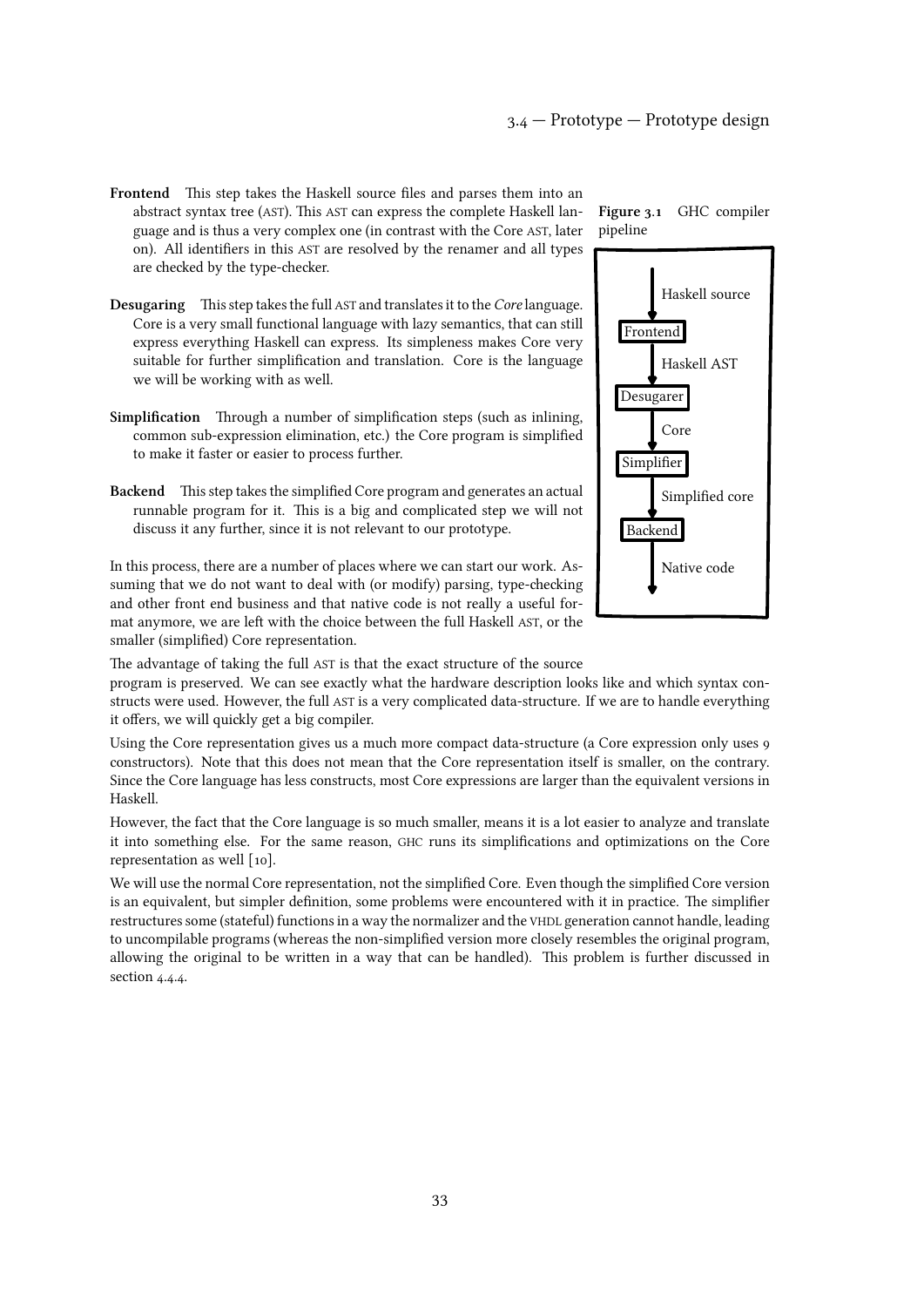**Frontend** This step takes the Haskell source files and parses them into an abstract syntax tree (AST). This AST can express the complete Haskell language and is thus a very complex one (in contrast with the Core AST, later on). All identifiers in this AST are resolved by the renamer and all types are checked by the type-checker.

**Desugaring** This step takes the full AST and translates it to the *Core* language. Core is a very small functional language with lazy semantics, that can still express everything Haskell can express. Its simpleness makes Core very suitable for further simplification and translation. Core is the language we will be working with as well.

**Simplification** Through a number of simplification steps (such as inlining, common sub-expression elimination, etc.) the Core program is simplified to make it faster or easier to process further.

**Backend** This step takes the simplified Core program and generates an actual runnable program for it. This is a big and complicated step we will not discuss it any further, since it is not relevant to our prototype.

**Figure 3.1** GHC compiler pipeline

Haskell source → Frontend → Haskell AST → Desugarer → Core → Simplifier → Simplified core → Backend → Native code

In this process, there are a number of places where we can start our work. Assuming that we do not want to deal with (or modify) parsing, type-checking and other front end business and that native code is not really a useful format anymore, we are left with the choice between the full Haskell AST, or the smaller (simplified) Core representation.

The advantage of taking the full AST is that the exact structure of the source program is preserved. We can see exactly what the hardware description looks like and which syntax constructs were used. However, the full AST is a very complicated data-structure. If we are to handle everything it offers, we will quickly get a big compiler.

Using the Core representation gives us a much more compact data-structure (a Core expression only uses 9 constructors). Note that this does not mean that the Core representation itself is smaller, on the contrary. Since the Core language has less constructs, most Core expressions are larger than the equivalent versions in Haskell.

However, the fact that the Core language is so much smaller, means it is a lot easier to analyze and translate it into something else. For the same reason, GHC runs its simplifications and optimizations on the Core representation as well [10].

We will use the normal Core representation, not the simplified Core. Even though the simplified Core version is an equivalent, but simpler definition, some problems were encountered with it in practice. The simplifier restructures some (stateful) functions in a way the normalizer and the VHDL generation cannot handle, leading to uncompilable programs (whereas the non-simplified version more closely resembles the original program, allowing the original to be written in a way that can be handled). This problem is further discussed in section 4.4.4.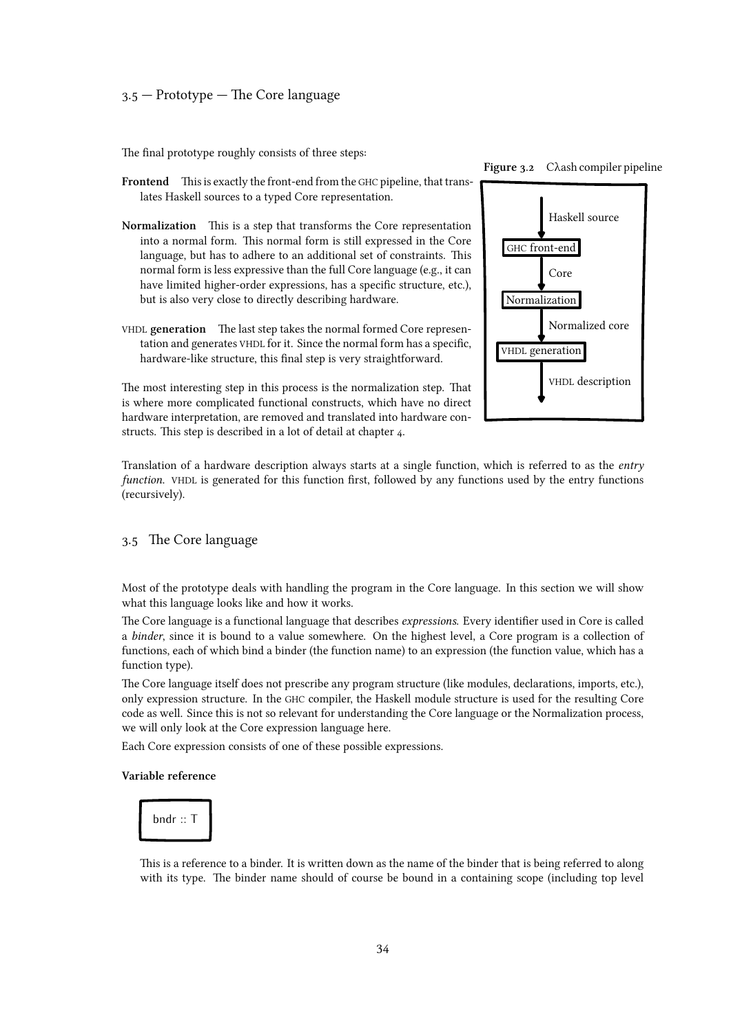The final prototype roughly consists of three steps:

**Frontend** This is exactly the front-end from the GHC pipeline, that translates Haskell sources to a typed Core representation.

**Normalization** This is a step that transforms the Core representation into a normal form. This normal form is still expressed in the Core language, but has to adhere to an additional set of constraints. This normal form is less expressive than the full Core language (e.g., it can have limited higher-order expressions, has a specific structure, etc.), but is also very close to directly describing hardware.

VHDL **generation** The last step takes the normal formed Core representation and generates VHDL for it. Since the normal form has a specific, hardware-like structure, this final step is very straightforward.

The most interesting step in this process is the normalization step. That is where more complicated functional constructs, which have no direct hardware interpretation, are removed and translated into hardware constructs. This step is described in a lot of detail at chapter 4.

**Figure 3.2** Cλash compiler pipeline

```
   | Haskell source
   v
[GHC front-end]
   | Core
   v
[Normalization]
   | Normalized core
   v
[VHDL generation]
   | VHDL description
   v
```

Translation of a hardware description always starts at a single function, which is referred to as the *entry function*. VHDL is generated for this function first, followed by any functions used by the entry functions (recursively).

## 3.5 The Core language

Most of the prototype deals with handling the program in the Core language. In this section we will show what this language looks like and how it works.

The Core language is a functional language that describes *expressions*. Every identifier used in Core is called a *binder*, since it is bound to a value somewhere. On the highest level, a Core program is a collection of functions, each of which bind a binder (the function name) to an expression (the function value, which has a function type).

The Core language itself does not prescribe any program structure (like modules, declarations, imports, etc.), only expression structure. In the GHC compiler, the Haskell module structure is used for the resulting Core code as well. Since this is not so relevant for understanding the Core language or the Normalization process, we will only look at the Core expression language here.

Each Core expression consists of one of these possible expressions.

**Variable reference**

```
bndr :: T
```

This is a reference to a binder. It is written down as the name of the binder that is being referred to along with its type. The binder name should of course be bound in a containing scope (including top level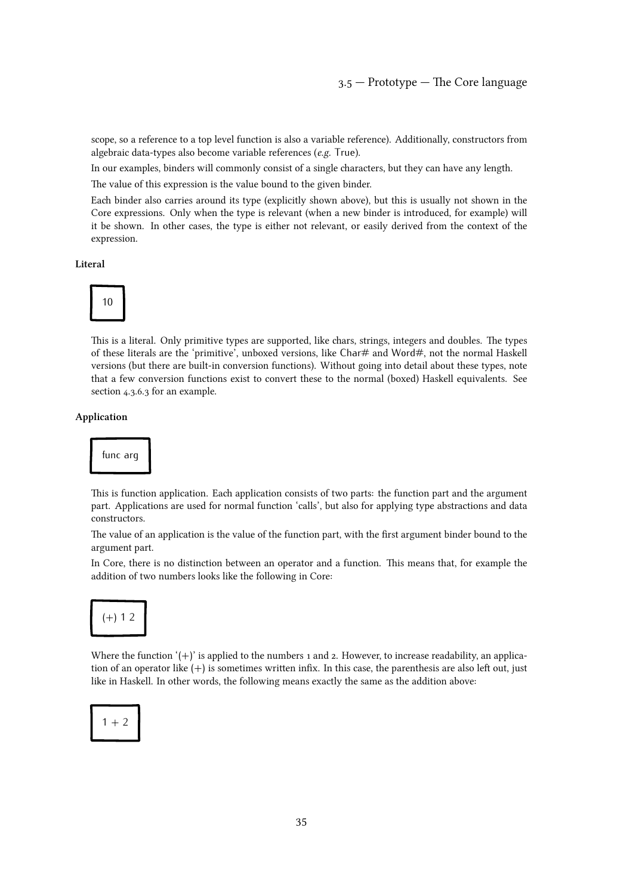scope, so a reference to a top level function is also a variable reference). Additionally, constructors from algebraic data-types also become variable references (*e.g.* True).

In our examples, binders will commonly consist of a single characters, but they can have any length.

The value of this expression is the value bound to the given binder.

Each binder also carries around its type (explicitly shown above), but this is usually not shown in the Core expressions. Only when the type is relevant (when a new binder is introduced, for example) will it be shown. In other cases, the type is either not relevant, or easily derived from the context of the expression.

**Literal**

```
10
```

This is a literal. Only primitive types are supported, like chars, strings, integers and doubles. The types of these literals are the 'primitive', unboxed versions, like Char# and Word#, not the normal Haskell versions (but there are built-in conversion functions). Without going into detail about these types, note that a few conversion functions exist to convert these to the normal (boxed) Haskell equivalents. See section 4.3.6.3 for an example.

**Application**

```
func arg
```

This is function application. Each application consists of two parts: the function part and the argument part. Applications are used for normal function 'calls', but also for applying type abstractions and data constructors.

The value of an application is the value of the function part, with the first argument binder bound to the argument part.

In Core, there is no distinction between an operator and a function. This means that, for example the addition of two numbers looks like the following in Core:

```
(+) 1 2
```

Where the function '(+)' is applied to the numbers 1 and 2. However, to increase readability, an application of an operator like (+) is sometimes written infix. In this case, the parenthesis are also left out, just like in Haskell. In other words, the following means exactly the same as the addition above:

```
1 + 2
```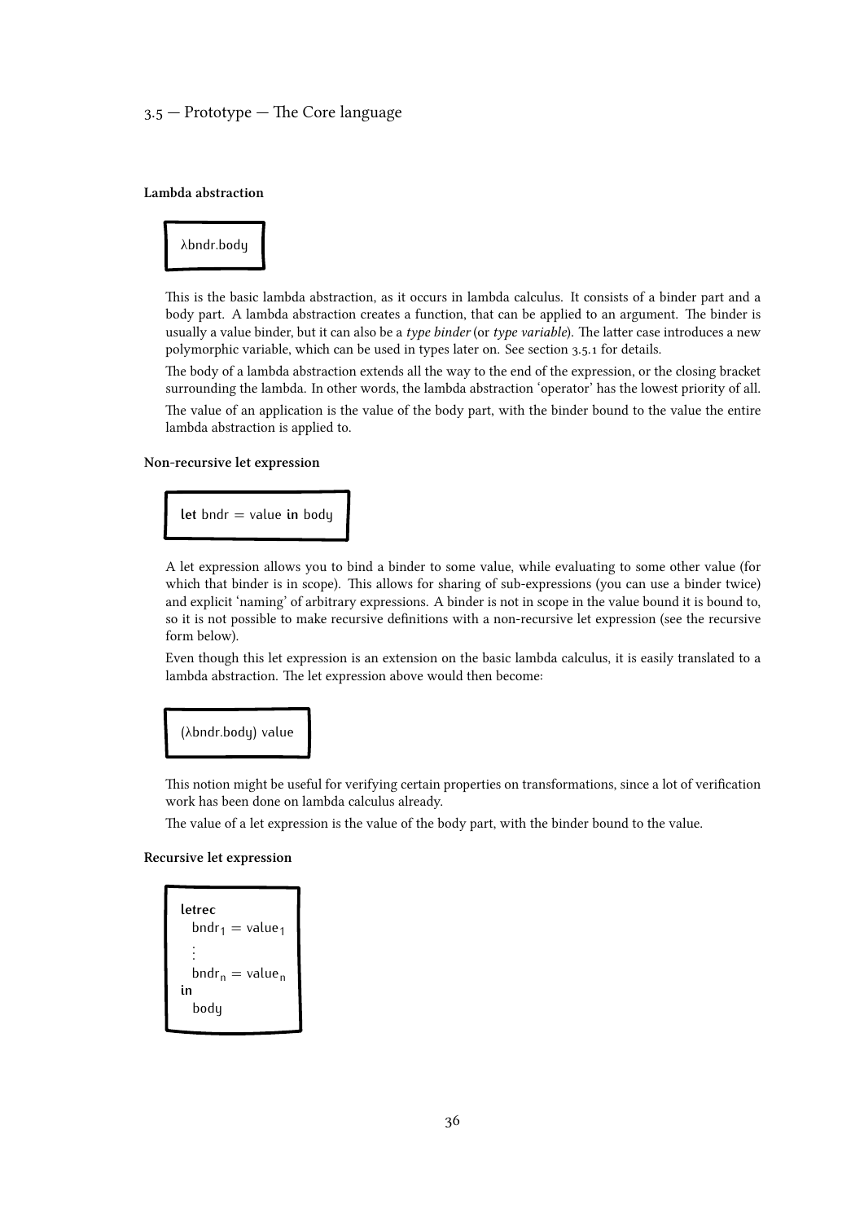**Lambda abstraction**

```
λbndr.body
```

This is the basic lambda abstraction, as it occurs in lambda calculus. It consists of a binder part and a body part. A lambda abstraction creates a function, that can be applied to an argument. The binder is usually a value binder, but it can also be a *type binder* (or *type variable*). The latter case introduces a new polymorphic variable, which can be used in types later on. See section 3.5.1 for details.

The body of a lambda abstraction extends all the way to the end of the expression, or the closing bracket surrounding the lambda. In other words, the lambda abstraction 'operator' has the lowest priority of all.

The value of an application is the value of the body part, with the binder bound to the value the entire lambda abstraction is applied to.

**Non-recursive let expression**

```
let bndr = value in body
```

A let expression allows you to bind a binder to some value, while evaluating to some other value (for which that binder is in scope). This allows for sharing of sub-expressions (you can use a binder twice) and explicit 'naming' of arbitrary expressions. A binder is not in scope in the value bound it is bound to, so it is not possible to make recursive definitions with a non-recursive let expression (see the recursive form below).

Even though this let expression is an extension on the basic lambda calculus, it is easily translated to a lambda abstraction. The let expression above would then become:

```
(λbndr.body) value
```

This notion might be useful for verifying certain properties on transformations, since a lot of verification work has been done on lambda calculus already.

The value of a let expression is the value of the body part, with the binder bound to the value.

**Recursive let expression**

```
letrec
  bndr_1 = value_1
  ⋮
  bndr_n = value_n
in
  body
```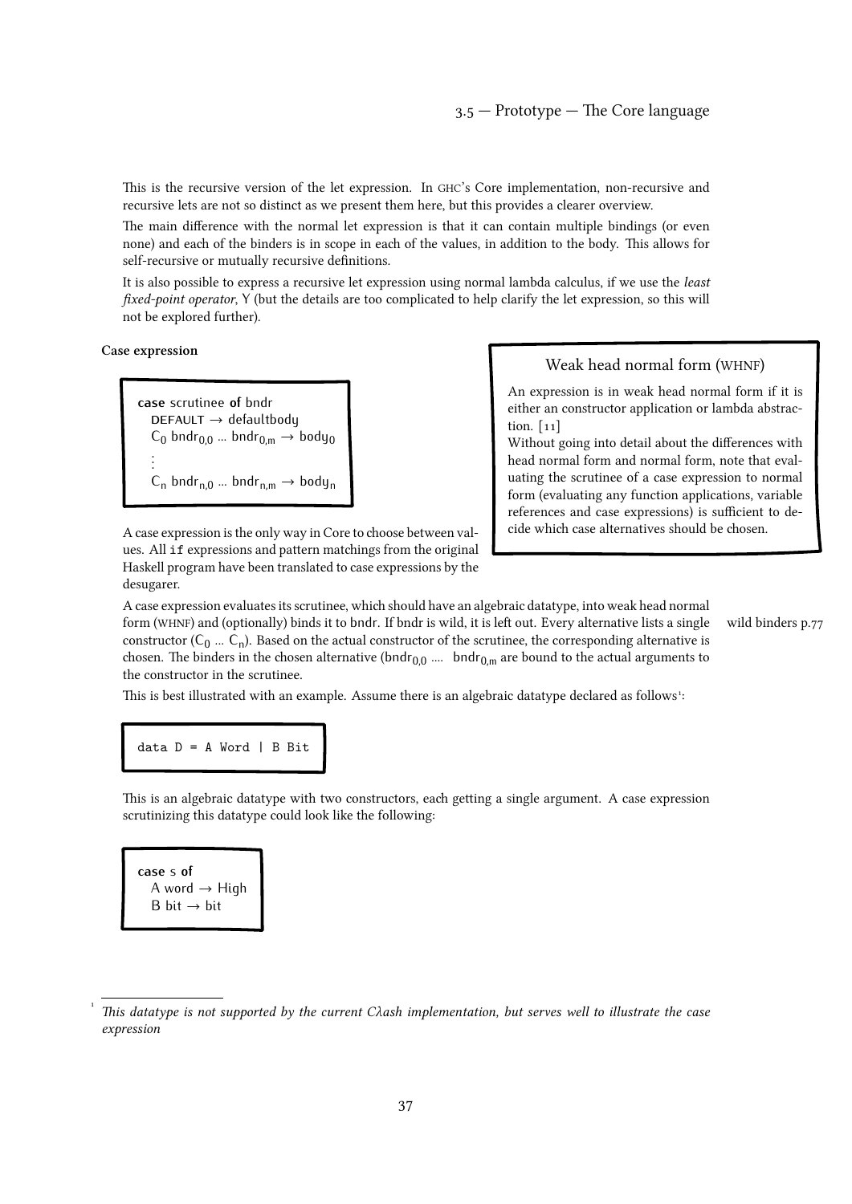This is the recursive version of the let expression. In GHC's Core implementation, non-recursive and recursive lets are not so distinct as we present them here, but this provides a clearer overview.

The main difference with the normal let expression is that it can contain multiple bindings (or even none) and each of the binders is in scope in each of the values, in addition to the body. This allows for self-recursive or mutually recursive definitions.

It is also possible to express a recursive let expression using normal lambda calculus, if we use the *least fixed-point operator*, Y (but the details are too complicated to help clarify the let expression, so this will not be explored further).

#### Case expression

```
case scrutinee of bndr
  DEFAULT → defaultbody
  C_0 bndr_{0,0} … bndr_{0,m} → body_0
  ⋮
  C_n bndr_{n,0} … bndr_{n,m} → body_n
```

> **Weak head normal form (WHNF)**
>
> An expression is in weak head normal form if it is either an constructor application or lambda abstraction. [11]
> Without going into detail about the differences with head normal form and normal form, note that evaluating the scrutinee of a case expression to normal form (evaluating any function applications, variable references and case expressions) is sufficient to decide which case alternatives should be chosen.

A case expression is the only way in Core to choose between values. All `if` expressions and pattern matchings from the original Haskell program have been translated to case expressions by the desugarer.

A case expression evaluates its scrutinee, which should have an algebraic datatype, into weak head normal form (WHNF) and (optionally) binds it to bndr. If bndr is wild, it is left out. Every alternative lists a single constructor ($C_0$ … $C_n$). Based on the actual constructor of the scrutinee, the corresponding alternative is chosen. The binders in the chosen alternative ($bndr_{0,0}$ …. $bndr_{0,m}$ are bound to the actual arguments to the constructor in the scrutinee.

wild binders p.77

This is best illustrated with an example. Assume there is an algebraic datatype declared as follows[1]:

```
data D = A Word | B Bit
```

This is an algebraic datatype with two constructors, each getting a single argument. A case expression scrutinizing this datatype could look like the following:

```
case s of
  A word → High
  B bit → bit
```

[1] *This datatype is not supported by the current Cλash implementation, but serves well to illustrate the case expression*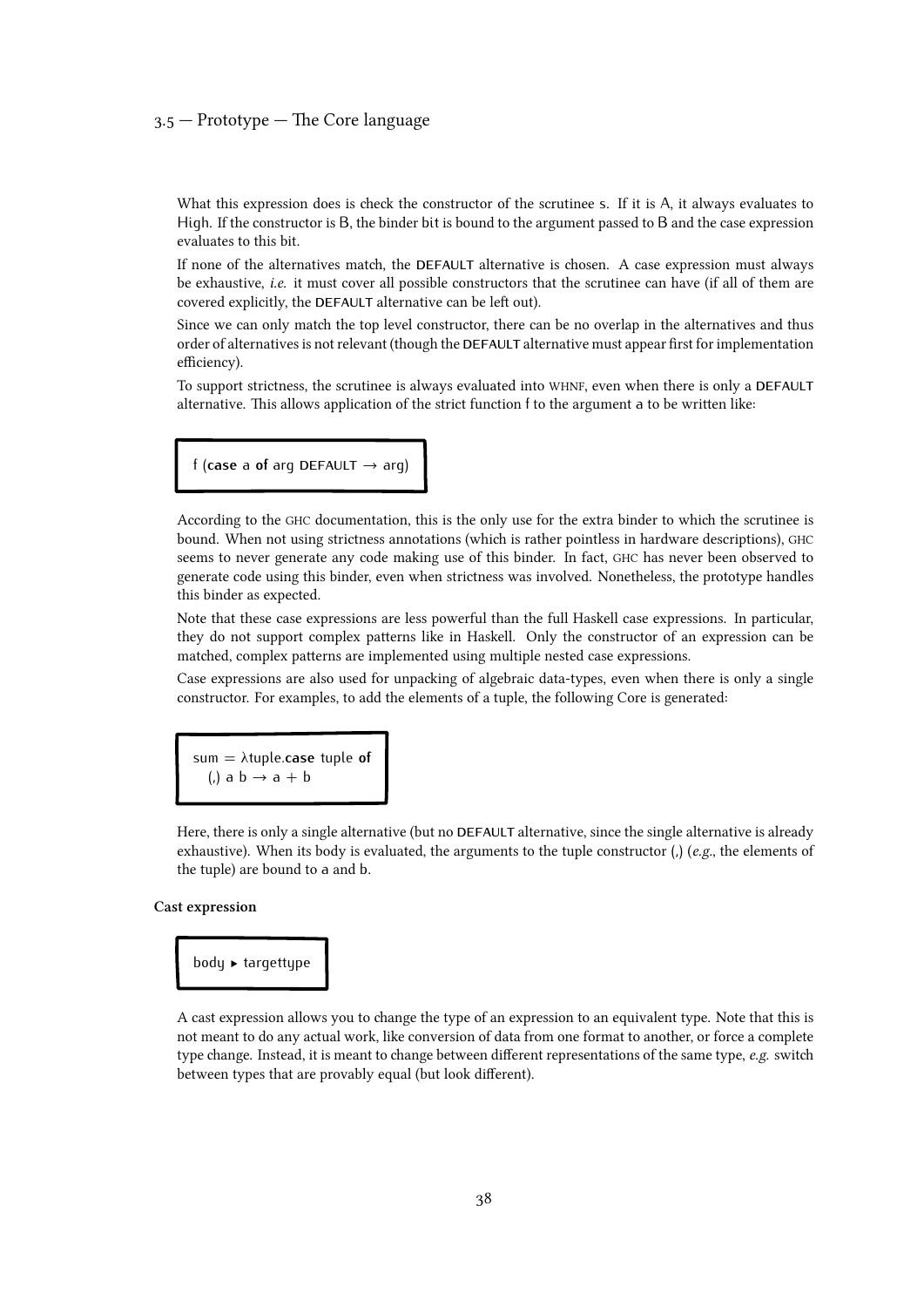What this expression does is check the constructor of the scrutinee s. If it is A, it always evaluates to High. If the constructor is B, the binder bit is bound to the argument passed to B and the case expression evaluates to this bit.

If none of the alternatives match, the DEFAULT alternative is chosen. A case expression must always be exhaustive, *i.e.* it must cover all possible constructors that the scrutinee can have (if all of them are covered explicitly, the DEFAULT alternative can be left out).

Since we can only match the top level constructor, there can be no overlap in the alternatives and thus order of alternatives is not relevant (though the DEFAULT alternative must appear first for implementation efficiency).

To support strictness, the scrutinee is always evaluated into WHNF, even when there is only a DEFAULT alternative. This allows application of the strict function f to the argument a to be written like:

```
f (case a of arg DEFAULT → arg)
```

According to the GHC documentation, this is the only use for the extra binder to which the scrutinee is bound. When not using strictness annotations (which is rather pointless in hardware descriptions), GHC seems to never generate any code making use of this binder. In fact, GHC has never been observed to generate code using this binder, even when strictness was involved. Nonetheless, the prototype handles this binder as expected.

Note that these case expressions are less powerful than the full Haskell case expressions. In particular, they do not support complex patterns like in Haskell. Only the constructor of an expression can be matched, complex patterns are implemented using multiple nested case expressions.

Case expressions are also used for unpacking of algebraic data-types, even when there is only a single constructor. For examples, to add the elements of a tuple, the following Core is generated:

```
sum = λtuple.case tuple of
  (,) a b → a + b
```

Here, there is only a single alternative (but no DEFAULT alternative, since the single alternative is already exhaustive). When its body is evaluated, the arguments to the tuple constructor (,) (*e.g.*, the elements of the tuple) are bound to a and b.

#### Cast expression

```
body ▸ targettype
```

A cast expression allows you to change the type of an expression to an equivalent type. Note that this is not meant to do any actual work, like conversion of data from one format to another, or force a complete type change. Instead, it is meant to change between different representations of the same type, *e.g.* switch between types that are provably equal (but look different).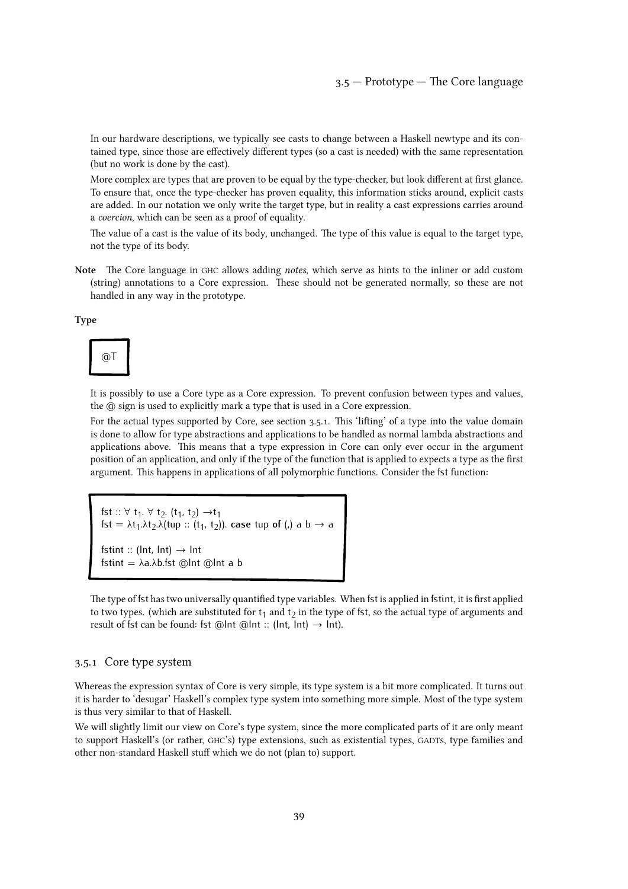In our hardware descriptions, we typically see casts to change between a Haskell newtype and its contained type, since those are effectively different types (so a cast is needed) with the same representation (but no work is done by the cast).

More complex are types that are proven to be equal by the type-checker, but look different at first glance. To ensure that, once the type-checker has proven equality, this information sticks around, explicit casts are added. In our notation we only write the target type, but in reality a cast expressions carries around a *coercion*, which can be seen as a proof of equality.

The value of a cast is the value of its body, unchanged. The type of this value is equal to the target type, not the type of its body.

**Note** The Core language in GHC allows adding *notes*, which serve as hints to the inliner or add custom (string) annotations to a Core expression. These should not be generated normally, so these are not handled in any way in the prototype.

**Type**

```
@T
```

It is possibly to use a Core type as a Core expression. To prevent confusion between types and values, the @ sign is used to explicitly mark a type that is used in a Core expression.

For the actual types supported by Core, see section 3.5.1. This 'lifting' of a type into the value domain is done to allow for type abstractions and applications to be handled as normal lambda abstractions and applications above. This means that a type expression in Core can only ever occur in the argument position of an application, and only if the type of the function that is applied to expects a type as the first argument. This happens in applications of all polymorphic functions. Consider the fst function:

```
fst :: ∀ t1. ∀ t2. (t1, t2) → t1
fst = λt1.λt2.λ(tup :: (t1, t2)). case tup of (,) a b → a

fstint :: (Int, Int) → Int
fstint = λa.λb.fst @Int @Int a b
```

The type of fst has two universally quantified type variables. When fst is applied in fstint, it is first applied to two types. (which are substituted for $t_1$ and $t_2$ in the type of fst, so the actual type of arguments and result of fst can be found: fst @Int @Int :: (Int, Int) → Int).

### 3.5.1 Core type system

Whereas the expression syntax of Core is very simple, its type system is a bit more complicated. It turns out it is harder to 'desugar' Haskell's complex type system into something more simple. Most of the type system is thus very similar to that of Haskell.

We will slightly limit our view on Core's type system, since the more complicated parts of it are only meant to support Haskell's (or rather, GHC's) type extensions, such as existential types, GADTs, type families and other non-standard Haskell stuff which we do not (plan to) support.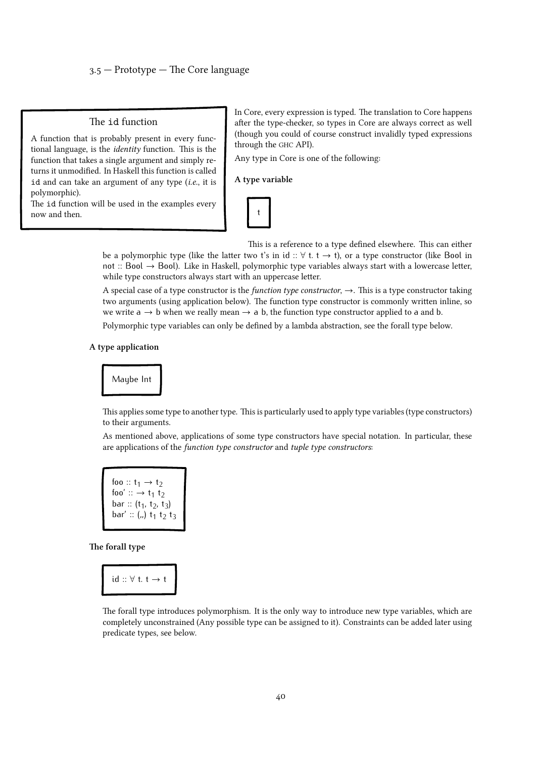> **The id function**
>
> A function that is probably present in every functional language, is the *identity* function. This is the function that takes a single argument and simply returns it unmodified. In Haskell this function is called `id` and can take an argument of any type (*i.e.*, it is polymorphic).
> The `id` function will be used in the examples every now and then.

In Core, every expression is typed. The translation to Core happens after the type-checker, so types in Core are always correct as well (though you could of course construct invalidly typed expressions through the GHC API).

Any type in Core is one of the following:

**A type variable**

```
t
```

This is a reference to a type defined elsewhere. This can either be a polymorphic type (like the latter two t's in id :: ∀ t. t → t), or a type constructor (like Bool in not :: Bool → Bool). Like in Haskell, polymorphic type variables always start with a lowercase letter, while type constructors always start with an uppercase letter.

A special case of a type constructor is the *function type constructor*, →. This is a type constructor taking two arguments (using application below). The function type constructor is commonly written inline, so we write a → b when we really mean → a b, the function type constructor applied to a and b.

Polymorphic type variables can only be defined by a lambda abstraction, see the forall type below.

**A type application**

```
Maybe Int
```

This applies some type to another type. This is particularly used to apply type variables (type constructors) to their arguments.

As mentioned above, applications of some type constructors have special notation. In particular, these are applications of the *function type constructor* and *tuple type constructors*:

```
foo :: t1 → t2
foo' :: → t1 t2
bar :: (t1, t2, t3)
bar' :: (,,) t1 t2 t3
```

**The forall type**

```
id :: ∀ t. t → t
```

The forall type introduces polymorphism. It is the only way to introduce new type variables, which are completely unconstrained (Any possible type can be assigned to it). Constraints can be added later using predicate types, see below.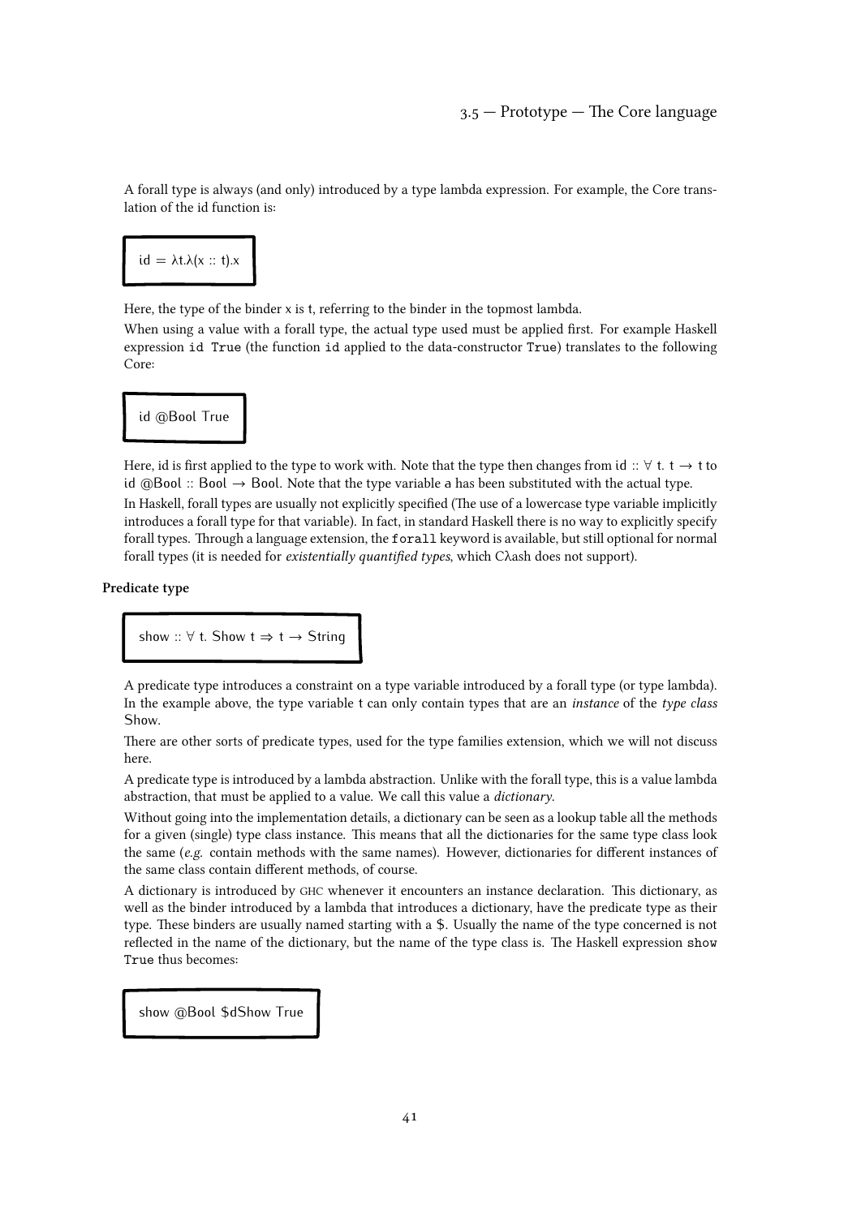A forall type is always (and only) introduced by a type lambda expression. For example, the Core translation of the id function is:

```
id = λt.λ(x :: t).x
```

Here, the type of the binder x is t, referring to the binder in the topmost lambda.

When using a value with a forall type, the actual type used must be applied first. For example Haskell expression `id True` (the function `id` applied to the data-constructor `True`) translates to the following Core:

```
id @Bool True
```

Here, id is first applied to the type to work with. Note that the type then changes from id :: ∀ t. t → t to id @Bool :: Bool → Bool. Note that the type variable a has been substituted with the actual type.

In Haskell, forall types are usually not explicitly specified (The use of a lowercase type variable implicitly introduces a forall type for that variable). In fact, in standard Haskell there is no way to explicitly specify forall types. Through a language extension, the `forall` keyword is available, but still optional for normal forall types (it is needed for *existentially quantified types*, which Cλash does not support).

**Predicate type**

```
show :: ∀ t. Show t ⇒ t → String
```

A predicate type introduces a constraint on a type variable introduced by a forall type (or type lambda). In the example above, the type variable t can only contain types that are an *instance* of the *type class* Show.

There are other sorts of predicate types, used for the type families extension, which we will not discuss here.

A predicate type is introduced by a lambda abstraction. Unlike with the forall type, this is a value lambda abstraction, that must be applied to a value. We call this value a *dictionary*.

Without going into the implementation details, a dictionary can be seen as a lookup table all the methods for a given (single) type class instance. This means that all the dictionaries for the same type class look the same (*e.g.* contain methods with the same names). However, dictionaries for different instances of the same class contain different methods, of course.

A dictionary is introduced by GHC whenever it encounters an instance declaration. This dictionary, as well as the binder introduced by a lambda that introduces a dictionary, have the predicate type as their type. These binders are usually named starting with a $. Usually the name of the type concerned is not reflected in the name of the dictionary, but the name of the type class is. The Haskell expression `show True` thus becomes:

```
show @Bool $dShow True
```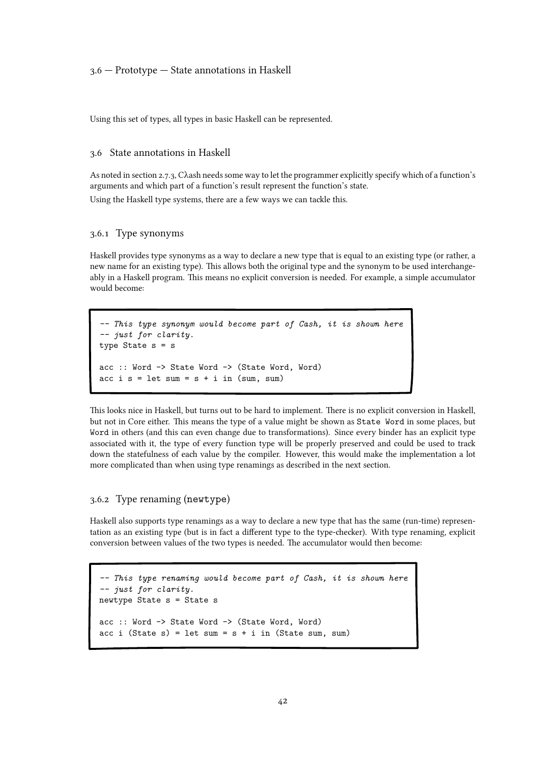Using this set of types, all types in basic Haskell can be represented.

## 3.6 State annotations in Haskell

As noted in section 2.7.3, Cλash needs some way to let the programmer explicitly specify which of a function's arguments and which part of a function's result represent the function's state.

Using the Haskell type systems, there are a few ways we can tackle this.

### 3.6.1 Type synonyms

Haskell provides type synonyms as a way to declare a new type that is equal to an existing type (or rather, a new name for an existing type). This allows both the original type and the synonym to be used interchangeably in a Haskell program. This means no explicit conversion is needed. For example, a simple accumulator would become:

```
-- This type synonym would become part of Cash, it is shown here
-- just for clarity.
type State s = s

acc :: Word -> State Word -> (State Word, Word)
acc i s = let sum = s + i in (sum, sum)
```

This looks nice in Haskell, but turns out to be hard to implement. There is no explicit conversion in Haskell, but not in Core either. This means the type of a value might be shown as `State Word` in some places, but `Word` in others (and this can even change due to transformations). Since every binder has an explicit type associated with it, the type of every function type will be properly preserved and could be used to track down the statefulness of each value by the compiler. However, this would make the implementation a lot more complicated than when using type renamings as described in the next section.

### 3.6.2 Type renaming (newtype)

Haskell also supports type renamings as a way to declare a new type that has the same (run-time) representation as an existing type (but is in fact a different type to the type-checker). With type renaming, explicit conversion between values of the two types is needed. The accumulator would then become:

```
-- This type renaming would become part of Cash, it is shown here
-- just for clarity.
newtype State s = State s

acc :: Word -> State Word -> (State Word, Word)
acc i (State s) = let sum = s + i in (State sum, sum)
```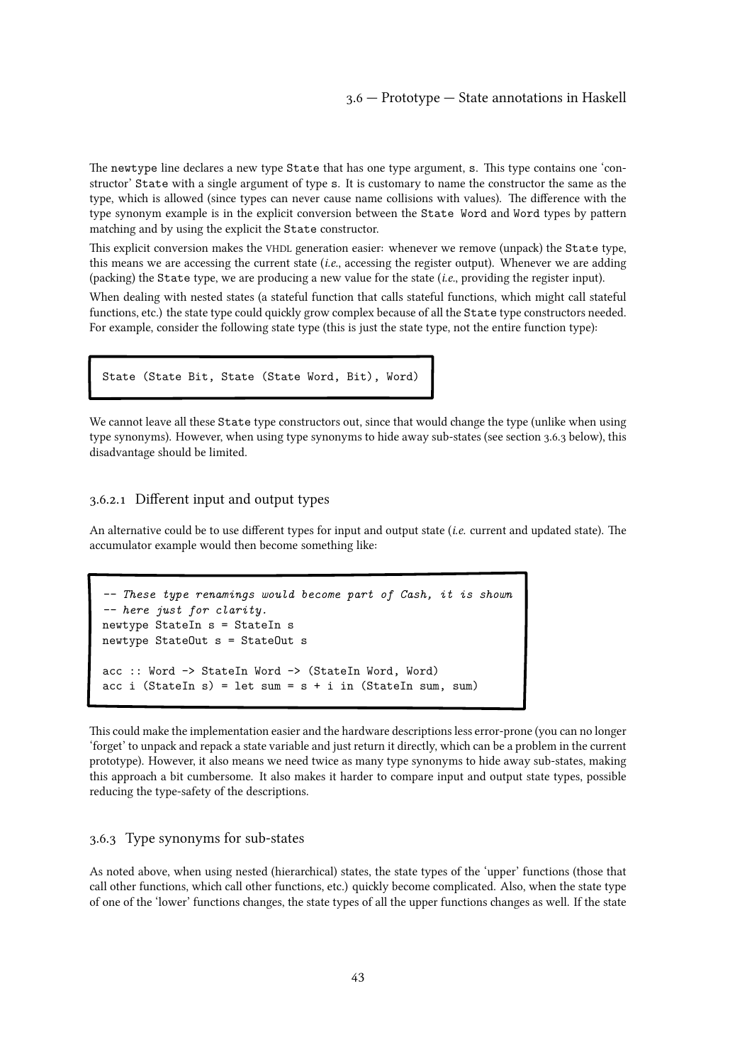The `newtype` line declares a new type `State` that has one type argument, `s`. This type contains one 'constructor' `State` with a single argument of type `s`. It is customary to name the constructor the same as the type, which is allowed (since types can never cause name collisions with values). The difference with the type synonym example is in the explicit conversion between the `State Word` and `Word` types by pattern matching and by using the explicit the `State` constructor.

This explicit conversion makes the VHDL generation easier: whenever we remove (unpack) the `State` type, this means we are accessing the current state (*i.e.*, accessing the register output). Whenever we are adding (packing) the `State` type, we are producing a new value for the state (*i.e.*, providing the register input).

When dealing with nested states (a stateful function that calls stateful functions, which might call stateful functions, etc.) the state type could quickly grow complex because of all the `State` type constructors needed. For example, consider the following state type (this is just the state type, not the entire function type):

```
State (State Bit, State (State Word, Bit), Word)
```

We cannot leave all these `State` type constructors out, since that would change the type (unlike when using type synonyms). However, when using type synonyms to hide away sub-states (see section 3.6.3 below), this disadvantage should be limited.

#### 3.6.2.1 Different input and output types

An alternative could be to use different types for input and output state (*i.e.* current and updated state). The accumulator example would then become something like:

```
-- These type renamings would become part of Cash, it is shown
-- here just for clarity.
newtype StateIn s = StateIn s
newtype StateOut s = StateOut s

acc :: Word -> StateIn Word -> (StateIn Word, Word)
acc i (StateIn s) = let sum = s + i in (StateIn sum, sum)
```

This could make the implementation easier and the hardware descriptions less error-prone (you can no longer 'forget' to unpack and repack a state variable and just return it directly, which can be a problem in the current prototype). However, it also means we need twice as many type synonyms to hide away sub-states, making this approach a bit cumbersome. It also makes it harder to compare input and output state types, possible reducing the type-safety of the descriptions.

### 3.6.3 Type synonyms for sub-states

As noted above, when using nested (hierarchical) states, the state types of the 'upper' functions (those that call other functions, which call other functions, etc.) quickly become complicated. Also, when the state type of one of the 'lower' functions changes, the state types of all the upper functions changes as well. If the state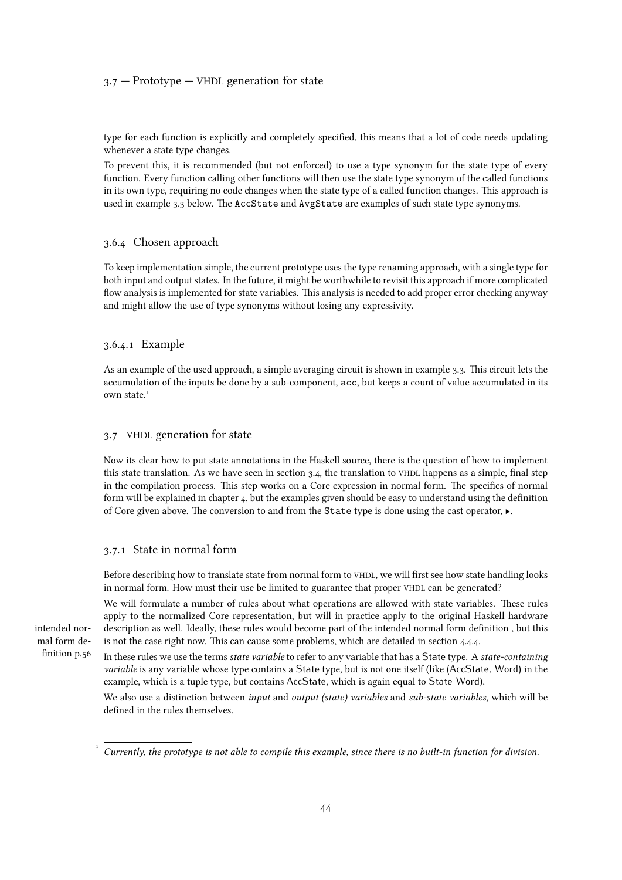type for each function is explicitly and completely specified, this means that a lot of code needs updating whenever a state type changes.

To prevent this, it is recommended (but not enforced) to use a type synonym for the state type of every function. Every function calling other functions will then use the state type synonym of the called functions in its own type, requiring no code changes when the state type of a called function changes. This approach is used in example 3.3 below. The `AccState` and `AvgState` are examples of such state type synonyms.

### 3.6.4 Chosen approach

To keep implementation simple, the current prototype uses the type renaming approach, with a single type for both input and output states. In the future, it might be worthwhile to revisit this approach if more complicated flow analysis is implemented for state variables. This analysis is needed to add proper error checking anyway and might allow the use of type synonyms without losing any expressivity.

#### 3.6.4.1 Example

As an example of the used approach, a simple averaging circuit is shown in example 3.3. This circuit lets the accumulation of the inputs be done by a sub-component, `acc`, but keeps a count of value accumulated in its own state.[1]

## 3.7 VHDL generation for state

Now its clear how to put state annotations in the Haskell source, there is the question of how to implement this state translation. As we have seen in section 3.4, the translation to VHDL happens as a simple, final step in the compilation process. This step works on a Core expression in normal form. The specifics of normal form will be explained in chapter 4, but the examples given should be easy to understand using the definition of Core given above. The conversion to and from the `State` type is done using the cast operator, ▸.

### 3.7.1 State in normal form

Before describing how to translate state from normal form to VHDL, we will first see how state handling looks in normal form. How must their use be limited to guarantee that proper VHDL can be generated?

We will formulate a number of rules about what operations are allowed with state variables. These rules apply to the normalized Core representation, but will in practice apply to the original Haskell hardware description as well. Ideally, these rules would become part of the intended normal form definition , but this is not the case right now. This can cause some problems, which are detailed in section 4.4.4.

intended normal form definition p.56

In these rules we use the terms *state variable* to refer to any variable that has a State type. A *state-containing variable* is any variable whose type contains a State type, but is not one itself (like (AccState, Word) in the example, which is a tuple type, but contains AccState, which is again equal to State Word).

We also use a distinction between *input* and *output (state) variables* and *sub-state variables*, which will be defined in the rules themselves.

[1] *Currently, the prototype is not able to compile this example, since there is no built-in function for division.*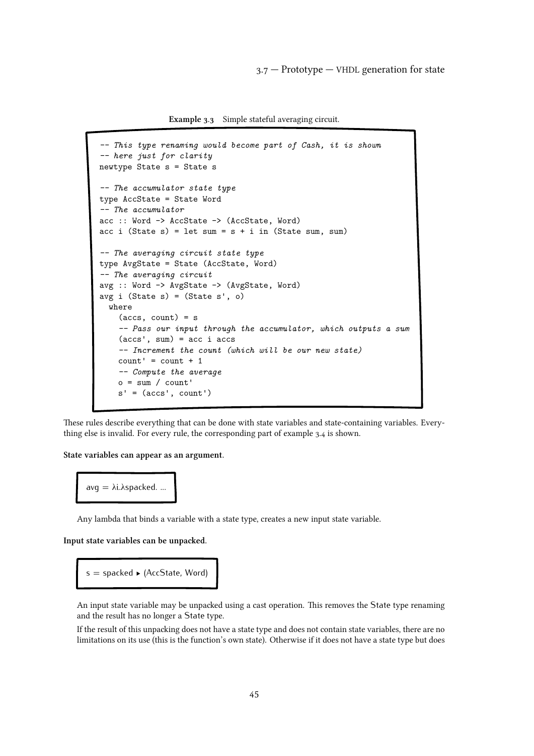**Example 3.3** Simple stateful averaging circuit.

```
-- This type renaming would become part of Cash, it is shown
-- here just for clarity
newtype State s = State s

-- The accumulator state type
type AccState = State Word
-- The accumulator
acc :: Word -> AccState -> (AccState, Word)
acc i (State s) = let sum = s + i in (State sum, sum)

-- The averaging circuit state type
type AvgState = State (AccState, Word)
-- The averaging circuit
avg :: Word -> AvgState -> (AvgState, Word)
avg i (State s) = (State s', o)
  where
    (accs, count) = s
    -- Pass our input through the accumulator, which outputs a sum
    (accs', sum) = acc i accs
    -- Increment the count (which will be our new state)
    count' = count + 1
    -- Compute the average
    o = sum / count'
    s' = (accs', count')
```

These rules describe everything that can be done with state variables and state-containing variables. Everything else is invalid. For every rule, the corresponding part of example 3.4 is shown.

**State variables can appear as an argument.**

$$\text{avg} = \lambda i.\lambda \text{spacked}.\ \ldots$$

Any lambda that binds a variable with a state type, creates a new input state variable.

**Input state variables can be unpacked.**

$$\text{s} = \text{spacked} \blacktriangleright (\text{AccState, Word})$$

An input state variable may be unpacked using a cast operation. This removes the State type renaming and the result has no longer a State type.

If the result of this unpacking does not have a state type and does not contain state variables, there are no limitations on its use (this is the function's own state). Otherwise if it does not have a state type but does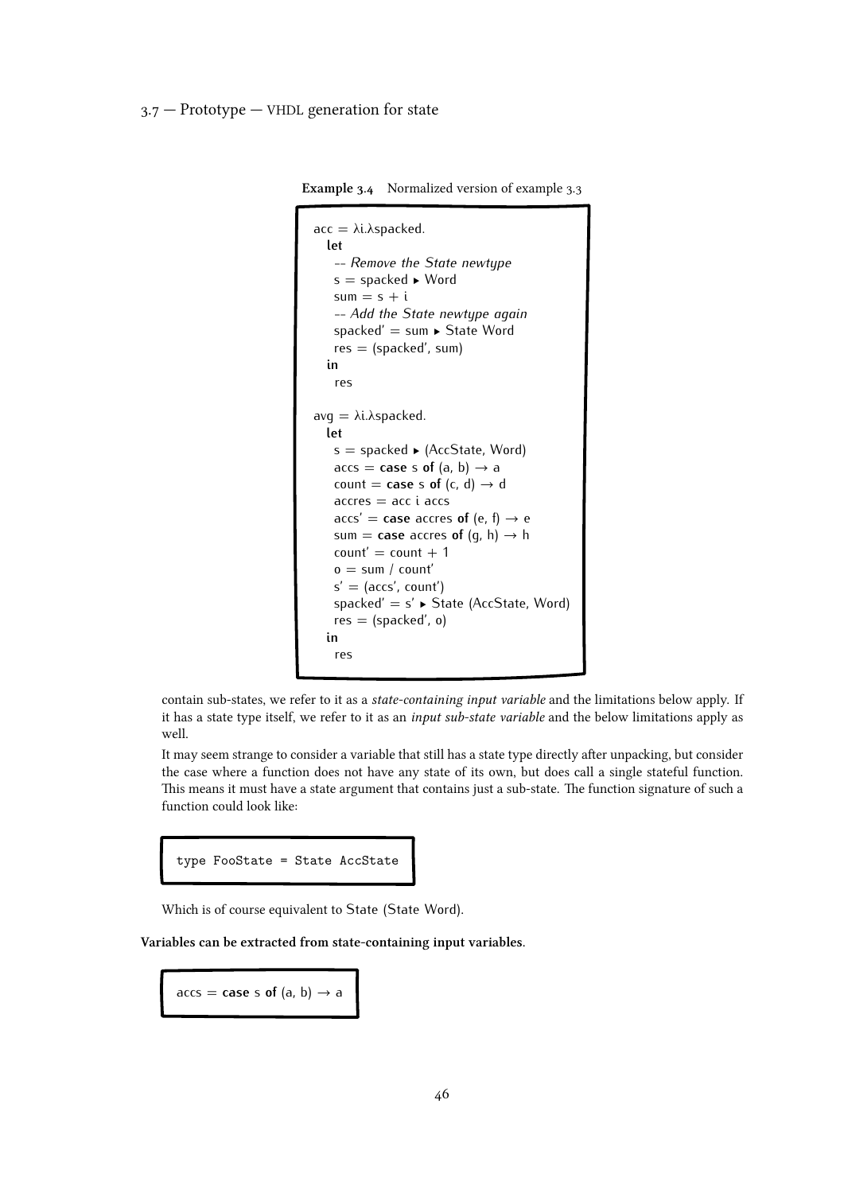**Example 3.4** Normalized version of example 3.3

```
acc = λi.λspacked.
  let
    -- Remove the State newtype
    s = spacked ▸ Word
    sum = s + i
    -- Add the State newtype again
    spacked' = sum ▸ State Word
    res = (spacked', sum)
  in
    res

avg = λi.λspacked.
  let
    s = spacked ▸ (AccState, Word)
    accs = case s of (a, b) → a
    count = case s of (c, d) → d
    accres = acc i accs
    accs' = case accres of (e, f) → e
    sum = case accres of (g, h) → h
    count' = count + 1
    o = sum / count'
    s' = (accs', count')
    spacked' = s' ▸ State (AccState, Word)
    res = (spacked', o)
  in
    res
```

contain sub-states, we refer to it as a *state-containing input variable* and the limitations below apply. If it has a state type itself, we refer to it as an *input sub-state variable* and the below limitations apply as well.

It may seem strange to consider a variable that still has a state type directly after unpacking, but consider the case where a function does not have any state of its own, but does call a single stateful function. This means it must have a state argument that contains just a sub-state. The function signature of such a function could look like:

```
type FooState = State AccState
```

Which is of course equivalent to State (State Word).

**Variables can be extracted from state-containing input variables.**

```
accs = case s of (a, b) → a
```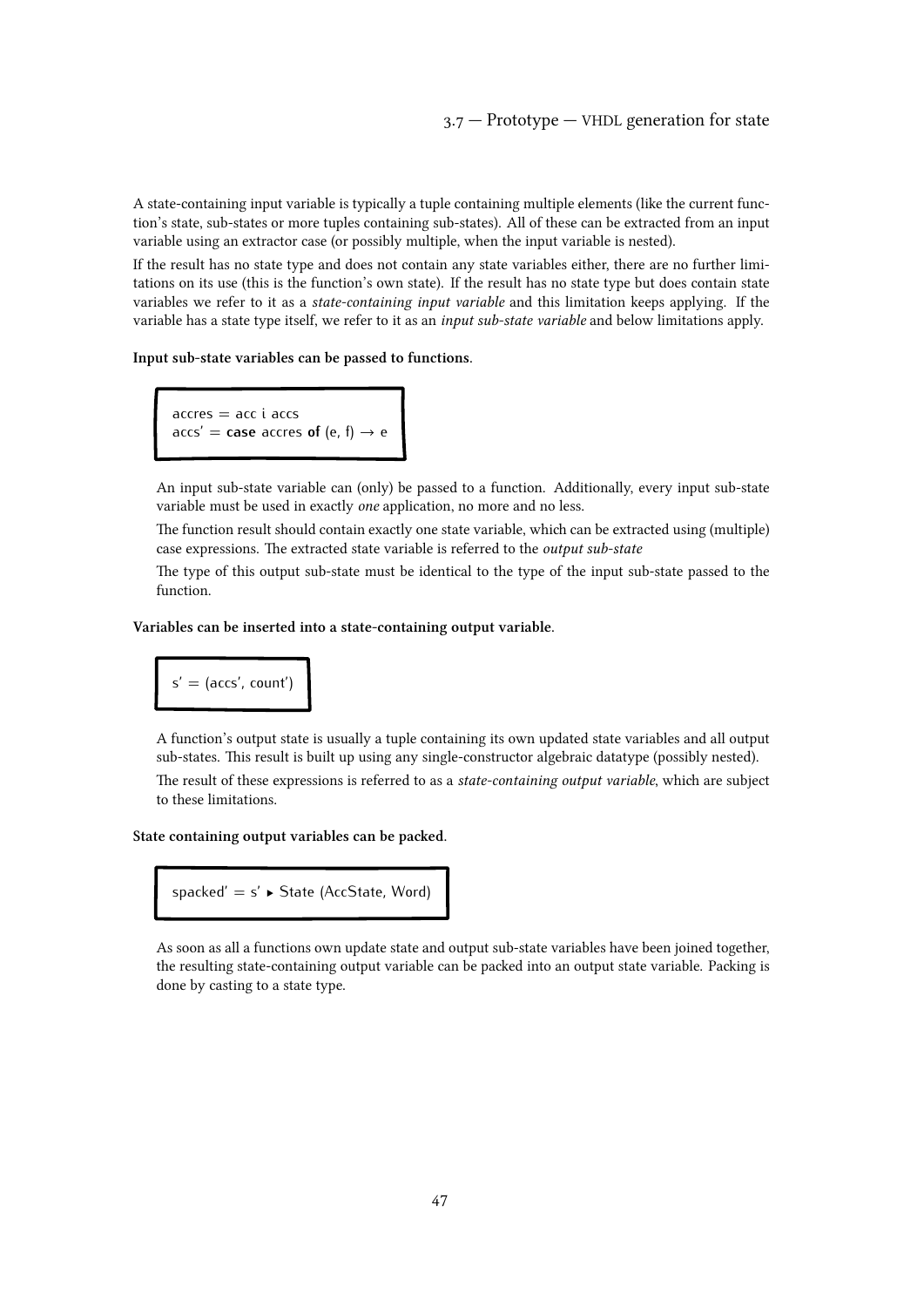A state-containing input variable is typically a tuple containing multiple elements (like the current function's state, sub-states or more tuples containing sub-states). All of these can be extracted from an input variable using an extractor case (or possibly multiple, when the input variable is nested).

If the result has no state type and does not contain any state variables either, there are no further limitations on its use (this is the function's own state). If the result has no state type but does contain state variables we refer to it as a *state-containing input variable* and this limitation keeps applying. If the variable has a state type itself, we refer to it as an *input sub-state variable* and below limitations apply.

**Input sub-state variables can be passed to functions.**

```
accres = acc i accs
accs' = case accres of (e, f) → e
```

An input sub-state variable can (only) be passed to a function. Additionally, every input sub-state variable must be used in exactly *one* application, no more and no less.

The function result should contain exactly one state variable, which can be extracted using (multiple) case expressions. The extracted state variable is referred to the *output sub-state*

The type of this output sub-state must be identical to the type of the input sub-state passed to the function.

**Variables can be inserted into a state-containing output variable.**

```
s' = (accs', count')
```

A function's output state is usually a tuple containing its own updated state variables and all output sub-states. This result is built up using any single-constructor algebraic datatype (possibly nested).

The result of these expressions is referred to as a *state-containing output variable*, which are subject to these limitations.

**State containing output variables can be packed.**

```
spacked' = s' ▸ State (AccState, Word)
```

As soon as all a functions own update state and output sub-state variables have been joined together, the resulting state-containing output variable can be packed into an output state variable. Packing is done by casting to a state type.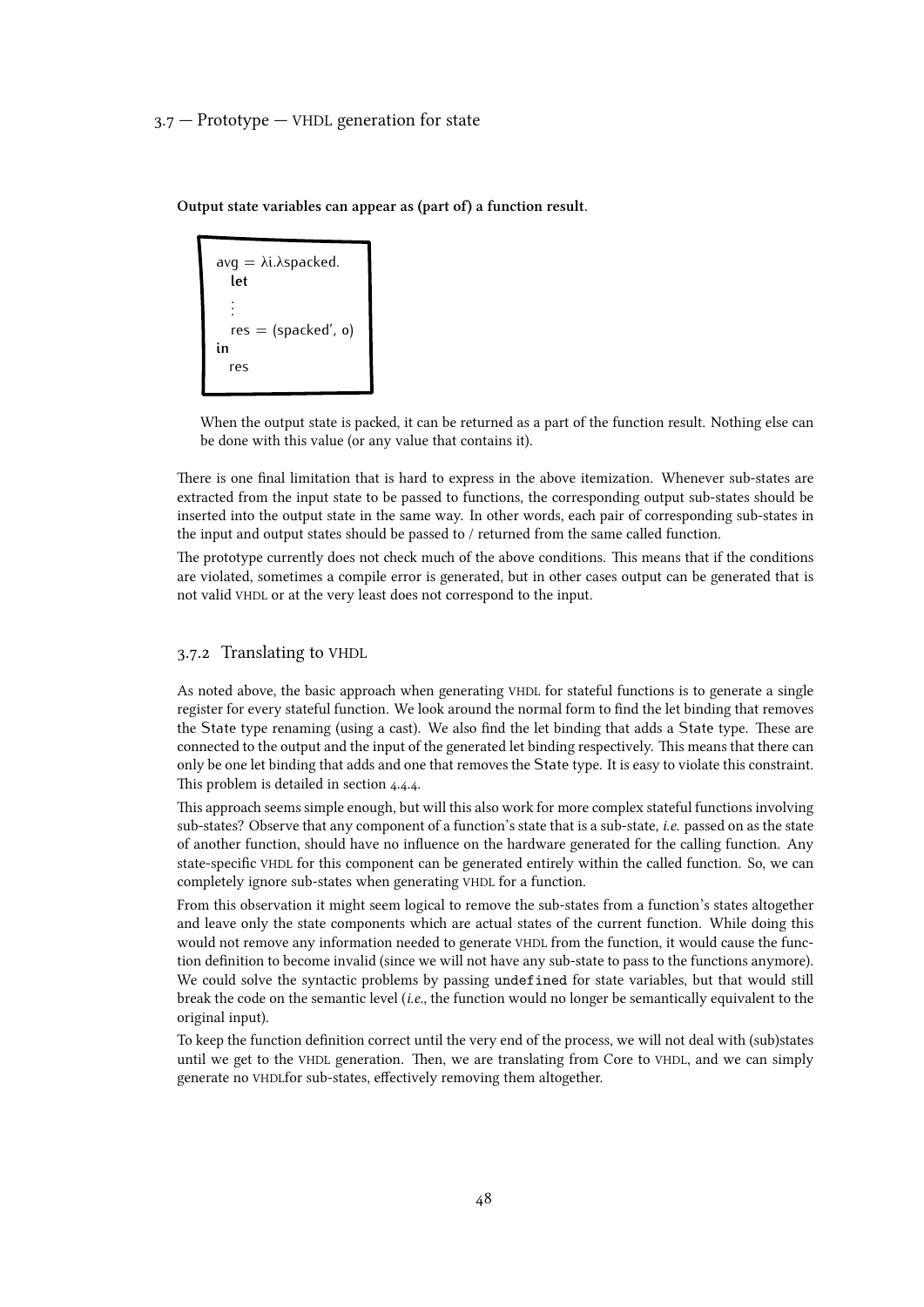**Output state variables can appear as (part of) a function result**.

```
avg = λi.λspacked.
  let
  ⋮
  res = (spacked', o)
in
  res
```

When the output state is packed, it can be returned as a part of the function result. Nothing else can be done with this value (or any value that contains it).

There is one final limitation that is hard to express in the above itemization. Whenever sub-states are extracted from the input state to be passed to functions, the corresponding output sub-states should be inserted into the output state in the same way. In other words, each pair of corresponding sub-states in the input and output states should be passed to / returned from the same called function.

The prototype currently does not check much of the above conditions. This means that if the conditions are violated, sometimes a compile error is generated, but in other cases output can be generated that is not valid VHDL or at the very least does not correspond to the input.

### 3.7.2 Translating to VHDL

As noted above, the basic approach when generating VHDL for stateful functions is to generate a single register for every stateful function. We look around the normal form to find the let binding that removes the State type renaming (using a cast). We also find the let binding that adds a State type. These are connected to the output and the input of the generated let binding respectively. This means that there can only be one let binding that adds and one that removes the State type. It is easy to violate this constraint. This problem is detailed in section 4.4.4.

This approach seems simple enough, but will this also work for more complex stateful functions involving sub-states? Observe that any component of a function's state that is a sub-state, *i.e.* passed on as the state of another function, should have no influence on the hardware generated for the calling function. Any state-specific VHDL for this component can be generated entirely within the called function. So, we can completely ignore sub-states when generating VHDL for a function.

From this observation it might seem logical to remove the sub-states from a function's states altogether and leave only the state components which are actual states of the current function. While doing this would not remove any information needed to generate VHDL from the function, it would cause the function definition to become invalid (since we will not have any sub-state to pass to the functions anymore). We could solve the syntactic problems by passing `undefined` for state variables, but that would still break the code on the semantic level (*i.e.*, the function would no longer be semantically equivalent to the original input).

To keep the function definition correct until the very end of the process, we will not deal with (sub)states until we get to the VHDL generation. Then, we are translating from Core to VHDL, and we can simply generate no VHDLfor sub-states, effectively removing them altogether.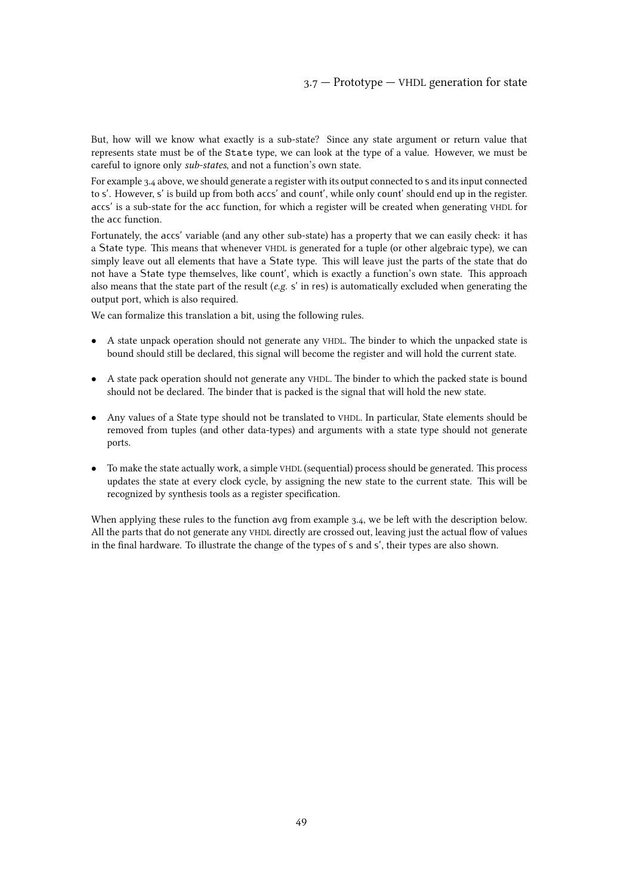But, how will we know what exactly is a sub-state? Since any state argument or return value that represents state must be of the `State` type, we can look at the type of a value. However, we must be careful to ignore only *sub-states*, and not a function's own state.

For example 3.4 above, we should generate a register with its output connected to s and its input connected to s′. However, s′ is build up from both accs′ and count′, while only count′ should end up in the register. accs′ is a sub-state for the acc function, for which a register will be created when generating VHDL for the acc function.

Fortunately, the accs′ variable (and any other sub-state) has a property that we can easily check: it has a State type. This means that whenever VHDL is generated for a tuple (or other algebraic type), we can simply leave out all elements that have a State type. This will leave just the parts of the state that do not have a State type themselves, like count′, which is exactly a function's own state. This approach also means that the state part of the result (*e.g.* s′ in res) is automatically excluded when generating the output port, which is also required.

We can formalize this translation a bit, using the following rules.

- A state unpack operation should not generate any VHDL. The binder to which the unpacked state is bound should still be declared, this signal will become the register and will hold the current state.
- A state pack operation should not generate any VHDL. The binder to which the packed state is bound should not be declared. The binder that is packed is the signal that will hold the new state.
- Any values of a State type should not be translated to VHDL. In particular, State elements should be removed from tuples (and other data-types) and arguments with a state type should not generate ports.
- To make the state actually work, a simple VHDL (sequential) process should be generated. This process updates the state at every clock cycle, by assigning the new state to the current state. This will be recognized by synthesis tools as a register specification.

When applying these rules to the function avg from example 3.4, we be left with the description below. All the parts that do not generate any VHDL directly are crossed out, leaving just the actual flow of values in the final hardware. To illustrate the change of the types of s and s′, their types are also shown.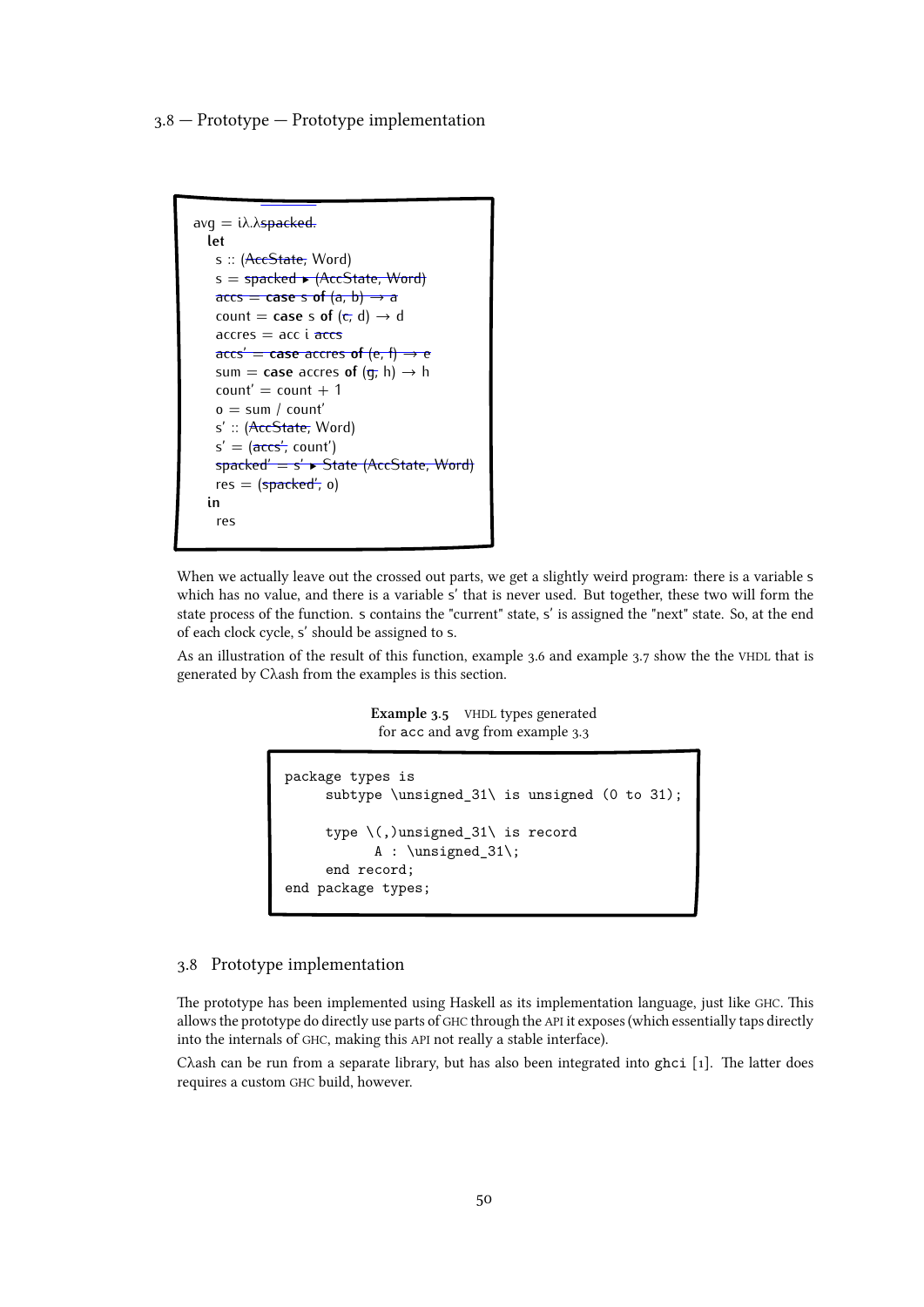```
avg = iλ.λspacked.
  let
    s :: (AccState, Word)
    s = spacked ▸ (AccState, Word)
    accs = case s of (a, b) → a
    count = case s of (c, d) → d
    accres = acc i accs
    accs' = case accres of (e, f) → e
    sum = case accres of (g, h) → h
    count' = count + 1
    o = sum / count'
    s' :: (AccState, Word)
    s' = (accs', count')
    spacked' = s' ▸ State (AccState, Word)
    res = (spacked', o)
  in
    res
```

When we actually leave out the crossed out parts, we get a slightly weird program: there is a variable s which has no value, and there is a variable s′ that is never used. But together, these two will form the state process of the function. s contains the "current" state, s′ is assigned the "next" state. So, at the end of each clock cycle, s′ should be assigned to s.

As an illustration of the result of this function, example 3.6 and example 3.7 show the the VHDL that is generated by Cλash from the examples is this section.

**Example 3.5** VHDL types generated for `acc` and `avg` from example 3.3

```
package types is
     subtype \unsigned_31\ is unsigned (0 to 31);

     type \(,)unsigned_31\ is record
           A : \unsigned_31\;
     end record;
end package types;
```

## 3.8 Prototype implementation

The prototype has been implemented using Haskell as its implementation language, just like GHC. This allows the prototype do directly use parts of GHC through the API it exposes (which essentially taps directly into the internals of GHC, making this API not really a stable interface).

Cλash can be run from a separate library, but has also been integrated into `ghci` [1]. The latter does requires a custom GHC build, however.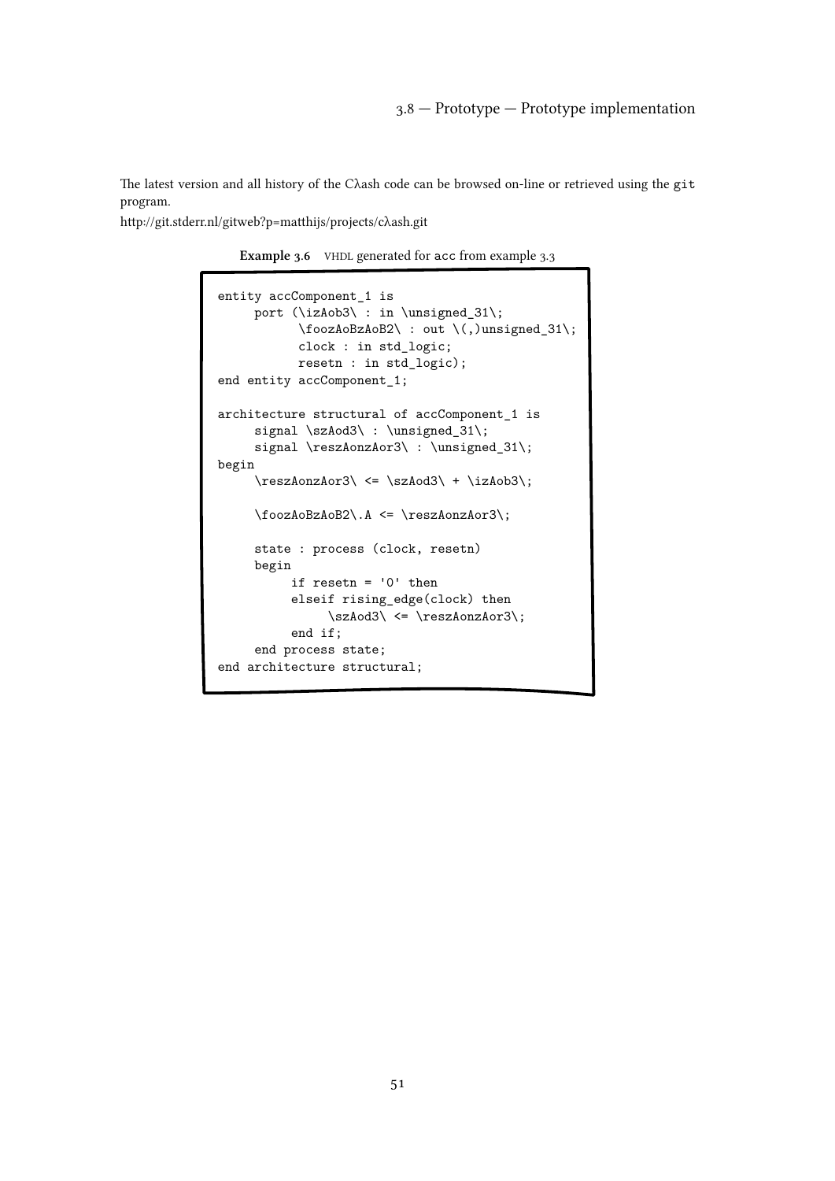The latest version and all history of the Cλash code can be browsed on-line or retrieved using the `git` program.

http://git.stderr.nl/gitweb?p=matthijs/projects/cλash.git

**Example 3.6** VHDL generated for `acc` from example 3.3

```
entity accComponent_1 is
     port (\izAob3\ : in \unsigned_31\;
           \foozAoBzAoB2\ : out \(,)unsigned_31\;
           clock : in std_logic;
           resetn : in std_logic);
end entity accComponent_1;

architecture structural of accComponent_1 is
     signal \szAod3\ : \unsigned_31\;
     signal \reszAonzAor3\ : \unsigned_31\;
begin
     \reszAonzAor3\ <= \szAod3\ + \izAob3\;

     \foozAoBzAoB2\.A <= \reszAonzAor3\;

     state : process (clock, resetn)
     begin
          if resetn = '0' then
          elseif rising_edge(clock) then
               \szAod3\ <= \reszAonzAor3\;
          end if;
     end process state;
end architecture structural;
```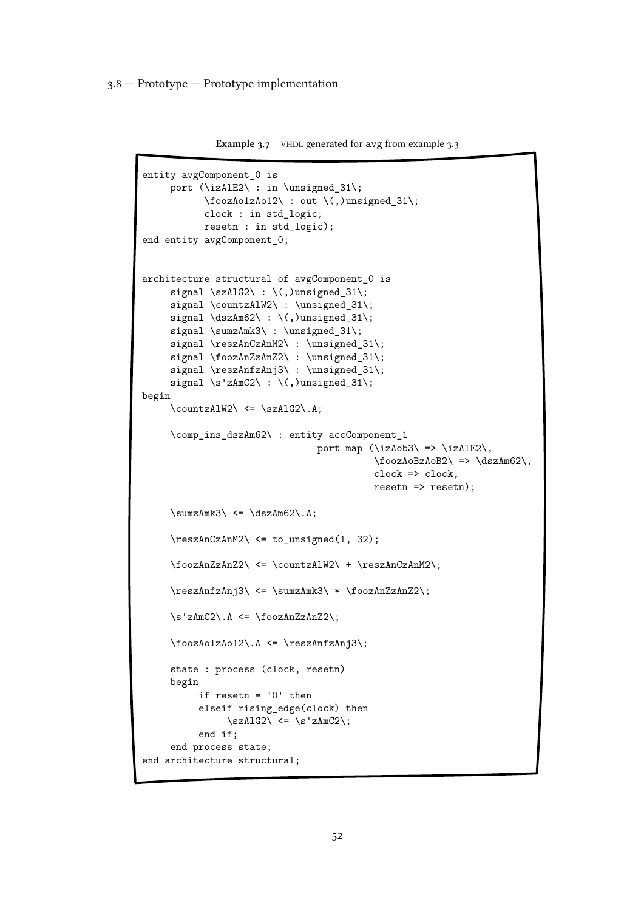**Example 3.7** VHDL generated for avg from example 3.3

```
entity avgComponent_0 is
     port (\izAlE2\ : in \unsigned_31\;
           \foozAo1zAo12\ : out \(,)unsigned_31\;
           clock : in std_logic;
           resetn : in std_logic);
end entity avgComponent_0;


architecture structural of avgComponent_0 is
     signal \szAlG2\ : \(,)unsigned_31\;
     signal \countzAlW2\ : \unsigned_31\;
     signal \dszAm62\ : \(,)unsigned_31\;
     signal \sumzAmk3\ : \unsigned_31\;
     signal \reszAnCzAnM2\ : \unsigned_31\;
     signal \foozAnZzAnZ2\ : \unsigned_31\;
     signal \reszAnfzAnj3\ : \unsigned_31\;
     signal \s'zAmC2\ : \(,)unsigned_31\;
begin
     \countzAlW2\ <= \szAlG2\.A;

     \comp_ins_dszAm62\ : entity accComponent_1
                               port map (\izAob3\ => \izAlE2\,
                                         \foozAoBzAoB2\ => \dszAm62\,
                                         clock => clock,
                                         resetn => resetn);

     \sumzAmk3\ <= \dszAm62\.A;

     \reszAnCzAnM2\ <= to_unsigned(1, 32);

     \foozAnZzAnZ2\ <= \countzAlW2\ + \reszAnCzAnM2\;

     \reszAnfzAnj3\ <= \sumzAmk3\ * \foozAnZzAnZ2\;

     \s'zAmC2\.A <= \foozAnZzAnZ2\;

     \foozAo1zAo12\.A <= \reszAnfzAnj3\;

     state : process (clock, resetn)
     begin
          if resetn = '0' then
          elseif rising_edge(clock) then
               \szAlG2\ <= \s'zAmC2\;
          end if;
     end process state;
end architecture structural;
```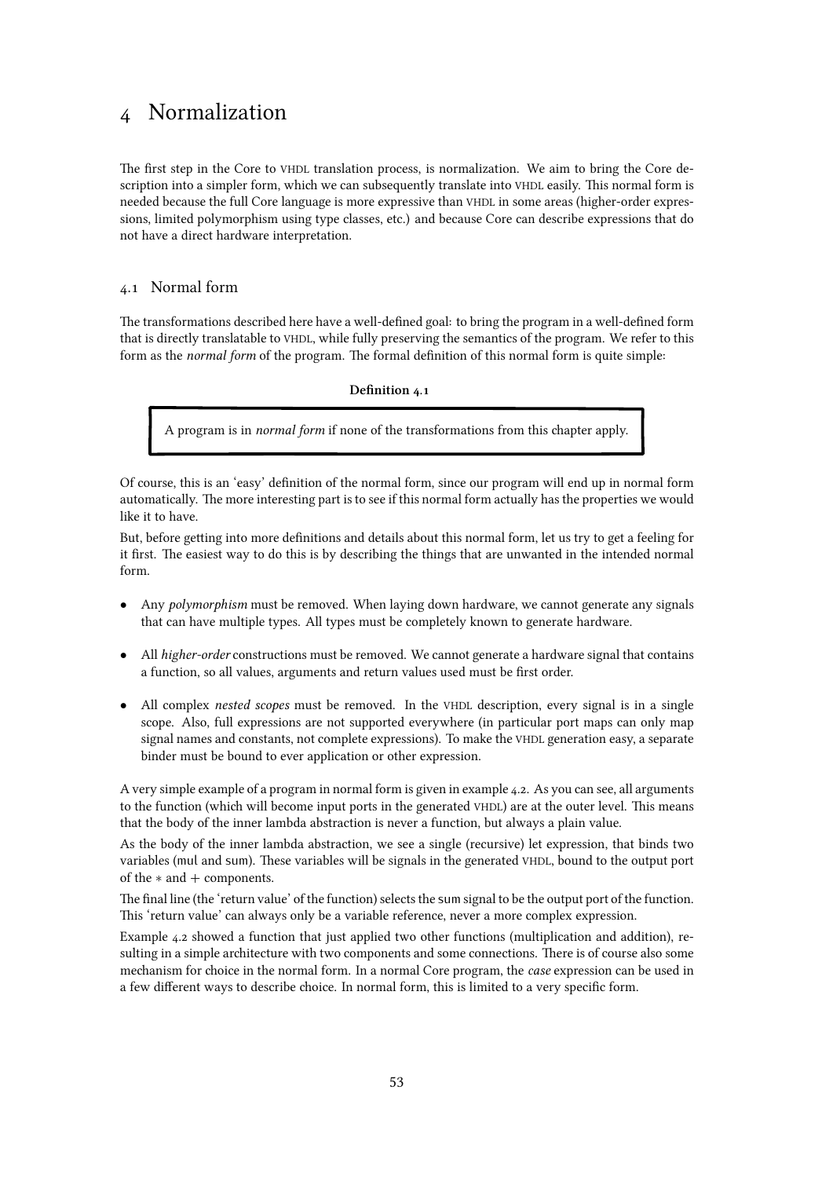# 4 Normalization

The first step in the Core to VHDL translation process, is normalization. We aim to bring the Core description into a simpler form, which we can subsequently translate into VHDL easily. This normal form is needed because the full Core language is more expressive than VHDL in some areas (higher-order expressions, limited polymorphism using type classes, etc.) and because Core can describe expressions that do not have a direct hardware interpretation.

## 4.1 Normal form

The transformations described here have a well-defined goal: to bring the program in a well-defined form that is directly translatable to VHDL, while fully preserving the semantics of the program. We refer to this form as the *normal form* of the program. The formal definition of this normal form is quite simple:

**Definition 4.1**

> A program is in *normal form* if none of the transformations from this chapter apply.

Of course, this is an 'easy' definition of the normal form, since our program will end up in normal form automatically. The more interesting part is to see if this normal form actually has the properties we would like it to have.

But, before getting into more definitions and details about this normal form, let us try to get a feeling for it first. The easiest way to do this is by describing the things that are unwanted in the intended normal form.

- Any *polymorphism* must be removed. When laying down hardware, we cannot generate any signals that can have multiple types. All types must be completely known to generate hardware.
- All *higher-order* constructions must be removed. We cannot generate a hardware signal that contains a function, so all values, arguments and return values used must be first order.
- All complex *nested scopes* must be removed. In the VHDL description, every signal is in a single scope. Also, full expressions are not supported everywhere (in particular port maps can only map signal names and constants, not complete expressions). To make the VHDL generation easy, a separate binder must be bound to ever application or other expression.

A very simple example of a program in normal form is given in example 4.2. As you can see, all arguments to the function (which will become input ports in the generated VHDL) are at the outer level. This means that the body of the inner lambda abstraction is never a function, but always a plain value.

As the body of the inner lambda abstraction, we see a single (recursive) let expression, that binds two variables (mul and sum). These variables will be signals in the generated VHDL, bound to the output port of the $*$ and $+$ components.

The final line (the 'return value' of the function) selects the sum signal to be the output port of the function. This 'return value' can always only be a variable reference, never a more complex expression.

Example 4.2 showed a function that just applied two other functions (multiplication and addition), resulting in a simple architecture with two components and some connections. There is of course also some mechanism for choice in the normal form. In a normal Core program, the *case* expression can be used in a few different ways to describe choice. In normal form, this is limited to a very specific form.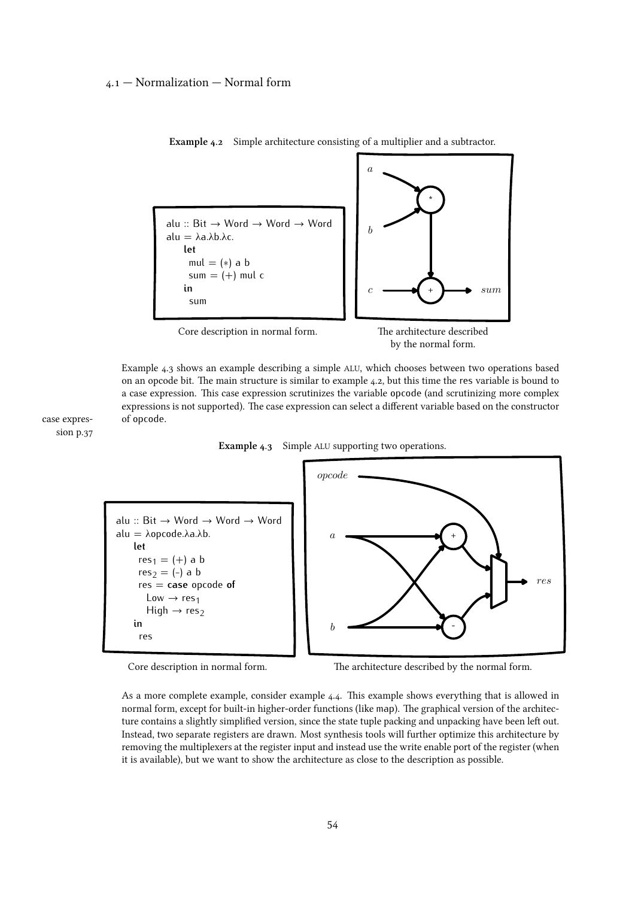**Example 4.2** Simple architecture consisting of a multiplier and a subtractor.

```
alu :: Bit → Word → Word → Word
alu = λa.λb.λc.
    let
      mul = (∗) a b
      sum = (+) mul c
    in
      sum
```

Core description in normal form.

The architecture described by the normal form.

Example 4.3 shows an example describing a simple ALU, which chooses between two operations based on an opcode bit. The main structure is similar to example 4.2, but this time the res variable is bound to a case expression. This case expression scrutinizes the variable opcode (and scrutinizing more complex expressions is not supported). The case expression can select a different variable based on the constructor of opcode.

case expression p.37

**Example 4.3** Simple ALU supporting two operations.

```
alu :: Bit → Word → Word → Word
alu = λopcode.λa.λb.
    let
      res1 = (+) a b
      res2 = (-) a b
      res = case opcode of
        Low → res1
        High → res2
    in
      res
```

Core description in normal form.

The architecture described by the normal form.

As a more complete example, consider example 4.4. This example shows everything that is allowed in normal form, except for built-in higher-order functions (like map). The graphical version of the architecture contains a slightly simplified version, since the state tuple packing and unpacking have been left out. Instead, two separate registers are drawn. Most synthesis tools will further optimize this architecture by removing the multiplexers at the register input and instead use the write enable port of the register (when it is available), but we want to show the architecture as close to the description as possible.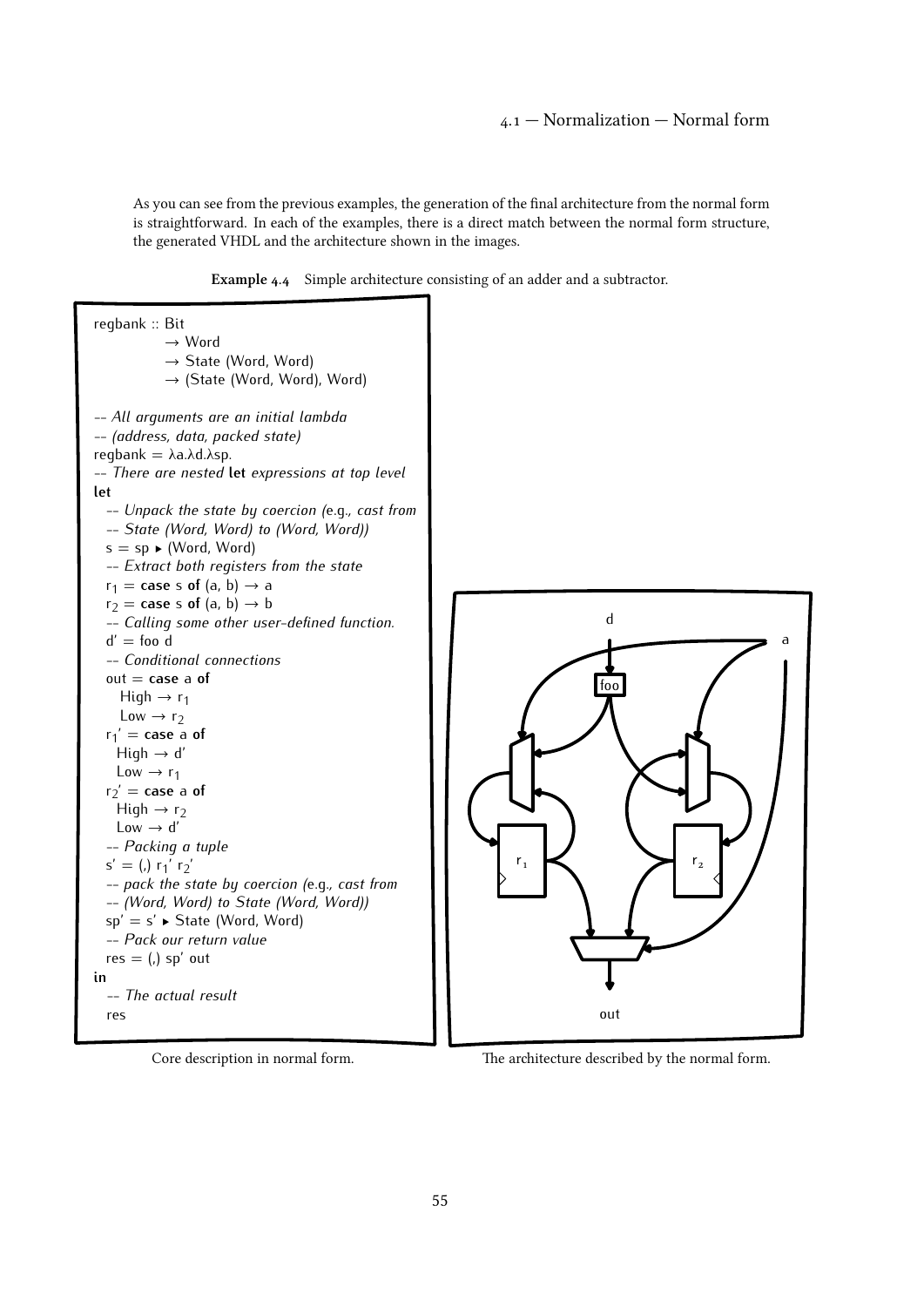As you can see from the previous examples, the generation of the final architecture from the normal form is straightforward. In each of the examples, there is a direct match between the normal form structure, the generated VHDL and the architecture shown in the images.

**Example 4.4** Simple architecture consisting of an adder and a subtractor.

```
regbank :: Bit
           → Word
           → State (Word, Word)
           → (State (Word, Word), Word)

-- All arguments are an initial lambda
-- (address, data, packed state)
regbank = λa.λd.λsp.
-- There are nested let expressions at top level
let
  -- Unpack the state by coercion (e.g., cast from
  -- State (Word, Word) to (Word, Word))
  s = sp ▸ (Word, Word)
  -- Extract both registers from the state
  r1 = case s of (a, b) → a
  r2 = case s of (a, b) → b
  -- Calling some other user-defined function.
  d' = foo d
  -- Conditional connections
  out = case a of
    High → r1
    Low → r2
  r1' = case a of
    High → d'
    Low → r1
  r2' = case a of
    High → r2
    Low → d'
  -- Packing a tuple
  s' = (,) r1' r2'
  -- pack the state by coercion (e.g., cast from
  -- (Word, Word) to State (Word, Word))
  sp' = s' ▸ State (Word, Word)
  -- Pack our return value
  res = (,) sp' out
in
  -- The actual result
  res
```

Core description in normal form.

The architecture described by the normal form.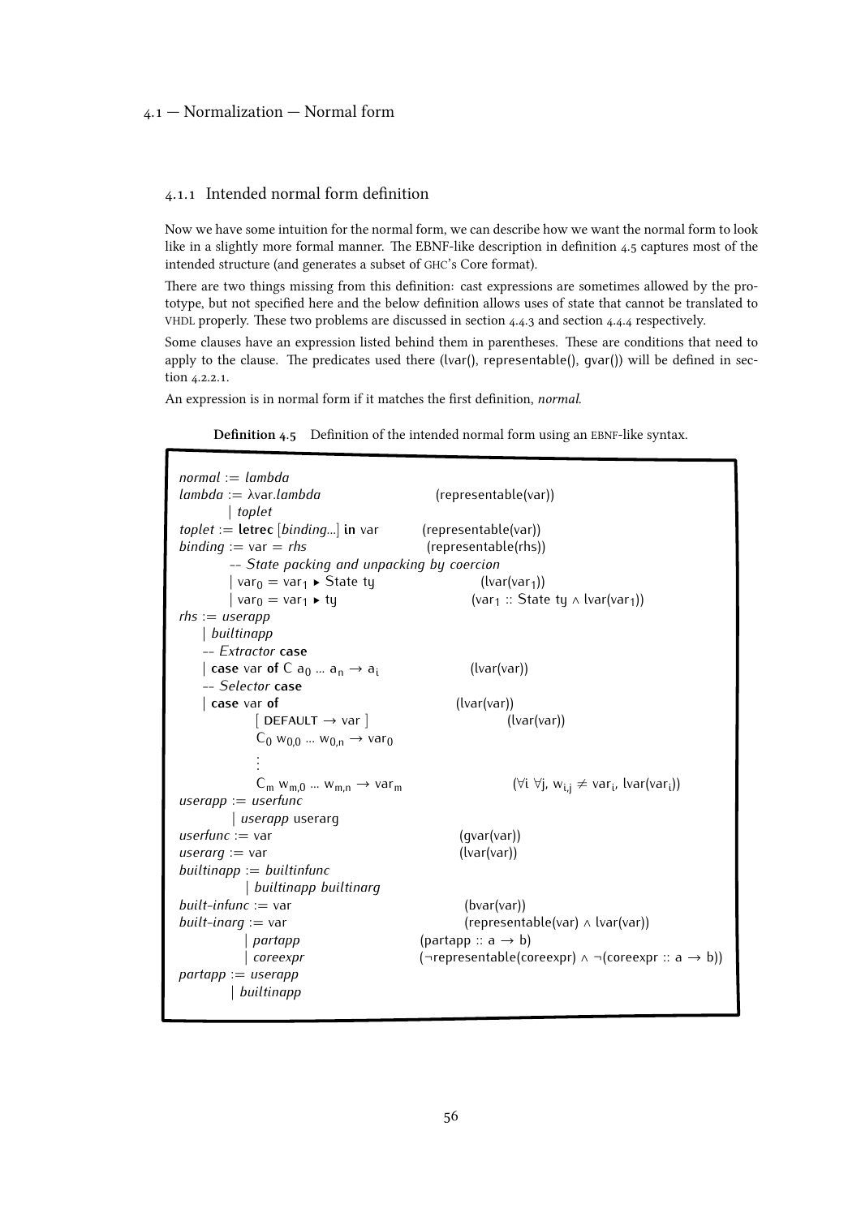### 4.1.1 Intended normal form definition

Now we have some intuition for the normal form, we can describe how we want the normal form to look like in a slightly more formal manner. The EBNF-like description in definition 4.5 captures most of the intended structure (and generates a subset of GHC's Core format).

There are two things missing from this definition: cast expressions are sometimes allowed by the prototype, but not specified here and the below definition allows uses of state that cannot be translated to VHDL properly. These two problems are discussed in section 4.4.3 and section 4.4.4 respectively.

Some clauses have an expression listed behind them in parentheses. These are conditions that need to apply to the clause. The predicates used there (lvar(), representable(), gvar()) will be defined in section 4.2.2.1.

An expression is in normal form if it matches the first definition, *normal*.

**Definition 4.5** Definition of the intended normal form using an EBNF-like syntax.

```
normal := lambda
lambda := λvar.lambda                          (representable(var))
        | toplet
toplet := letrec [binding...] in var          (representable(var))
binding := var = rhs                           (representable(rhs))
        -- State packing and unpacking by coercion
        | var0 = var1 ▸ State ty                   (lvar(var1))
        | var0 = var1 ▸ ty                         (var1 :: State ty ∧ lvar(var1))
rhs := userapp
    | builtinapp
    -- Extractor case
    | case var of C a0 ... an → ai                (lvar(var))
    -- Selector case
    | case var of                               (lvar(var))
            [ DEFAULT → var ]                          (lvar(var))
            C0 w0,0 ... w0,n → var0
            ⋮
            Cm wm,0 ... wm,n → varm                    (∀i ∀j, wi,j ≠ vari, lvar(vari))
userapp := userfunc
        | userapp userarg
userfunc := var                               (gvar(var))
userarg := var                                (lvar(var))
builtinapp := builtinfunc
           | builtinapp builtinarg
built-infunc := var                            (bvar(var))
built-inarg := var                             (representable(var) ∧ lvar(var))
            | partapp                        (partapp :: a → b)
            | coreexpr                       (¬representable(coreexpr) ∧ ¬(coreexpr :: a → b))
partapp := userapp
        | builtinapp
```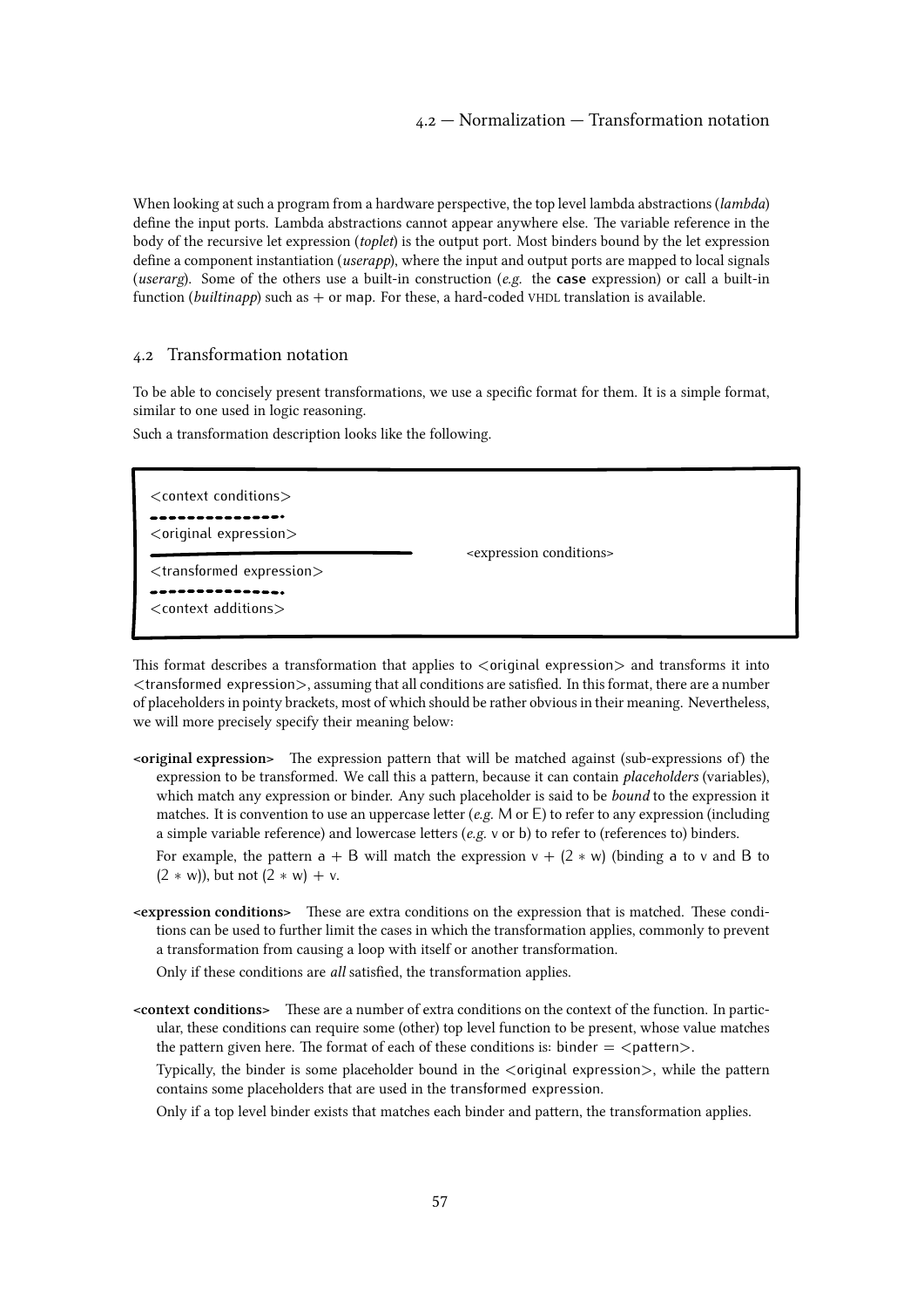When looking at such a program from a hardware perspective, the top level lambda abstractions (*lambda*) define the input ports. Lambda abstractions cannot appear anywhere else. The variable reference in the body of the recursive let expression (*toplet*) is the output port. Most binders bound by the let expression define a component instantiation (*userapp*), where the input and output ports are mapped to local signals (*userarg*). Some of the others use a built-in construction (*e.g.* the **case** expression) or call a built-in function (*builtinapp*) such as + or map. For these, a hard-coded VHDL translation is available.

## 4.2 Transformation notation

To be able to concisely present transformations, we use a specific format for them. It is a simple format, similar to one used in logic reasoning.

Such a transformation description looks like the following.

```
<context conditions>
- - - - - - - - - - - - - -
<original expression>
--------------------------------------        <expression conditions>
<transformed expression>
- - - - - - - - - - - - - -
<context additions>
```

This format describes a transformation that applies to <original expression> and transforms it into <transformed expression>, assuming that all conditions are satisfied. In this format, there are a number of placeholders in pointy brackets, most of which should be rather obvious in their meaning. Nevertheless, we will more precisely specify their meaning below:

**<original expression>** The expression pattern that will be matched against (sub-expressions of) the expression to be transformed. We call this a pattern, because it can contain *placeholders* (variables), which match any expression or binder. Any such placeholder is said to be *bound* to the expression it matches. It is convention to use an uppercase letter (*e.g.* M or E) to refer to any expression (including a simple variable reference) and lowercase letters (*e.g.* v or b) to refer to (references to) binders.

For example, the pattern $a + B$ will match the expression $v + (2 * w)$ (binding a to v and B to $(2 * w)$), but not $(2 * w) + v$.

**<expression conditions>** These are extra conditions on the expression that is matched. These conditions can be used to further limit the cases in which the transformation applies, commonly to prevent a transformation from causing a loop with itself or another transformation.

Only if these conditions are *all* satisfied, the transformation applies.

**<context conditions>** These are a number of extra conditions on the context of the function. In particular, these conditions can require some (other) top level function to be present, whose value matches the pattern given here. The format of each of these conditions is: binder = <pattern>.

Typically, the binder is some placeholder bound in the <original expression>, while the pattern contains some placeholders that are used in the transformed expression.

Only if a top level binder exists that matches each binder and pattern, the transformation applies.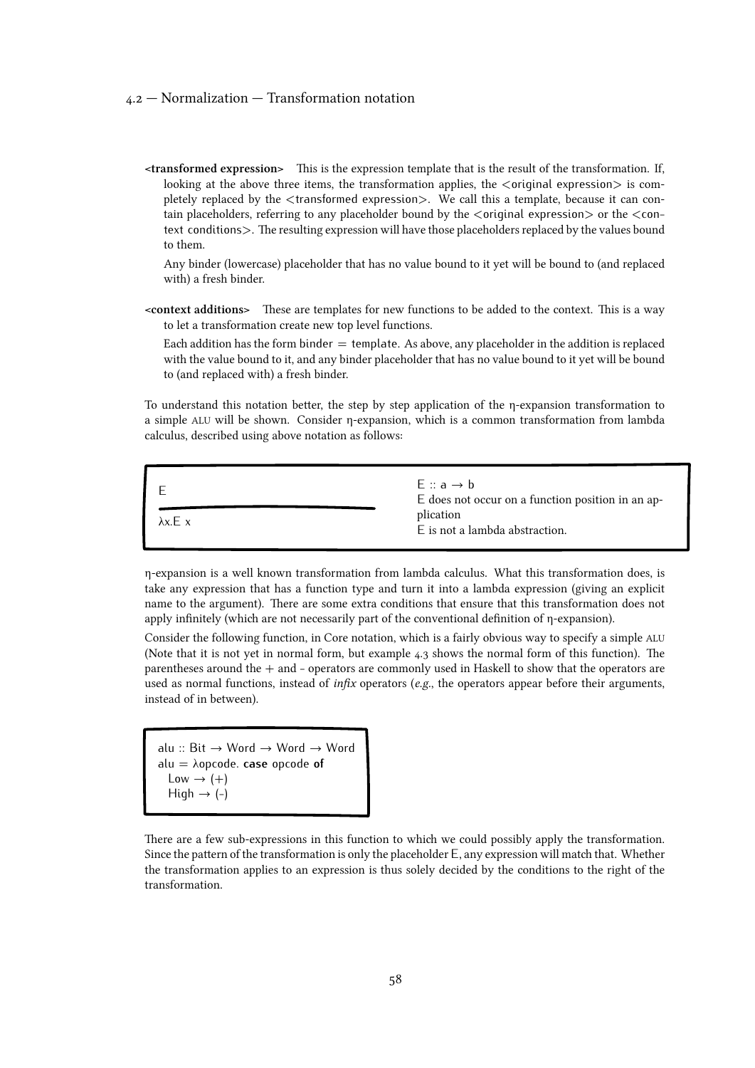**<transformed expression>** This is the expression template that is the result of the transformation. If, looking at the above three items, the transformation applies, the <original expression> is completely replaced by the <transformed expression>. We call this a template, because it can contain placeholders, referring to any placeholder bound by the <original expression> or the <context conditions>. The resulting expression will have those placeholders replaced by the values bound to them.

Any binder (lowercase) placeholder that has no value bound to it yet will be bound to (and replaced with) a fresh binder.

**<context additions>** These are templates for new functions to be added to the context. This is a way to let a transformation create new top level functions.

Each addition has the form binder = template. As above, any placeholder in the addition is replaced with the value bound to it, and any binder placeholder that has no value bound to it yet will be bound to (and replaced with) a fresh binder.

To understand this notation better, the step by step application of the η-expansion transformation to a simple ALU will be shown. Consider η-expansion, which is a common transformation from lambda calculus, described using above notation as follows:

```
E                      E :: a → b
─────────────────      E does not occur on a function position in an application
λx.E x                 E is not a lambda abstraction.
```

η-expansion is a well known transformation from lambda calculus. What this transformation does, is take any expression that has a function type and turn it into a lambda expression (giving an explicit name to the argument). There are some extra conditions that ensure that this transformation does not apply infinitely (which are not necessarily part of the conventional definition of η-expansion).

Consider the following function, in Core notation, which is a fairly obvious way to specify a simple ALU (Note that it is not yet in normal form, but example 4.3 shows the normal form of this function). The parentheses around the + and - operators are commonly used in Haskell to show that the operators are used as normal functions, instead of *infix* operators (*e.g.*, the operators appear before their arguments, instead of in between).

```
alu :: Bit → Word → Word → Word
alu = λopcode. case opcode of
  Low → (+)
  High → (-)
```

There are a few sub-expressions in this function to which we could possibly apply the transformation. Since the pattern of the transformation is only the placeholder E, any expression will match that. Whether the transformation applies to an expression is thus solely decided by the conditions to the right of the transformation.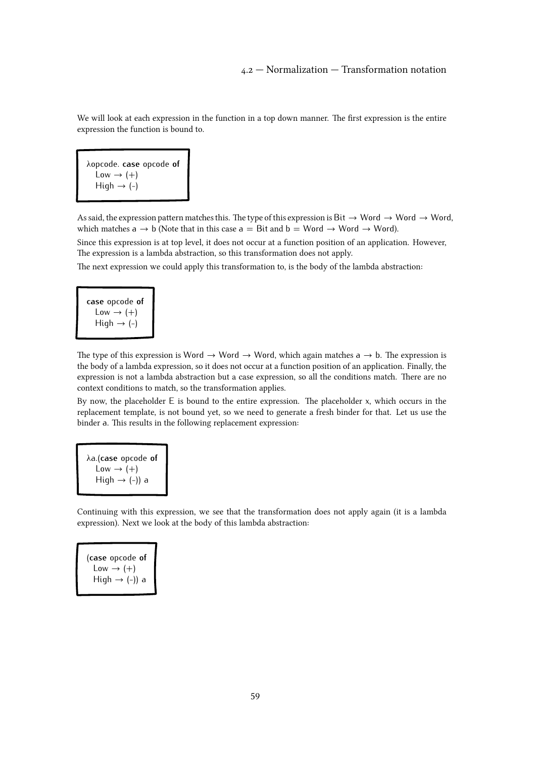We will look at each expression in the function in a top down manner. The first expression is the entire expression the function is bound to.

```
λopcode. case opcode of
  Low → (+)
  High → (-)
```

As said, the expression pattern matches this. The type of this expression is Bit → Word → Word → Word, which matches a → b (Note that in this case a = Bit and b = Word → Word → Word).

Since this expression is at top level, it does not occur at a function position of an application. However, The expression is a lambda abstraction, so this transformation does not apply.

The next expression we could apply this transformation to, is the body of the lambda abstraction:

```
case opcode of
  Low → (+)
  High → (-)
```

The type of this expression is Word → Word → Word, which again matches a → b. The expression is the body of a lambda expression, so it does not occur at a function position of an application. Finally, the expression is not a lambda abstraction but a case expression, so all the conditions match. There are no context conditions to match, so the transformation applies.

By now, the placeholder E is bound to the entire expression. The placeholder x, which occurs in the replacement template, is not bound yet, so we need to generate a fresh binder for that. Let us use the binder a. This results in the following replacement expression:

```
λa.(case opcode of
  Low → (+)
  High → (-)) a
```

Continuing with this expression, we see that the transformation does not apply again (it is a lambda expression). Next we look at the body of this lambda abstraction:

```
(case opcode of
  Low → (+)
  High → (-)) a
```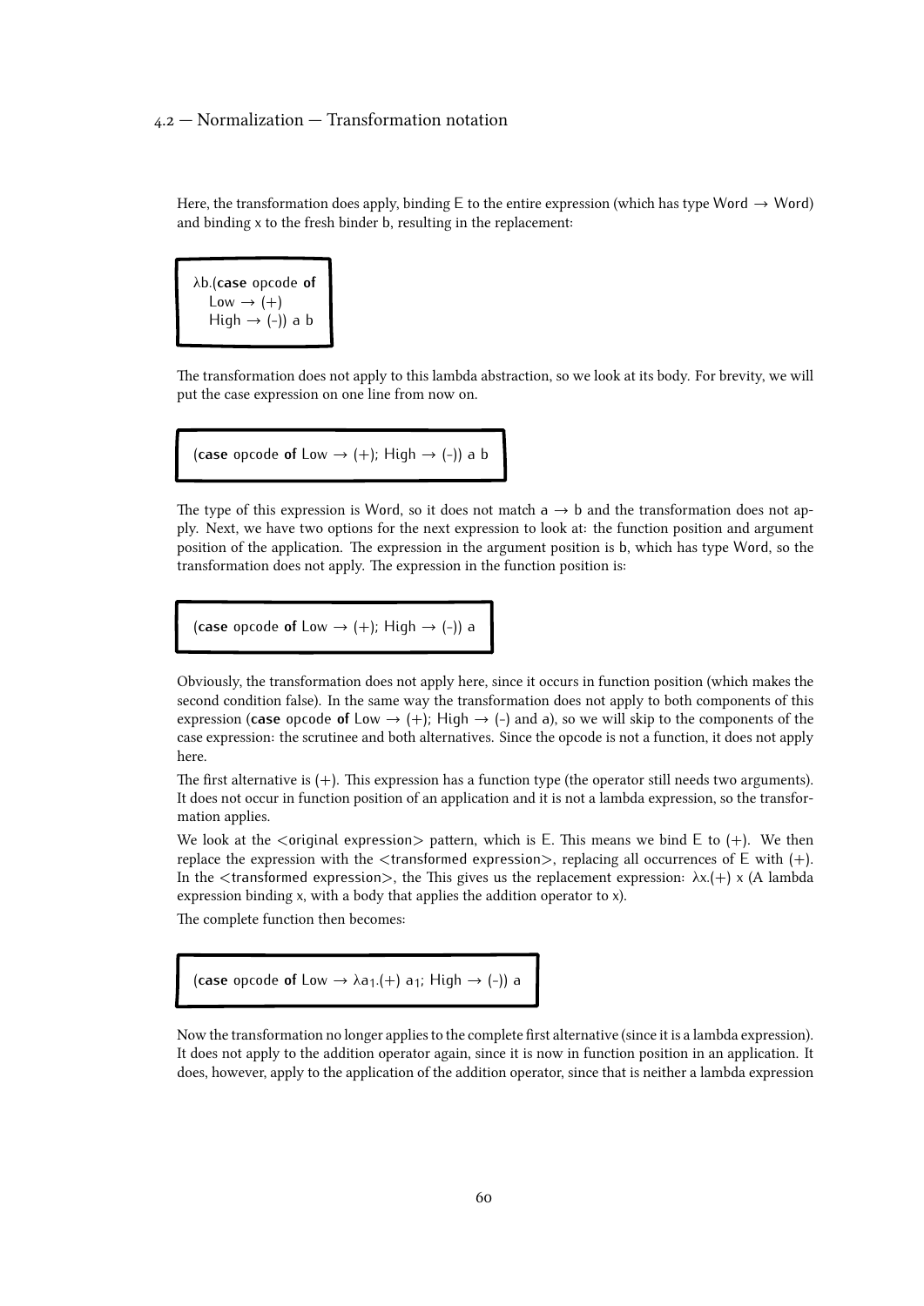Here, the transformation does apply, binding E to the entire expression (which has type Word → Word) and binding x to the fresh binder b, resulting in the replacement:

```
λb.(case opcode of
   Low → (+)
   High → (-)) a b
```

The transformation does not apply to this lambda abstraction, so we look at its body. For brevity, we will put the case expression on one line from now on.

```
(case opcode of Low → (+); High → (-)) a b
```

The type of this expression is Word, so it does not match a → b and the transformation does not apply. Next, we have two options for the next expression to look at: the function position and argument position of the application. The expression in the argument position is b, which has type Word, so the transformation does not apply. The expression in the function position is:

```
(case opcode of Low → (+); High → (-)) a
```

Obviously, the transformation does not apply here, since it occurs in function position (which makes the second condition false). In the same way the transformation does not apply to both components of this expression (**case** opcode **of** Low → (+); High → (-) and a), so we will skip to the components of the case expression: the scrutinee and both alternatives. Since the opcode is not a function, it does not apply here.

The first alternative is (+). This expression has a function type (the operator still needs two arguments). It does not occur in function position of an application and it is not a lambda expression, so the transformation applies.

We look at the <original expression> pattern, which is E. This means we bind E to (+). We then replace the expression with the <transformed expression>, replacing all occurrences of E with (+). In the <transformed expression>, the This gives us the replacement expression: λx.(+) x (A lambda expression binding x, with a body that applies the addition operator to x).

The complete function then becomes:

```
(case opcode of Low → λa₁.(+) a₁; High → (-)) a
```

Now the transformation no longer applies to the complete first alternative (since it is a lambda expression). It does not apply to the addition operator again, since it is now in function position in an application. It does, however, apply to the application of the addition operator, since that is neither a lambda expression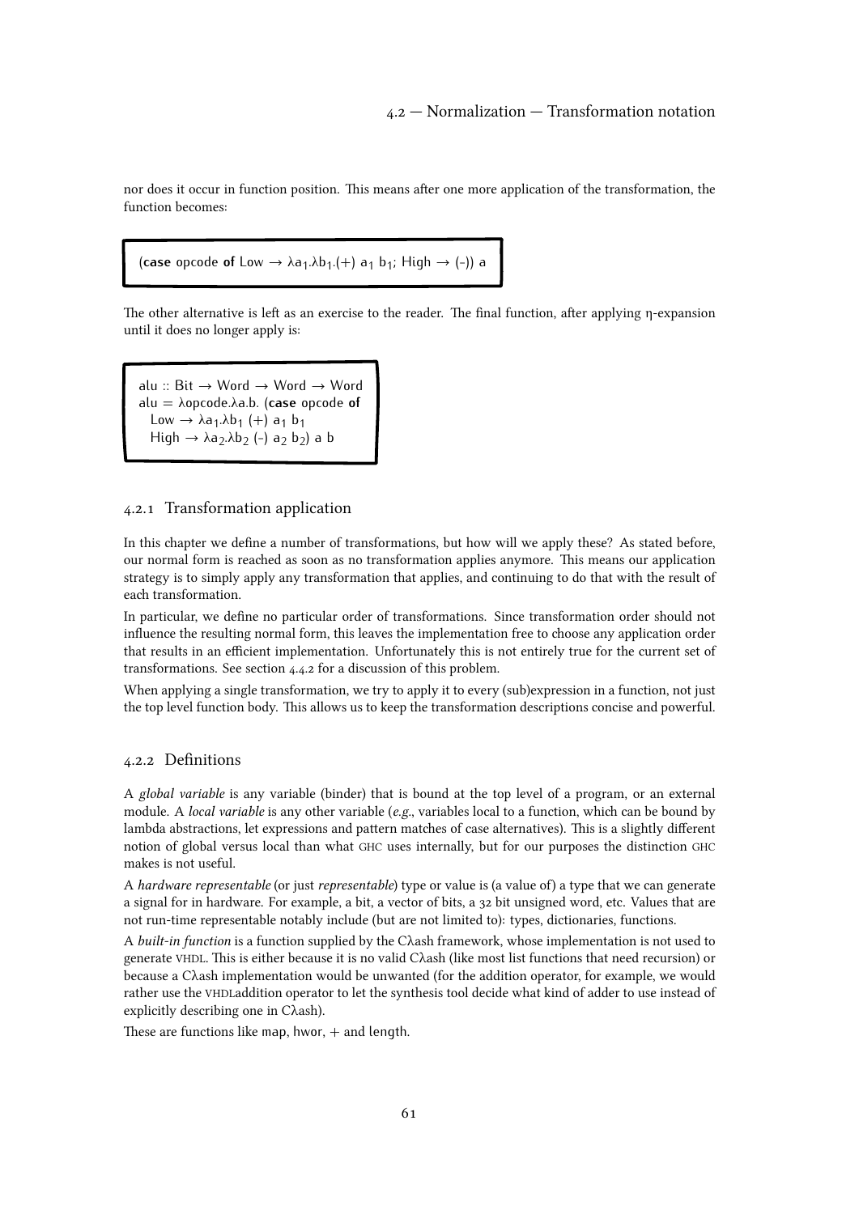nor does it occur in function position. This means after one more application of the transformation, the function becomes:

```
(case opcode of Low → λa₁.λb₁.(+) a₁ b₁; High → (-)) a
```

The other alternative is left as an exercise to the reader. The final function, after applying η-expansion until it does no longer apply is:

```
alu :: Bit → Word → Word → Word
alu = λopcode.λa.b. (case opcode of
  Low → λa₁.λb₁ (+) a₁ b₁
  High → λa₂.λb₂ (-) a₂ b₂) a b
```

### 4.2.1 Transformation application

In this chapter we define a number of transformations, but how will we apply these? As stated before, our normal form is reached as soon as no transformation applies anymore. This means our application strategy is to simply apply any transformation that applies, and continuing to do that with the result of each transformation.

In particular, we define no particular order of transformations. Since transformation order should not influence the resulting normal form, this leaves the implementation free to choose any application order that results in an efficient implementation. Unfortunately this is not entirely true for the current set of transformations. See section 4.4.2 for a discussion of this problem.

When applying a single transformation, we try to apply it to every (sub)expression in a function, not just the top level function body. This allows us to keep the transformation descriptions concise and powerful.

### 4.2.2 Definitions

A *global variable* is any variable (binder) that is bound at the top level of a program, or an external module. A *local variable* is any other variable (*e.g.*, variables local to a function, which can be bound by lambda abstractions, let expressions and pattern matches of case alternatives). This is a slightly different notion of global versus local than what GHC uses internally, but for our purposes the distinction GHC makes is not useful.

A *hardware representable* (or just *representable*) type or value is (a value of) a type that we can generate a signal for in hardware. For example, a bit, a vector of bits, a 32 bit unsigned word, etc. Values that are not run-time representable notably include (but are not limited to): types, dictionaries, functions.

A *built-in function* is a function supplied by the Cλash framework, whose implementation is not used to generate VHDL. This is either because it is no valid Cλash (like most list functions that need recursion) or because a Cλash implementation would be unwanted (for the addition operator, for example, we would rather use the VHDLaddition operator to let the synthesis tool decide what kind of adder to use instead of explicitly describing one in Cλash).

These are functions like `map`, `hwor`, + and `length`.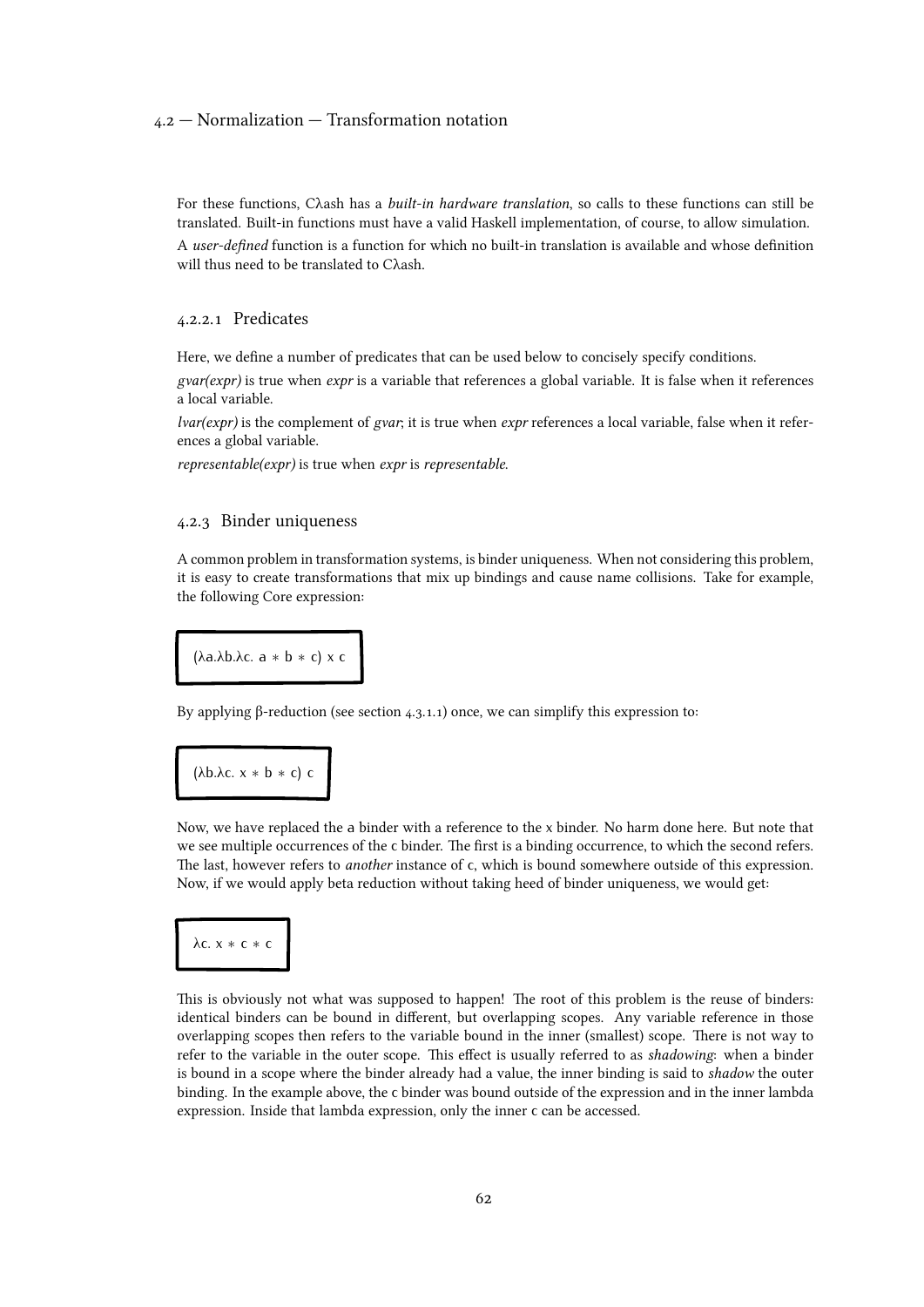For these functions, Cλash has a *built-in hardware translation*, so calls to these functions can still be translated. Built-in functions must have a valid Haskell implementation, of course, to allow simulation.

A *user-defined* function is a function for which no built-in translation is available and whose definition will thus need to be translated to Cλash.

#### 4.2.2.1 Predicates

Here, we define a number of predicates that can be used below to concisely specify conditions.

*gvar(expr)* is true when *expr* is a variable that references a global variable. It is false when it references a local variable.

*lvar(expr)* is the complement of *gvar*; it is true when *expr* references a local variable, false when it references a global variable.

*representable(expr)* is true when *expr* is *representable*.

### 4.2.3 Binder uniqueness

A common problem in transformation systems, is binder uniqueness. When not considering this problem, it is easy to create transformations that mix up bindings and cause name collisions. Take for example, the following Core expression:

```
(λa.λb.λc. a ∗ b ∗ c) x c
```

By applying β-reduction (see section 4.3.1.1) once, we can simplify this expression to:

```
(λb.λc. x ∗ b ∗ c) c
```

Now, we have replaced the a binder with a reference to the x binder. No harm done here. But note that we see multiple occurrences of the c binder. The first is a binding occurrence, to which the second refers. The last, however refers to *another* instance of c, which is bound somewhere outside of this expression. Now, if we would apply beta reduction without taking heed of binder uniqueness, we would get:

```
λc. x ∗ c ∗ c
```

This is obviously not what was supposed to happen! The root of this problem is the reuse of binders: identical binders can be bound in different, but overlapping scopes. Any variable reference in those overlapping scopes then refers to the variable bound in the inner (smallest) scope. There is not way to refer to the variable in the outer scope. This effect is usually referred to as *shadowing*: when a binder is bound in a scope where the binder already had a value, the inner binding is said to *shadow* the outer binding. In the example above, the c binder was bound outside of the expression and in the inner lambda expression. Inside that lambda expression, only the inner c can be accessed.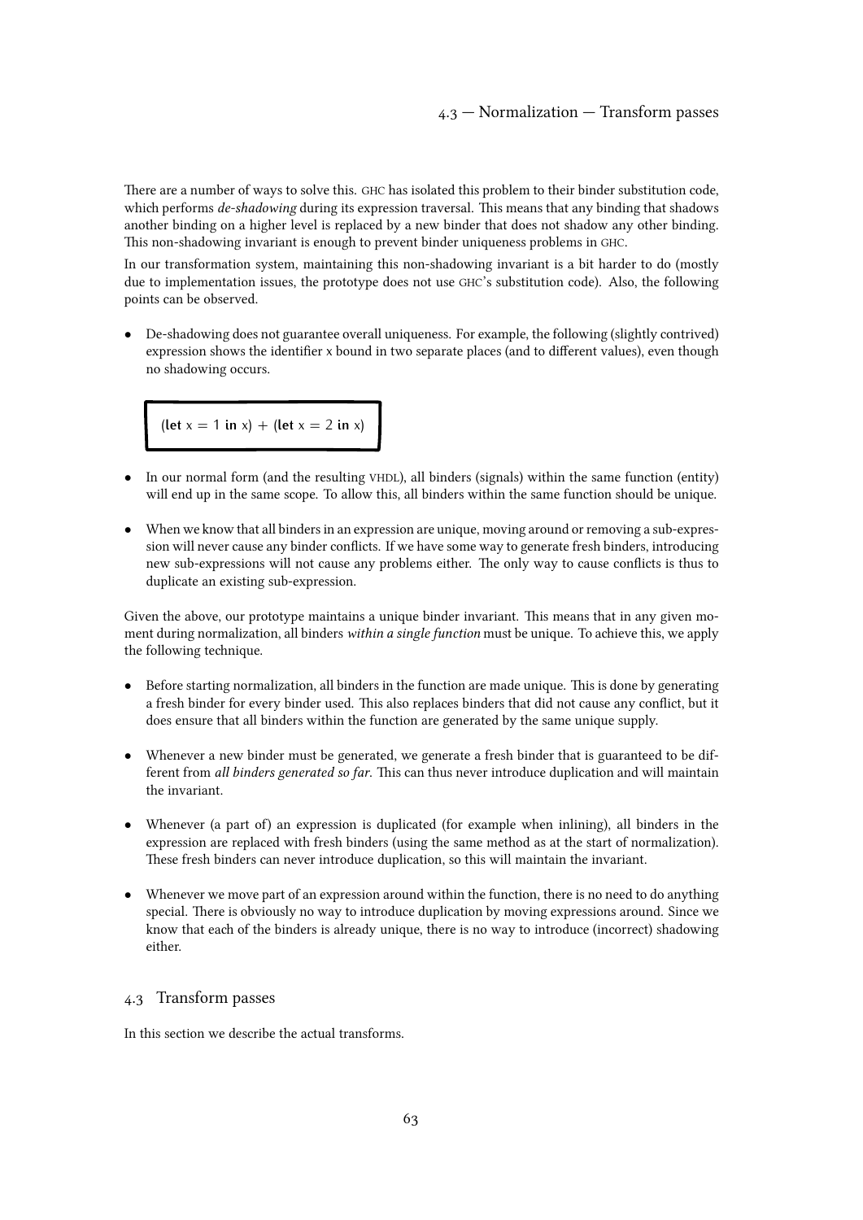There are a number of ways to solve this. GHC has isolated this problem to their binder substitution code, which performs *de-shadowing* during its expression traversal. This means that any binding that shadows another binding on a higher level is replaced by a new binder that does not shadow any other binding. This non-shadowing invariant is enough to prevent binder uniqueness problems in GHC.

In our transformation system, maintaining this non-shadowing invariant is a bit harder to do (mostly due to implementation issues, the prototype does not use GHC's substitution code). Also, the following points can be observed.

- De-shadowing does not guarantee overall uniqueness. For example, the following (slightly contrived) expression shows the identifier x bound in two separate places (and to different values), even though no shadowing occurs.

```
(let x = 1 in x) + (let x = 2 in x)
```

- In our normal form (and the resulting VHDL), all binders (signals) within the same function (entity) will end up in the same scope. To allow this, all binders within the same function should be unique.

- When we know that all binders in an expression are unique, moving around or removing a sub-expression will never cause any binder conflicts. If we have some way to generate fresh binders, introducing new sub-expressions will not cause any problems either. The only way to cause conflicts is thus to duplicate an existing sub-expression.

Given the above, our prototype maintains a unique binder invariant. This means that in any given moment during normalization, all binders *within a single function* must be unique. To achieve this, we apply the following technique.

- Before starting normalization, all binders in the function are made unique. This is done by generating a fresh binder for every binder used. This also replaces binders that did not cause any conflict, but it does ensure that all binders within the function are generated by the same unique supply.

- Whenever a new binder must be generated, we generate a fresh binder that is guaranteed to be different from *all binders generated so far*. This can thus never introduce duplication and will maintain the invariant.

- Whenever (a part of) an expression is duplicated (for example when inlining), all binders in the expression are replaced with fresh binders (using the same method as at the start of normalization). These fresh binders can never introduce duplication, so this will maintain the invariant.

- Whenever we move part of an expression around within the function, there is no need to do anything special. There is obviously no way to introduce duplication by moving expressions around. Since we know that each of the binders is already unique, there is no way to introduce (incorrect) shadowing either.

## 4.3 Transform passes

In this section we describe the actual transforms.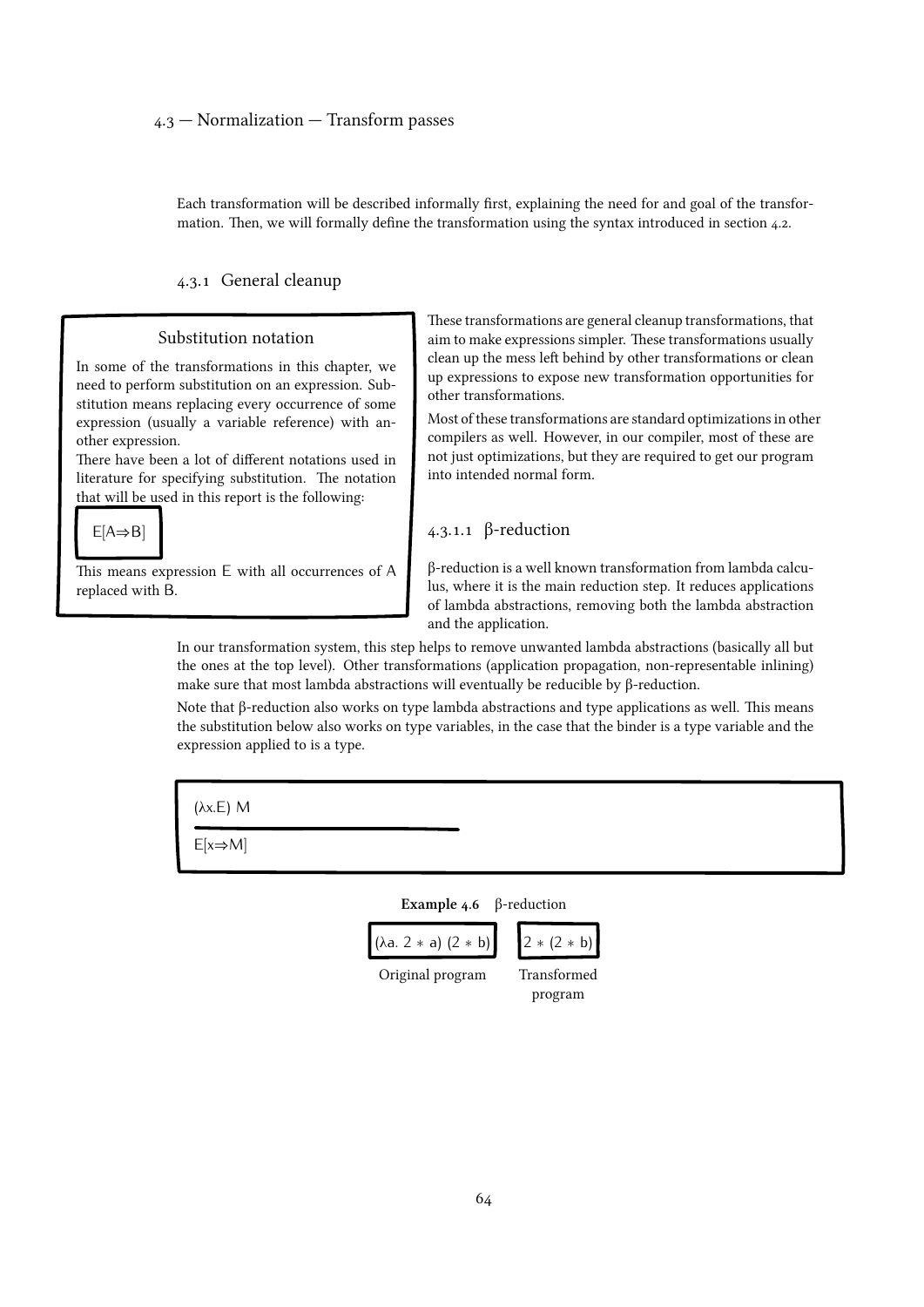### 4.3 — Normalization — Transform passes

Each transformation will be described informally first, explaining the need for and goal of the transformation. Then, we will formally define the transformation using the syntax introduced in section 4.2.

### 4.3.1 General cleanup

> **Substitution notation**
>
> In some of the transformations in this chapter, we need to perform substitution on an expression. Substitution means replacing every occurrence of some expression (usually a variable reference) with another expression.
>
> There have been a lot of different notations used in literature for specifying substitution. The notation that will be used in this report is the following:
>
> E[A⇒B]
>
> This means expression E with all occurrences of A replaced with B.

These transformations are general cleanup transformations, that aim to make expressions simpler. These transformations usually clean up the mess left behind by other transformations or clean up expressions to expose new transformation opportunities for other transformations.

Most of these transformations are standard optimizations in other compilers as well. However, in our compiler, most of these are not just optimizations, but they are required to get our program into intended normal form.

#### 4.3.1.1 β-reduction

β-reduction is a well known transformation from lambda calculus, where it is the main reduction step. It reduces applications of lambda abstractions, removing both the lambda abstraction and the application.

In our transformation system, this step helps to remove unwanted lambda abstractions (basically all but the ones at the top level). Other transformations (application propagation, non-representable inlining) make sure that most lambda abstractions will eventually be reducible by β-reduction.

Note that β-reduction also works on type lambda abstractions and type applications as well. This means the substitution below also works on type variables, in the case that the binder is a type variable and the expression applied to is a type.

```
(λx.E) M
─────────────
E[x⇒M]
```

**Example 4.6** β-reduction

| Original program | Transformed program |
| --- | --- |
| (λa. 2 ∗ a) (2 ∗ b) | 2 ∗ (2 ∗ b) |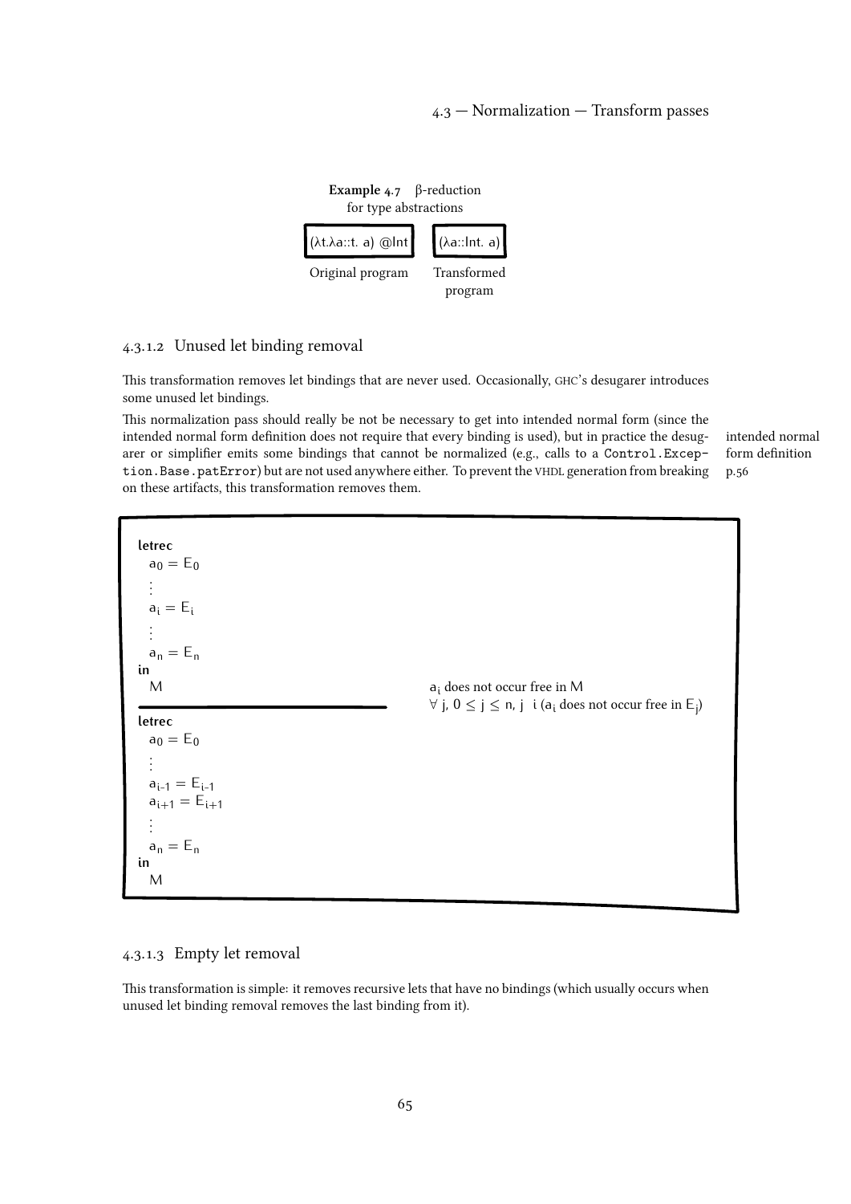**Example 4.7** β-reduction for type abstractions

| Original program | Transformed program |
|---|---|
| `(λt.λa::t. a) @Int` | `(λa::Int. a)` |

#### 4.3.1.2 Unused let binding removal

This transformation removes let bindings that are never used. Occasionally, GHC's desugarer introduces some unused let bindings.

This normalization pass should really be not be necessary to get into intended normal form (since the intended normal form definition does not require that every binding is used), but in practice the desugarer or simplifier emits some bindings that cannot be normalized (e.g., calls to a `Control.Exception.Base.patError`) but are not used anywhere either. To prevent the VHDL generation from breaking on these artifacts, this transformation removes them.

intended normal form definition p.56

```
letrec
  a_0 = E_0
  ⋮
  a_i = E_i
  ⋮
  a_n = E_n
in
  M
──────────────────────
letrec
  a_0 = E_0
  ⋮
  a_{i-1} = E_{i-1}
  a_{i+1} = E_{i+1}
  ⋮
  a_n = E_n
in
  M
```

$a_i$ does not occur free in $M$
$\forall\ j,\ 0 \leq j \leq n,\ j \neq i\ (a_i$ does not occur free in $E_j)$

#### 4.3.1.3 Empty let removal

This transformation is simple: it removes recursive lets that have no bindings (which usually occurs when unused let binding removal removes the last binding from it).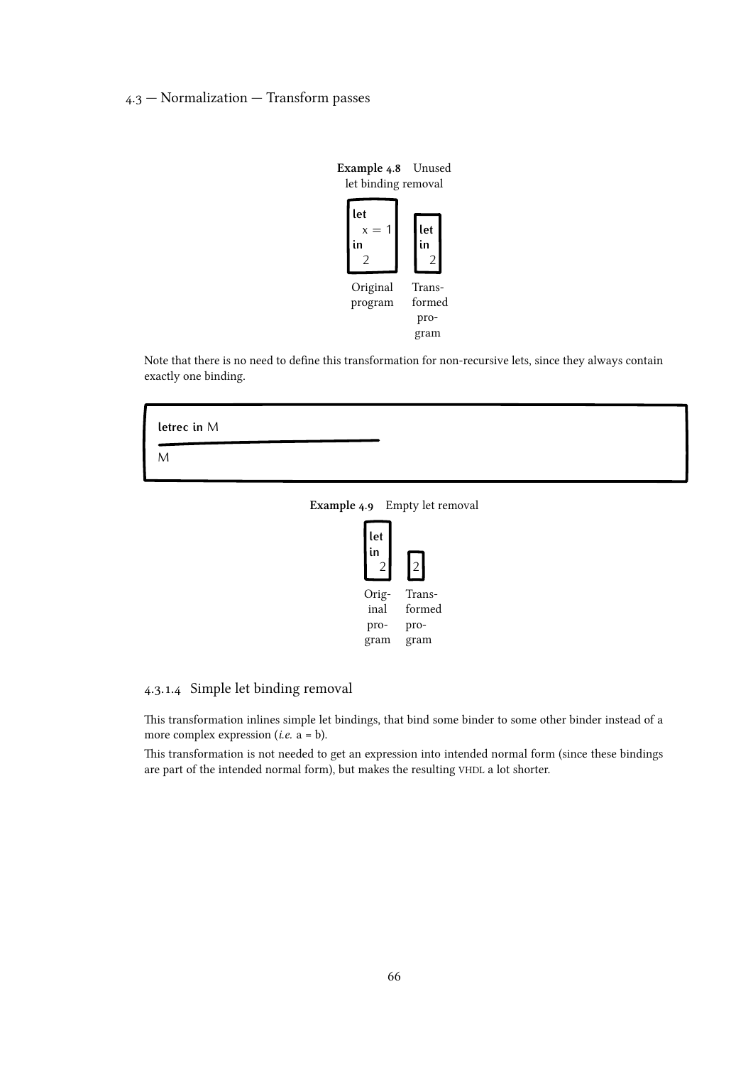**Example 4.8** Unused let binding removal

```
let
  x = 1
in
  2
```

Original program

```
let
in
  2
```

Transformed program

Note that there is no need to define this transformation for non-recursive lets, since they always contain exactly one binding.

```
letrec in M
-----------
M
```

**Example 4.9** Empty let removal

```
let
in
  2
```

Original program

```
2
```

Transformed program

#### 4.3.1.4 Simple let binding removal

This transformation inlines simple let bindings, that bind some binder to some other binder instead of a more complex expression (*i.e.* a = b).

This transformation is not needed to get an expression into intended normal form (since these bindings are part of the intended normal form), but makes the resulting VHDL a lot shorter.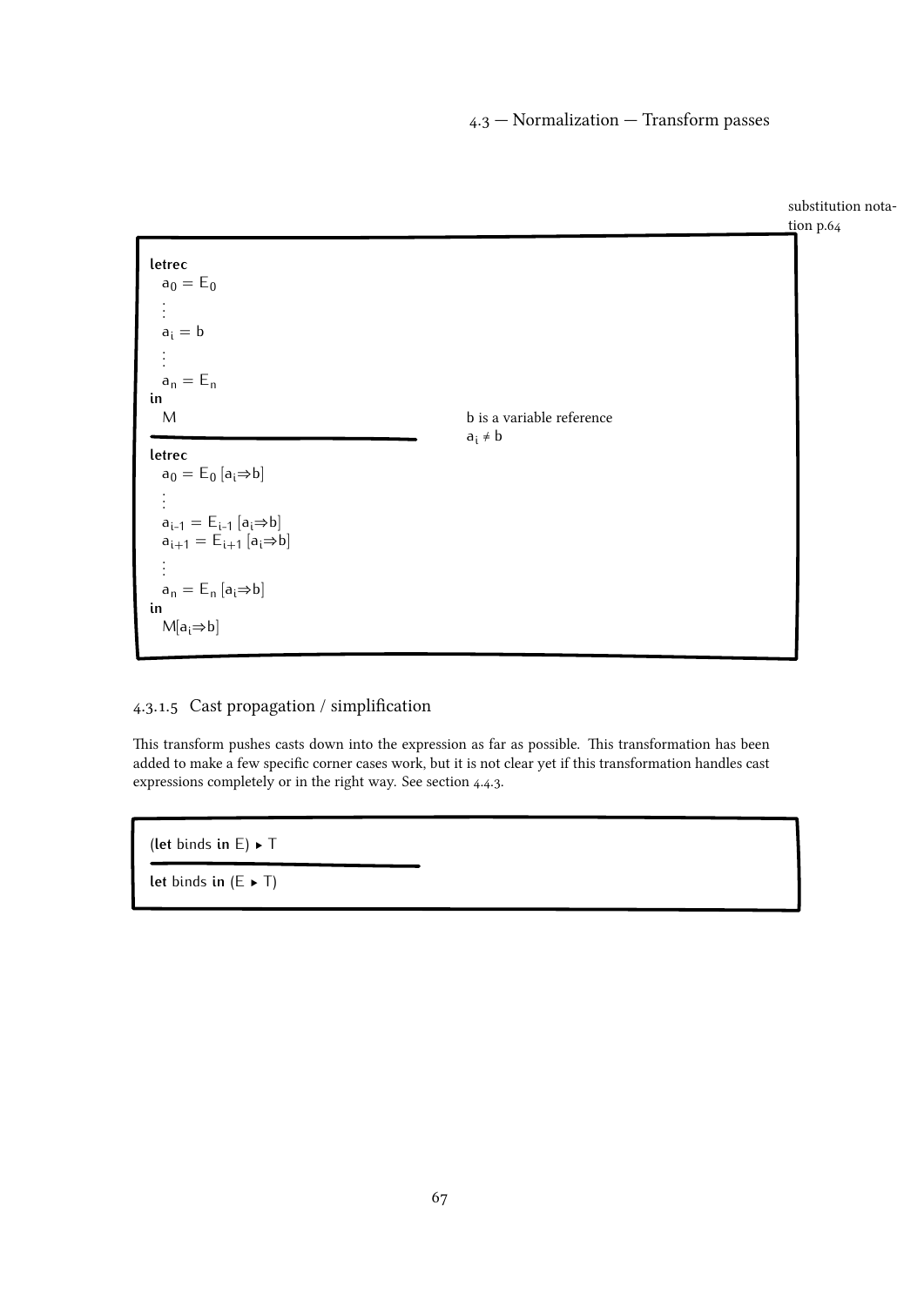substitution notation p.64

```
letrec
  a_0 = E_0
  ⋮
  a_i = b
  ⋮
  a_n = E_n
in
  M
──────────────────────────
letrec
  a_0 = E_0 [a_i⇒b]
  ⋮
  a_{i-1} = E_{i-1} [a_i⇒b]
  a_{i+1} = E_{i+1} [a_i⇒b]
  ⋮
  a_n = E_n [a_i⇒b]
in
  M[a_i⇒b]
```

b is a variable reference

$a_i \neq b$

#### 4.3.1.5 Cast propagation / simplification

This transform pushes casts down into the expression as far as possible. This transformation has been added to make a few specific corner cases work, but it is not clear yet if this transformation handles cast expressions completely or in the right way. See section 4.4.3.

```
(let binds in E) ▸ T
──────────────────────────
let binds in (E ▸ T)
```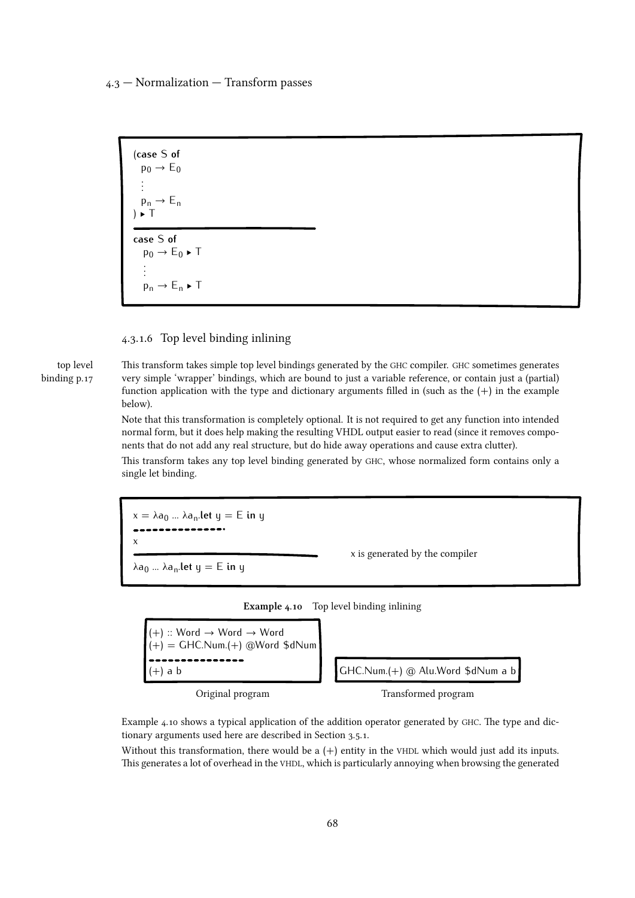```
(case S of
  p0 → E0
  ⋮
  pn → En
) ▸ T
─────────────────────
case S of
  p0 → E0 ▸ T
  ⋮
  pn → En ▸ T
```

#### 4.3.1.6 Top level binding inlining

top level binding p.17

This transform takes simple top level bindings generated by the GHC compiler. GHC sometimes generates very simple 'wrapper' bindings, which are bound to just a variable reference, or contain just a (partial) function application with the type and dictionary arguments filled in (such as the (+) in the example below).

Note that this transformation is completely optional. It is not required to get any function into intended normal form, but it does help making the resulting VHDL output easier to read (since it removes components that do not add any real structure, but do hide away operations and cause extra clutter).

This transform takes any top level binding generated by GHC, whose normalized form contains only a single let binding.

```
x = λa0 … λan.let y = E in y
- - - - - - - - - - - - - - -
x
─────────────────────────────      x is generated by the compiler
λa0 … λan.let y = E in y
```

**Example 4.10** Top level binding inlining

Original program:

```
(+) :: Word → Word → Word
(+) = GHC.Num.(+) @Word $dNum
- - - - - - - - - - - - - - -
(+) a b
```

Transformed program:

```
GHC.Num.(+) @ Alu.Word $dNum a b
```

Example 4.10 shows a typical application of the addition operator generated by GHC. The type and dictionary arguments used here are described in Section 3.5.1.

Without this transformation, there would be a (+) entity in the VHDL which would just add its inputs. This generates a lot of overhead in the VHDL, which is particularly annoying when browsing the generated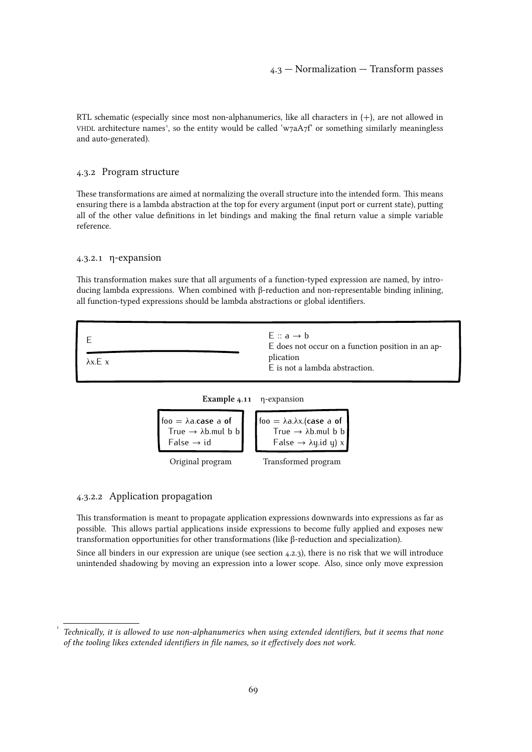RTL schematic (especially since most non-alphanumerics, like all characters in (+), are not allowed in VHDL architecture names[1], so the entity would be called 'w7aA7f' or something similarly meaningless and auto-generated).

### 4.3.2 Program structure

These transformations are aimed at normalizing the overall structure into the intended form. This means ensuring there is a lambda abstraction at the top for every argument (input port or current state), putting all of the other value definitions in let bindings and making the final return value a simple variable reference.

#### 4.3.2.1 η-expansion

This transformation makes sure that all arguments of a function-typed expression are named, by introducing lambda expressions. When combined with β-reduction and non-representable binding inlining, all function-typed expressions should be lambda abstractions or global identifiers.

$$\frac{E}{\lambda x.E\ x}$$

E :: a → b
E does not occur on a function position in an application
E is not a lambda abstraction.

**Example 4.11** η-expansion

Original program:

```
foo = λa.case a of
  True → λb.mul b b
  False → id
```

Transformed program:

```
foo = λa.λx.(case a of
    True → λb.mul b b
    False → λy.id y) x
```

#### 4.3.2.2 Application propagation

This transformation is meant to propagate application expressions downwards into expressions as far as possible. This allows partial applications inside expressions to become fully applied and exposes new transformation opportunities for other transformations (like β-reduction and specialization).

Since all binders in our expression are unique (see section 4.2.3), there is no risk that we will introduce unintended shadowing by moving an expression into a lower scope. Also, since only move expression

[1] *Technically, it is allowed to use non-alphanumerics when using extended identifiers, but it seems that none of the tooling likes extended identifiers in file names, so it effectively does not work.*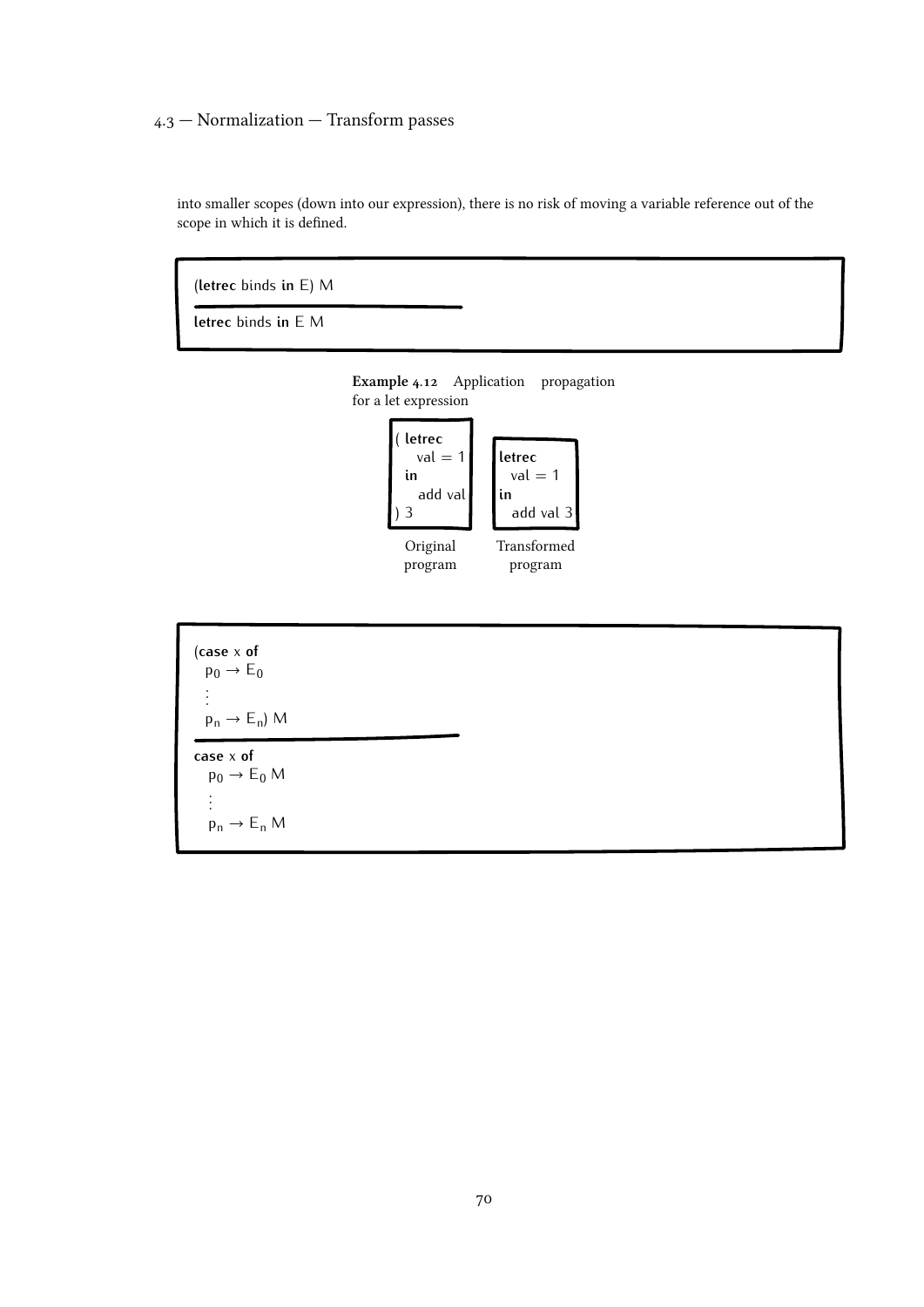into smaller scopes (down into our expression), there is no risk of moving a variable reference out of the scope in which it is defined.

```
(letrec binds in E) M
─────────────────────
letrec binds in E M
```

**Example 4.12** Application propagation for a let expression

```
( letrec
    val = 1
  in
    add val
) 3
```

Original program

```
letrec
  val = 1
in
  add val 3
```

Transformed program

```
(case x of
  p0 → E0
  ⋮
  pn → En) M
─────────────────────
case x of
  p0 → E0 M
  ⋮
  pn → En M
```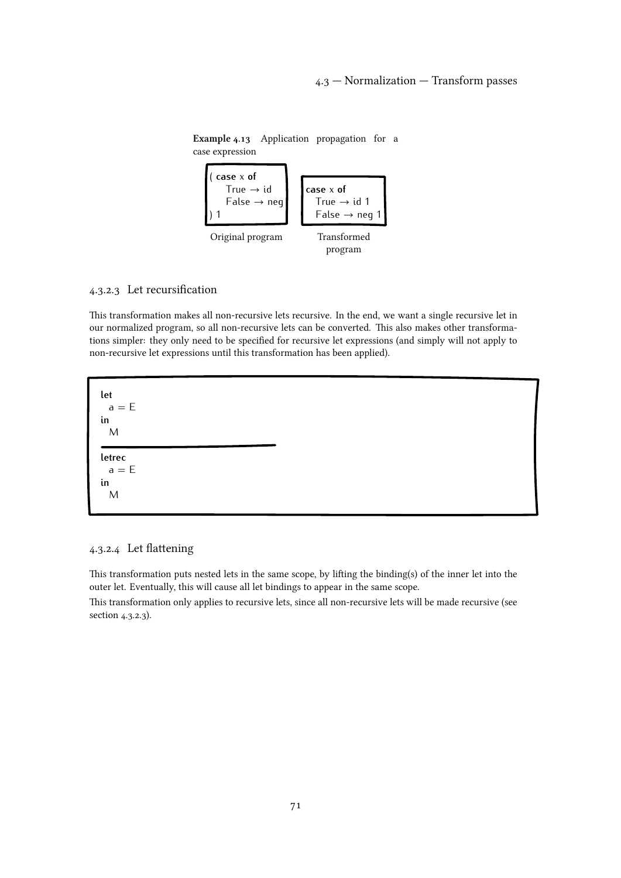**Example 4.13** Application propagation for a case expression

Original program:

```
( case x of
    True → id
    False → neg
) 1
```

Transformed program:

```
case x of
  True → id 1
  False → neg 1
```

### 4.3.2.3 Let recursification

This transformation makes all non-recursive lets recursive. In the end, we want a single recursive let in our normalized program, so all non-recursive lets can be converted. This also makes other transformations simpler: they only need to be specified for recursive let expressions (and simply will not apply to non-recursive let expressions until this transformation has been applied).

```
let
  a = E
in
  M
─────────────
letrec
  a = E
in
  M
```

### 4.3.2.4 Let flattening

This transformation puts nested lets in the same scope, by lifting the binding(s) of the inner let into the outer let. Eventually, this will cause all let bindings to appear in the same scope.

This transformation only applies to recursive lets, since all non-recursive lets will be made recursive (see section 4.3.2.3).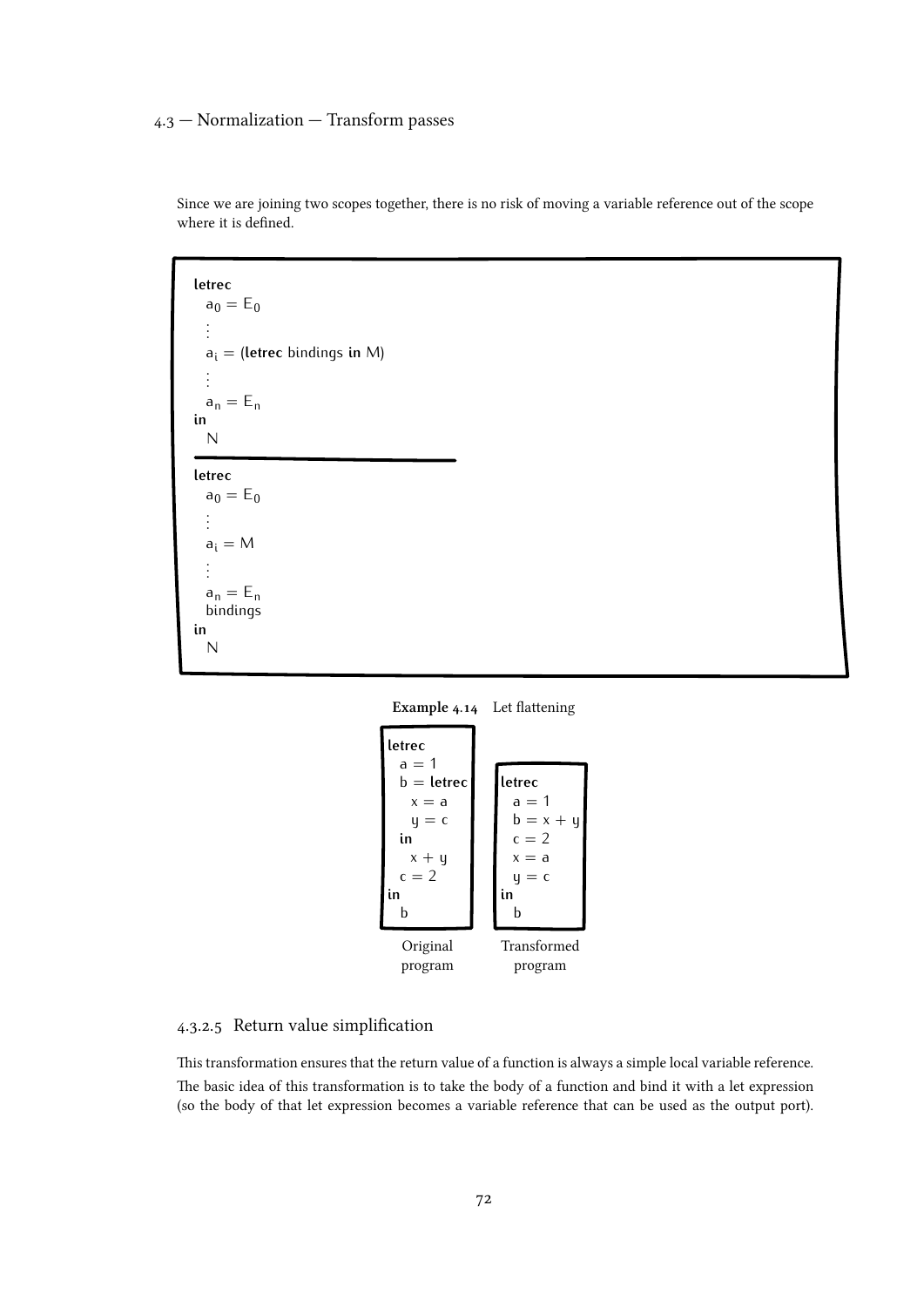Since we are joining two scopes together, there is no risk of moving a variable reference out of the scope where it is defined.

```
letrec
  a_0 = E_0
  ⋮
  a_i = (letrec bindings in M)
  ⋮
  a_n = E_n
in
  N
─────────────────────
letrec
  a_0 = E_0
  ⋮
  a_i = M
  ⋮
  a_n = E_n
  bindings
in
  N
```

**Example 4.14** Let flattening

Original program:

```
letrec
  a = 1
  b = letrec
    x = a
    y = c
  in
    x + y
  c = 2
in
  b
```

Transformed program:

```
letrec
  a = 1
  b = x + y
  c = 2
  x = a
  y = c
in
  b
```

#### 4.3.2.5 Return value simplification

This transformation ensures that the return value of a function is always a simple local variable reference.

The basic idea of this transformation is to take the body of a function and bind it with a let expression (so the body of that let expression becomes a variable reference that can be used as the output port).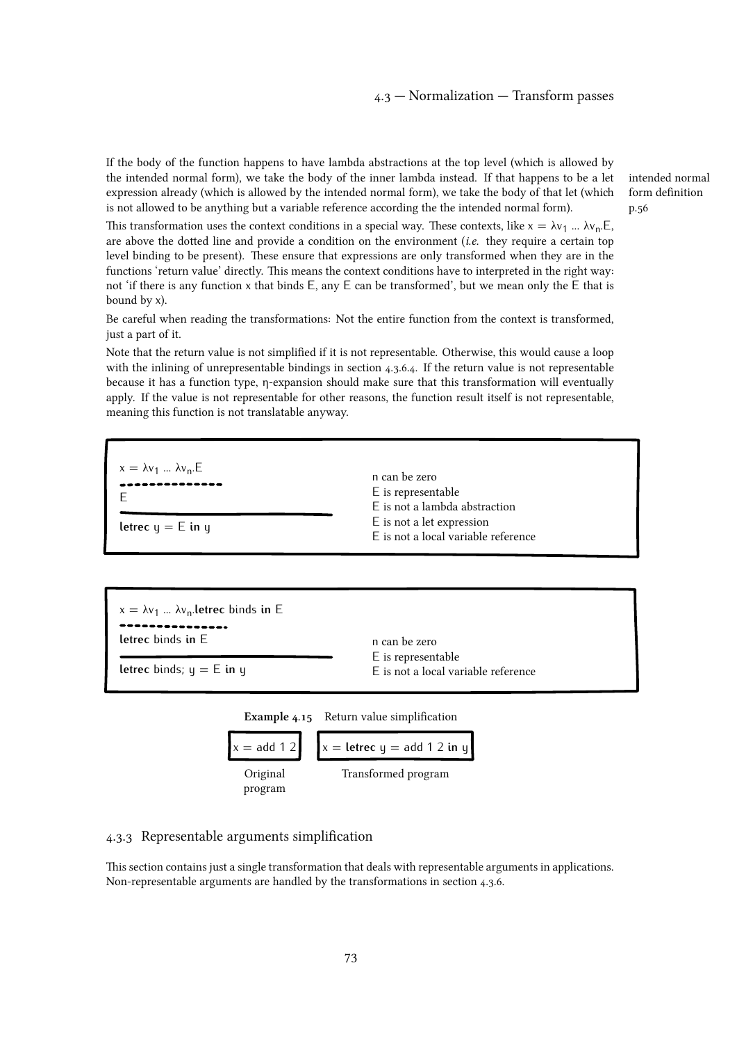If the body of the function happens to have lambda abstractions at the top level (which is allowed by the intended normal form), we take the body of the inner lambda instead. If that happens to be a let expression already (which is allowed by the intended normal form), we take the body of that let (which is not allowed to be anything but a variable reference according the the intended normal form).

intended normal form definition p.56

This transformation uses the context conditions in a special way. These contexts, like $x = \lambda v_1 \dots \lambda v_n.E$, are above the dotted line and provide a condition on the environment (*i.e.* they require a certain top level binding to be present). These ensure that expressions are only transformed when they are in the functions 'return value' directly. This means the context conditions have to interpreted in the right way: not 'if there is any function x that binds E, any E can be transformed', but we mean only the E that is bound by x).

Be careful when reading the transformations: Not the entire function from the context is transformed, just a part of it.

Note that the return value is not simplified if it is not representable. Otherwise, this would cause a loop with the inlining of unrepresentable bindings in section 4.3.6.4. If the return value is not representable because it has a function type, η-expansion should make sure that this transformation will eventually apply. If the value is not representable for other reasons, the function result itself is not representable, meaning this function is not translatable anyway.

```
x = λv1 … λvn.E
- - - - - - - - - - - - - -
E
──────────────────────────
letrec y = E in y
```

- n can be zero
- E is representable
- E is not a lambda abstraction
- E is not a let expression
- E is not a local variable reference

```
x = λv1 … λvn.letrec binds in E
- - - - - - - - - - - - - - - -
letrec binds in E
──────────────────────────
letrec binds; y = E in y
```

- n can be zero
- E is representable
- E is not a local variable reference

**Example 4.15** Return value simplification

| Original program | Transformed program |
| --- | --- |
| x = add 1 2 | x = **letrec** y = add 1 2 **in** y |

### 4.3.3 Representable arguments simplification

This section contains just a single transformation that deals with representable arguments in applications. Non-representable arguments are handled by the transformations in section 4.3.6.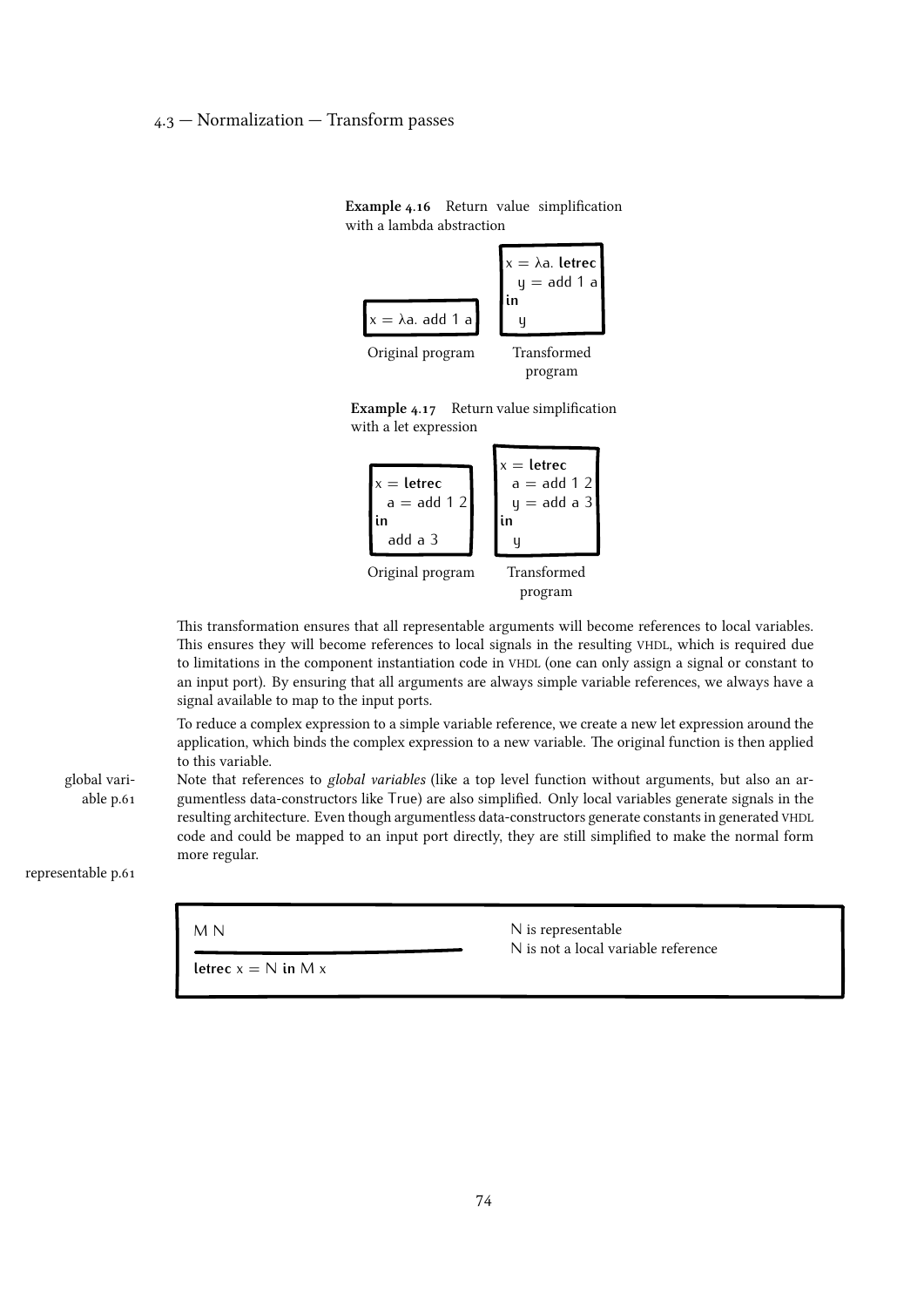**Example 4.16** Return value simplification with a lambda abstraction

Original program:

```
x = λa. add 1 a
```

Transformed program:

```
x = λa. letrec
  y = add 1 a
in
  y
```

**Example 4.17** Return value simplification with a let expression

Original program:

```
x = letrec
  a = add 1 2
in
  add a 3
```

Transformed program:

```
x = letrec
  a = add 1 2
  y = add a 3
in
  y
```

This transformation ensures that all representable arguments will become references to local variables. This ensures they will become references to local signals in the resulting VHDL, which is required due to limitations in the component instantiation code in VHDL (one can only assign a signal or constant to an input port). By ensuring that all arguments are always simple variable references, we always have a signal available to map to the input ports.

To reduce a complex expression to a simple variable reference, we create a new let expression around the application, which binds the complex expression to a new variable. The original function is then applied to this variable.

global variable p.61

Note that references to *global variables* (like a top level function without arguments, but also an argumentless data-constructors like True) are also simplified. Only local variables generate signals in the resulting architecture. Even though argumentless data-constructors generate constants in generated VHDL code and could be mapped to an input port directly, they are still simplified to make the normal form more regular.

representable p.61

$$\frac{M\ N}{\textbf{letrec}\ x = N\ \textbf{in}\ M\ x}$$

N is representable
N is not a local variable reference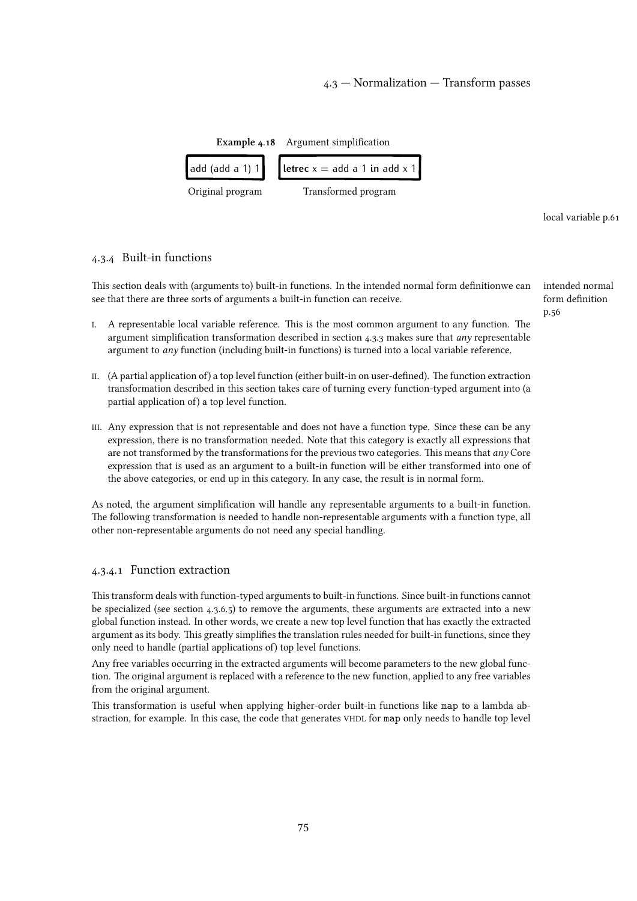**Example 4.18** Argument simplification

```
add (add a 1) 1
```

Original program

```
letrec x = add a 1 in add x 1
```

Transformed program

local variable p.61

### 4.3.4 Built-in functions

This section deals with (arguments to) built-in functions. In the intended normal form definitionwe can see that there are three sorts of arguments a built-in function can receive.

intended normal form definition p.56

I. A representable local variable reference. This is the most common argument to any function. The argument simplification transformation described in section 4.3.3 makes sure that *any* representable argument to *any* function (including built-in functions) is turned into a local variable reference.

II. (A partial application of) a top level function (either built-in on user-defined). The function extraction transformation described in this section takes care of turning every function-typed argument into (a partial application of) a top level function.

III. Any expression that is not representable and does not have a function type. Since these can be any expression, there is no transformation needed. Note that this category is exactly all expressions that are not transformed by the transformations for the previous two categories. This means that *any* Core expression that is used as an argument to a built-in function will be either transformed into one of the above categories, or end up in this category. In any case, the result is in normal form.

As noted, the argument simplification will handle any representable arguments to a built-in function. The following transformation is needed to handle non-representable arguments with a function type, all other non-representable arguments do not need any special handling.

#### 4.3.4.1 Function extraction

This transform deals with function-typed arguments to built-in functions. Since built-in functions cannot be specialized (see section 4.3.6.5) to remove the arguments, these arguments are extracted into a new global function instead. In other words, we create a new top level function that has exactly the extracted argument as its body. This greatly simplifies the translation rules needed for built-in functions, since they only need to handle (partial applications of) top level functions.

Any free variables occurring in the extracted arguments will become parameters to the new global function. The original argument is replaced with a reference to the new function, applied to any free variables from the original argument.

This transformation is useful when applying higher-order built-in functions like `map` to a lambda abstraction, for example. In this case, the code that generates VHDL for `map` only needs to handle top level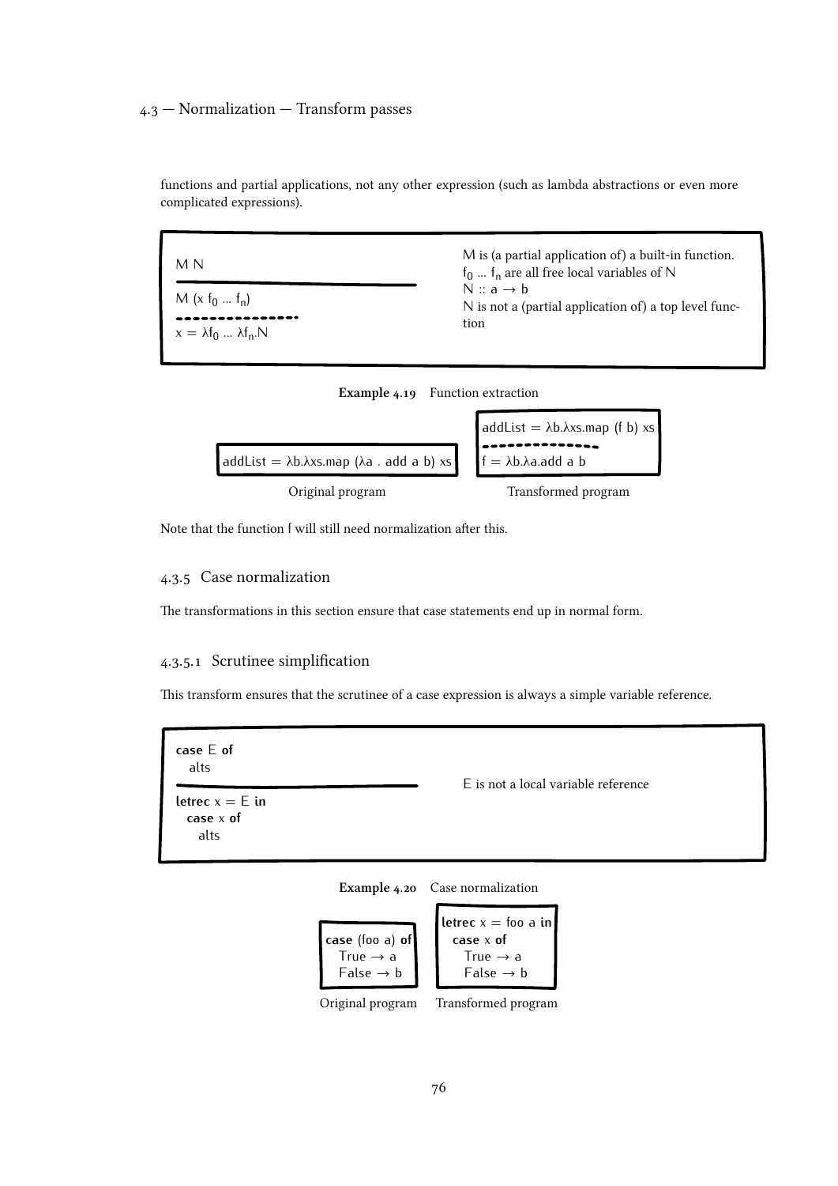functions and partial applications, not any other expression (such as lambda abstractions or even more complicated expressions).

```
M N
────────────────────
M (x f0 … fn)
- - - - - - - - - -
x = λf0 … λfn.N
```

M is (a partial application of) a built-in function.
$f_0$ … $f_n$ are all free local variables of N
N :: a → b
N is not a (partial application of) a top level function

**Example 4.19** Function extraction

Original program:

```
addList = λb.λxs.map (λa . add a b) xs
```

Transformed program:

```
addList = λb.λxs.map (f b) xs
- - - - - - - - - - - - - - -
f = λb.λa.add a b
```

Note that the function f will still need normalization after this.

### 4.3.5 Case normalization

The transformations in this section ensure that case statements end up in normal form.

#### 4.3.5.1 Scrutinee simplification

This transform ensures that the scrutinee of a case expression is always a simple variable reference.

```
case E of
  alts
────────────────────
letrec x = E in
  case x of
    alts
```

E is not a local variable reference

**Example 4.20** Case normalization

Original program:

```
case (foo a) of
  True → a
  False → b
```

Transformed program:

```
letrec x = foo a in
  case x of
    True → a
    False → b
```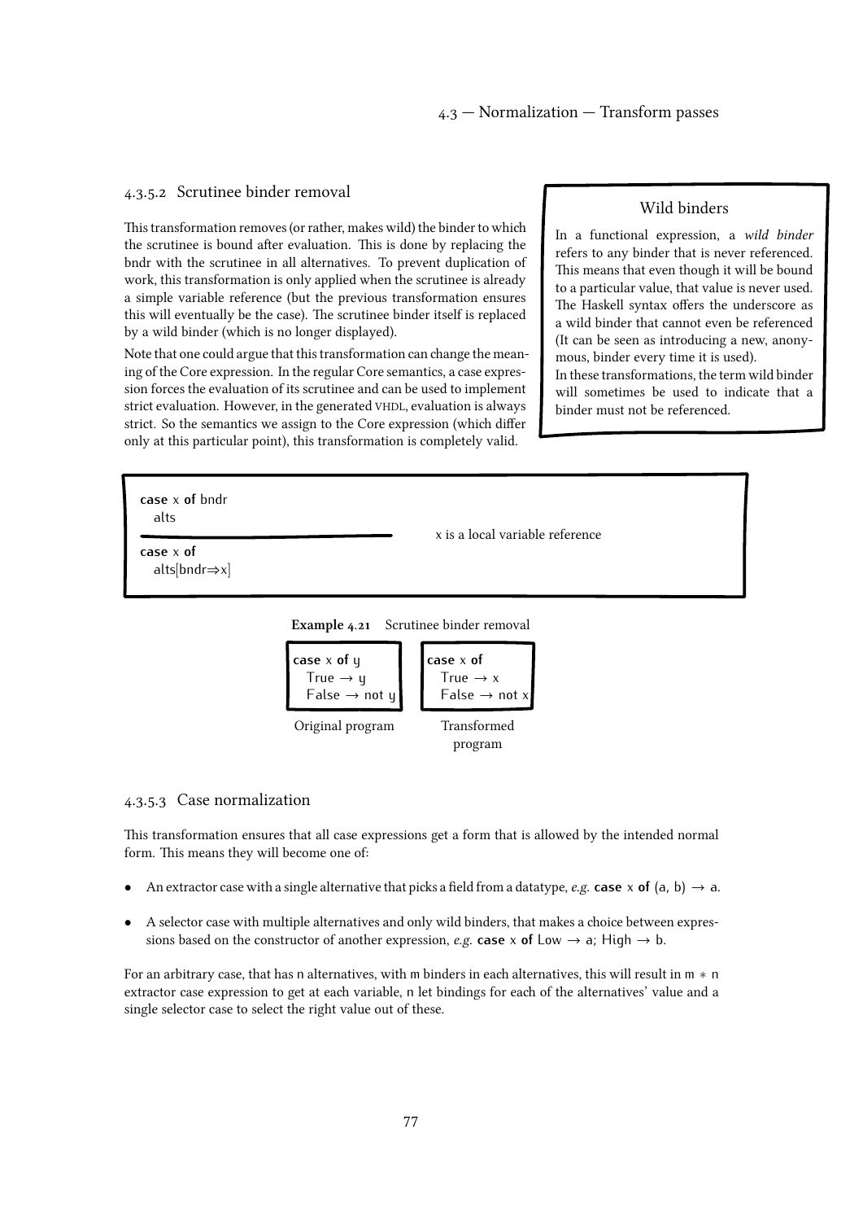#### 4.3.5.2 Scrutinee binder removal

This transformation removes (or rather, makes wild) the binder to which the scrutinee is bound after evaluation. This is done by replacing the bndr with the scrutinee in all alternatives. To prevent duplication of work, this transformation is only applied when the scrutinee is already a simple variable reference (but the previous transformation ensures this will eventually be the case). The scrutinee binder itself is replaced by a wild binder (which is no longer displayed).

Note that one could argue that this transformation can change the meaning of the Core expression. In the regular Core semantics, a case expression forces the evaluation of its scrutinee and can be used to implement strict evaluation. However, in the generated VHDL, evaluation is always strict. So the semantics we assign to the Core expression (which differ only at this particular point), this transformation is completely valid.

> **Wild binders**
>
> In a functional expression, a *wild binder* refers to any binder that is never referenced. This means that even though it will be bound to a particular value, that value is never used. The Haskell syntax offers the underscore as a wild binder that cannot even be referenced (It can be seen as introducing a new, anonymous, binder every time it is used).
> In these transformations, the term wild binder will sometimes be used to indicate that a binder must not be referenced.

```
case x of bndr
  alts
──────────────────        x is a local variable reference
case x of
  alts[bndr⇒x]
```

**Example 4.21** Scrutinee binder removal

```
case x of y
  True → y
  False → not y
```

Original program

```
case x of
  True → x
  False → not x
```

Transformed program

#### 4.3.5.3 Case normalization

This transformation ensures that all case expressions get a form that is allowed by the intended normal form. This means they will become one of:

- An extractor case with a single alternative that picks a field from a datatype, *e.g.* **case** x **of** (a, b) → a.
- A selector case with multiple alternatives and only wild binders, that makes a choice between expressions based on the constructor of another expression, *e.g.* **case** x **of** Low → a; High → b.

For an arbitrary case, that has n alternatives, with m binders in each alternatives, this will result in $m * n$ extractor case expression to get at each variable, n let bindings for each of the alternatives' value and a single selector case to select the right value out of these.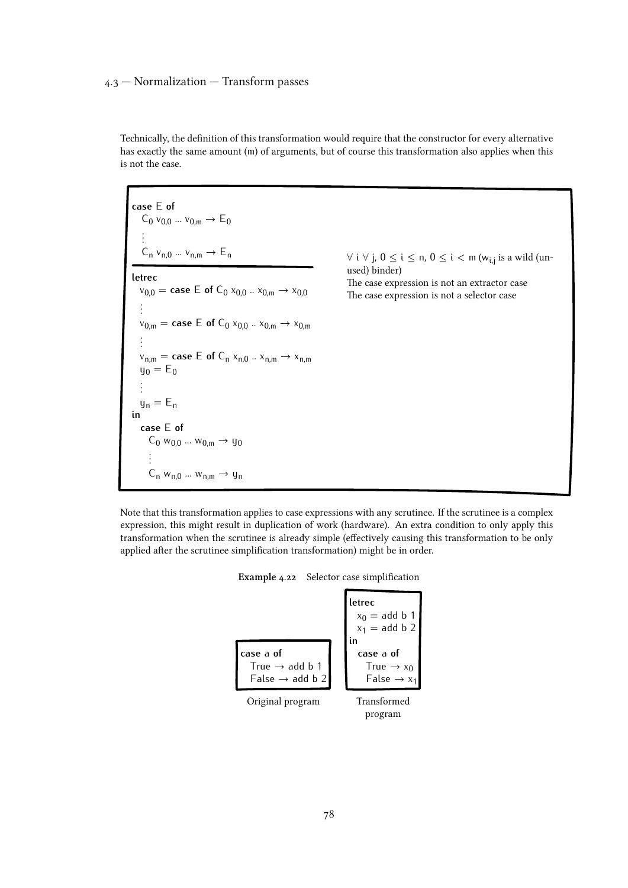Technically, the definition of this transformation would require that the constructor for every alternative has exactly the same amount (m) of arguments, but of course this transformation also applies when this is not the case.

```
case E of
  C0 v0,0 ... v0,m → E0
  ⋮
  Cn vn,0 ... vn,m → En
─────────────────────────────
letrec
  v0,0 = case E of C0 x0,0 .. x0,m → x0,0
  ⋮
  v0,m = case E of C0 x0,0 .. x0,m → x0,m
  ⋮
  vn,m = case E of Cn xn,0 .. xn,m → xn,m
  y0 = E0
  ⋮
  yn = En
in
  case E of
    C0 w0,0 ... w0,m → y0
    ⋮
    Cn wn,0 ... wn,m → yn
```

$\forall$ i $\forall$ j, $0 \leq i \leq n$, $0 \leq i < m$ ($w_{i,j}$ is a wild (unused) binder)
The case expression is not an extractor case
The case expression is not a selector case

Note that this transformation applies to case expressions with any scrutinee. If the scrutinee is a complex expression, this might result in duplication of work (hardware). An extra condition to only apply this transformation when the scrutinee is already simple (effectively causing this transformation to be only applied after the scrutinee simplification transformation) might be in order.

**Example 4.22** Selector case simplification

Original program:

```
case a of
  True → add b 1
  False → add b 2
```

Transformed program:

```
letrec
  x0 = add b 1
  x1 = add b 2
in
  case a of
    True → x0
    False → x1
```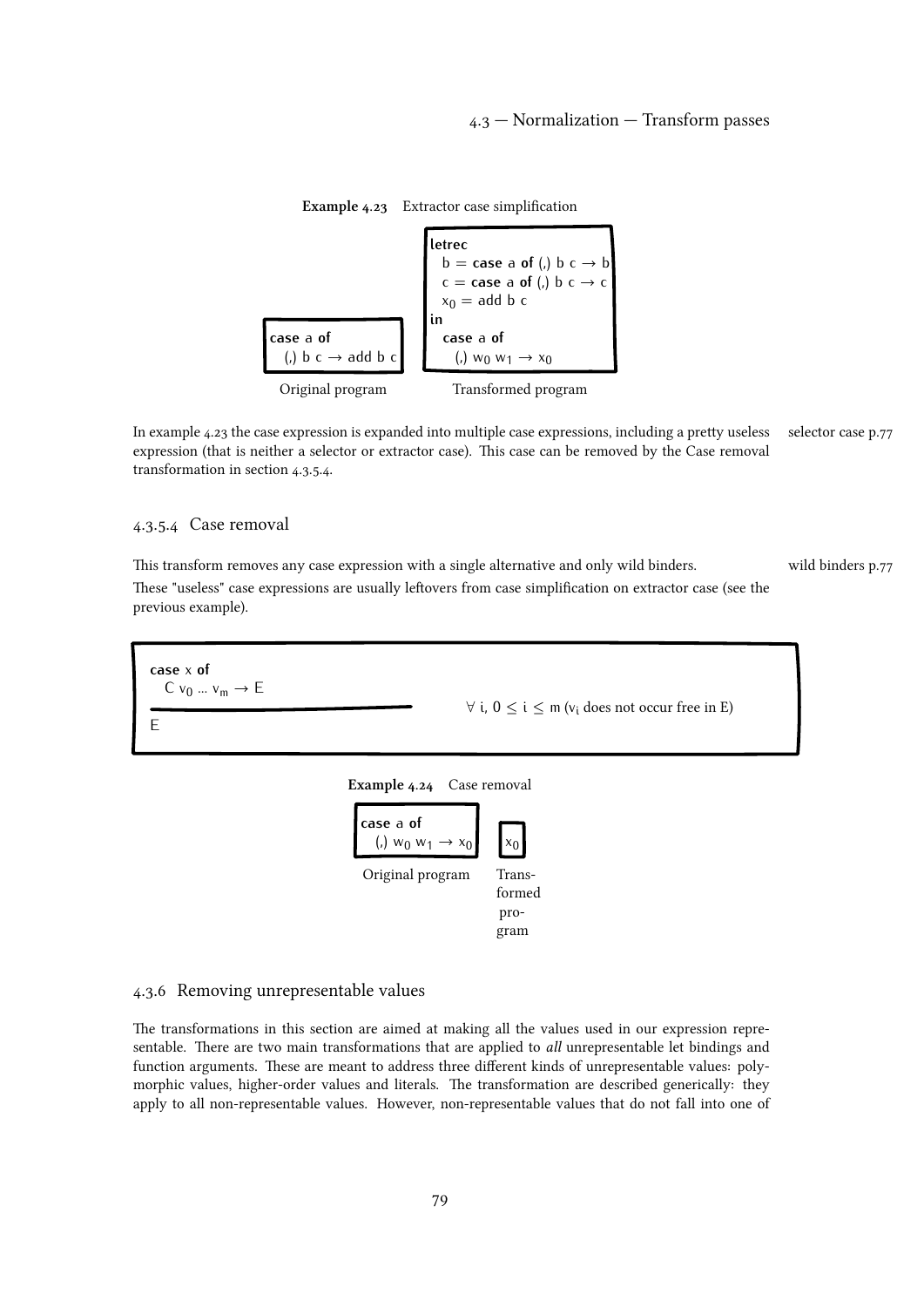**Example 4.23** Extractor case simplification

Original program:

```
case a of
  (,) b c → add b c
```

Transformed program:

```
letrec
  b = case a of (,) b c → b
  c = case a of (,) b c → c
  x0 = add b c
in
  case a of
    (,) w0 w1 → x0
```

In example 4.23 the case expression is expanded into multiple case expressions, including a pretty useless expression (that is neither a selector or extractor case). This case can be removed by the Case removal transformation in section 4.3.5.4.

selector case p.77

#### 4.3.5.4 Case removal

This transform removes any case expression with a single alternative and only wild binders.

wild binders p.77

These "useless" case expressions are usually leftovers from case simplification on extractor case (see the previous example).

```
case x of
  C v0 ... vm → E
─────────────────
E
```

$\forall$ i, $0 \leq i \leq m$ ($v_i$ does not occur free in E)

**Example 4.24** Case removal

Original program:

```
case a of
  (,) w0 w1 → x0
```

Transformed program:

```
x0
```

### 4.3.6 Removing unrepresentable values

The transformations in this section are aimed at making all the values used in our expression representable. There are two main transformations that are applied to *all* unrepresentable let bindings and function arguments. These are meant to address three different kinds of unrepresentable values: polymorphic values, higher-order values and literals. The transformation are described generically: they apply to all non-representable values. However, non-representable values that do not fall into one of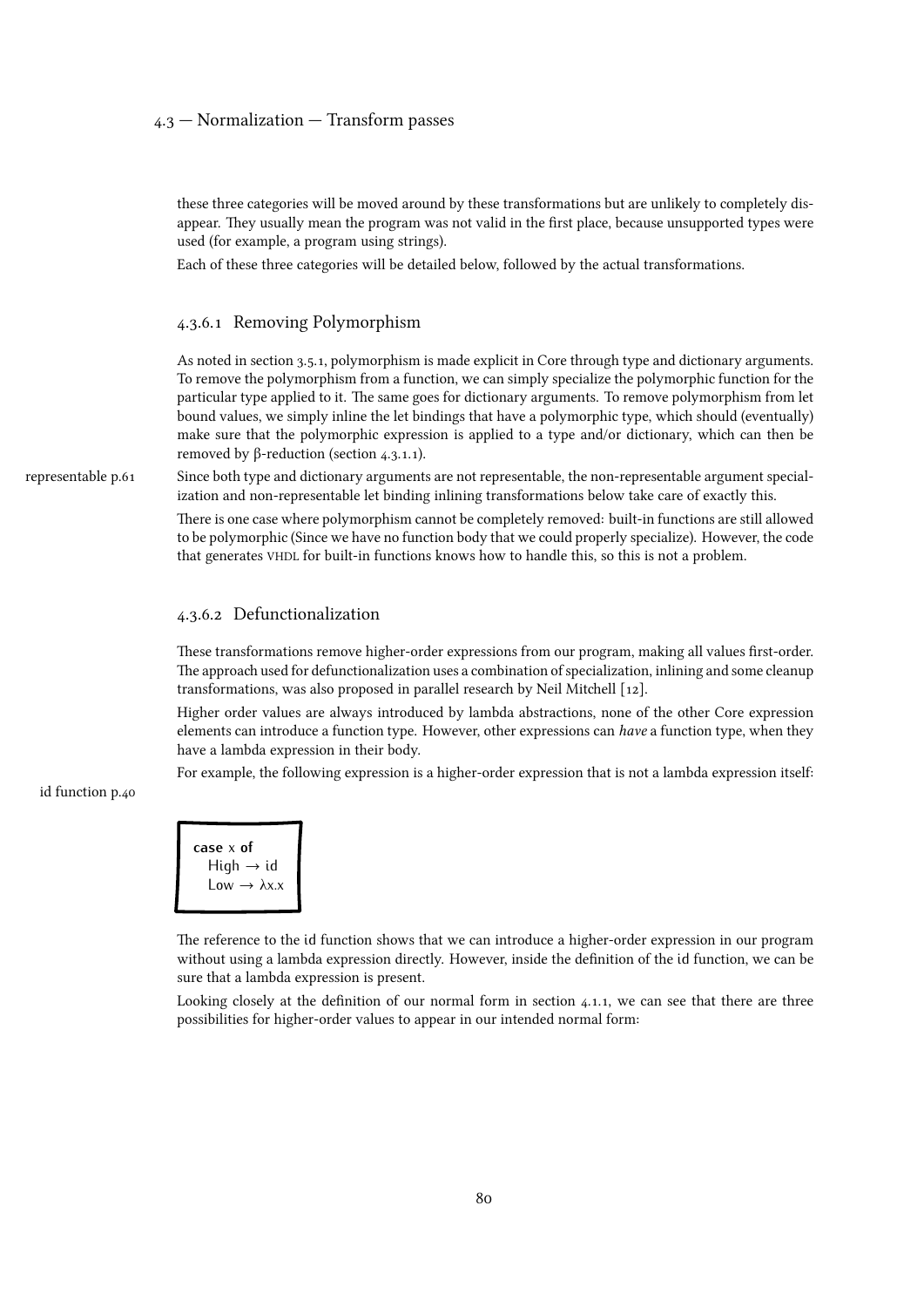these three categories will be moved around by these transformations but are unlikely to completely disappear. They usually mean the program was not valid in the first place, because unsupported types were used (for example, a program using strings).

Each of these three categories will be detailed below, followed by the actual transformations.

### 4.3.6.1 Removing Polymorphism

As noted in section 3.5.1, polymorphism is made explicit in Core through type and dictionary arguments. To remove the polymorphism from a function, we can simply specialize the polymorphic function for the particular type applied to it. The same goes for dictionary arguments. To remove polymorphism from let bound values, we simply inline the let bindings that have a polymorphic type, which should (eventually) make sure that the polymorphic expression is applied to a type and/or dictionary, which can then be removed by β-reduction (section 4.3.1.1).

representable p.61

Since both type and dictionary arguments are not representable, the non-representable argument specialization and non-representable let binding inlining transformations below take care of exactly this.

There is one case where polymorphism cannot be completely removed: built-in functions are still allowed to be polymorphic (Since we have no function body that we could properly specialize). However, the code that generates VHDL for built-in functions knows how to handle this, so this is not a problem.

### 4.3.6.2 Defunctionalization

These transformations remove higher-order expressions from our program, making all values first-order. The approach used for defunctionalization uses a combination of specialization, inlining and some cleanup transformations, was also proposed in parallel research by Neil Mitchell [12].

Higher order values are always introduced by lambda abstractions, none of the other Core expression elements can introduce a function type. However, other expressions can *have* a function type, when they have a lambda expression in their body.

For example, the following expression is a higher-order expression that is not a lambda expression itself:

id function p.40

```
case x of
  High → id
  Low → λx.x
```

The reference to the id function shows that we can introduce a higher-order expression in our program without using a lambda expression directly. However, inside the definition of the id function, we can be sure that a lambda expression is present.

Looking closely at the definition of our normal form in section 4.1.1, we can see that there are three possibilities for higher-order values to appear in our intended normal form: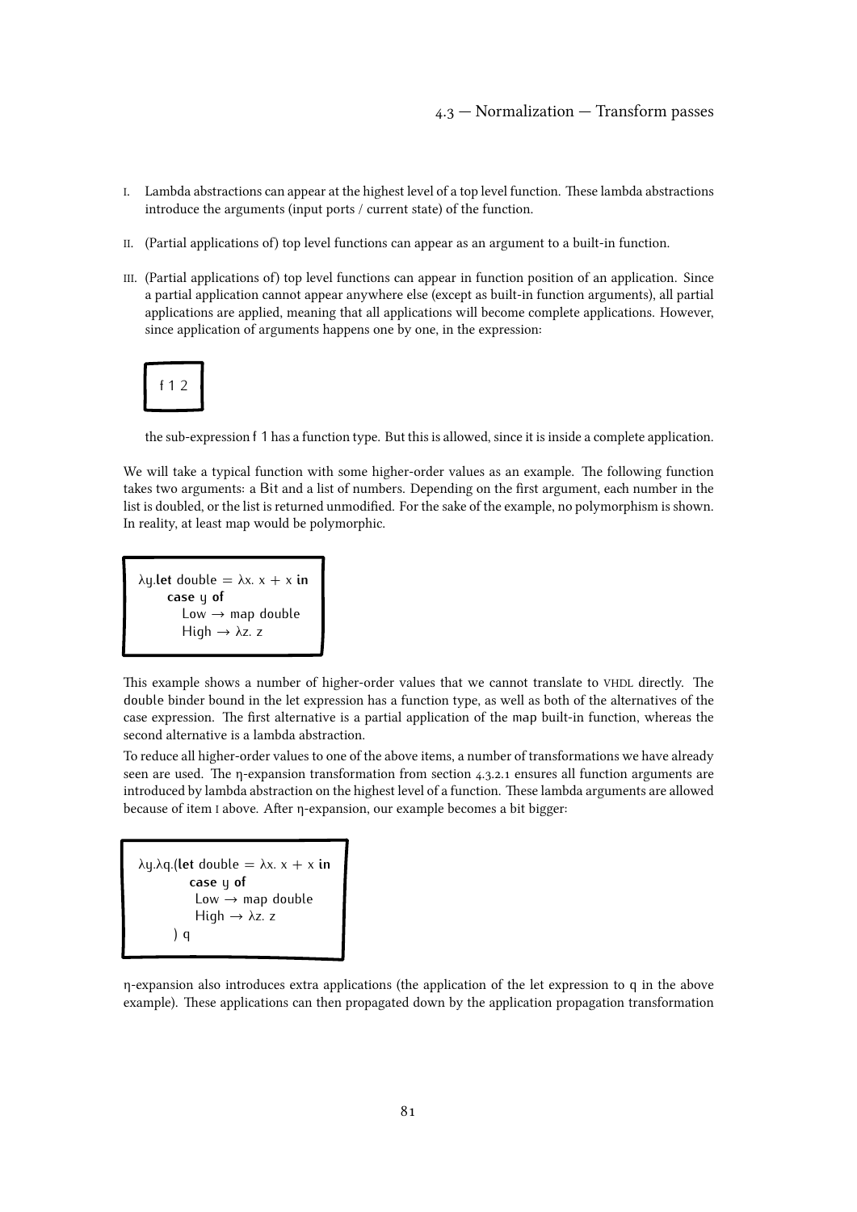I. Lambda abstractions can appear at the highest level of a top level function. These lambda abstractions introduce the arguments (input ports / current state) of the function.

II. (Partial applications of) top level functions can appear as an argument to a built-in function.

III. (Partial applications of) top level functions can appear in function position of an application. Since a partial application cannot appear anywhere else (except as built-in function arguments), all partial applications are applied, meaning that all applications will become complete applications. However, since application of arguments happens one by one, in the expression:

```
f 1 2
```

the sub-expression f 1 has a function type. But this is allowed, since it is inside a complete application.

We will take a typical function with some higher-order values as an example. The following function takes two arguments: a Bit and a list of numbers. Depending on the first argument, each number in the list is doubled, or the list is returned unmodified. For the sake of the example, no polymorphism is shown. In reality, at least map would be polymorphic.

```
λy.let double = λx. x + x in
     case y of
       Low → map double
       High → λz. z
```

This example shows a number of higher-order values that we cannot translate to VHDL directly. The double binder bound in the let expression has a function type, as well as both of the alternatives of the case expression. The first alternative is a partial application of the map built-in function, whereas the second alternative is a lambda abstraction.

To reduce all higher-order values to one of the above items, a number of transformations we have already seen are used. The η-expansion transformation from section 4.3.2.1 ensures all function arguments are introduced by lambda abstraction on the highest level of a function. These lambda arguments are allowed because of item I above. After η-expansion, our example becomes a bit bigger:

```
λy.λq.(let double = λx. x + x in
         case y of
          Low → map double
          High → λz. z
       ) q
```

η-expansion also introduces extra applications (the application of the let expression to q in the above example). These applications can then propagated down by the application propagation transformation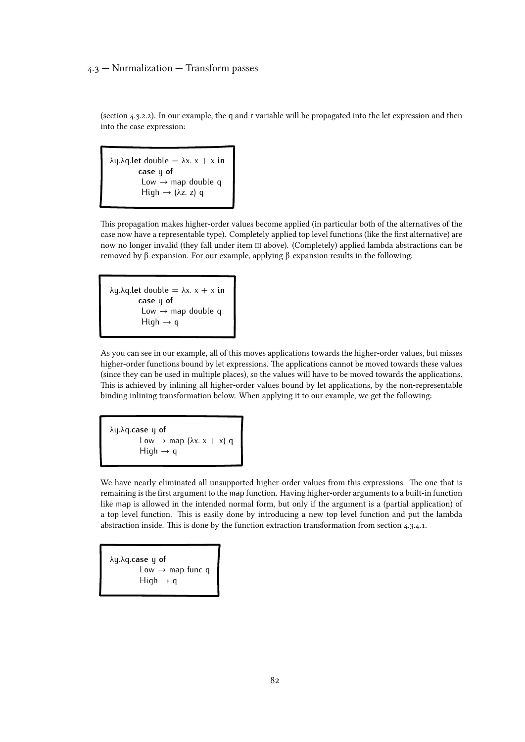(section 4.3.2.2). In our example, the q and r variable will be propagated into the let expression and then into the case expression:

```
λy.λq.let double = λx. x + x in
        case y of
         Low → map double q
         High → (λz. z) q
```

This propagation makes higher-order values become applied (in particular both of the alternatives of the case now have a representable type). Completely applied top level functions (like the first alternative) are now no longer invalid (they fall under item III above). (Completely) applied lambda abstractions can be removed by β-expansion. For our example, applying β-expansion results in the following:

```
λy.λq.let double = λx. x + x in
        case y of
         Low → map double q
         High → q
```

As you can see in our example, all of this moves applications towards the higher-order values, but misses higher-order functions bound by let expressions. The applications cannot be moved towards these values (since they can be used in multiple places), so the values will have to be moved towards the applications. This is achieved by inlining all higher-order values bound by let applications, by the non-representable binding inlining transformation below. When applying it to our example, we get the following:

```
λy.λq.case y of
        Low → map (λx. x + x) q
        High → q
```

We have nearly eliminated all unsupported higher-order values from this expressions. The one that is remaining is the first argument to the map function. Having higher-order arguments to a built-in function like map is allowed in the intended normal form, but only if the argument is a (partial application) of a top level function. This is easily done by introducing a new top level function and put the lambda abstraction inside. This is done by the function extraction transformation from section 4.3.4.1.

```
λy.λq.case y of
        Low → map func q
        High → q
```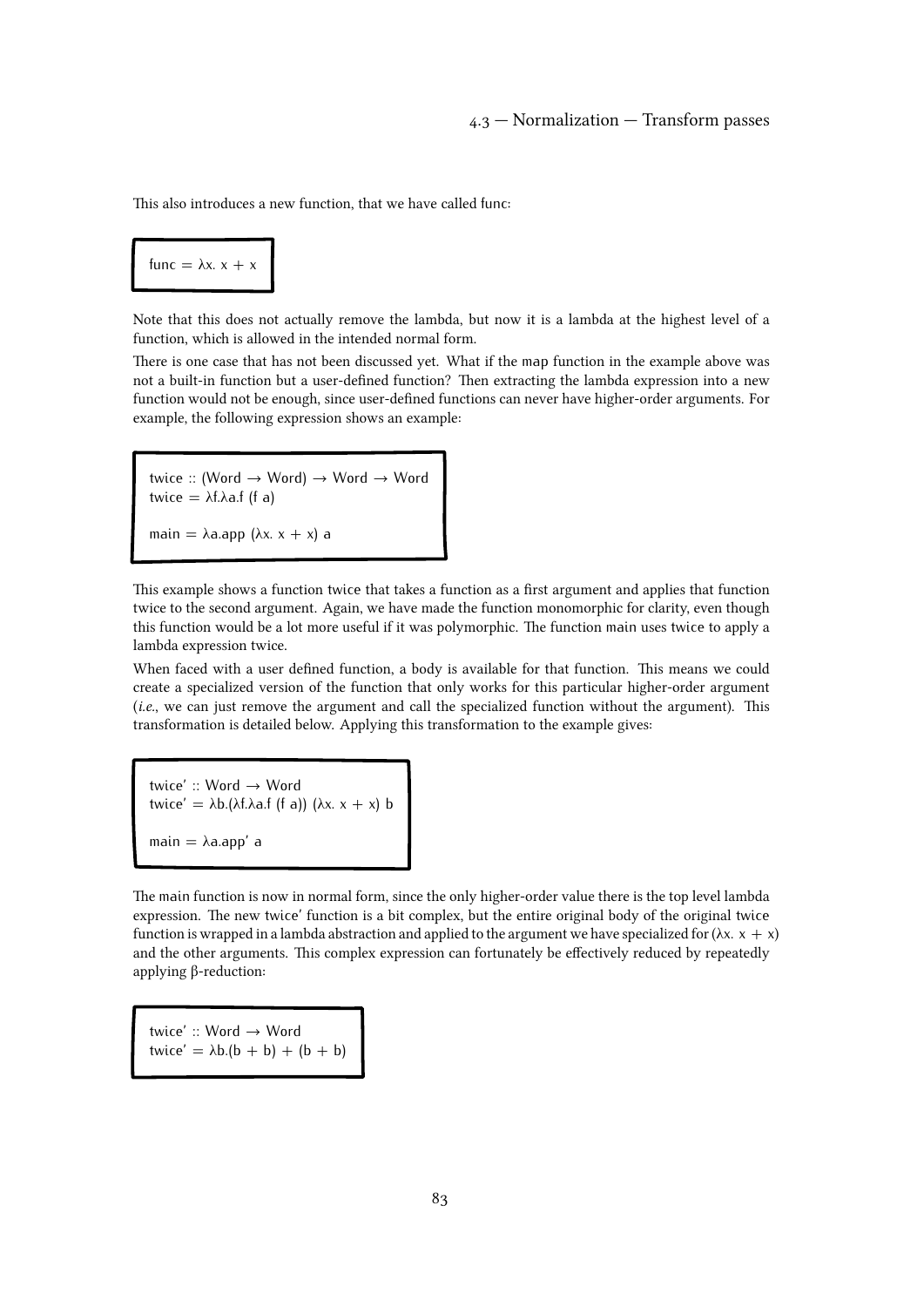This also introduces a new function, that we have called func:

```
func = λx. x + x
```

Note that this does not actually remove the lambda, but now it is a lambda at the highest level of a function, which is allowed in the intended normal form.

There is one case that has not been discussed yet. What if the map function in the example above was not a built-in function but a user-defined function? Then extracting the lambda expression into a new function would not be enough, since user-defined functions can never have higher-order arguments. For example, the following expression shows an example:

```
twice :: (Word → Word) → Word → Word
twice = λf.λa.f (f a)

main = λa.app (λx. x + x) a
```

This example shows a function twice that takes a function as a first argument and applies that function twice to the second argument. Again, we have made the function monomorphic for clarity, even though this function would be a lot more useful if it was polymorphic. The function main uses twice to apply a lambda expression twice.

When faced with a user defined function, a body is available for that function. This means we could create a specialized version of the function that only works for this particular higher-order argument (*i.e.*, we can just remove the argument and call the specialized function without the argument). This transformation is detailed below. Applying this transformation to the example gives:

```
twice' :: Word → Word
twice' = λb.(λf.λa.f (f a)) (λx. x + x) b

main = λa.app' a
```

The main function is now in normal form, since the only higher-order value there is the top level lambda expression. The new twice' function is a bit complex, but the entire original body of the original twice function is wrapped in a lambda abstraction and applied to the argument we have specialized for (λx. x + x) and the other arguments. This complex expression can fortunately be effectively reduced by repeatedly applying β-reduction:

```
twice' :: Word → Word
twice' = λb.(b + b) + (b + b)
```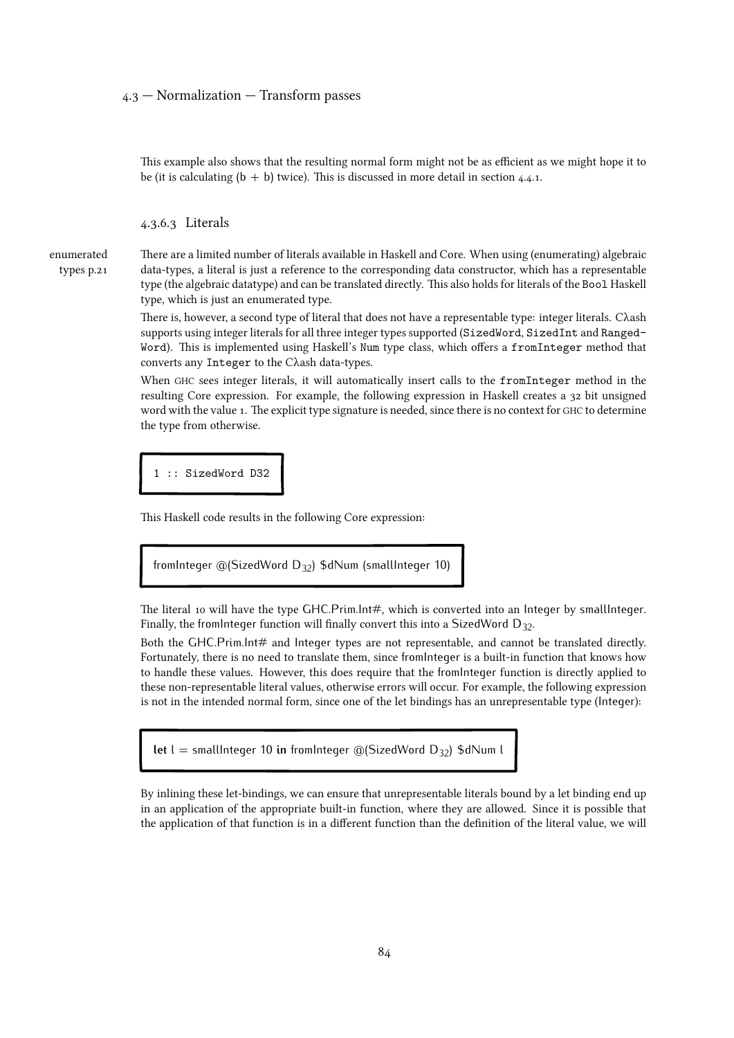This example also shows that the resulting normal form might not be as efficient as we might hope it to be (it is calculating (b + b) twice). This is discussed in more detail in section 4.4.1.

#### 4.3.6.3 Literals

enumerated types p.21

There are a limited number of literals available in Haskell and Core. When using (enumerating) algebraic data-types, a literal is just a reference to the corresponding data constructor, which has a representable type (the algebraic datatype) and can be translated directly. This also holds for literals of the `Bool` Haskell type, which is just an enumerated type.

There is, however, a second type of literal that does not have a representable type: integer literals. Cλash supports using integer literals for all three integer types supported (`SizedWord`, `SizedInt` and `RangedWord`). This is implemented using Haskell's `Num` type class, which offers a `fromInteger` method that converts any `Integer` to the Cλash data-types.

When GHC sees integer literals, it will automatically insert calls to the `fromInteger` method in the resulting Core expression. For example, the following expression in Haskell creates a 32 bit unsigned word with the value 1. The explicit type signature is needed, since there is no context for GHC to determine the type from otherwise.

```
1 :: SizedWord D32
```

This Haskell code results in the following Core expression:

```
fromInteger @(SizedWord D32) $dNum (smallInteger 10)
```

The literal 10 will have the type GHC.Prim.Int#, which is converted into an Integer by smallInteger. Finally, the fromInteger function will finally convert this into a SizedWord $D_{32}$.

Both the GHC.Prim.Int# and Integer types are not representable, and cannot be translated directly. Fortunately, there is no need to translate them, since fromInteger is a built-in function that knows how to handle these values. However, this does require that the fromInteger function is directly applied to these non-representable literal values, otherwise errors will occur. For example, the following expression is not in the intended normal form, since one of the let bindings has an unrepresentable type (Integer):

```
let l = smallInteger 10 in fromInteger @(SizedWord D32) $dNum l
```

By inlining these let-bindings, we can ensure that unrepresentable literals bound by a let binding end up in an application of the appropriate built-in function, where they are allowed. Since it is possible that the application of that function is in a different function than the definition of the literal value, we will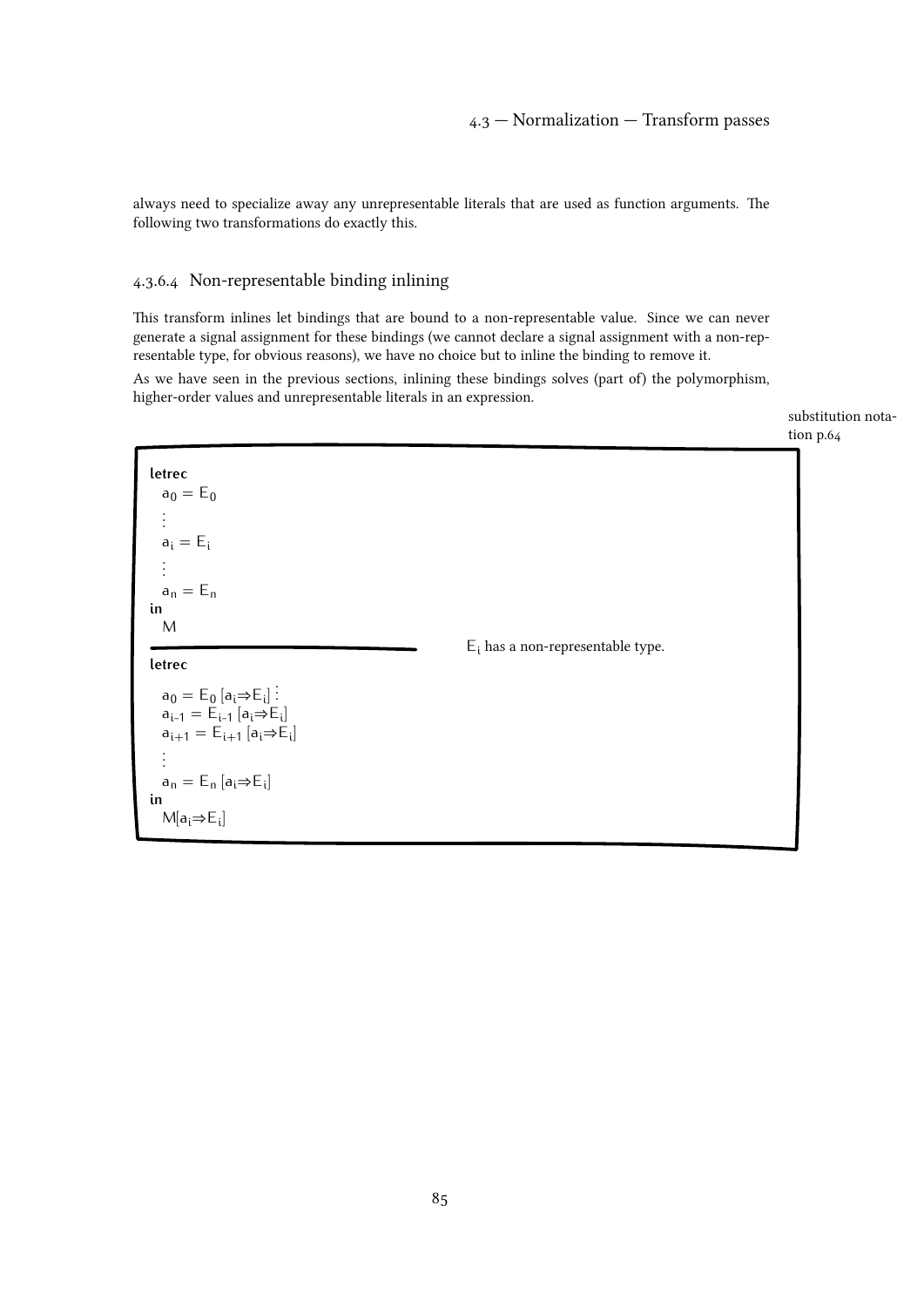always need to specialize away any unrepresentable literals that are used as function arguments. The following two transformations do exactly this.

### 4.3.6.4 Non-representable binding inlining

This transform inlines let bindings that are bound to a non-representable value. Since we can never generate a signal assignment for these bindings (we cannot declare a signal assignment with a non-representable type, for obvious reasons), we have no choice but to inline the binding to remove it.

As we have seen in the previous sections, inlining these bindings solves (part of) the polymorphism, higher-order values and unrepresentable literals in an expression.

substitution notation p.64

$$
\dfrac{
\begin{array}{l}
\textbf{letrec} \\
\quad a_0 = E_0 \\
\quad \vdots \\
\quad a_i = E_i \\
\quad \vdots \\
\quad a_n = E_n \\
\textbf{in} \\
\quad M
\end{array}
}{
\begin{array}{l}
\textbf{letrec} \\
\quad a_0 = E_0\,[a_i \Rightarrow E_i] \vdots \\
\quad a_{i-1} = E_{i-1}\,[a_i \Rightarrow E_i] \\
\quad a_{i+1} = E_{i+1}\,[a_i \Rightarrow E_i] \\
\quad \vdots \\
\quad a_n = E_n\,[a_i \Rightarrow E_i] \\
\textbf{in} \\
\quad M[a_i \Rightarrow E_i]
\end{array}
}
\quad E_i \text{ has a non-representable type.}
$$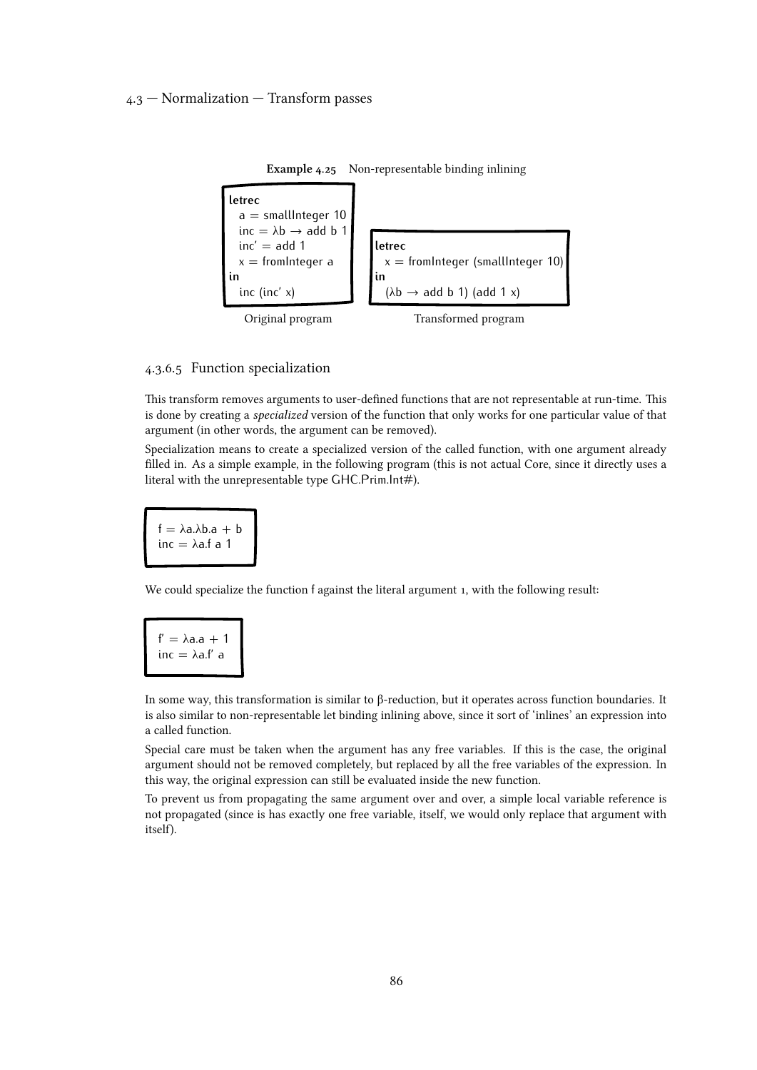**Example 4.25** Non-representable binding inlining

```
letrec
  a = smallInteger 10
  inc = λb → add b 1
  inc' = add 1
  x = fromInteger a
in
  inc (inc' x)
```

Original program

```
letrec
  x = fromInteger (smallInteger 10)
in
  (λb → add b 1) (add 1 x)
```

Transformed program

#### 4.3.6.5 Function specialization

This transform removes arguments to user-defined functions that are not representable at run-time. This is done by creating a *specialized* version of the function that only works for one particular value of that argument (in other words, the argument can be removed).

Specialization means to create a specialized version of the called function, with one argument already filled in. As a simple example, in the following program (this is not actual Core, since it directly uses a literal with the unrepresentable type GHC.Prim.Int#).

```
f = λa.λb.a + b
inc = λa.f a 1
```

We could specialize the function f against the literal argument 1, with the following result:

```
f' = λa.a + 1
inc = λa.f' a
```

In some way, this transformation is similar to β-reduction, but it operates across function boundaries. It is also similar to non-representable let binding inlining above, since it sort of 'inlines' an expression into a called function.

Special care must be taken when the argument has any free variables. If this is the case, the original argument should not be removed completely, but replaced by all the free variables of the expression. In this way, the original expression can still be evaluated inside the new function.

To prevent us from propagating the same argument over and over, a simple local variable reference is not propagated (since is has exactly one free variable, itself, we would only replace that argument with itself).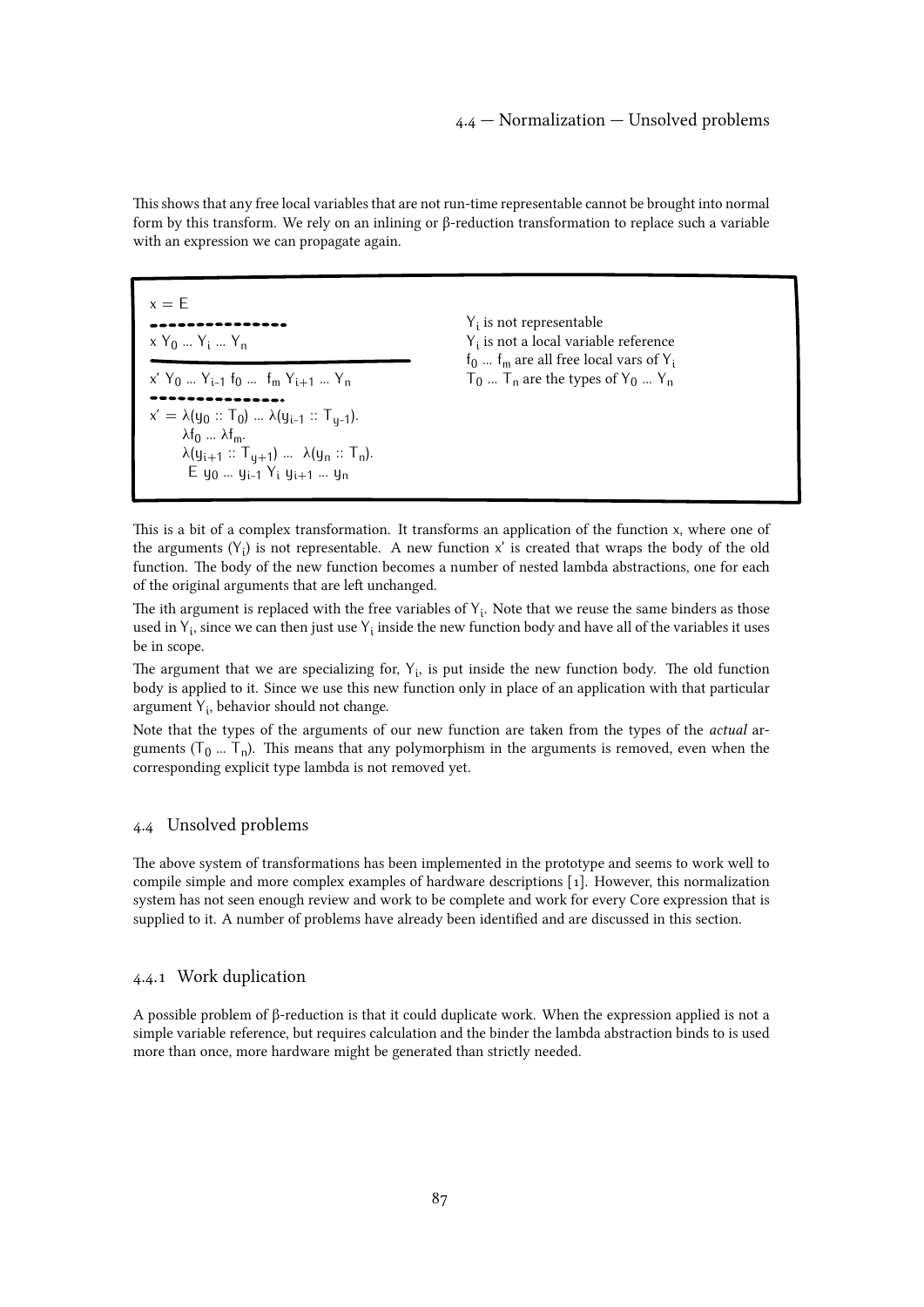This shows that any free local variables that are not run-time representable cannot be brought into normal form by this transform. We rely on an inlining or β-reduction transformation to replace such a variable with an expression we can propagate again.

```
x = E
----------------
x Y0 ... Yi ... Yn
------------------------------
x' Y0 ... Yi-1 f0 ...  fm Yi+1 ... Yn
----------------
x' = λ(y0 :: T0) ... λ(yi-1 :: Ty-1).
       λf0 ... λfm.
       λ(yi+1 :: Ty+1) ...  λ(yn :: Tn).
        E y0 ... yi-1 Yi yi+1 ... yn
```

$Y_i$ is not representable
$Y_i$ is not a local variable reference
$f_0 \ldots f_m$ are all free local vars of $Y_i$
$T_0 \ldots T_n$ are the types of $Y_0 \ldots Y_n$

This is a bit of a complex transformation. It transforms an application of the function x, where one of the arguments ($Y_i$) is not representable. A new function x' is created that wraps the body of the old function. The body of the new function becomes a number of nested lambda abstractions, one for each of the original arguments that are left unchanged.

The ith argument is replaced with the free variables of $Y_i$. Note that we reuse the same binders as those used in $Y_i$, since we can then just use $Y_i$ inside the new function body and have all of the variables it uses be in scope.

The argument that we are specializing for, $Y_i$, is put inside the new function body. The old function body is applied to it. Since we use this new function only in place of an application with that particular argument $Y_i$, behavior should not change.

Note that the types of the arguments of our new function are taken from the types of the *actual* arguments ($T_0 \ldots T_n$). This means that any polymorphism in the arguments is removed, even when the corresponding explicit type lambda is not removed yet.

## 4.4 Unsolved problems

The above system of transformations has been implemented in the prototype and seems to work well to compile simple and more complex examples of hardware descriptions [1]. However, this normalization system has not seen enough review and work to be complete and work for every Core expression that is supplied to it. A number of problems have already been identified and are discussed in this section.

### 4.4.1 Work duplication

A possible problem of β-reduction is that it could duplicate work. When the expression applied is not a simple variable reference, but requires calculation and the binder the lambda abstraction binds to is used more than once, more hardware might be generated than strictly needed.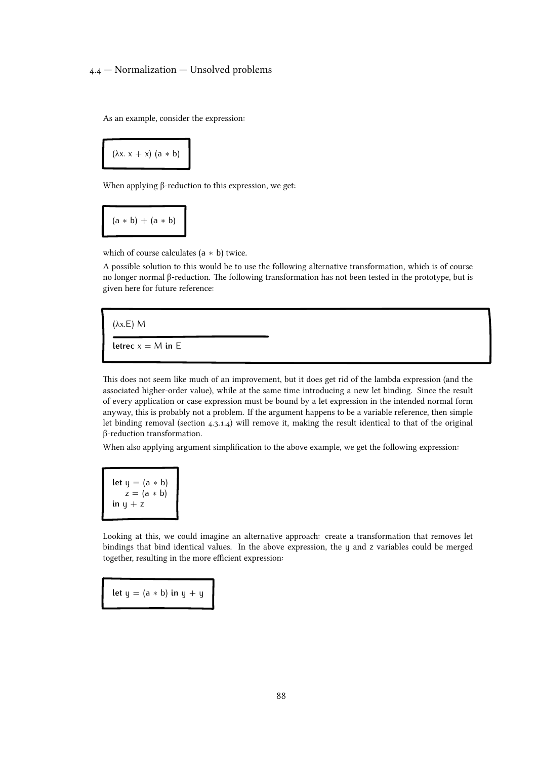As an example, consider the expression:

```
(λx. x + x) (a ∗ b)
```

When applying β-reduction to this expression, we get:

```
(a ∗ b) + (a ∗ b)
```

which of course calculates (a ∗ b) twice.

A possible solution to this would be to use the following alternative transformation, which is of course no longer normal β-reduction. The following transformation has not been tested in the prototype, but is given here for future reference:

```
(λx.E) M
─────────────────────
letrec x = M in E
```

This does not seem like much of an improvement, but it does get rid of the lambda expression (and the associated higher-order value), while at the same time introducing a new let binding. Since the result of every application or case expression must be bound by a let expression in the intended normal form anyway, this is probably not a problem. If the argument happens to be a variable reference, then simple let binding removal (section 4.3.1.4) will remove it, making the result identical to that of the original β-reduction transformation.

When also applying argument simplification to the above example, we get the following expression:

```
let y = (a ∗ b)
    z = (a ∗ b)
in y + z
```

Looking at this, we could imagine an alternative approach: create a transformation that removes let bindings that bind identical values. In the above expression, the y and z variables could be merged together, resulting in the more efficient expression:

```
let y = (a ∗ b) in y + y
```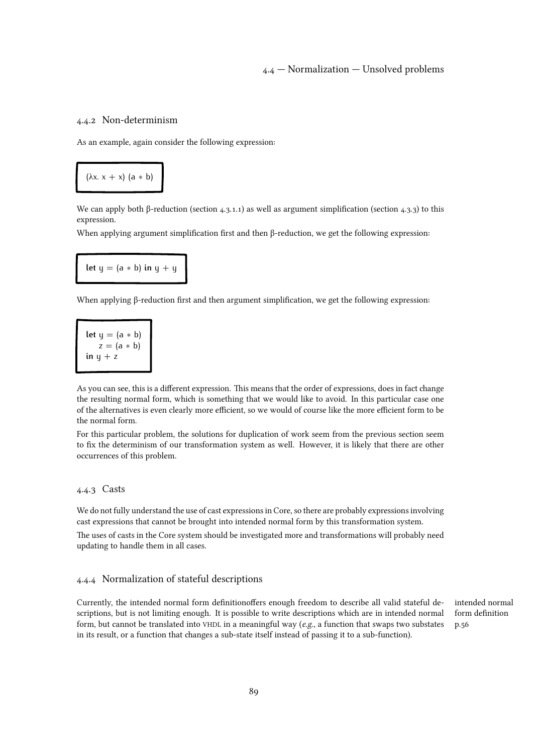### 4.4.2 Non-determinism

As an example, again consider the following expression:

```
(λx. x + x) (a * b)
```

We can apply both β-reduction (section 4.3.1.1) as well as argument simplification (section 4.3.3) to this expression.

When applying argument simplification first and then β-reduction, we get the following expression:

```
let y = (a * b) in y + y
```

When applying β-reduction first and then argument simplification, we get the following expression:

```
let y = (a * b)
    z = (a * b)
in y + z
```

As you can see, this is a different expression. This means that the order of expressions, does in fact change the resulting normal form, which is something that we would like to avoid. In this particular case one of the alternatives is even clearly more efficient, so we would of course like the more efficient form to be the normal form.

For this particular problem, the solutions for duplication of work seem from the previous section seem to fix the determinism of our transformation system as well. However, it is likely that there are other occurrences of this problem.

### 4.4.3 Casts

We do not fully understand the use of cast expressions in Core, so there are probably expressions involving cast expressions that cannot be brought into intended normal form by this transformation system.

The uses of casts in the Core system should be investigated more and transformations will probably need updating to handle them in all cases.

### 4.4.4 Normalization of stateful descriptions

Currently, the intended normal form definitionoffers enough freedom to describe all valid stateful descriptions, but is not limiting enough. It is possible to write descriptions which are in intended normal form, but cannot be translated into VHDL in a meaningful way (*e.g.*, a function that swaps two substates in its result, or a function that changes a sub-state itself instead of passing it to a sub-function).

intended normal form definition p.56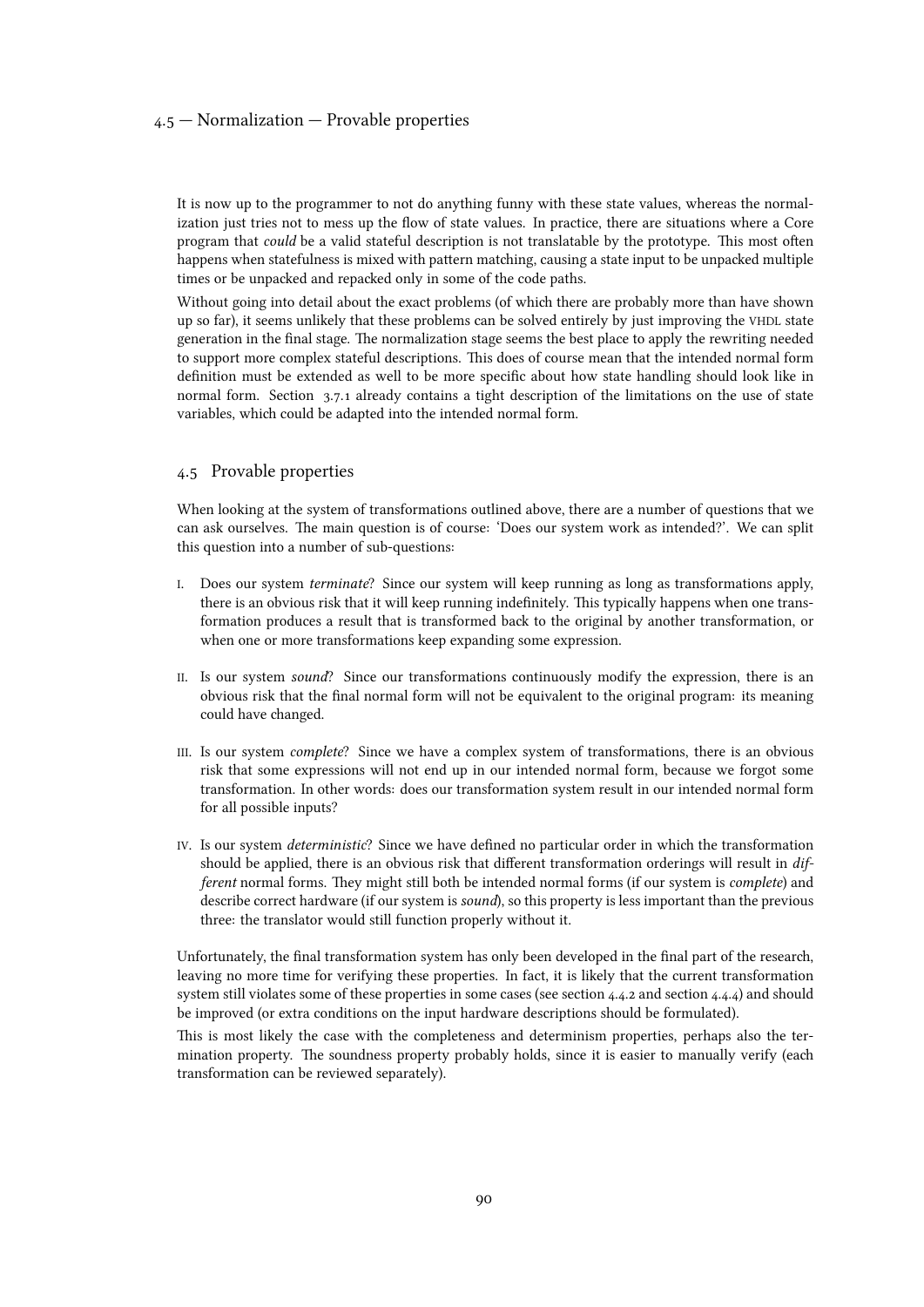It is now up to the programmer to not do anything funny with these state values, whereas the normalization just tries not to mess up the flow of state values. In practice, there are situations where a Core program that *could* be a valid stateful description is not translatable by the prototype. This most often happens when statefulness is mixed with pattern matching, causing a state input to be unpacked multiple times or be unpacked and repacked only in some of the code paths.

Without going into detail about the exact problems (of which there are probably more than have shown up so far), it seems unlikely that these problems can be solved entirely by just improving the VHDL state generation in the final stage. The normalization stage seems the best place to apply the rewriting needed to support more complex stateful descriptions. This does of course mean that the intended normal form definition must be extended as well to be more specific about how state handling should look like in normal form. Section 3.7.1 already contains a tight description of the limitations on the use of state variables, which could be adapted into the intended normal form.

## 4.5 Provable properties

When looking at the system of transformations outlined above, there are a number of questions that we can ask ourselves. The main question is of course: 'Does our system work as intended?'. We can split this question into a number of sub-questions:

I. Does our system *terminate*? Since our system will keep running as long as transformations apply, there is an obvious risk that it will keep running indefinitely. This typically happens when one transformation produces a result that is transformed back to the original by another transformation, or when one or more transformations keep expanding some expression.

II. Is our system *sound*? Since our transformations continuously modify the expression, there is an obvious risk that the final normal form will not be equivalent to the original program: its meaning could have changed.

III. Is our system *complete*? Since we have a complex system of transformations, there is an obvious risk that some expressions will not end up in our intended normal form, because we forgot some transformation. In other words: does our transformation system result in our intended normal form for all possible inputs?

IV. Is our system *deterministic*? Since we have defined no particular order in which the transformation should be applied, there is an obvious risk that different transformation orderings will result in *different* normal forms. They might still both be intended normal forms (if our system is *complete*) and describe correct hardware (if our system is *sound*), so this property is less important than the previous three: the translator would still function properly without it.

Unfortunately, the final transformation system has only been developed in the final part of the research, leaving no more time for verifying these properties. In fact, it is likely that the current transformation system still violates some of these properties in some cases (see section 4.4.2 and section 4.4.4) and should be improved (or extra conditions on the input hardware descriptions should be formulated).

This is most likely the case with the completeness and determinism properties, perhaps also the termination property. The soundness property probably holds, since it is easier to manually verify (each transformation can be reviewed separately).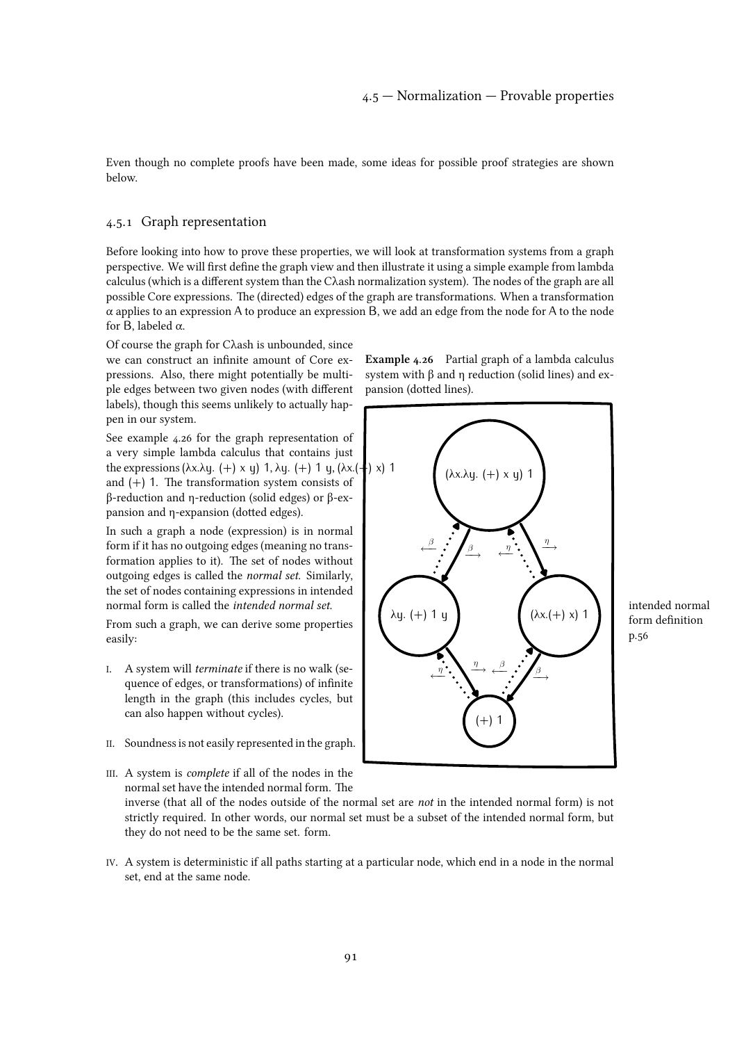Even though no complete proofs have been made, some ideas for possible proof strategies are shown below.

### 4.5.1 Graph representation

Before looking into how to prove these properties, we will look at transformation systems from a graph perspective. We will first define the graph view and then illustrate it using a simple example from lambda calculus (which is a different system than the Cλash normalization system). The nodes of the graph are all possible Core expressions. The (directed) edges of the graph are transformations. When a transformation α applies to an expression A to produce an expression B, we add an edge from the node for A to the node for B, labeled α.

Of course the graph for Cλash is unbounded, since we can construct an infinite amount of Core expressions. Also, there might potentially be multiple edges between two given nodes (with different labels), though this seems unlikely to actually happen in our system.

See example 4.26 for the graph representation of a very simple lambda calculus that contains just the expressions (λx.λy. (+) x y) 1, λy. (+) 1 y, (λx.(+) x) 1 and (+) 1. The transformation system consists of β-reduction and η-reduction (solid edges) or β-expansion and η-expansion (dotted edges).

**Example 4.26** Partial graph of a lambda calculus system with β and η reduction (solid lines) and expansion (dotted lines).

In such a graph a node (expression) is in normal form if it has no outgoing edges (meaning no transformation applies to it). The set of nodes without outgoing edges is called the *normal set*. Similarly, the set of nodes containing expressions in intended normal form is called the *intended normal set*.

intended normal form definition p.56

From such a graph, we can derive some properties easily:

I. A system will *terminate* if there is no walk (sequence of edges, or transformations) of infinite length in the graph (this includes cycles, but can also happen without cycles).

II. Soundness is not easily represented in the graph.

III. A system is *complete* if all of the nodes in the normal set have the intended normal form. The inverse (that all of the nodes outside of the normal set are *not* in the intended normal form) is not strictly required. In other words, our normal set must be a subset of the intended normal form, but they do not need to be the same set. form.

IV. A system is deterministic if all paths starting at a particular node, which end in a node in the normal set, end at the same node.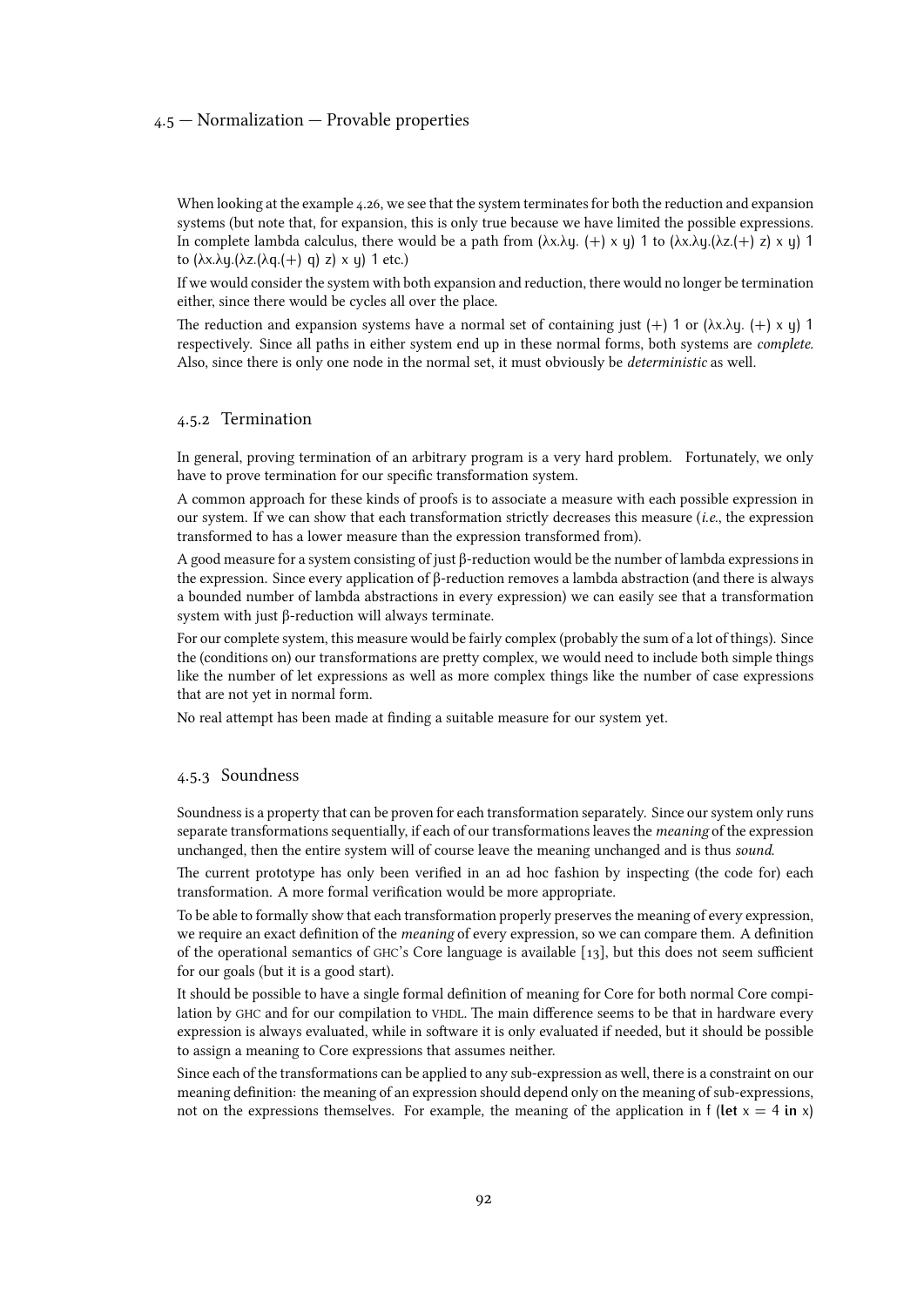When looking at the example 4.26, we see that the system terminates for both the reduction and expansion systems (but note that, for expansion, this is only true because we have limited the possible expressions. In complete lambda calculus, there would be a path from (λx.λy. (+) x y) 1 to (λx.λy.(λz.(+) z) x y) 1 to (λx.λy.(λz.(λq.(+) q) z) x y) 1 etc.)

If we would consider the system with both expansion and reduction, there would no longer be termination either, since there would be cycles all over the place.

The reduction and expansion systems have a normal set of containing just (+) 1 or (λx.λy. (+) x y) 1 respectively. Since all paths in either system end up in these normal forms, both systems are *complete*. Also, since there is only one node in the normal set, it must obviously be *deterministic* as well.

### 4.5.2 Termination

In general, proving termination of an arbitrary program is a very hard problem. Fortunately, we only have to prove termination for our specific transformation system.

A common approach for these kinds of proofs is to associate a measure with each possible expression in our system. If we can show that each transformation strictly decreases this measure (*i.e.*, the expression transformed to has a lower measure than the expression transformed from).

A good measure for a system consisting of just β-reduction would be the number of lambda expressions in the expression. Since every application of β-reduction removes a lambda abstraction (and there is always a bounded number of lambda abstractions in every expression) we can easily see that a transformation system with just β-reduction will always terminate.

For our complete system, this measure would be fairly complex (probably the sum of a lot of things). Since the (conditions on) our transformations are pretty complex, we would need to include both simple things like the number of let expressions as well as more complex things like the number of case expressions that are not yet in normal form.

No real attempt has been made at finding a suitable measure for our system yet.

### 4.5.3 Soundness

Soundness is a property that can be proven for each transformation separately. Since our system only runs separate transformations sequentially, if each of our transformations leaves the *meaning* of the expression unchanged, then the entire system will of course leave the meaning unchanged and is thus *sound*.

The current prototype has only been verified in an ad hoc fashion by inspecting (the code for) each transformation. A more formal verification would be more appropriate.

To be able to formally show that each transformation properly preserves the meaning of every expression, we require an exact definition of the *meaning* of every expression, so we can compare them. A definition of the operational semantics of GHC's Core language is available [13], but this does not seem sufficient for our goals (but it is a good start).

It should be possible to have a single formal definition of meaning for Core for both normal Core compilation by GHC and for our compilation to VHDL. The main difference seems to be that in hardware every expression is always evaluated, while in software it is only evaluated if needed, but it should be possible to assign a meaning to Core expressions that assumes neither.

Since each of the transformations can be applied to any sub-expression as well, there is a constraint on our meaning definition: the meaning of an expression should depend only on the meaning of sub-expressions, not on the expressions themselves. For example, the meaning of the application in f (**let** x = 4 **in** x)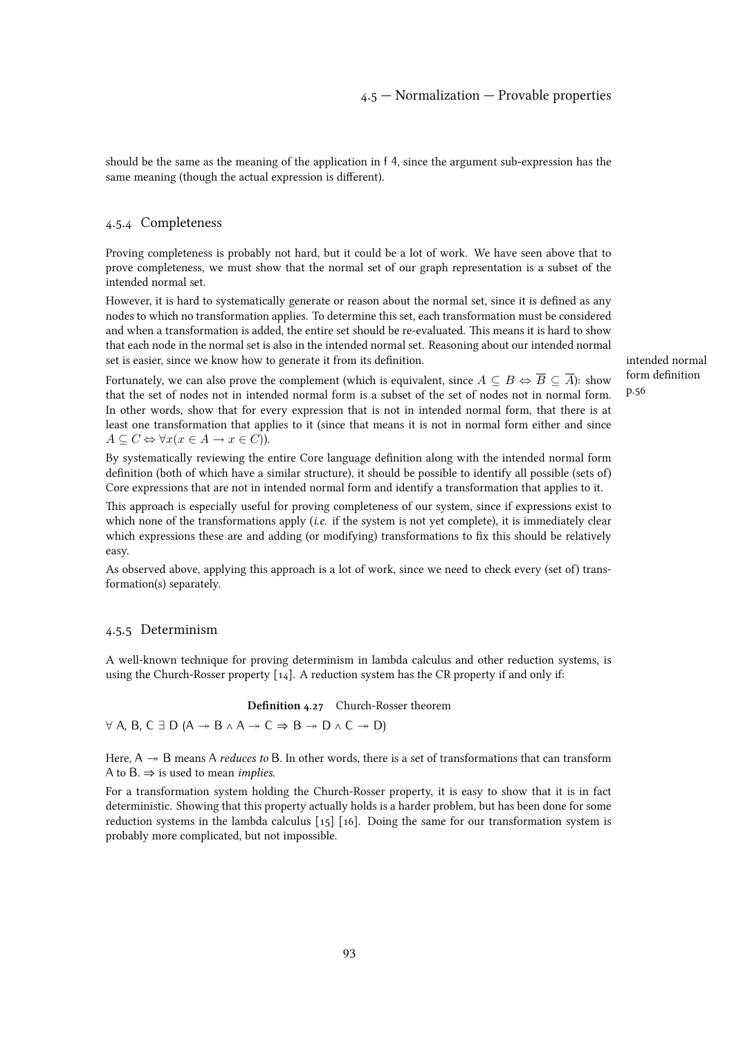should be the same as the meaning of the application in f 4, since the argument sub-expression has the same meaning (though the actual expression is different).

### 4.5.4 Completeness

Proving completeness is probably not hard, but it could be a lot of work. We have seen above that to prove completeness, we must show that the normal set of our graph representation is a subset of the intended normal set.

However, it is hard to systematically generate or reason about the normal set, since it is defined as any nodes to which no transformation applies. To determine this set, each transformation must be considered and when a transformation is added, the entire set should be re-evaluated. This means it is hard to show that each node in the normal set is also in the intended normal set. Reasoning about our intended normal set is easier, since we know how to generate it from its definition.

intended normal form definition p.56

Fortunately, we can also prove the complement (which is equivalent, since $A \subseteq B \Leftrightarrow \overline{B} \subseteq \overline{A}$): show that the set of nodes not in intended normal form is a subset of the set of nodes not in normal form. In other words, show that for every expression that is not in intended normal form, that there is at least one transformation that applies to it (since that means it is not in normal form either and since $A \subseteq C \Leftrightarrow \forall x(x \in A \rightarrow x \in C)$).

By systematically reviewing the entire Core language definition along with the intended normal form definition (both of which have a similar structure), it should be possible to identify all possible (sets of) Core expressions that are not in intended normal form and identify a transformation that applies to it.

This approach is especially useful for proving completeness of our system, since if expressions exist to which none of the transformations apply (*i.e.* if the system is not yet complete), it is immediately clear which expressions these are and adding (or modifying) transformations to fix this should be relatively easy.

As observed above, applying this approach is a lot of work, since we need to check every (set of) transformation(s) separately.

### 4.5.5 Determinism

A well-known technique for proving determinism in lambda calculus and other reduction systems, is using the Church-Rosser property [14]. A reduction system has the CR property if and only if:

**Definition 4.27** Church-Rosser theorem

$\forall$ A, B, C $\exists$ D (A $\twoheadrightarrow$ B $\wedge$ A $\twoheadrightarrow$ C $\Rightarrow$ B $\twoheadrightarrow$ D $\wedge$ C $\twoheadrightarrow$ D)

Here, A $\twoheadrightarrow$ B means A *reduces to* B. In other words, there is a set of transformations that can transform A to B. $\Rightarrow$ is used to mean *implies*.

For a transformation system holding the Church-Rosser property, it is easy to show that it is in fact deterministic. Showing that this property actually holds is a harder problem, but has been done for some reduction systems in the lambda calculus [15] [16]. Doing the same for our transformation system is probably more complicated, but not impossible.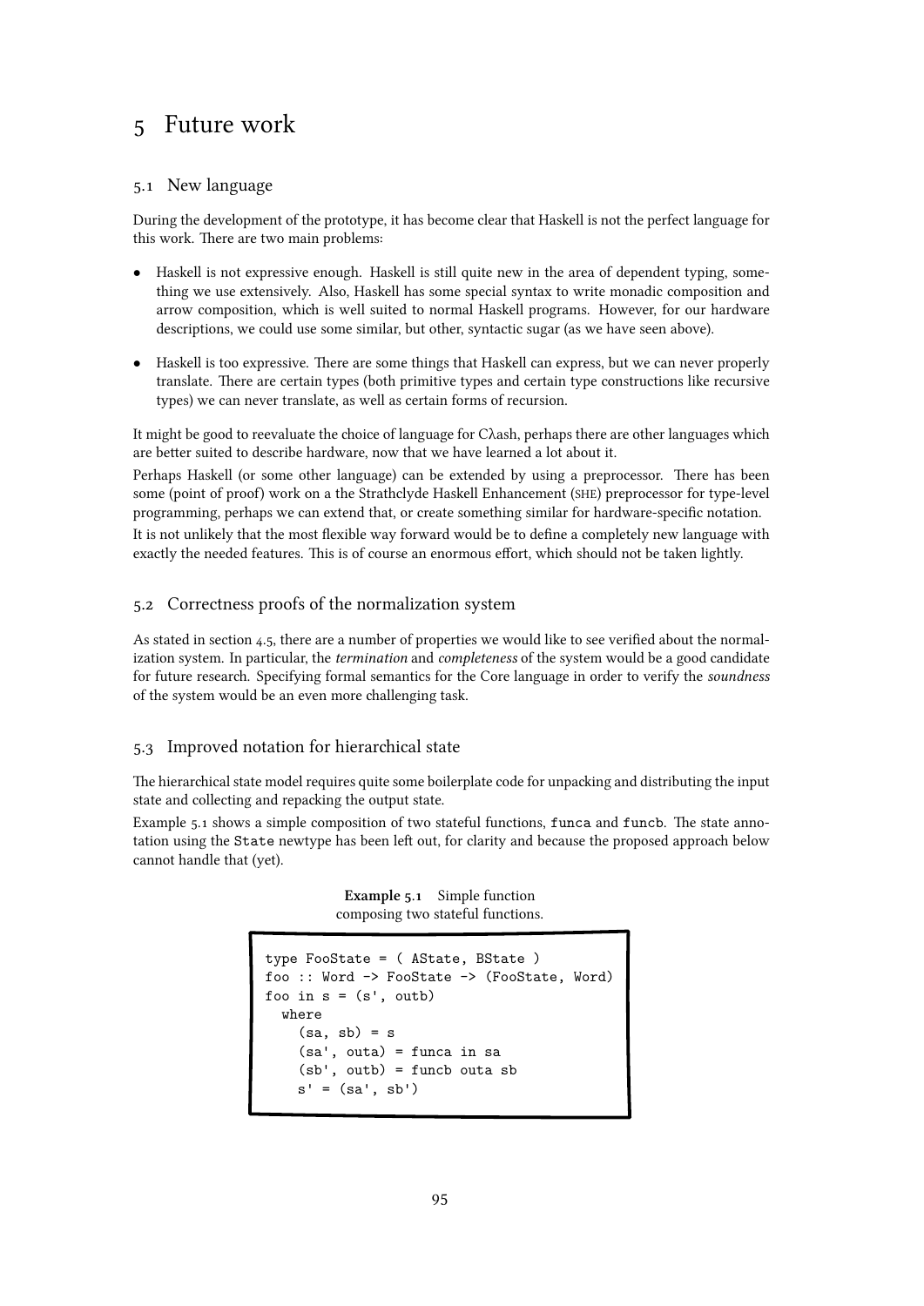# 5 Future work

## 5.1 New language

During the development of the prototype, it has become clear that Haskell is not the perfect language for this work. There are two main problems:

- Haskell is not expressive enough. Haskell is still quite new in the area of dependent typing, something we use extensively. Also, Haskell has some special syntax to write monadic composition and arrow composition, which is well suited to normal Haskell programs. However, for our hardware descriptions, we could use some similar, but other, syntactic sugar (as we have seen above).
- Haskell is too expressive. There are some things that Haskell can express, but we can never properly translate. There are certain types (both primitive types and certain type constructions like recursive types) we can never translate, as well as certain forms of recursion.

It might be good to reevaluate the choice of language for Cλash, perhaps there are other languages which are better suited to describe hardware, now that we have learned a lot about it.

Perhaps Haskell (or some other language) can be extended by using a preprocessor. There has been some (point of proof) work on a the Strathclyde Haskell Enhancement (SHE) preprocessor for type-level programming, perhaps we can extend that, or create something similar for hardware-specific notation.

It is not unlikely that the most flexible way forward would be to define a completely new language with exactly the needed features. This is of course an enormous effort, which should not be taken lightly.

## 5.2 Correctness proofs of the normalization system

As stated in section 4.5, there are a number of properties we would like to see verified about the normalization system. In particular, the *termination* and *completeness* of the system would be a good candidate for future research. Specifying formal semantics for the Core language in order to verify the *soundness* of the system would be an even more challenging task.

## 5.3 Improved notation for hierarchical state

The hierarchical state model requires quite some boilerplate code for unpacking and distributing the input state and collecting and repacking the output state.

Example 5.1 shows a simple composition of two stateful functions, `funca` and `funcb`. The state annotation using the `State` newtype has been left out, for clarity and because the proposed approach below cannot handle that (yet).

**Example 5.1** Simple function composing two stateful functions.

```
type FooState = ( AState, BState )
foo :: Word -> FooState -> (FooState, Word)
foo in s = (s', outb)
  where
    (sa, sb) = s
    (sa', outa) = funca in sa
    (sb', outb) = funcb outa sb
    s' = (sa', sb')
```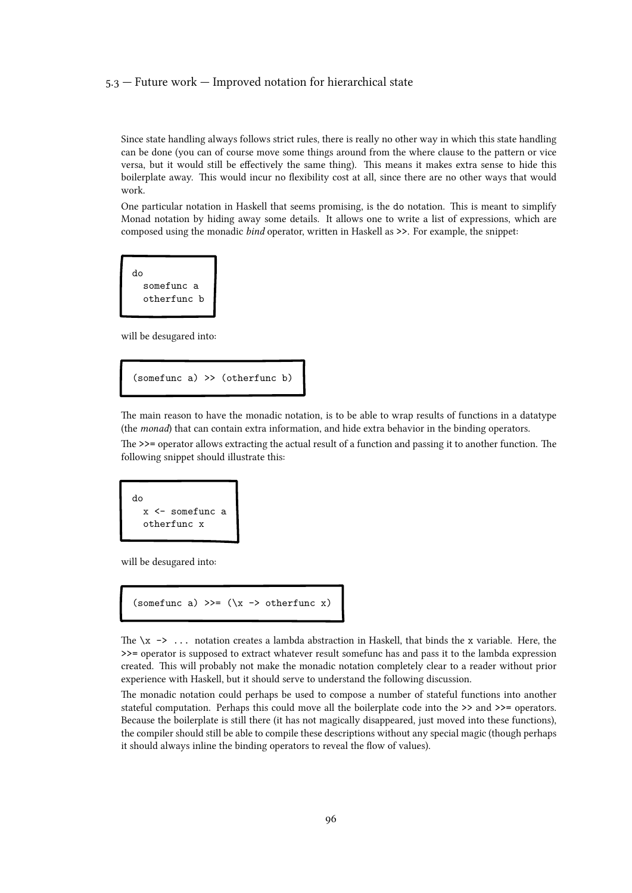Since state handling always follows strict rules, there is really no other way in which this state handling can be done (you can of course move some things around from the where clause to the pattern or vice versa, but it would still be effectively the same thing). This means it makes extra sense to hide this boilerplate away. This would incur no flexibility cost at all, since there are no other ways that would work.

One particular notation in Haskell that seems promising, is the `do` notation. This is meant to simplify Monad notation by hiding away some details. It allows one to write a list of expressions, which are composed using the monadic *bind* operator, written in Haskell as `>>`. For example, the snippet:

```
do
  somefunc a
  otherfunc b
```

will be desugared into:

```
(somefunc a) >> (otherfunc b)
```

The main reason to have the monadic notation, is to be able to wrap results of functions in a datatype (the *monad*) that can contain extra information, and hide extra behavior in the binding operators.

The `>>=` operator allows extracting the actual result of a function and passing it to another function. The following snippet should illustrate this:

```
do
  x <- somefunc a
  otherfunc x
```

will be desugared into:

```
(somefunc a) >>= (\x -> otherfunc x)
```

The `\x -> ...` notation creates a lambda abstraction in Haskell, that binds the `x` variable. Here, the `>>=` operator is supposed to extract whatever result somefunc has and pass it to the lambda expression created. This will probably not make the monadic notation completely clear to a reader without prior experience with Haskell, but it should serve to understand the following discussion.

The monadic notation could perhaps be used to compose a number of stateful functions into another stateful computation. Perhaps this could move all the boilerplate code into the `>>` and `>>=` operators. Because the boilerplate is still there (it has not magically disappeared, just moved into these functions), the compiler should still be able to compile these descriptions without any special magic (though perhaps it should always inline the binding operators to reveal the flow of values).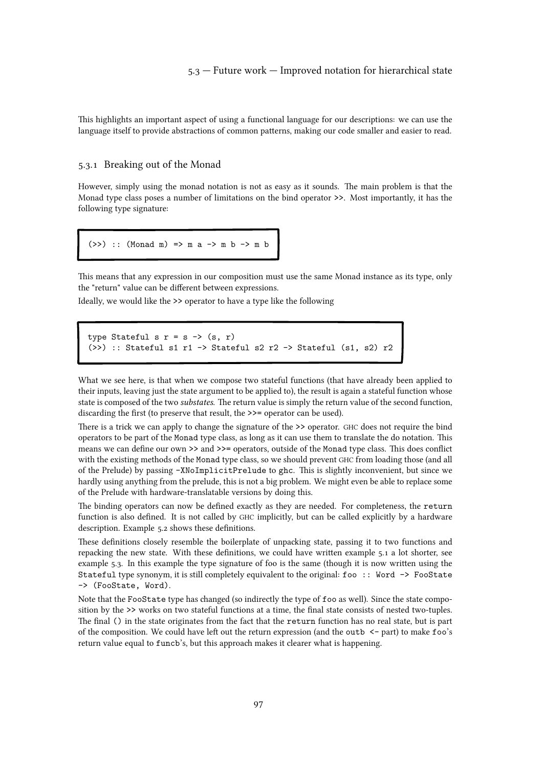This highlights an important aspect of using a functional language for our descriptions: we can use the language itself to provide abstractions of common patterns, making our code smaller and easier to read.

### 5.3.1 Breaking out of the Monad

However, simply using the monad notation is not as easy as it sounds. The main problem is that the Monad type class poses a number of limitations on the bind operator >>. Most importantly, it has the following type signature:

```
(>>) :: (Monad m) => m a -> m b -> m b
```

This means that any expression in our composition must use the same Monad instance as its type, only the "return" value can be different between expressions.

Ideally, we would like the >> operator to have a type like the following

```
type Stateful s r = s -> (s, r)
(>>) :: Stateful s1 r1 -> Stateful s2 r2 -> Stateful (s1, s2) r2
```

What we see here, is that when we compose two stateful functions (that have already been applied to their inputs, leaving just the state argument to be applied to), the result is again a stateful function whose state is composed of the two *substates*. The return value is simply the return value of the second function, discarding the first (to preserve that result, the >>= operator can be used).

There is a trick we can apply to change the signature of the >> operator. GHC does not require the bind operators to be part of the Monad type class, as long as it can use them to translate the do notation. This means we can define our own >> and >>= operators, outside of the Monad type class. This does conflict with the existing methods of the Monad type class, so we should prevent GHC from loading those (and all of the Prelude) by passing `-XNoImplicitPrelude` to `ghc`. This is slightly inconvenient, but since we hardly using anything from the prelude, this is not a big problem. We might even be able to replace some of the Prelude with hardware-translatable versions by doing this.

The binding operators can now be defined exactly as they are needed. For completeness, the `return` function is also defined. It is not called by GHC implicitly, but can be called explicitly by a hardware description. Example 5.2 shows these definitions.

These definitions closely resemble the boilerplate of unpacking state, passing it to two functions and repacking the new state. With these definitions, we could have written example 5.1 a lot shorter, see example 5.3. In this example the type signature of foo is the same (though it is now written using the `Stateful` type synonym, it is still completely equivalent to the original: `foo :: Word -> FooState -> (FooState, Word)`.

Note that the `FooState` type has changed (so indirectly the type of `foo` as well). Since the state composition by the >> works on two stateful functions at a time, the final state consists of nested two-tuples. The final `()` in the state originates from the fact that the `return` function has no real state, but is part of the composition. We could have left out the return expression (and the `outb <-` part) to make `foo`'s return value equal to `funcb`'s, but this approach makes it clearer what is happening.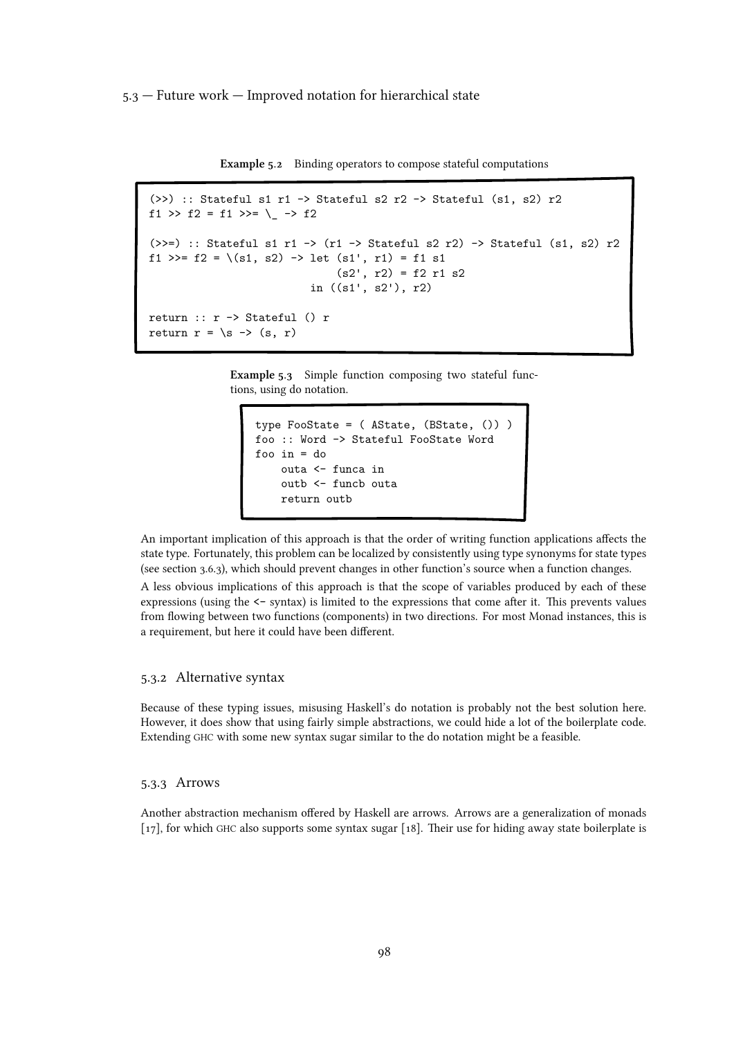**Example 5.2** Binding operators to compose stateful computations

```
(>>) :: Stateful s1 r1 -> Stateful s2 r2 -> Stateful (s1, s2) r2
f1 >> f2 = f1 >>= \_ -> f2

(>>=) :: Stateful s1 r1 -> (r1 -> Stateful s2 r2) -> Stateful (s1, s2) r2
f1 >>= f2 = \(s1, s2) -> let (s1', r1) = f1 s1
                             (s2', r2) = f2 r1 s2
                         in ((s1', s2'), r2)

return :: r -> Stateful () r
return r = \s -> (s, r)
```

**Example 5.3** Simple function composing two stateful functions, using do notation.

```
type FooState = ( AState, (BState, ()) )
foo :: Word -> Stateful FooState Word
foo in = do
    outa <- funca in
    outb <- funcb outa
    return outb
```

An important implication of this approach is that the order of writing function applications affects the state type. Fortunately, this problem can be localized by consistently using type synonyms for state types (see section 3.6.3), which should prevent changes in other function's source when a function changes.

A less obvious implications of this approach is that the scope of variables produced by each of these expressions (using the <- syntax) is limited to the expressions that come after it. This prevents values from flowing between two functions (components) in two directions. For most Monad instances, this is a requirement, but here it could have been different.

### 5.3.2 Alternative syntax

Because of these typing issues, misusing Haskell's do notation is probably not the best solution here. However, it does show that using fairly simple abstractions, we could hide a lot of the boilerplate code. Extending GHC with some new syntax sugar similar to the do notation might be a feasible.

### 5.3.3 Arrows

Another abstraction mechanism offered by Haskell are arrows. Arrows are a generalization of monads [17], for which GHC also supports some syntax sugar [18]. Their use for hiding away state boilerplate is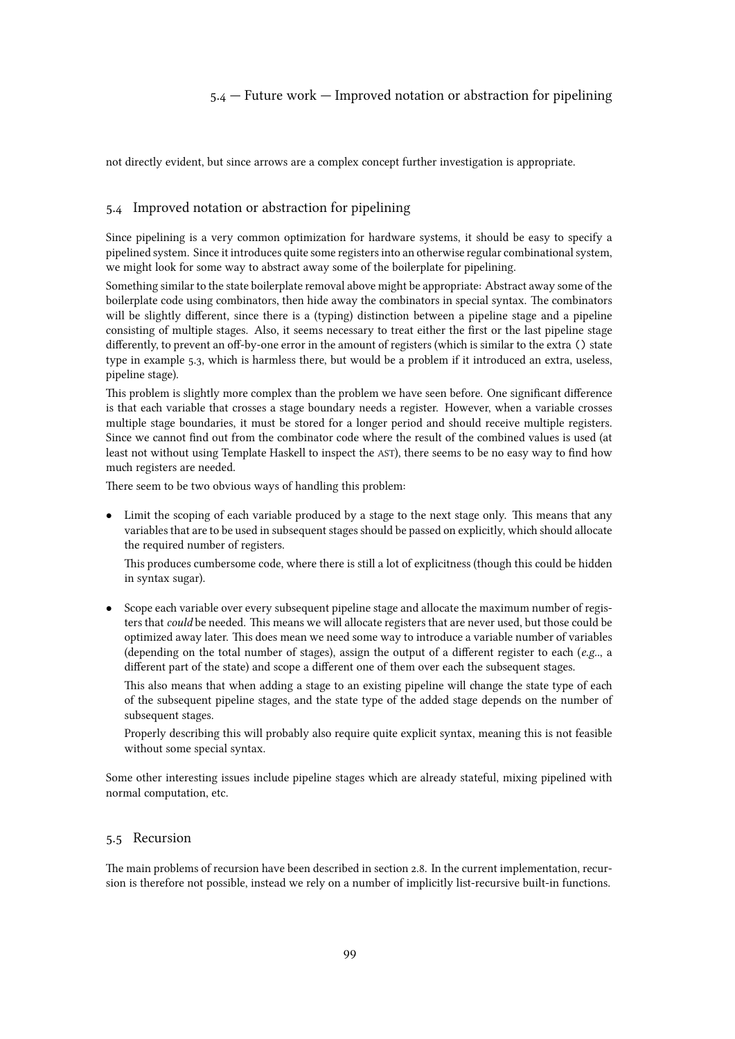not directly evident, but since arrows are a complex concept further investigation is appropriate.

## 5.4 Improved notation or abstraction for pipelining

Since pipelining is a very common optimization for hardware systems, it should be easy to specify a pipelined system. Since it introduces quite some registers into an otherwise regular combinational system, we might look for some way to abstract away some of the boilerplate for pipelining.

Something similar to the state boilerplate removal above might be appropriate: Abstract away some of the boilerplate code using combinators, then hide away the combinators in special syntax. The combinators will be slightly different, since there is a (typing) distinction between a pipeline stage and a pipeline consisting of multiple stages. Also, it seems necessary to treat either the first or the last pipeline stage differently, to prevent an off-by-one error in the amount of registers (which is similar to the extra `()` state type in example 5.3, which is harmless there, but would be a problem if it introduced an extra, useless, pipeline stage).

This problem is slightly more complex than the problem we have seen before. One significant difference is that each variable that crosses a stage boundary needs a register. However, when a variable crosses multiple stage boundaries, it must be stored for a longer period and should receive multiple registers. Since we cannot find out from the combinator code where the result of the combined values is used (at least not without using Template Haskell to inspect the AST), there seems to be no easy way to find how much registers are needed.

There seem to be two obvious ways of handling this problem:

- Limit the scoping of each variable produced by a stage to the next stage only. This means that any variables that are to be used in subsequent stages should be passed on explicitly, which should allocate the required number of registers.

  This produces cumbersome code, where there is still a lot of explicitness (though this could be hidden in syntax sugar).

- Scope each variable over every subsequent pipeline stage and allocate the maximum number of registers that *could* be needed. This means we will allocate registers that are never used, but those could be optimized away later. This does mean we need some way to introduce a variable number of variables (depending on the total number of stages), assign the output of a different register to each (*e.g.*., a different part of the state) and scope a different one of them over each the subsequent stages.

  This also means that when adding a stage to an existing pipeline will change the state type of each of the subsequent pipeline stages, and the state type of the added stage depends on the number of subsequent stages.

  Properly describing this will probably also require quite explicit syntax, meaning this is not feasible without some special syntax.

Some other interesting issues include pipeline stages which are already stateful, mixing pipelined with normal computation, etc.

## 5.5 Recursion

The main problems of recursion have been described in section 2.8. In the current implementation, recursion is therefore not possible, instead we rely on a number of implicitly list-recursive built-in functions.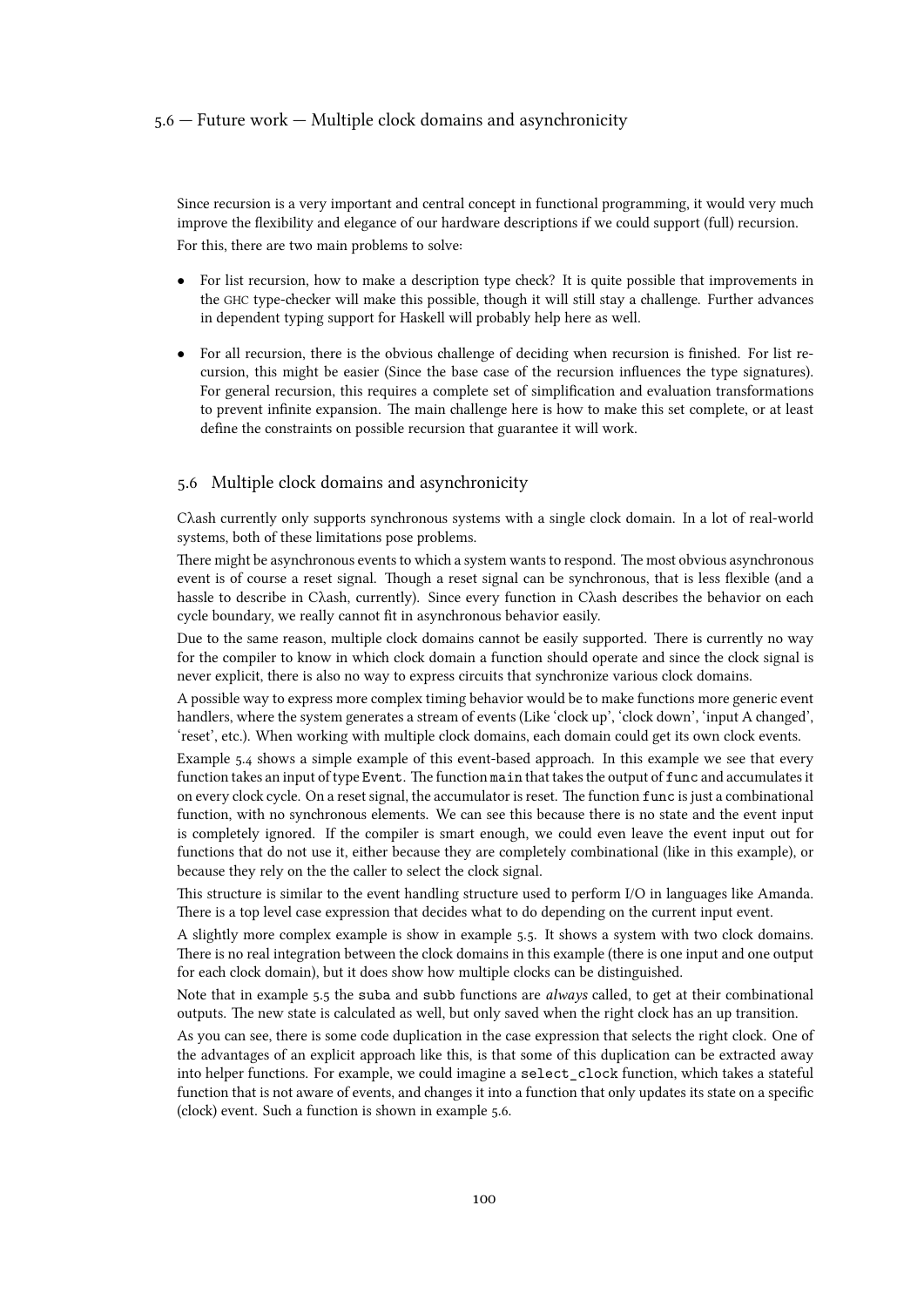Since recursion is a very important and central concept in functional programming, it would very much improve the flexibility and elegance of our hardware descriptions if we could support (full) recursion.

For this, there are two main problems to solve:

- For list recursion, how to make a description type check? It is quite possible that improvements in the GHC type-checker will make this possible, though it will still stay a challenge. Further advances in dependent typing support for Haskell will probably help here as well.
- For all recursion, there is the obvious challenge of deciding when recursion is finished. For list recursion, this might be easier (Since the base case of the recursion influences the type signatures). For general recursion, this requires a complete set of simplification and evaluation transformations to prevent infinite expansion. The main challenge here is how to make this set complete, or at least define the constraints on possible recursion that guarantee it will work.

## 5.6 Multiple clock domains and asynchronicity

Cλash currently only supports synchronous systems with a single clock domain. In a lot of real-world systems, both of these limitations pose problems.

There might be asynchronous events to which a system wants to respond. The most obvious asynchronous event is of course a reset signal. Though a reset signal can be synchronous, that is less flexible (and a hassle to describe in Cλash, currently). Since every function in Cλash describes the behavior on each cycle boundary, we really cannot fit in asynchronous behavior easily.

Due to the same reason, multiple clock domains cannot be easily supported. There is currently no way for the compiler to know in which clock domain a function should operate and since the clock signal is never explicit, there is also no way to express circuits that synchronize various clock domains.

A possible way to express more complex timing behavior would be to make functions more generic event handlers, where the system generates a stream of events (Like 'clock up', 'clock down', 'input A changed', 'reset', etc.). When working with multiple clock domains, each domain could get its own clock events.

Example 5.4 shows a simple example of this event-based approach. In this example we see that every function takes an input of type `Event`. The function `main` that takes the output of `func` and accumulates it on every clock cycle. On a reset signal, the accumulator is reset. The function `func` is just a combinational function, with no synchronous elements. We can see this because there is no state and the event input is completely ignored. If the compiler is smart enough, we could even leave the event input out for functions that do not use it, either because they are completely combinational (like in this example), or because they rely on the the caller to select the clock signal.

This structure is similar to the event handling structure used to perform I/O in languages like Amanda. There is a top level case expression that decides what to do depending on the current input event.

A slightly more complex example is show in example 5.5. It shows a system with two clock domains. There is no real integration between the clock domains in this example (there is one input and one output for each clock domain), but it does show how multiple clocks can be distinguished.

Note that in example 5.5 the `suba` and `subb` functions are *always* called, to get at their combinational outputs. The new state is calculated as well, but only saved when the right clock has an up transition.

As you can see, there is some code duplication in the case expression that selects the right clock. One of the advantages of an explicit approach like this, is that some of this duplication can be extracted away into helper functions. For example, we could imagine a `select_clock` function, which takes a stateful function that is not aware of events, and changes it into a function that only updates its state on a specific (clock) event. Such a function is shown in example 5.6.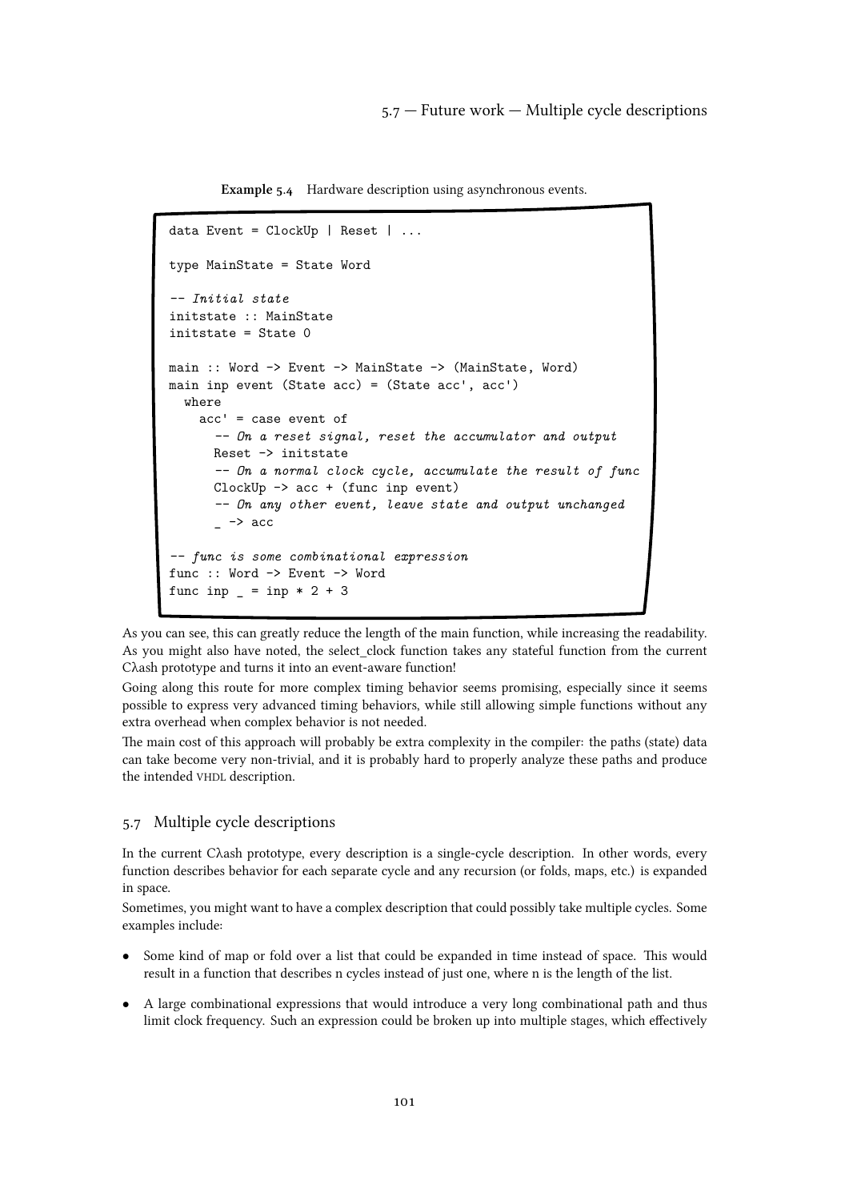**Example 5.4** Hardware description using asynchronous events.

```
data Event = ClockUp | Reset | ...

type MainState = State Word

-- Initial state
initstate :: MainState
initstate = State 0

main :: Word -> Event -> MainState -> (MainState, Word)
main inp event (State acc) = (State acc', acc')
  where
    acc' = case event of
      -- On a reset signal, reset the accumulator and output
      Reset -> initstate
      -- On a normal clock cycle, accumulate the result of func
      ClockUp -> acc + (func inp event)
      -- On any other event, leave state and output unchanged
      _ -> acc

-- func is some combinational expression
func :: Word -> Event -> Word
func inp _ = inp * 2 + 3
```

As you can see, this can greatly reduce the length of the main function, while increasing the readability. As you might also have noted, the select_clock function takes any stateful function from the current Cλash prototype and turns it into an event-aware function!

Going along this route for more complex timing behavior seems promising, especially since it seems possible to express very advanced timing behaviors, while still allowing simple functions without any extra overhead when complex behavior is not needed.

The main cost of this approach will probably be extra complexity in the compiler: the paths (state) data can take become very non-trivial, and it is probably hard to properly analyze these paths and produce the intended VHDL description.

## 5.7 Multiple cycle descriptions

In the current Cλash prototype, every description is a single-cycle description. In other words, every function describes behavior for each separate cycle and any recursion (or folds, maps, etc.) is expanded in space.

Sometimes, you might want to have a complex description that could possibly take multiple cycles. Some examples include:

- Some kind of map or fold over a list that could be expanded in time instead of space. This would result in a function that describes n cycles instead of just one, where n is the length of the list.
- A large combinational expressions that would introduce a very long combinational path and thus limit clock frequency. Such an expression could be broken up into multiple stages, which effectively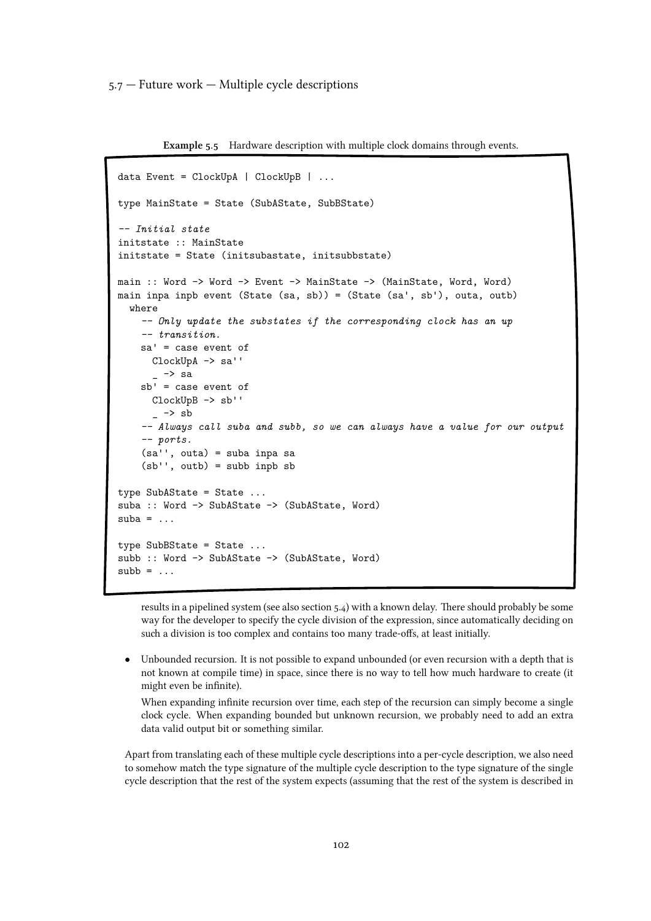**Example 5.5** Hardware description with multiple clock domains through events.

```
data Event = ClockUpA | ClockUpB | ...

type MainState = State (SubAState, SubBState)

-- Initial state
initstate :: MainState
initstate = State (initsubastate, initsubbstate)

main :: Word -> Word -> Event -> MainState -> (MainState, Word, Word)
main inpa inpb event (State (sa, sb)) = (State (sa', sb'), outa, outb)
  where
    -- Only update the substates if the corresponding clock has an up
    -- transition.
    sa' = case event of
      ClockUpA -> sa''
      _ -> sa
    sb' = case event of
      ClockUpB -> sb''
      _ -> sb
    -- Always call suba and subb, so we can always have a value for our output
    -- ports.
    (sa'', outa) = suba inpa sa
    (sb'', outb) = subb inpb sb

type SubAState = State ...
suba :: Word -> SubAState -> (SubAState, Word)
suba = ...

type SubBState = State ...
subb :: Word -> SubAState -> (SubAState, Word)
subb = ...
```

results in a pipelined system (see also section 5.4) with a known delay. There should probably be some way for the developer to specify the cycle division of the expression, since automatically deciding on such a division is too complex and contains too many trade-offs, at least initially.

- Unbounded recursion. It is not possible to expand unbounded (or even recursion with a depth that is not known at compile time) in space, since there is no way to tell how much hardware to create (it might even be infinite).

  When expanding infinite recursion over time, each step of the recursion can simply become a single clock cycle. When expanding bounded but unknown recursion, we probably need to add an extra data valid output bit or something similar.

Apart from translating each of these multiple cycle descriptions into a per-cycle description, we also need to somehow match the type signature of the multiple cycle description to the type signature of the single cycle description that the rest of the system expects (assuming that the rest of the system is described in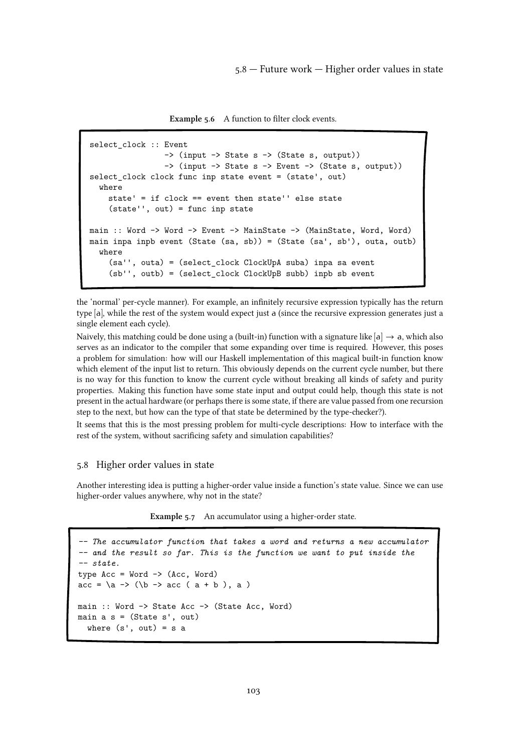**Example 5.6** A function to filter clock events.

```
select_clock :: Event
                -> (input -> State s -> (State s, output))
                -> (input -> State s -> Event -> (State s, output))
select_clock clock func inp state event = (state', out)
  where
    state' = if clock == event then state'' else state
    (state'', out) = func inp state

main :: Word -> Word -> Event -> MainState -> (MainState, Word, Word)
main inpa inpb event (State (sa, sb)) = (State (sa', sb'), outa, outb)
  where
    (sa'', outa) = (select_clock ClockUpA suba) inpa sa event
    (sb'', outb) = (select_clock ClockUpB subb) inpb sb event
```

the 'normal' per-cycle manner). For example, an infinitely recursive expression typically has the return type [a], while the rest of the system would expect just a (since the recursive expression generates just a single element each cycle).

Naively, this matching could be done using a (built-in) function with a signature like $[a] \rightarrow a$, which also serves as an indicator to the compiler that some expanding over time is required. However, this poses a problem for simulation: how will our Haskell implementation of this magical built-in function know which element of the input list to return. This obviously depends on the current cycle number, but there is no way for this function to know the current cycle without breaking all kinds of safety and purity properties. Making this function have some state input and output could help, though this state is not present in the actual hardware (or perhaps there is some state, if there are value passed from one recursion step to the next, but how can the type of that state be determined by the type-checker?).

It seems that this is the most pressing problem for multi-cycle descriptions: How to interface with the rest of the system, without sacrificing safety and simulation capabilities?

## 5.8 Higher order values in state

Another interesting idea is putting a higher-order value inside a function's state value. Since we can use higher-order values anywhere, why not in the state?

**Example 5.7** An accumulator using a higher-order state.

```
-- The accumulator function that takes a word and returns a new accumulator
-- and the result so far. This is the function we want to put inside the
-- state.
type Acc = Word -> (Acc, Word)
acc = \a -> (\b -> acc ( a + b ), a )

main :: Word -> State Acc -> (State Acc, Word)
main a s = (State s', out)
  where (s', out) = s a
```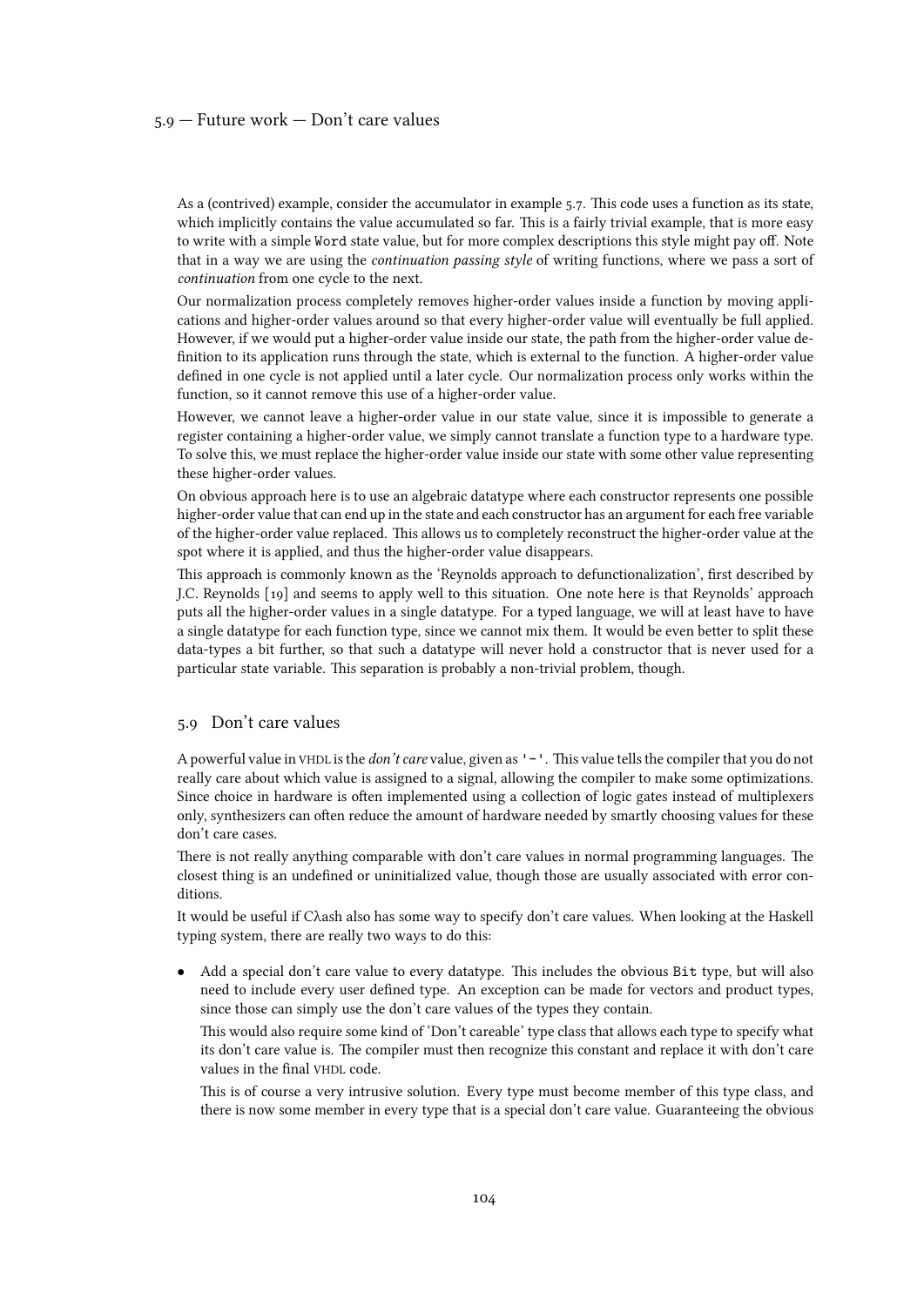As a (contrived) example, consider the accumulator in example 5.7. This code uses a function as its state, which implicitly contains the value accumulated so far. This is a fairly trivial example, that is more easy to write with a simple `Word` state value, but for more complex descriptions this style might pay off. Note that in a way we are using the *continuation passing style* of writing functions, where we pass a sort of *continuation* from one cycle to the next.

Our normalization process completely removes higher-order values inside a function by moving applications and higher-order values around so that every higher-order value will eventually be full applied. However, if we would put a higher-order value inside our state, the path from the higher-order value definition to its application runs through the state, which is external to the function. A higher-order value defined in one cycle is not applied until a later cycle. Our normalization process only works within the function, so it cannot remove this use of a higher-order value.

However, we cannot leave a higher-order value in our state value, since it is impossible to generate a register containing a higher-order value, we simply cannot translate a function type to a hardware type. To solve this, we must replace the higher-order value inside our state with some other value representing these higher-order values.

On obvious approach here is to use an algebraic datatype where each constructor represents one possible higher-order value that can end up in the state and each constructor has an argument for each free variable of the higher-order value replaced. This allows us to completely reconstruct the higher-order value at the spot where it is applied, and thus the higher-order value disappears.

This approach is commonly known as the 'Reynolds approach to defunctionalization', first described by J.C. Reynolds [19] and seems to apply well to this situation. One note here is that Reynolds' approach puts all the higher-order values in a single datatype. For a typed language, we will at least have to have a single datatype for each function type, since we cannot mix them. It would be even better to split these data-types a bit further, so that such a datatype will never hold a constructor that is never used for a particular state variable. This separation is probably a non-trivial problem, though.

## 5.9 Don't care values

A powerful value in VHDL is the *don't care* value, given as `'-'`. This value tells the compiler that you do not really care about which value is assigned to a signal, allowing the compiler to make some optimizations. Since choice in hardware is often implemented using a collection of logic gates instead of multiplexers only, synthesizers can often reduce the amount of hardware needed by smartly choosing values for these don't care cases.

There is not really anything comparable with don't care values in normal programming languages. The closest thing is an undefined or uninitialized value, though those are usually associated with error conditions.

It would be useful if CλaSH also has some way to specify don't care values. When looking at the Haskell typing system, there are really two ways to do this:

- Add a special don't care value to every datatype. This includes the obvious `Bit` type, but will also need to include every user defined type. An exception can be made for vectors and product types, since those can simply use the don't care values of the types they contain.

  This would also require some kind of 'Don't careable' type class that allows each type to specify what its don't care value is. The compiler must then recognize this constant and replace it with don't care values in the final VHDL code.

  This is of course a very intrusive solution. Every type must become member of this type class, and there is now some member in every type that is a special don't care value. Guaranteeing the obvious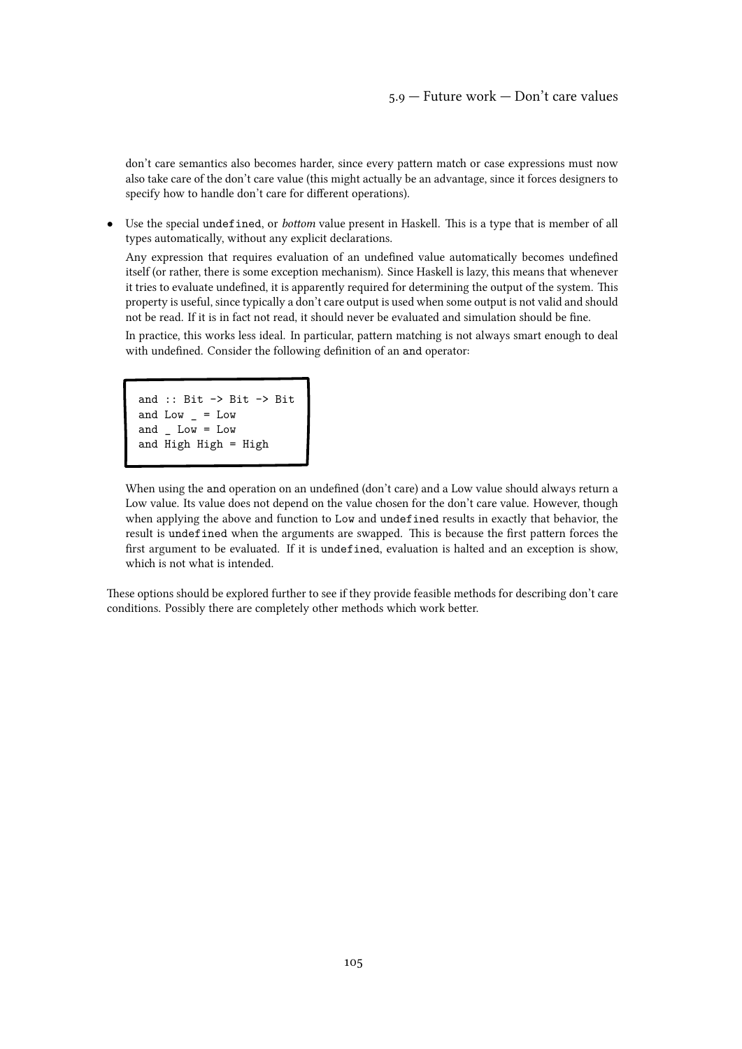don't care semantics also becomes harder, since every pattern match or case expressions must now also take care of the don't care value (this might actually be an advantage, since it forces designers to specify how to handle don't care for different operations).

- Use the special `undefined`, or *bottom* value present in Haskell. This is a type that is member of all types automatically, without any explicit declarations.

  Any expression that requires evaluation of an undefined value automatically becomes undefined itself (or rather, there is some exception mechanism). Since Haskell is lazy, this means that whenever it tries to evaluate undefined, it is apparently required for determining the output of the system. This property is useful, since typically a don't care output is used when some output is not valid and should not be read. If it is in fact not read, it should never be evaluated and simulation should be fine.

  In practice, this works less ideal. In particular, pattern matching is not always smart enough to deal with undefined. Consider the following definition of an `and` operator:

  ```
  and :: Bit -> Bit -> Bit
  and Low _ = Low
  and _ Low = Low
  and High High = High
  ```

  When using the `and` operation on an undefined (don't care) and a Low value should always return a Low value. Its value does not depend on the value chosen for the don't care value. However, though when applying the above and function to `Low` and `undefined` results in exactly that behavior, the result is `undefined` when the arguments are swapped. This is because the first pattern forces the first argument to be evaluated. If it is `undefined`, evaluation is halted and an exception is show, which is not what is intended.

These options should be explored further to see if they provide feasible methods for describing don't care conditions. Possibly there are completely other methods which work better.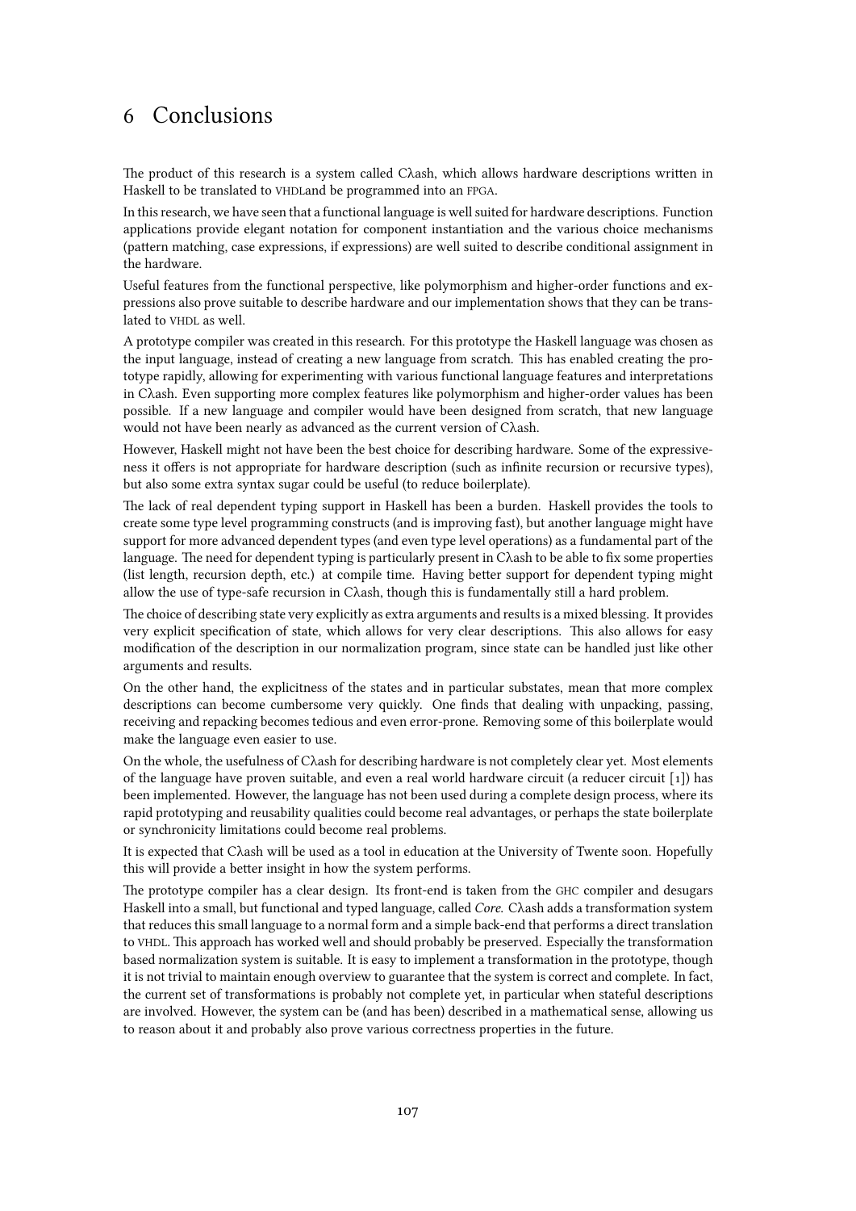# 6 Conclusions

The product of this research is a system called Cλash, which allows hardware descriptions written in Haskell to be translated to VHDLand be programmed into an FPGA.

In this research, we have seen that a functional language is well suited for hardware descriptions. Function applications provide elegant notation for component instantiation and the various choice mechanisms (pattern matching, case expressions, if expressions) are well suited to describe conditional assignment in the hardware.

Useful features from the functional perspective, like polymorphism and higher-order functions and expressions also prove suitable to describe hardware and our implementation shows that they can be translated to VHDL as well.

A prototype compiler was created in this research. For this prototype the Haskell language was chosen as the input language, instead of creating a new language from scratch. This has enabled creating the prototype rapidly, allowing for experimenting with various functional language features and interpretations in Cλash. Even supporting more complex features like polymorphism and higher-order values has been possible. If a new language and compiler would have been designed from scratch, that new language would not have been nearly as advanced as the current version of Cλash.

However, Haskell might not have been the best choice for describing hardware. Some of the expressiveness it offers is not appropriate for hardware description (such as infinite recursion or recursive types), but also some extra syntax sugar could be useful (to reduce boilerplate).

The lack of real dependent typing support in Haskell has been a burden. Haskell provides the tools to create some type level programming constructs (and is improving fast), but another language might have support for more advanced dependent types (and even type level operations) as a fundamental part of the language. The need for dependent typing is particularly present in Cλash to be able to fix some properties (list length, recursion depth, etc.) at compile time. Having better support for dependent typing might allow the use of type-safe recursion in Cλash, though this is fundamentally still a hard problem.

The choice of describing state very explicitly as extra arguments and results is a mixed blessing. It provides very explicit specification of state, which allows for very clear descriptions. This also allows for easy modification of the description in our normalization program, since state can be handled just like other arguments and results.

On the other hand, the explicitness of the states and in particular substates, mean that more complex descriptions can become cumbersome very quickly. One finds that dealing with unpacking, passing, receiving and repacking becomes tedious and even error-prone. Removing some of this boilerplate would make the language even easier to use.

On the whole, the usefulness of Cλash for describing hardware is not completely clear yet. Most elements of the language have proven suitable, and even a real world hardware circuit (a reducer circuit [1]) has been implemented. However, the language has not been used during a complete design process, where its rapid prototyping and reusability qualities could become real advantages, or perhaps the state boilerplate or synchronicity limitations could become real problems.

It is expected that Cλash will be used as a tool in education at the University of Twente soon. Hopefully this will provide a better insight in how the system performs.

The prototype compiler has a clear design. Its front-end is taken from the GHC compiler and desugars Haskell into a small, but functional and typed language, called *Core*. Cλash adds a transformation system that reduces this small language to a normal form and a simple back-end that performs a direct translation to VHDL. This approach has worked well and should probably be preserved. Especially the transformation based normalization system is suitable. It is easy to implement a transformation in the prototype, though it is not trivial to maintain enough overview to guarantee that the system is correct and complete. In fact, the current set of transformations is probably not complete yet, in particular when stateful descriptions are involved. However, the system can be (and has been) described in a mathematical sense, allowing us to reason about it and probably also prove various correctness properties in the future.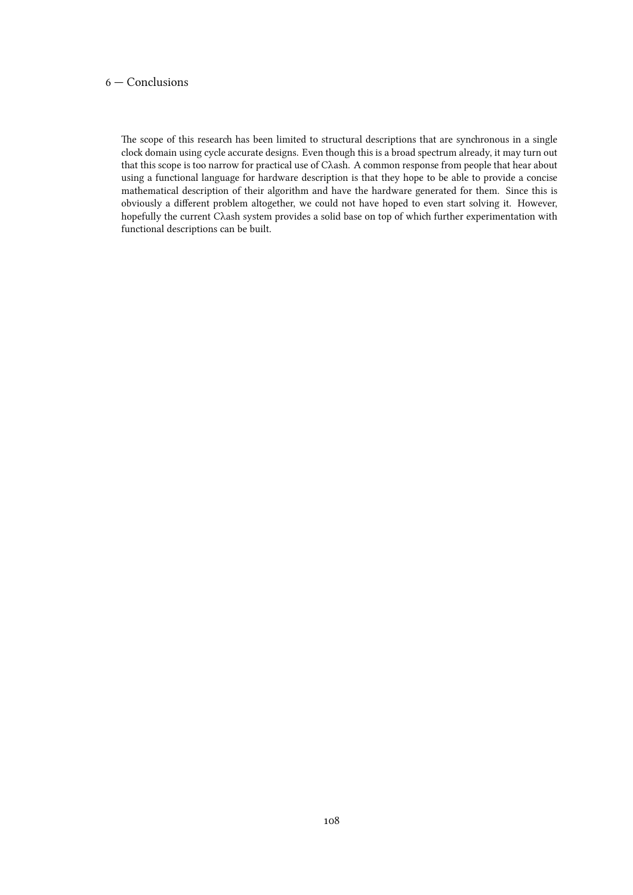The scope of this research has been limited to structural descriptions that are synchronous in a single clock domain using cycle accurate designs. Even though this is a broad spectrum already, it may turn out that this scope is too narrow for practical use of Cλash. A common response from people that hear about using a functional language for hardware description is that they hope to be able to provide a concise mathematical description of their algorithm and have the hardware generated for them. Since this is obviously a different problem altogether, we could not have hoped to even start solving it. However, hopefully the current Cλash system provides a solid base on top of which further experimentation with functional descriptions can be built.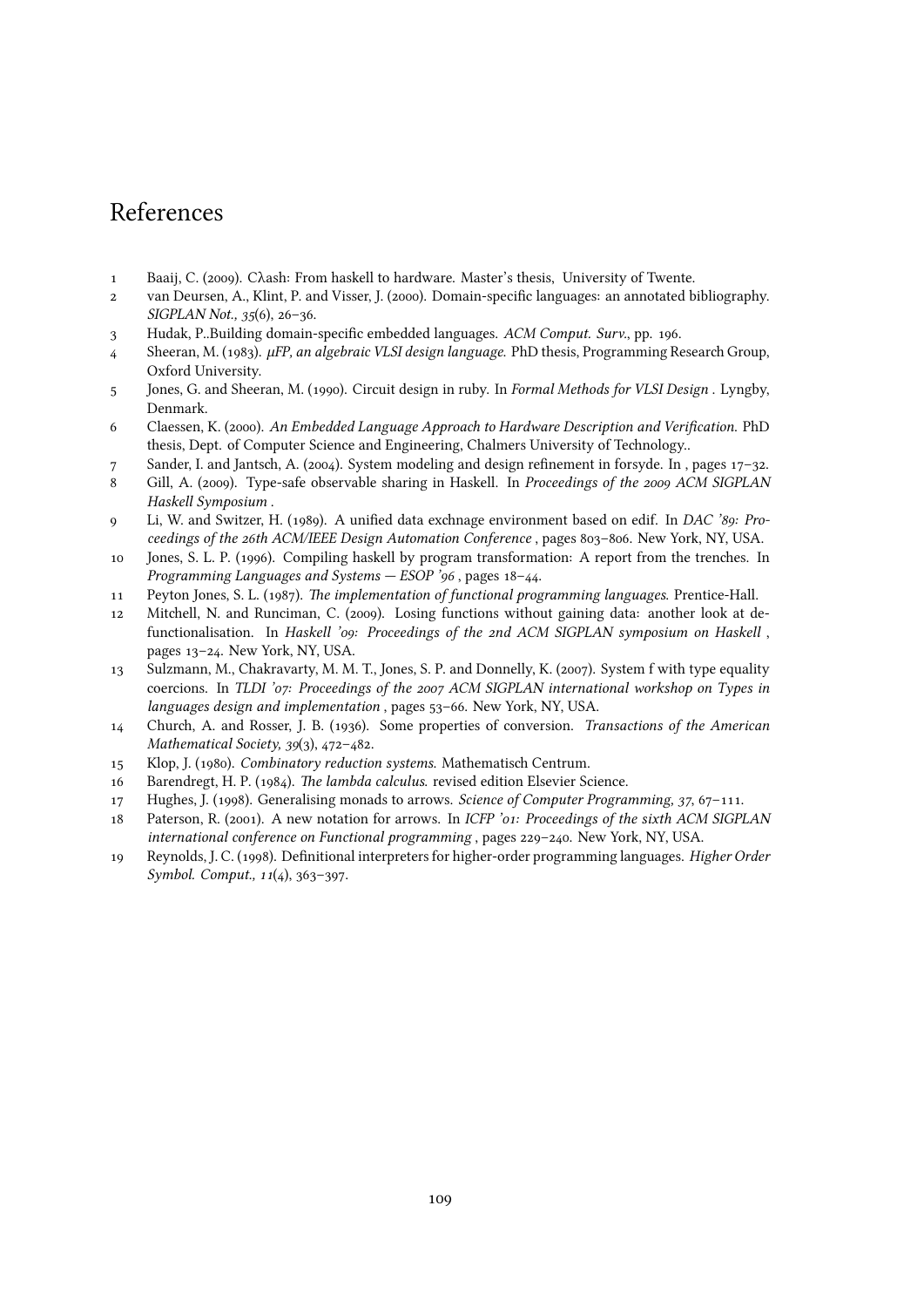# References

1. Baaij, C. (2009). Cλash: From haskell to hardware. Master's thesis, University of Twente.
2. van Deursen, A., Klint, P. and Visser, J. (2000). Domain-specific languages: an annotated bibliography. *SIGPLAN Not., 35*(6), 26–36.
3. Hudak, P..Building domain-specific embedded languages. *ACM Comput. Surv.*, pp. 196.
4. Sheeran, M. (1983). *μFP, an algebraic VLSI design language.* PhD thesis, Programming Research Group, Oxford University.
5. Jones, G. and Sheeran, M. (1990). Circuit design in ruby. In *Formal Methods for VLSI Design* . Lyngby, Denmark.
6. Claessen, K. (2000). *An Embedded Language Approach to Hardware Description and Verification.* PhD thesis, Dept. of Computer Science and Engineering, Chalmers University of Technology..
7. Sander, I. and Jantsch, A. (2004). System modeling and design refinement in forsyde. In , pages 17–32.
8. Gill, A. (2009). Type-safe observable sharing in Haskell. In *Proceedings of the 2009 ACM SIGPLAN Haskell Symposium* .
9. Li, W. and Switzer, H. (1989). A unified data exchnage environment based on edif. In *DAC '89: Proceedings of the 26th ACM/IEEE Design Automation Conference* , pages 803–806. New York, NY, USA.
10. Jones, S. L. P. (1996). Compiling haskell by program transformation: A report from the trenches. In *Programming Languages and Systems — ESOP '96* , pages 18–44.
11. Peyton Jones, S. L. (1987). *The implementation of functional programming languages.* Prentice-Hall.
12. Mitchell, N. and Runciman, C. (2009). Losing functions without gaining data: another look at defunctionalisation. In *Haskell '09: Proceedings of the 2nd ACM SIGPLAN symposium on Haskell* , pages 13–24. New York, NY, USA.
13. Sulzmann, M., Chakravarty, M. M. T., Jones, S. P. and Donnelly, K. (2007). System f with type equality coercions. In *TLDI '07: Proceedings of the 2007 ACM SIGPLAN international workshop on Types in languages design and implementation* , pages 53–66. New York, NY, USA.
14. Church, A. and Rosser, J. B. (1936). Some properties of conversion. *Transactions of the American Mathematical Society, 39*(3), 472–482.
15. Klop, J. (1980). *Combinatory reduction systems.* Mathematisch Centrum.
16. Barendregt, H. P. (1984). *The lambda calculus.* revised edition Elsevier Science.
17. Hughes, J. (1998). Generalising monads to arrows. *Science of Computer Programming, 37*, 67–111.
18. Paterson, R. (2001). A new notation for arrows. In *ICFP '01: Proceedings of the sixth ACM SIGPLAN international conference on Functional programming* , pages 229–240. New York, NY, USA.
19. Reynolds, J. C. (1998). Definitional interpreters for higher-order programming languages. *Higher Order Symbol. Comput., 11*(4), 363–397.